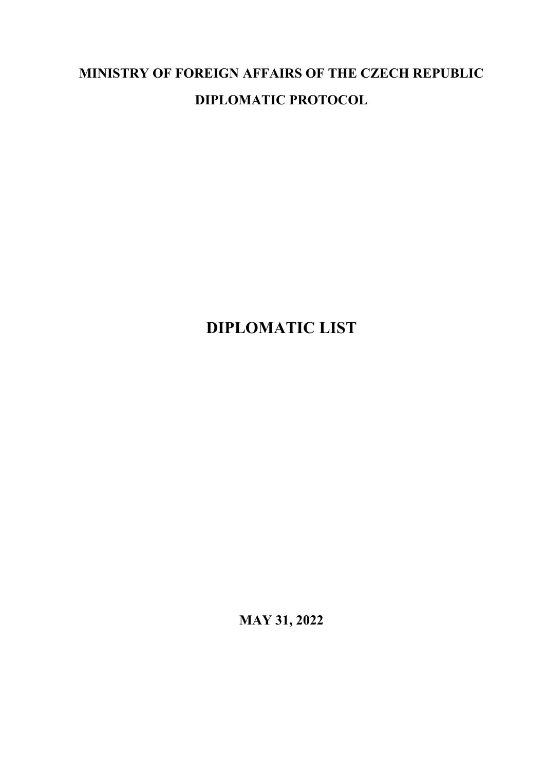**MINISTRY OF FOREIGN AFFAIRS OF THE CZECH REPUBLIC**

**DIPLOMATIC PROTOCOL**

# DIPLOMATIC LIST

**MAY 31, 2022**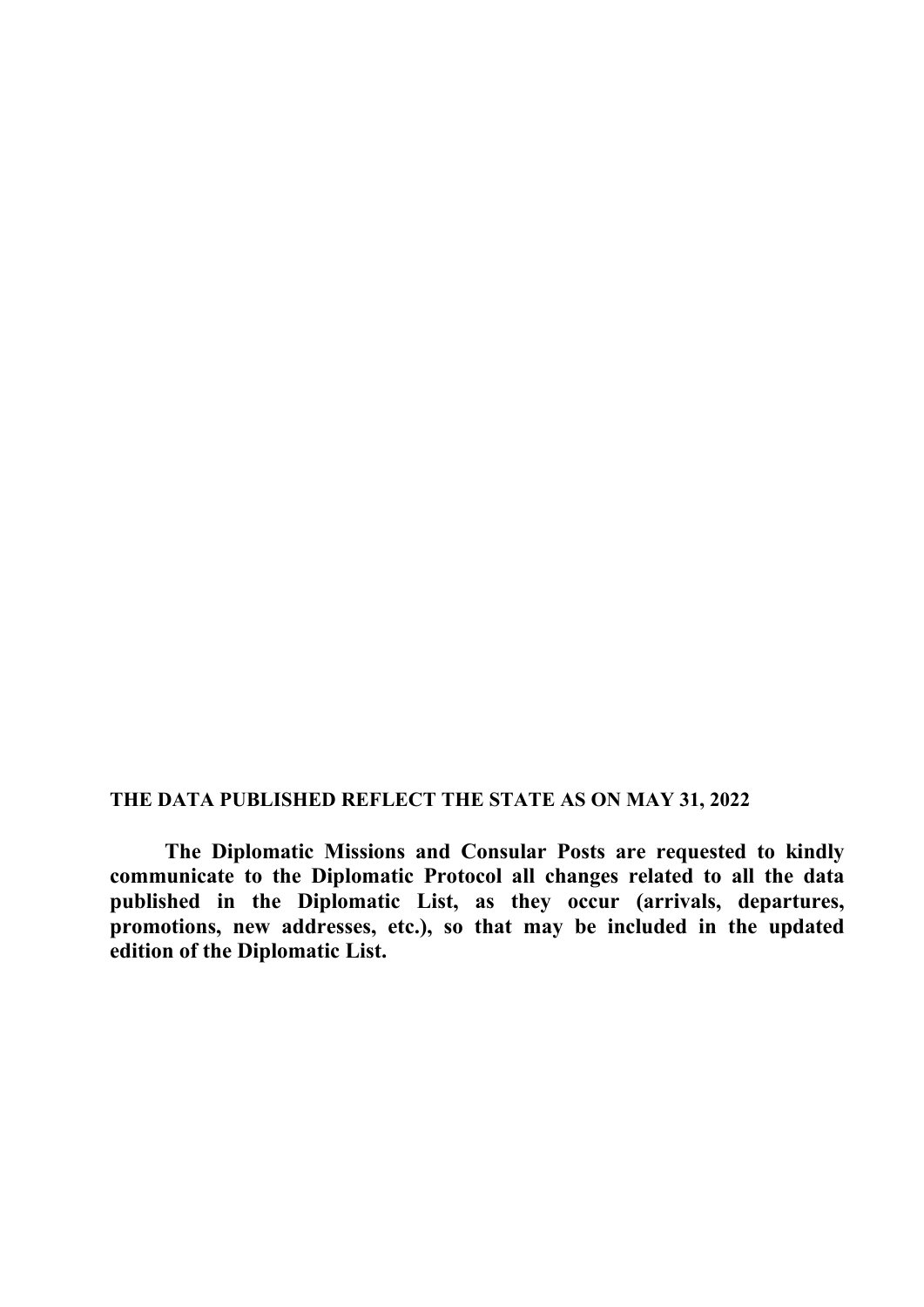**THE DATA PUBLISHED REFLECT THE STATE AS ON MAY 31, 2022**

**The Diplomatic Missions and Consular Posts are requested to kindly communicate to the Diplomatic Protocol all changes related to all the data published in the Diplomatic List, as they occur (arrivals, departures, promotions, new addresses, etc.), so that may be included in the updated edition of the Diplomatic List.**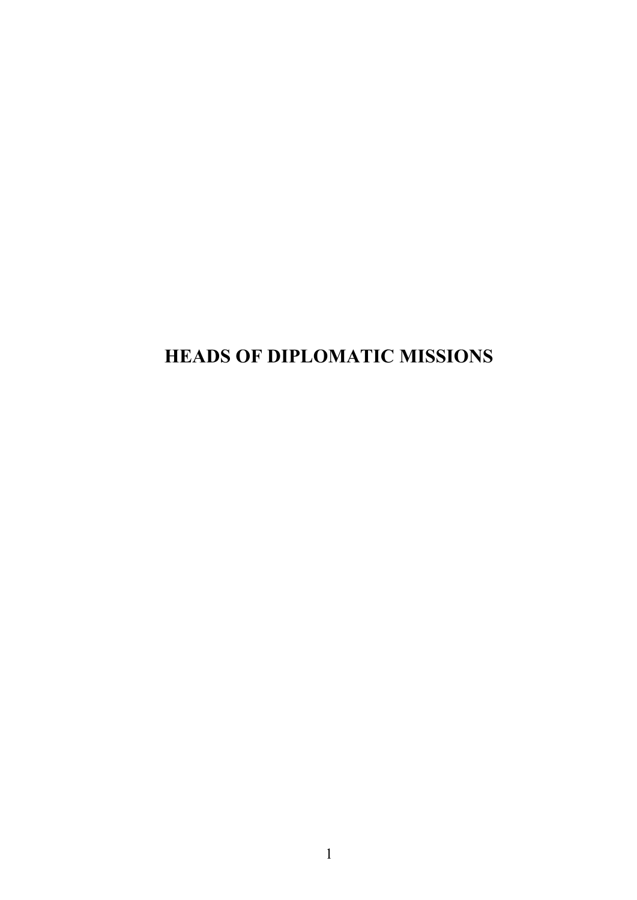# HEADS OF DIPLOMATIC MISSIONS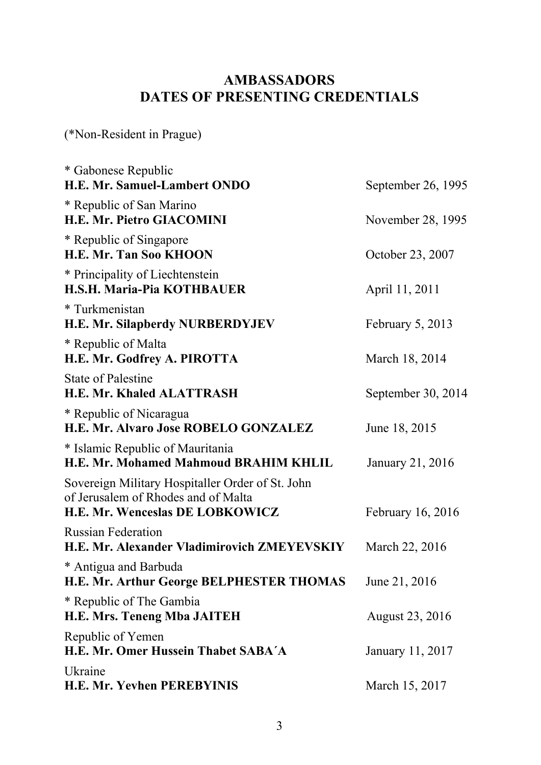# AMBASSADORS
# DATES OF PRESENTING CREDENTIALS

(*Non-Resident in Prague)

| | |
|---|---|
| * Gabonese Republic<br>**H.E. Mr. Samuel-Lambert ONDO** | September 26, 1995 |
| * Republic of San Marino<br>**H.E. Mr. Pietro GIACOMINI** | November 28, 1995 |
| * Republic of Singapore<br>**H.E. Mr. Tan Soo KHOON** | October 23, 2007 |
| * Principality of Liechtenstein<br>**H.S.H. Maria-Pia KOTHBAUER** | April 11, 2011 |
| * Turkmenistan<br>**H.E. Mr. Silapberdy NURBERDYJEV** | February 5, 2013 |
| * Republic of Malta<br>**H.E. Mr. Godfrey A. PIROTTA** | March 18, 2014 |
| State of Palestine<br>**H.E. Mr. Khaled ALATTRASH** | September 30, 2014 |
| * Republic of Nicaragua<br>**H.E. Mr. Alvaro Jose ROBELO GONZALEZ** | June 18, 2015 |
| * Islamic Republic of Mauritania<br>**H.E. Mr. Mohamed Mahmoud BRAHIM KHLIL** | January 21, 2016 |
| Sovereign Military Hospitaller Order of St. John of Jerusalem of Rhodes and of Malta<br>**H.E. Mr. Wenceslas DE LOBKOWICZ** | February 16, 2016 |
| Russian Federation<br>**H.E. Mr. Alexander Vladimirovich ZMEYEVSKIY** | March 22, 2016 |
| * Antigua and Barbuda<br>**H.E. Mr. Arthur George BELPHESTER THOMAS** | June 21, 2016 |
| * Republic of The Gambia<br>**H.E. Mrs. Teneng Mba JAITEH** | August 23, 2016 |
| Republic of Yemen<br>**H.E. Mr. Omer Hussein Thabet SABA´A** | January 11, 2017 |
| Ukraine<br>**H.E. Mr. Yevhen PEREBYINIS** | March 15, 2017 |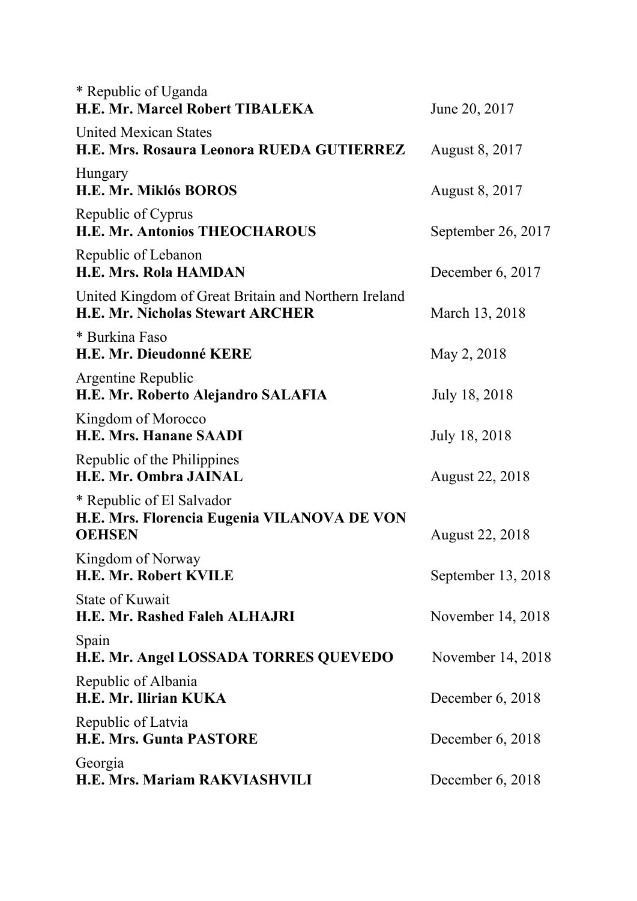* Republic of Uganda
**H.E. Mr. Marcel Robert TIBALEKA** June 20, 2017

United Mexican States
**H.E. Mrs. Rosaura Leonora RUEDA GUTIERREZ** August 8, 2017

Hungary
**H.E. Mr. Miklós BOROS** August 8, 2017

Republic of Cyprus
**H.E. Mr. Antonios THEOCHAROUS** September 26, 2017

Republic of Lebanon
**H.E. Mrs. Rola HAMDAN** December 6, 2017

United Kingdom of Great Britain and Northern Ireland
**H.E. Mr. Nicholas Stewart ARCHER** March 13, 2018

* Burkina Faso
**H.E. Mr. Dieudonné KERE** May 2, 2018

Argentine Republic
**H.E. Mr. Roberto Alejandro SALAFIA** July 18, 2018

Kingdom of Morocco
**H.E. Mrs. Hanane SAADI** July 18, 2018

Republic of the Philippines
**H.E. Mr. Ombra JAINAL** August 22, 2018

* Republic of El Salvador
**H.E. Mrs. Florencia Eugenia VILANOVA DE VON OEHSEN** August 22, 2018

Kingdom of Norway
**H.E. Mr. Robert KVILE** September 13, 2018

State of Kuwait
**H.E. Mr. Rashed Faleh ALHAJRI** November 14, 2018

Spain
**H.E. Mr. Angel LOSSADA TORRES QUEVEDO** November 14, 2018

Republic of Albania
**H.E. Mr. Ilirian KUKA** December 6, 2018

Republic of Latvia
**H.E. Mrs. Gunta PASTORE** December 6, 2018

Georgia
**H.E. Mrs. Mariam RAKVIASHVILI** December 6, 2018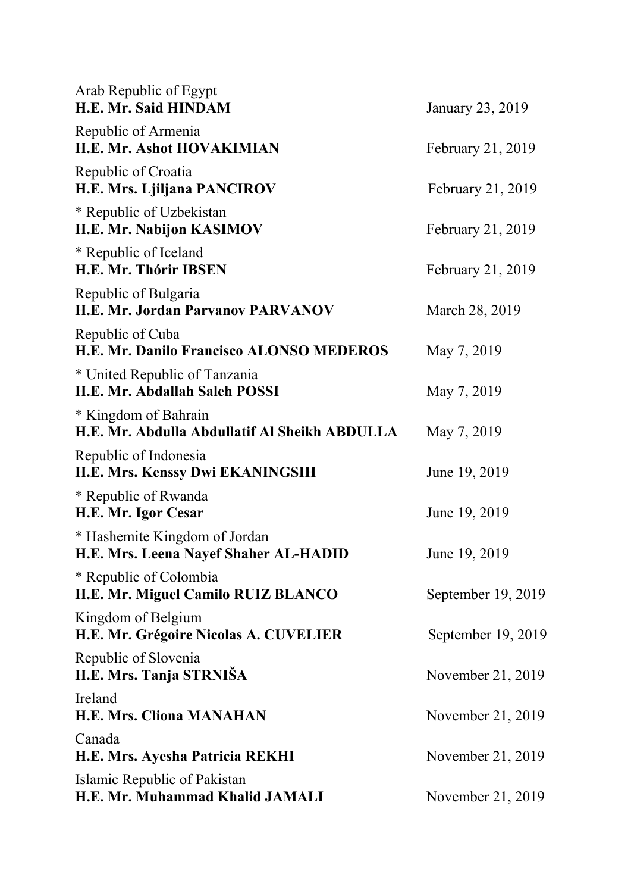Arab Republic of Egypt
**H.E. Mr. Said HINDAM** January 23, 2019

Republic of Armenia
**H.E. Mr. Ashot HOVAKIMIAN** February 21, 2019

Republic of Croatia
**H.E. Mrs. Ljiljana PANCIROV** February 21, 2019

* Republic of Uzbekistan
**H.E. Mr. Nabijon KASIMOV** February 21, 2019

* Republic of Iceland
**H.E. Mr. Thórir IBSEN** February 21, 2019

Republic of Bulgaria
**H.E. Mr. Jordan Parvanov PARVANOV** March 28, 2019

Republic of Cuba
**H.E. Mr. Danilo Francisco ALONSO MEDEROS** May 7, 2019

* United Republic of Tanzania
**H.E. Mr. Abdallah Saleh POSSI** May 7, 2019

* Kingdom of Bahrain
**H.E. Mr. Abdulla Abdullatif Al Sheikh ABDULLA** May 7, 2019

Republic of Indonesia
**H.E. Mrs. Kenssy Dwi EKANINGSIH** June 19, 2019

* Republic of Rwanda
**H.E. Mr. Igor Cesar** June 19, 2019

* Hashemite Kingdom of Jordan
**H.E. Mrs. Leena Nayef Shaher AL-HADID** June 19, 2019

* Republic of Colombia
**H.E. Mr. Miguel Camilo RUIZ BLANCO** September 19, 2019

Kingdom of Belgium
**H.E. Mr. Grégoire Nicolas A. CUVELIER** September 19, 2019

Republic of Slovenia
**H.E. Mrs. Tanja STRNIŠA** November 21, 2019

Ireland
**H.E. Mrs. Cliona MANAHAN** November 21, 2019

Canada
**H.E. Mrs. Ayesha Patricia REKHI** November 21, 2019

Islamic Republic of Pakistan
**H.E. Mr. Muhammad Khalid JAMALI** November 21, 2019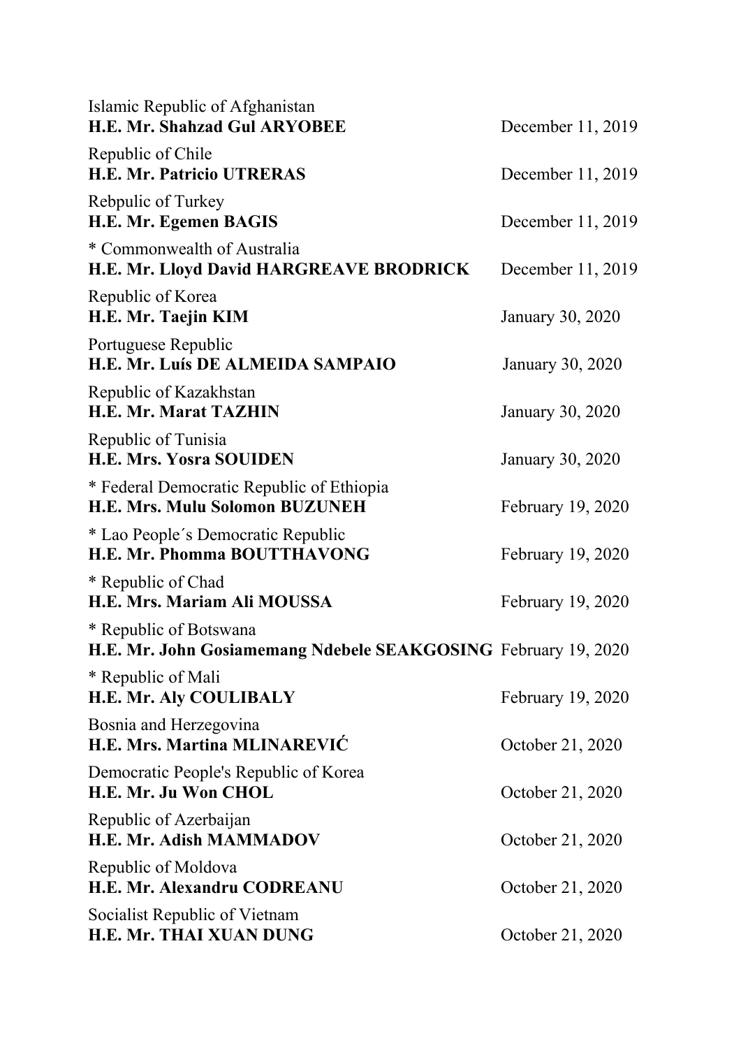Islamic Republic of Afghanistan
**H.E. Mr. Shahzad Gul ARYOBEE** December 11, 2019

Republic of Chile
**H.E. Mr. Patricio UTRERAS** December 11, 2019

Rebpulic of Turkey
**H.E. Mr. Egemen BAGIS** December 11, 2019

* Commonwealth of Australia
**H.E. Mr. Lloyd David HARGREAVE BRODRICK** December 11, 2019

Republic of Korea
**H.E. Mr. Taejin KIM** January 30, 2020

Portuguese Republic
**H.E. Mr. Luís DE ALMEIDA SAMPAIO** January 30, 2020

Republic of Kazakhstan
**H.E. Mr. Marat TAZHIN** January 30, 2020

Republic of Tunisia
**H.E. Mrs. Yosra SOUIDEN** January 30, 2020

* Federal Democratic Republic of Ethiopia
**H.E. Mrs. Mulu Solomon BUZUNEH** February 19, 2020

* Lao People´s Democratic Republic
**H.E. Mr. Phomma BOUTTHAVONG** February 19, 2020

* Republic of Chad
**H.E. Mrs. Mariam Ali MOUSSA** February 19, 2020

* Republic of Botswana
**H.E. Mr. John Gosiamemang Ndebele SEAKGOSING** February 19, 2020

* Republic of Mali
**H.E. Mr. Aly COULIBALY** February 19, 2020

Bosnia and Herzegovina
**H.E. Mrs. Martina MLINAREVIĆ** October 21, 2020

Democratic People's Republic of Korea
**H.E. Mr. Ju Won CHOL** October 21, 2020

Republic of Azerbaijan
**H.E. Mr. Adish MAMMADOV** October 21, 2020

Republic of Moldova
**H.E. Mr. Alexandru CODREANU** October 21, 2020

Socialist Republic of Vietnam
**H.E. Mr. THAI XUAN DUNG** October 21, 2020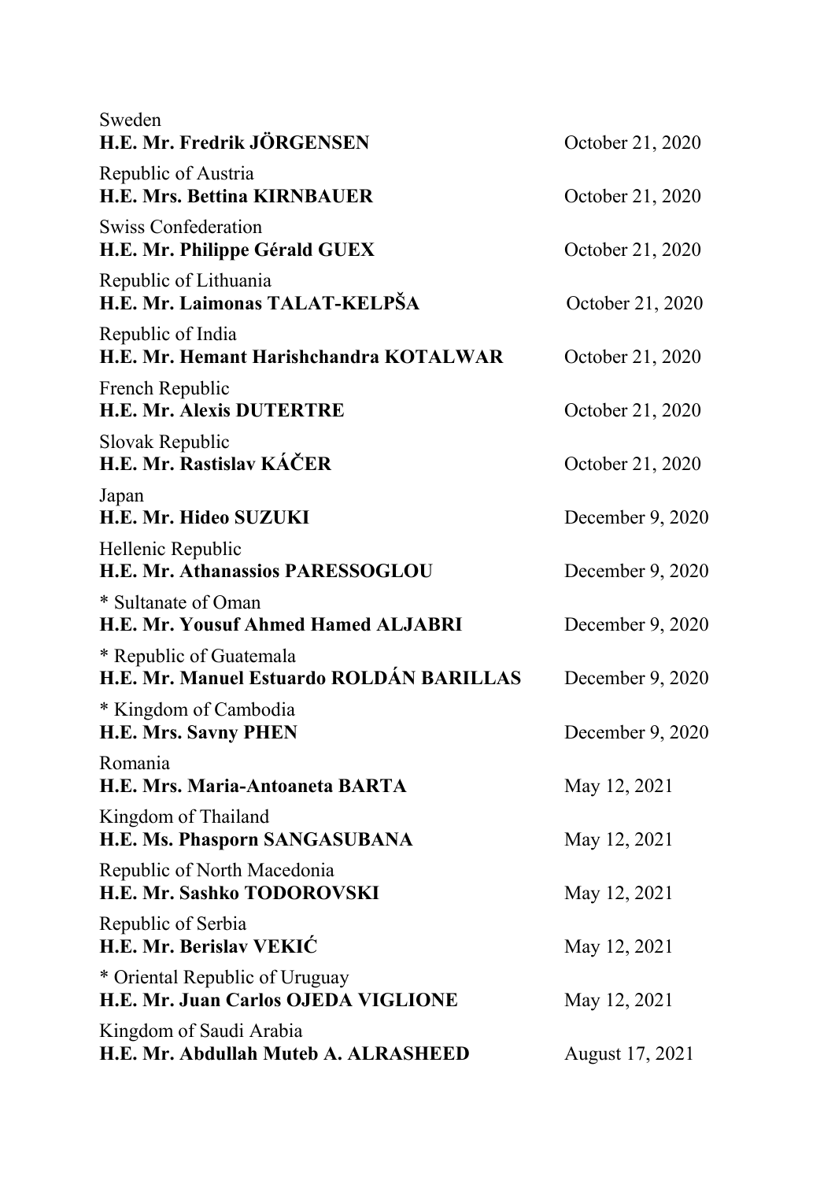Sweden
**H.E. Mr. Fredrik JÖRGENSEN** October 21, 2020

Republic of Austria
**H.E. Mrs. Bettina KIRNBAUER** October 21, 2020

Swiss Confederation
**H.E. Mr. Philippe Gérald GUEX** October 21, 2020

Republic of Lithuania
**H.E. Mr. Laimonas TALAT-KELPŠA** October 21, 2020

Republic of India
**H.E. Mr. Hemant Harishchandra KOTALWAR** October 21, 2020

French Republic
**H.E. Mr. Alexis DUTERTRE** October 21, 2020

Slovak Republic
**H.E. Mr. Rastislav KÁČER** October 21, 2020

Japan
**H.E. Mr. Hideo SUZUKI** December 9, 2020

Hellenic Republic
**H.E. Mr. Athanassios PARESSOGLOU** December 9, 2020

* Sultanate of Oman
**H.E. Mr. Yousuf Ahmed Hamed ALJABRI** December 9, 2020

* Republic of Guatemala
**H.E. Mr. Manuel Estuardo ROLDÁN BARILLAS** December 9, 2020

* Kingdom of Cambodia
**H.E. Mrs. Savny PHEN** December 9, 2020

Romania
**H.E. Mrs. Maria-Antoaneta BARTA** May 12, 2021

Kingdom of Thailand
**H.E. Ms. Phasporn SANGASUBANA** May 12, 2021

Republic of North Macedonia
**H.E. Mr. Sashko TODOROVSKI** May 12, 2021

Republic of Serbia
**H.E. Mr. Berislav VEKIĆ** May 12, 2021

* Oriental Republic of Uruguay
**H.E. Mr. Juan Carlos OJEDA VIGLIONE** May 12, 2021

Kingdom of Saudi Arabia
**H.E. Mr. Abdullah Muteb A. ALRASHEED** August 17, 2021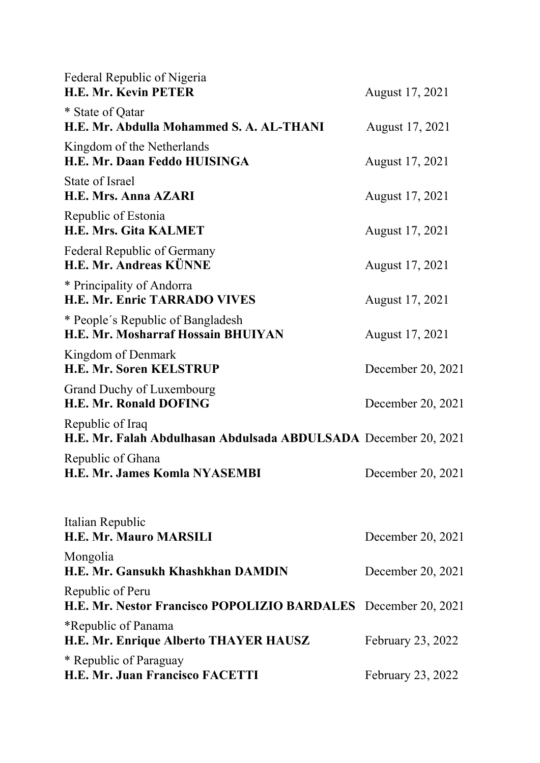Federal Republic of Nigeria
**H.E. Mr. Kevin PETER** August 17, 2021

* State of Qatar
**H.E. Mr. Abdulla Mohammed S. A. AL-THANI** August 17, 2021

Kingdom of the Netherlands
**H.E. Mr. Daan Feddo HUISINGA** August 17, 2021

State of Israel
**H.E. Mrs. Anna AZARI** August 17, 2021

Republic of Estonia
**H.E. Mrs. Gita KALMET** August 17, 2021

Federal Republic of Germany
**H.E. Mr. Andreas KÜNNE** August 17, 2021

* Principality of Andorra
**H.E. Mr. Enric TARRADO VIVES** August 17, 2021

* People´s Republic of Bangladesh
**H.E. Mr. Mosharraf Hossain BHUIYAN** August 17, 2021

Kingdom of Denmark
**H.E. Mr. Soren KELSTRUP** December 20, 2021

Grand Duchy of Luxembourg
**H.E. Mr. Ronald DOFING** December 20, 2021

Republic of Iraq
**H.E. Mr. Falah Abdulhasan Abdulsada ABDULSADA** December 20, 2021

Republic of Ghana
**H.E. Mr. James Komla NYASEMBI** December 20, 2021

Italian Republic
**H.E. Mr. Mauro MARSILI** December 20, 2021

Mongolia
**H.E. Mr. Gansukh Khashkhan DAMDIN** December 20, 2021

Republic of Peru
**H.E. Mr. Nestor Francisco POPOLIZIO BARDALES** December 20, 2021

*Republic of Panama
**H.E. Mr. Enrique Alberto THAYER HAUSZ** February 23, 2022

* Republic of Paraguay
**H.E. Mr. Juan Francisco FACETTI** February 23, 2022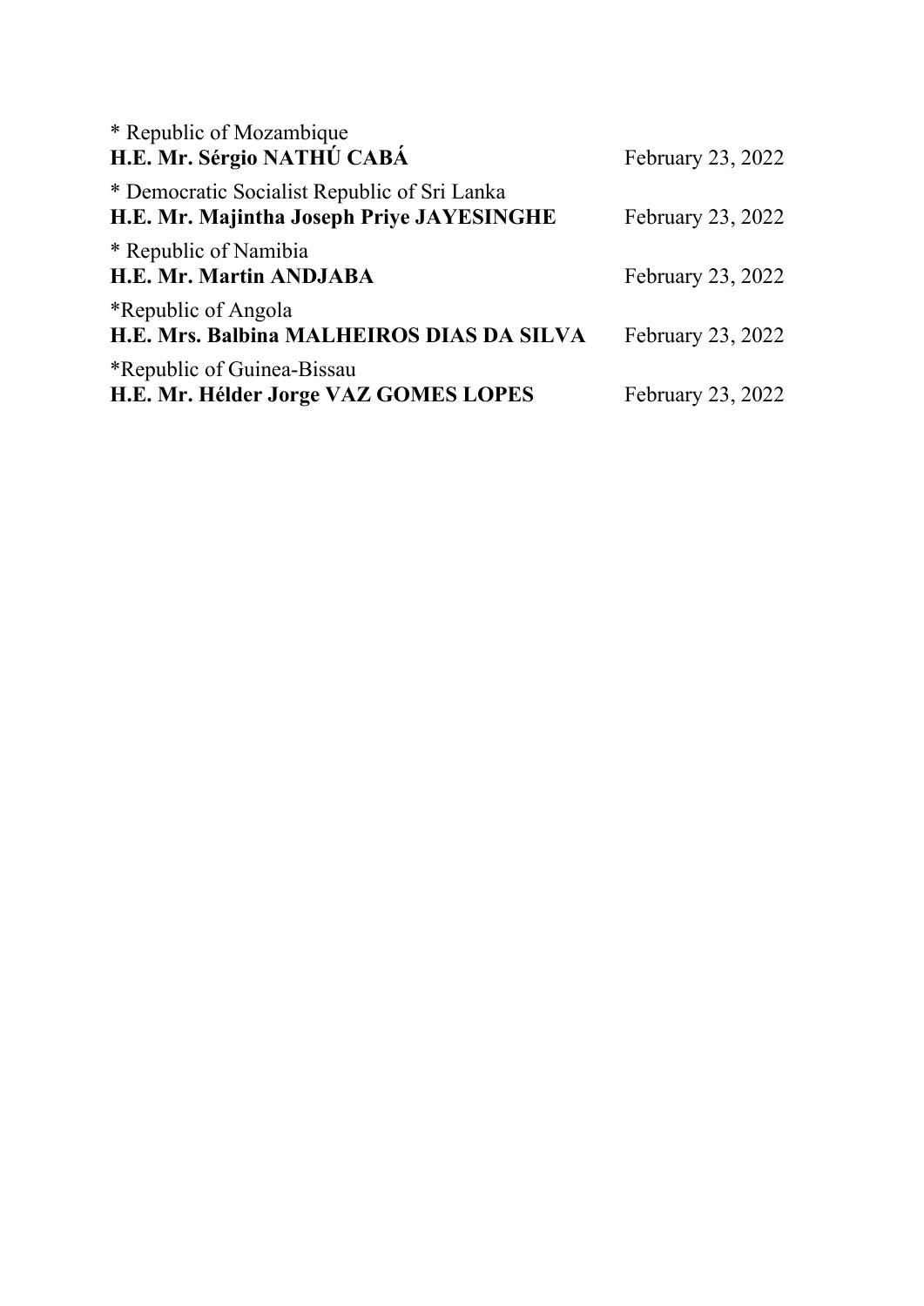| | |
|---|---|
| * Republic of Mozambique<br>**H.E. Mr. Sérgio NATHÚ CABÁ** | February 23, 2022 |
| * Democratic Socialist Republic of Sri Lanka<br>**H.E. Mr. Majintha Joseph Priye JAYESINGHE** | February 23, 2022 |
| * Republic of Namibia<br>**H.E. Mr. Martin ANDJABA** | February 23, 2022 |
| *Republic of Angola<br>**H.E. Mrs. Balbina MALHEIROS DIAS DA SILVA** | February 23, 2022 |
| *Republic of Guinea-Bissau<br>**H.E. Mr. Hélder Jorge VAZ GOMES LOPES** | February 23, 2022 |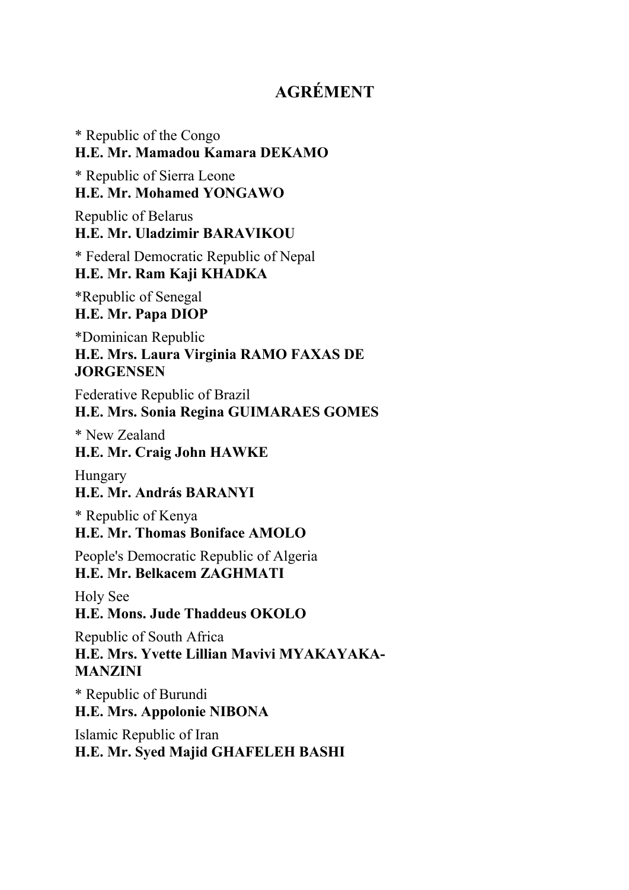# AGRÉMENT

* Republic of the Congo
**H.E. Mr. Mamadou Kamara DEKAMO**

* Republic of Sierra Leone
**H.E. Mr. Mohamed YONGAWO**

Republic of Belarus
**H.E. Mr. Uladzimir BARAVIKOU**

* Federal Democratic Republic of Nepal
**H.E. Mr. Ram Kaji KHADKA**

*Republic of Senegal
**H.E. Mr. Papa DIOP**

*Dominican Republic
**H.E. Mrs. Laura Virginia RAMO FAXAS DE JORGENSEN**

Federative Republic of Brazil
**H.E. Mrs. Sonia Regina GUIMARAES GOMES**

* New Zealand
**H.E. Mr. Craig John HAWKE**

Hungary
**H.E. Mr. András BARANYI**

* Republic of Kenya
**H.E. Mr. Thomas Boniface AMOLO**

People's Democratic Republic of Algeria
**H.E. Mr. Belkacem ZAGHMATI**

Holy See
**H.E. Mons. Jude Thaddeus OKOLO**

Republic of South Africa
**H.E. Mrs. Yvette Lillian Mavivi MYAKAYAKA-MANZINI**

* Republic of Burundi
**H.E. Mrs. Appolonie NIBONA**

Islamic Republic of Iran
**H.E. Mr. Syed Majid GHAFELEH BASHI**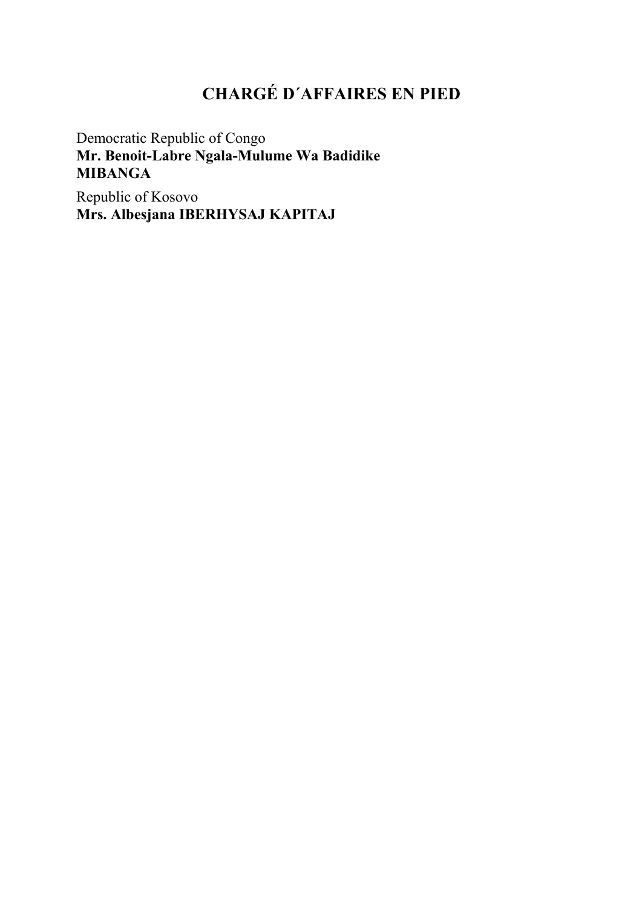# CHARGÉ D´AFFAIRES EN PIED

Democratic Republic of Congo
**Mr. Benoit-Labre Ngala-Mulume Wa Badidike MIBANGA**

Republic of Kosovo
**Mrs. Albesjana IBERHYSAJ KAPITAJ**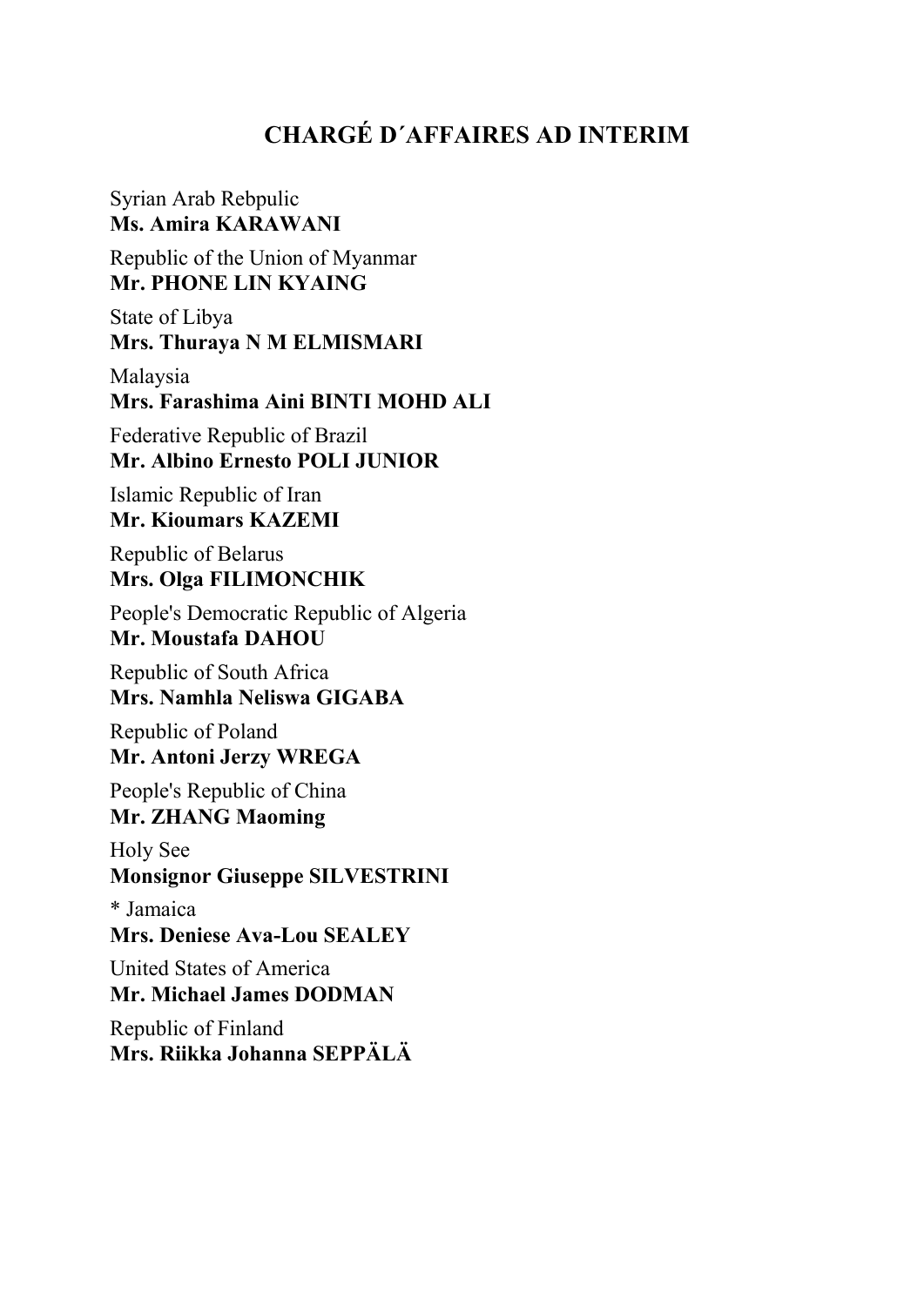# CHARGÉ D´AFFAIRES AD INTERIM

Syrian Arab Rebpulic
**Ms. Amira KARAWANI**

Republic of the Union of Myanmar
**Mr. PHONE LIN KYAING**

State of Libya
**Mrs. Thuraya N M ELMISMARI**

Malaysia
**Mrs. Farashima Aini BINTI MOHD ALI**

Federative Republic of Brazil
**Mr. Albino Ernesto POLI JUNIOR**

Islamic Republic of Iran
**Mr. Kioumars KAZEMI**

Republic of Belarus
**Mrs. Olga FILIMONCHIK**

People's Democratic Republic of Algeria
**Mr. Moustafa DAHOU**

Republic of South Africa
**Mrs. Namhla Neliswa GIGABA**

Republic of Poland
**Mr. Antoni Jerzy WREGA**

People's Republic of China
**Mr. ZHANG Maoming**

Holy See
**Monsignor Giuseppe SILVESTRINI**

* Jamaica
**Mrs. Deniese Ava-Lou SEALEY**

United States of America
**Mr. Michael James DODMAN**

Republic of Finland
**Mrs. Riikka Johanna SEPPÄLÄ**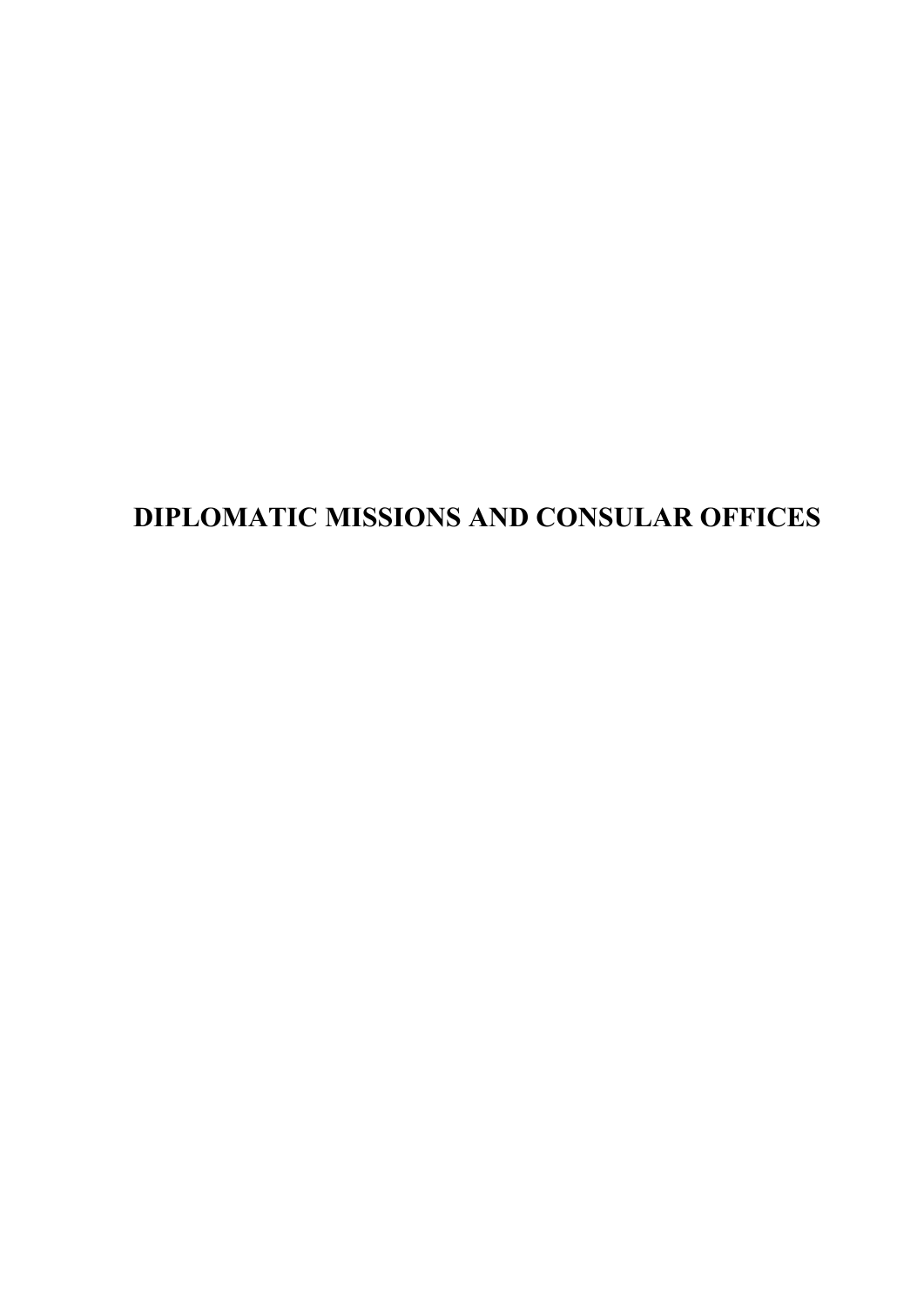# DIPLOMATIC MISSIONS AND CONSULAR OFFICES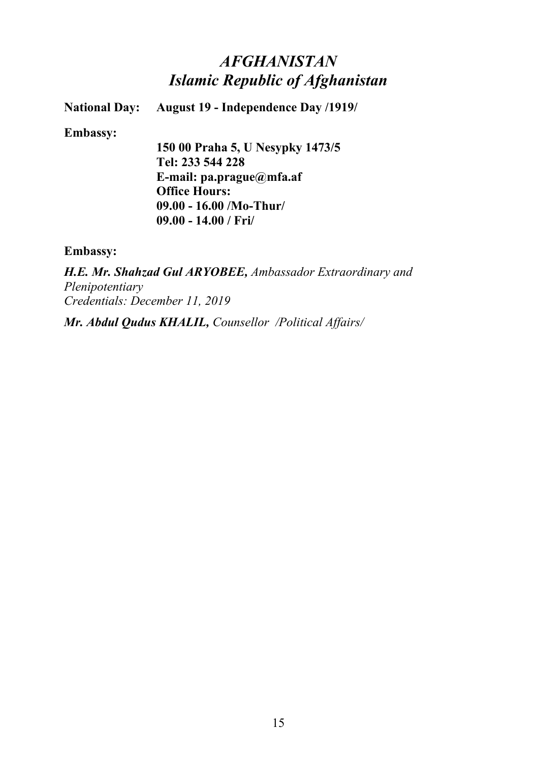# *AFGHANISTAN*
# *Islamic Republic of Afghanistan*

**National Day:** **August 19 - Independence Day /1919/**

**Embassy:**

**150 00 Praha 5, U Nesypky 1473/5**
**Tel: 233 544 228**
**E-mail: pa.prague@mfa.af**
**Office Hours:**
**09.00 - 16.00 /Mo-Thur/**
**09.00 - 14.00 / Fri/**

**Embassy:**

***H.E. Mr. Shahzad Gul ARYOBEE,*** *Ambassador Extraordinary and Plenipotentiary*
*Credentials: December 11, 2019*

***Mr. Abdul Qudus KHALIL,*** *Counsellor /Political Affairs/*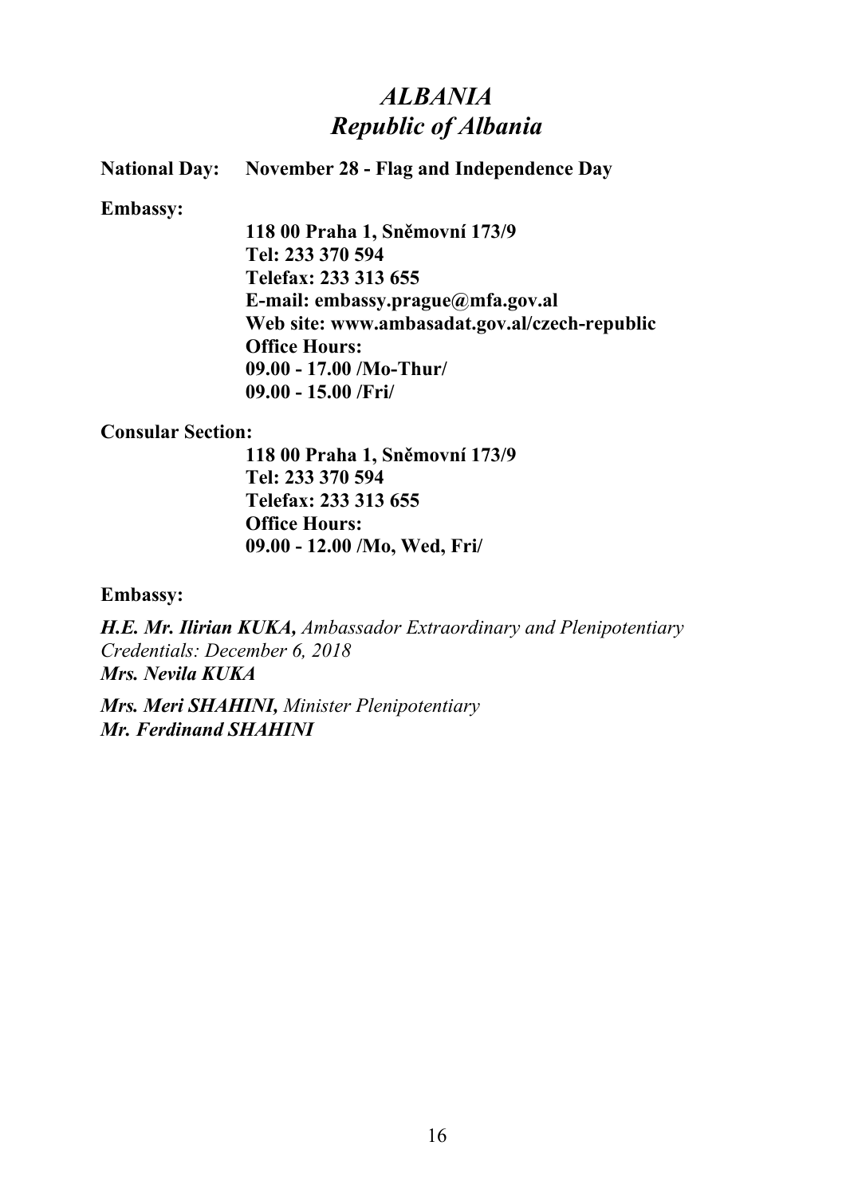# *ALBANIA*
# *Republic of Albania*

**National Day:** **November 28 - Flag and Independence Day**

**Embassy:**

**118 00 Praha 1, Sněmovní 173/9**
**Tel: 233 370 594**
**Telefax: 233 313 655**
**E-mail: embassy.prague@mfa.gov.al**
**Web site: www.ambasadat.gov.al/czech-republic**
**Office Hours:**
**09.00 - 17.00 /Mo-Thur/**
**09.00 - 15.00 /Fri/**

**Consular Section:**

**118 00 Praha 1, Sněmovní 173/9**
**Tel: 233 370 594**
**Telefax: 233 313 655**
**Office Hours:**
**09.00 - 12.00 /Mo, Wed, Fri/**

**Embassy:**

***H.E. Mr. Ilirian KUKA,*** *Ambassador Extraordinary and Plenipotentiary*
*Credentials: December 6, 2018*
***Mrs. Nevila KUKA***

***Mrs. Meri SHAHINI,*** *Minister Plenipotentiary*
***Mr. Ferdinand SHAHINI***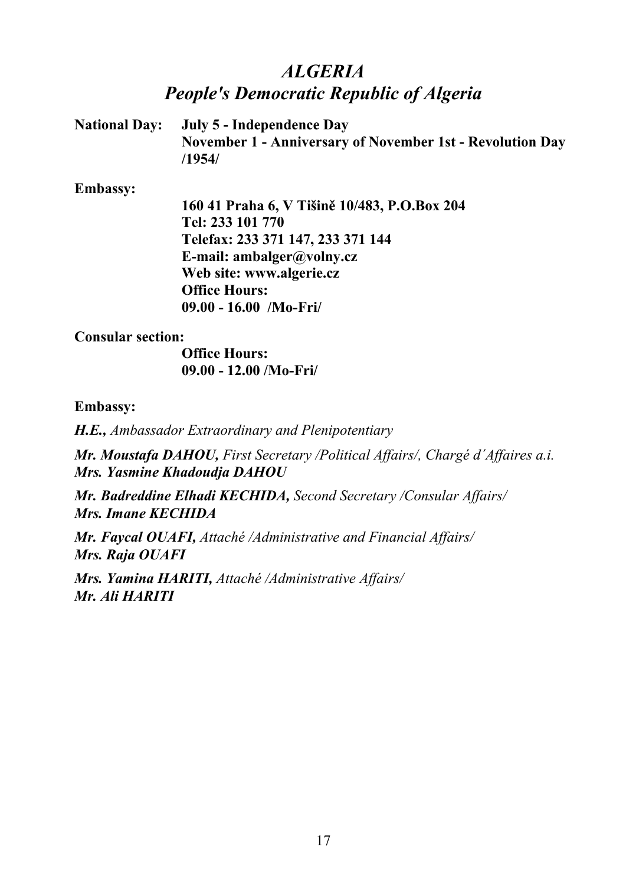# *ALGERIA*
# *People's Democratic Republic of Algeria*

**National Day:** **July 5 - Independence Day**
**November 1 - Anniversary of November 1st - Revolution Day /1954/**

**Embassy:**

**160 41 Praha 6, V Tišině 10/483, P.O.Box 204**
**Tel: 233 101 770**
**Telefax: 233 371 147, 233 371 144**
**E-mail: ambalger@volny.cz**
**Web site: www.algerie.cz**
**Office Hours:**
**09.00 - 16.00 /Mo-Fri/**

**Consular section:**

**Office Hours:**
**09.00 - 12.00 /Mo-Fri/**

**Embassy:**

***H.E.,*** *Ambassador Extraordinary and Plenipotentiary*

***Mr. Moustafa DAHOU,*** *First Secretary /Political Affairs/, Chargé d´Affaires a.i.*
***Mrs. Yasmine Khadoudja DAHOU***

***Mr. Badreddine Elhadi KECHIDA,*** *Second Secretary /Consular Affairs/*
***Mrs. Imane KECHIDA***

***Mr. Faycal OUAFI,*** *Attaché /Administrative and Financial Affairs/*
***Mrs. Raja OUAFI***

***Mrs. Yamina HARITI,*** *Attaché /Administrative Affairs/*
***Mr. Ali HARITI***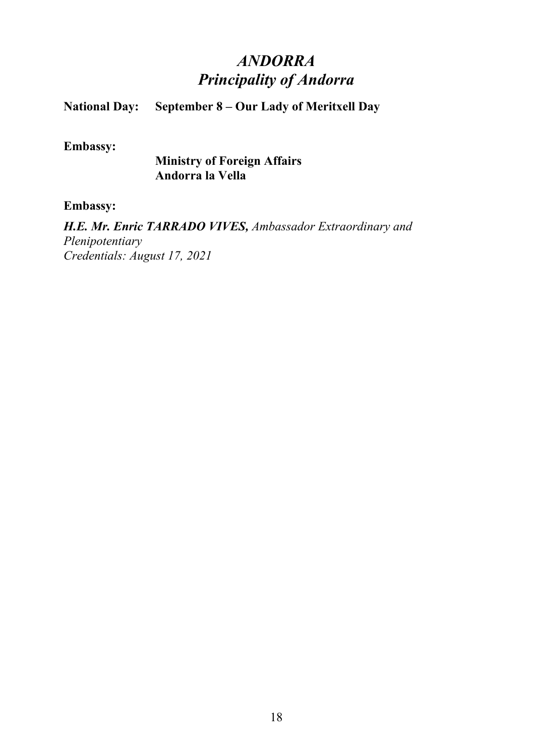# *ANDORRA*
## *Principality of Andorra*

**National Day:** **September 8 – Our Lady of Meritxell Day**

**Embassy:**

**Ministry of Foreign Affairs**
**Andorra la Vella**

**Embassy:**

***H.E. Mr. Enric TARRADO VIVES,*** *Ambassador Extraordinary and Plenipotentiary*
*Credentials: August 17, 2021*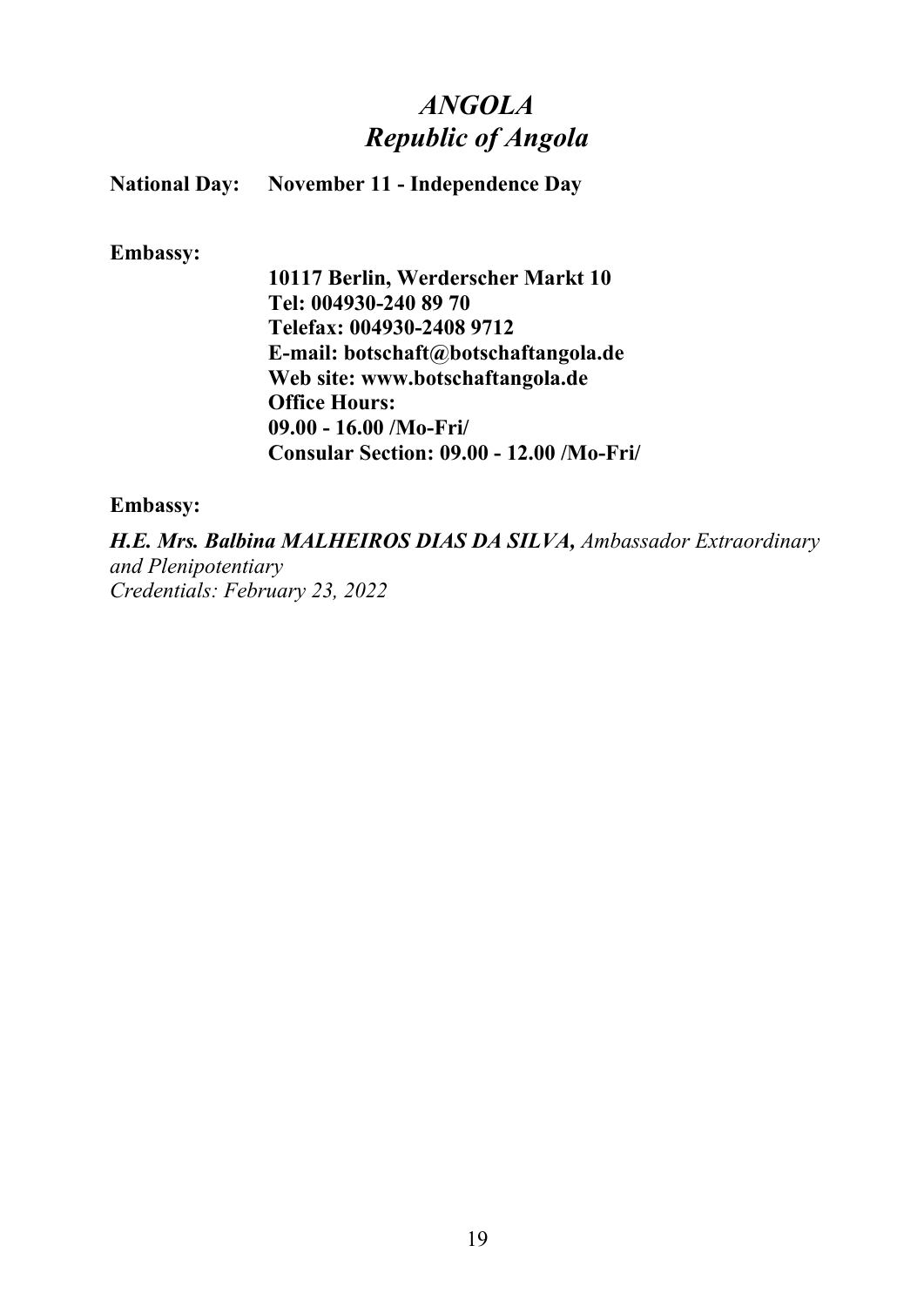# *ANGOLA*
# *Republic of Angola*

**National Day:** **November 11 - Independence Day**

**Embassy:**

**10117 Berlin, Werderscher Markt 10**
**Tel: 004930-240 89 70**
**Telefax: 004930-2408 9712**
**E-mail: botschaft@botschaftangola.de**
**Web site: www.botschaftangola.de**
**Office Hours:**
**09.00 - 16.00 /Mo-Fri/**
**Consular Section: 09.00 - 12.00 /Mo-Fri/**

**Embassy:**

***H.E. Mrs. Balbina MALHEIROS DIAS DA SILVA,*** *Ambassador Extraordinary and Plenipotentiary*
*Credentials: February 23, 2022*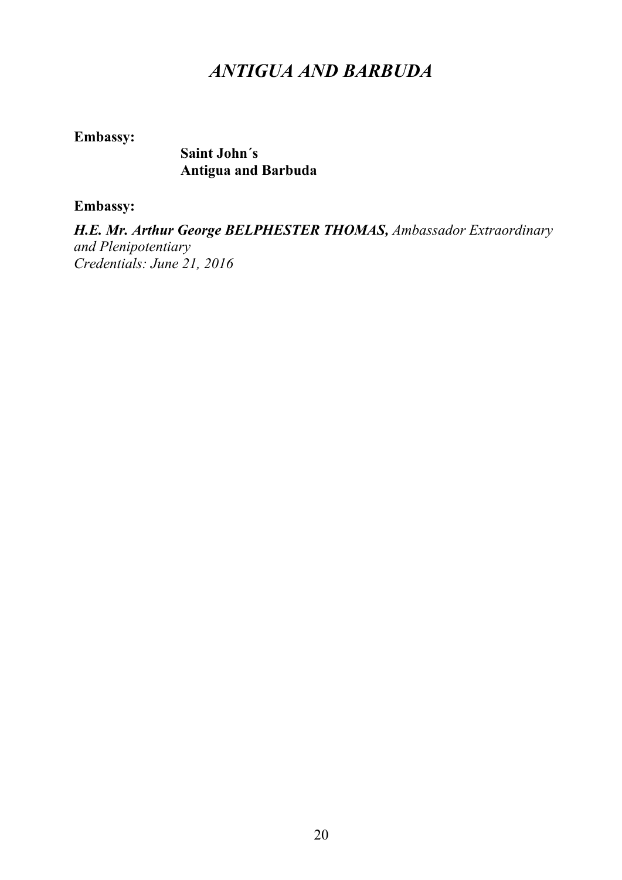# *ANTIGUA AND BARBUDA*

**Embassy:**

**Saint John´s**
**Antigua and Barbuda**

**Embassy:**

***H.E. Mr. Arthur George BELPHESTER THOMAS,*** *Ambassador Extraordinary and Plenipotentiary*
*Credentials: June 21, 2016*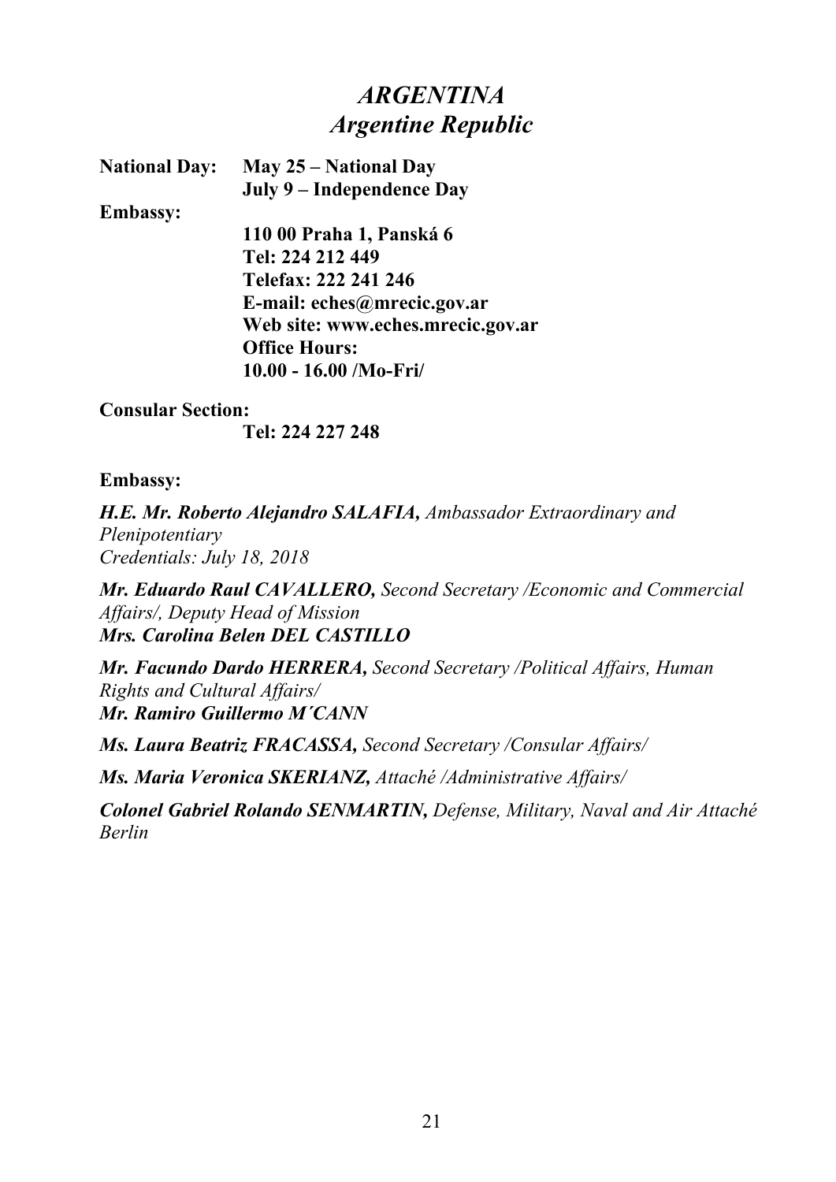# *ARGENTINA*
## *Argentine Republic*

**National Day:** **May 25 – National Day**
**July 9 – Independence Day**

**Embassy:**

**110 00 Praha 1, Panská 6**
**Tel: 224 212 449**
**Telefax: 222 241 246**
**E-mail: eches@mrecic.gov.ar**
**Web site: www.eches.mrecic.gov.ar**
**Office Hours:**
**10.00 - 16.00 /Mo-Fri/**

**Consular Section:**

**Tel: 224 227 248**

**Embassy:**

***H.E. Mr. Roberto Alejandro SALAFIA,*** *Ambassador Extraordinary and Plenipotentiary*
*Credentials: July 18, 2018*

***Mr. Eduardo Raul CAVALLERO,*** *Second Secretary /Economic and Commercial Affairs/, Deputy Head of Mission*
***Mrs. Carolina Belen DEL CASTILLO***

***Mr. Facundo Dardo HERRERA,*** *Second Secretary /Political Affairs, Human Rights and Cultural Affairs/*
***Mr. Ramiro Guillermo M´CANN***

***Ms. Laura Beatriz FRACASSA,*** *Second Secretary /Consular Affairs/*

***Ms. Maria Veronica SKERIANZ,*** *Attaché /Administrative Affairs/*

***Colonel Gabriel Rolando SENMARTIN,*** *Defense, Military, Naval and Air Attaché Berlin*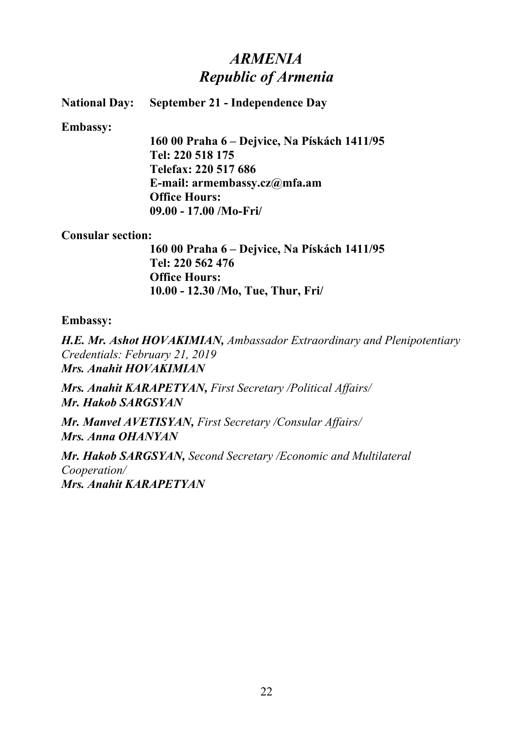# *ARMENIA*
## *Republic of Armenia*

**National Day:** **September 21 - Independence Day**

**Embassy:**

**160 00 Praha 6 – Dejvice, Na Pískách 1411/95**
**Tel: 220 518 175**
**Telefax: 220 517 686**
**E-mail: armembassy.cz@mfa.am**
**Office Hours:**
**09.00 - 17.00 /Mo-Fri/**

**Consular section:**

**160 00 Praha 6 – Dejvice, Na Pískách 1411/95**
**Tel: 220 562 476**
**Office Hours:**
**10.00 - 12.30 /Mo, Tue, Thur, Fri/**

**Embassy:**

***H.E. Mr. Ashot HOVAKIMIAN,*** *Ambassador Extraordinary and Plenipotentiary*
*Credentials: February 21, 2019*
***Mrs. Anahit HOVAKIMIAN***

***Mrs. Anahit KARAPETYAN,*** *First Secretary /Political Affairs/*
***Mr. Hakob SARGSYAN***

***Mr. Manvel AVETISYAN,*** *First Secretary /Consular Affairs/*
***Mrs. Anna OHANYAN***

***Mr. Hakob SARGSYAN,*** *Second Secretary /Economic and Multilateral Cooperation/*
***Mrs. Anahit KARAPETYAN***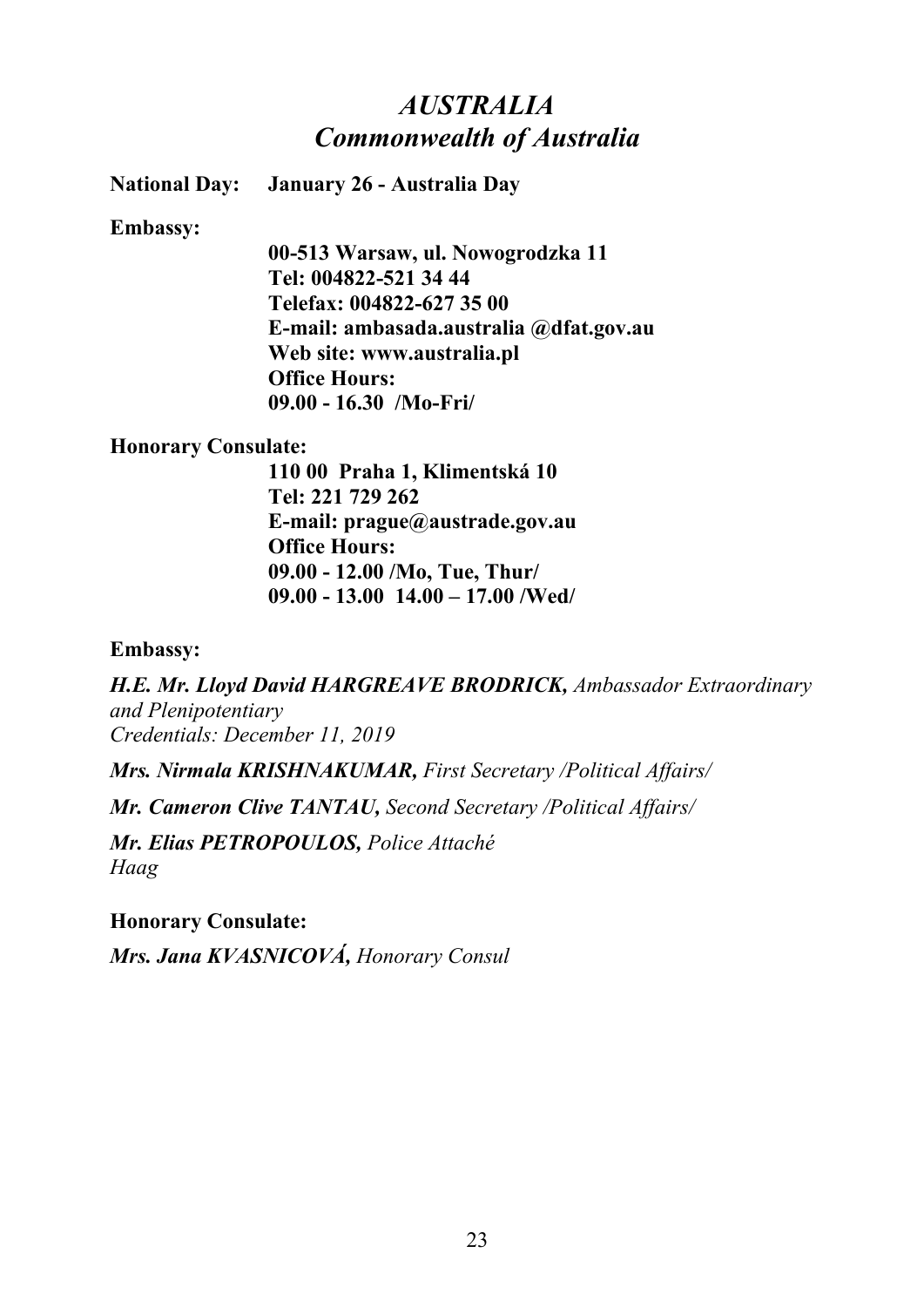# *AUSTRALIA*
# *Commonwealth of Australia*

**National Day: January 26 - Australia Day**

**Embassy:**

**00-513 Warsaw, ul. Nowogrodzka 11**
**Tel: 004822-521 34 44**
**Telefax: 004822-627 35 00**
**E-mail: ambasada.australia @dfat.gov.au**
**Web site: www.australia.pl**
**Office Hours:**
**09.00 - 16.30 /Mo-Fri/**

**Honorary Consulate:**

**110 00 Praha 1, Klimentská 10**
**Tel: 221 729 262**
**E-mail: prague@austrade.gov.au**
**Office Hours:**
**09.00 - 12.00 /Mo, Tue, Thur/**
**09.00 - 13.00 14.00 – 17.00 /Wed/**

**Embassy:**

***H.E. Mr. Lloyd David HARGREAVE BRODRICK,*** *Ambassador Extraordinary and Plenipotentiary*
*Credentials: December 11, 2019*

***Mrs. Nirmala KRISHNAKUMAR,*** *First Secretary /Political Affairs/*

***Mr. Cameron Clive TANTAU,*** *Second Secretary /Political Affairs/*

***Mr. Elias PETROPOULOS,*** *Police Attaché*
*Haag*

**Honorary Consulate:**

***Mrs. Jana KVASNICOVÁ,*** *Honorary Consul*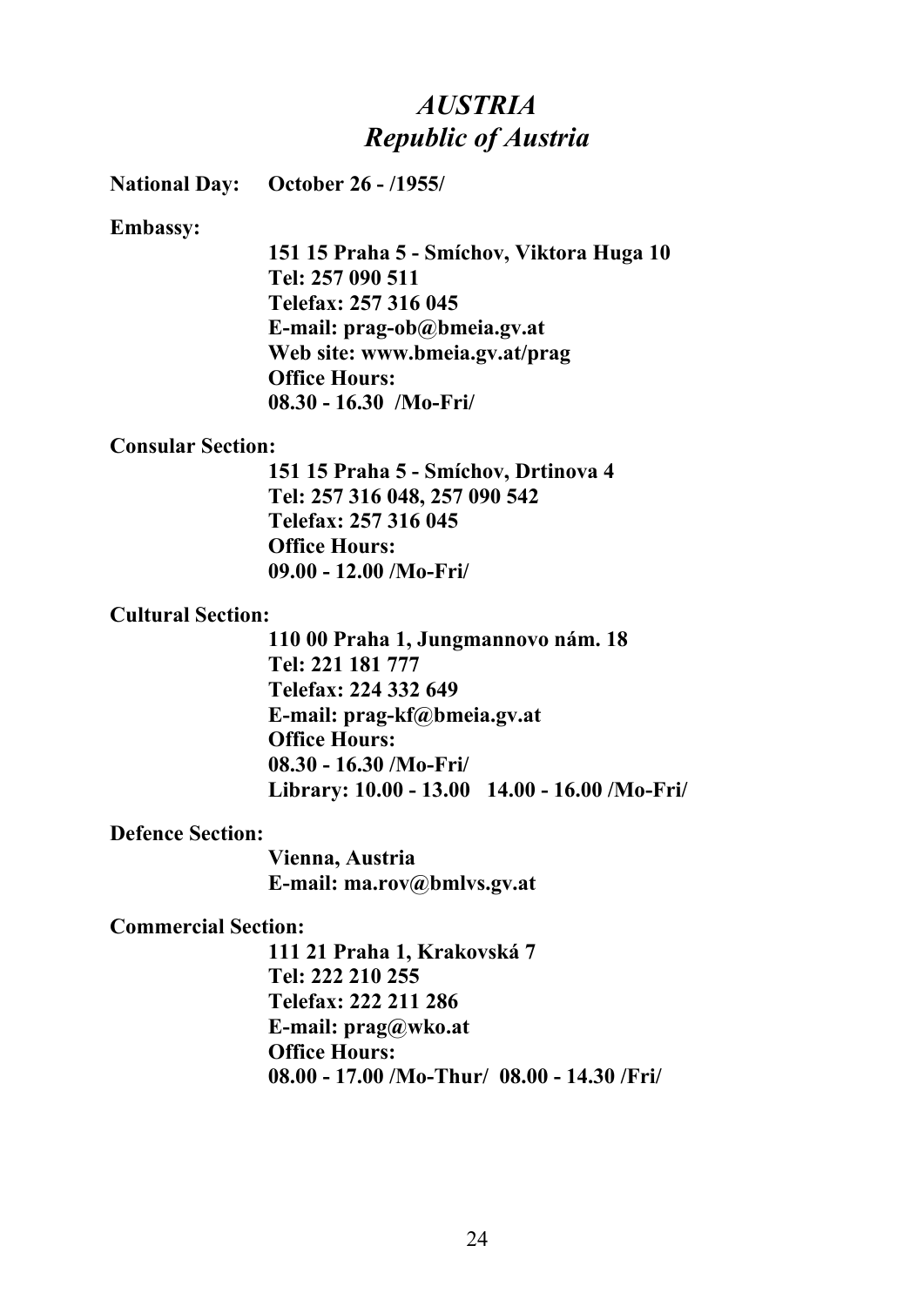# *AUSTRIA*
## *Republic of Austria*

**National Day:** **October 26 - /1955/**

**Embassy:**

**151 15 Praha 5 - Smíchov, Viktora Huga 10**
**Tel: 257 090 511**
**Telefax: 257 316 045**
**E-mail: prag-ob@bmeia.gv.at**
**Web site: www.bmeia.gv.at/prag**
**Office Hours:**
**08.30 - 16.30 /Mo-Fri/**

**Consular Section:**

**151 15 Praha 5 - Smíchov, Drtinova 4**
**Tel: 257 316 048, 257 090 542**
**Telefax: 257 316 045**
**Office Hours:**
**09.00 - 12.00 /Mo-Fri/**

**Cultural Section:**

**110 00 Praha 1, Jungmannovo nám. 18**
**Tel: 221 181 777**
**Telefax: 224 332 649**
**E-mail: prag-kf@bmeia.gv.at**
**Office Hours:**
**08.30 - 16.30 /Mo-Fri/**
**Library: 10.00 - 13.00 14.00 - 16.00 /Mo-Fri/**

**Defence Section:**

**Vienna, Austria**
**E-mail: ma.rov@bmlvs.gv.at**

**Commercial Section:**

**111 21 Praha 1, Krakovská 7**
**Tel: 222 210 255**
**Telefax: 222 211 286**
**E-mail: prag@wko.at**
**Office Hours:**
**08.00 - 17.00 /Mo-Thur/ 08.00 - 14.30 /Fri/**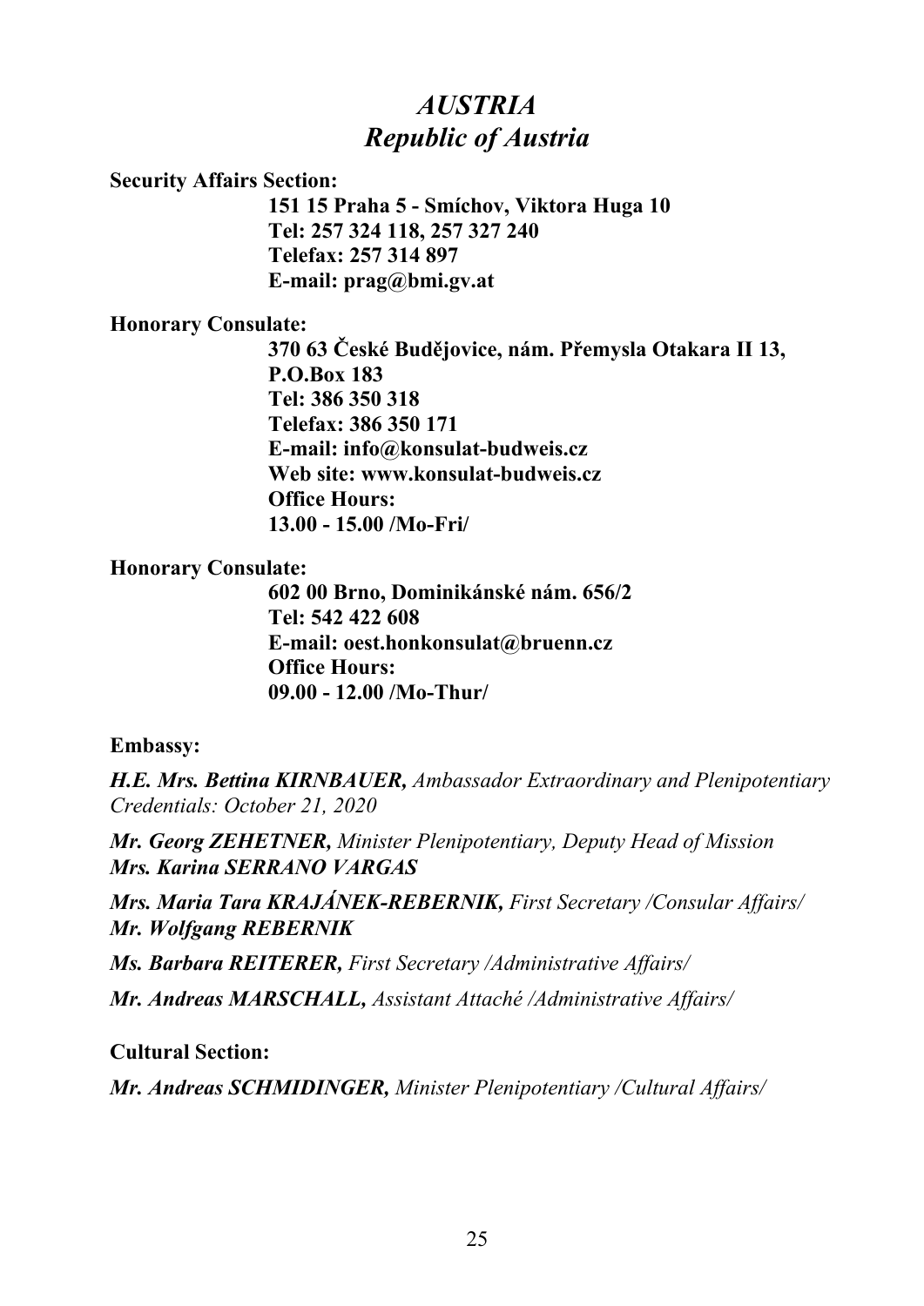# *AUSTRIA*
# *Republic of Austria*

**Security Affairs Section:**

**151 15 Praha 5 - Smíchov, Viktora Huga 10**
**Tel: 257 324 118, 257 327 240**
**Telefax: 257 314 897**
**E-mail: prag@bmi.gv.at**

**Honorary Consulate:**

**370 63 České Budějovice, nám. Přemysla Otakara II 13,**
**P.O.Box 183**
**Tel: 386 350 318**
**Telefax: 386 350 171**
**E-mail: info@konsulat-budweis.cz**
**Web site: www.konsulat-budweis.cz**
**Office Hours:**
**13.00 - 15.00 /Mo-Fri/**

**Honorary Consulate:**

**602 00 Brno, Dominikánské nám. 656/2**
**Tel: 542 422 608**
**E-mail: oest.honkonsulat@bruenn.cz**
**Office Hours:**
**09.00 - 12.00 /Mo-Thur/**

**Embassy:**

***H.E. Mrs. Bettina KIRNBAUER,*** *Ambassador Extraordinary and Plenipotentiary*
*Credentials: October 21, 2020*

***Mr. Georg ZEHETNER,*** *Minister Plenipotentiary, Deputy Head of Mission*
***Mrs. Karina SERRANO VARGAS***

***Mrs. Maria Tara KRAJÁNEK-REBERNIK,*** *First Secretary /Consular Affairs/*
***Mr. Wolfgang REBERNIK***

***Ms. Barbara REITERER,*** *First Secretary /Administrative Affairs/*

***Mr. Andreas MARSCHALL,*** *Assistant Attaché /Administrative Affairs/*

**Cultural Section:**

***Mr. Andreas SCHMIDINGER,*** *Minister Plenipotentiary /Cultural Affairs/*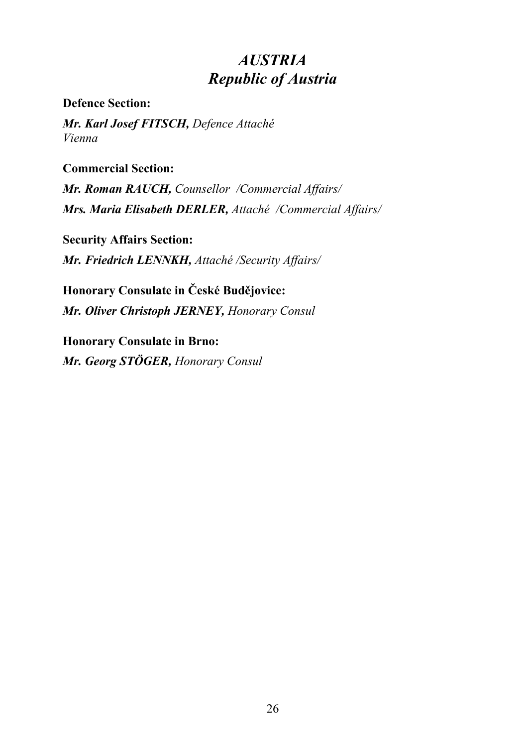# *AUSTRIA*
# *Republic of Austria*

**Defence Section:**

***Mr. Karl Josef FITSCH,*** *Defence Attaché*
*Vienna*

**Commercial Section:**

***Mr. Roman RAUCH,*** *Counsellor /Commercial Affairs/*

***Mrs. Maria Elisabeth DERLER,*** *Attaché /Commercial Affairs/*

**Security Affairs Section:**

***Mr. Friedrich LENNKH,*** *Attaché /Security Affairs/*

**Honorary Consulate in České Budějovice:**

***Mr. Oliver Christoph JERNEY,*** *Honorary Consul*

**Honorary Consulate in Brno:**

***Mr. Georg STÖGER,*** *Honorary Consul*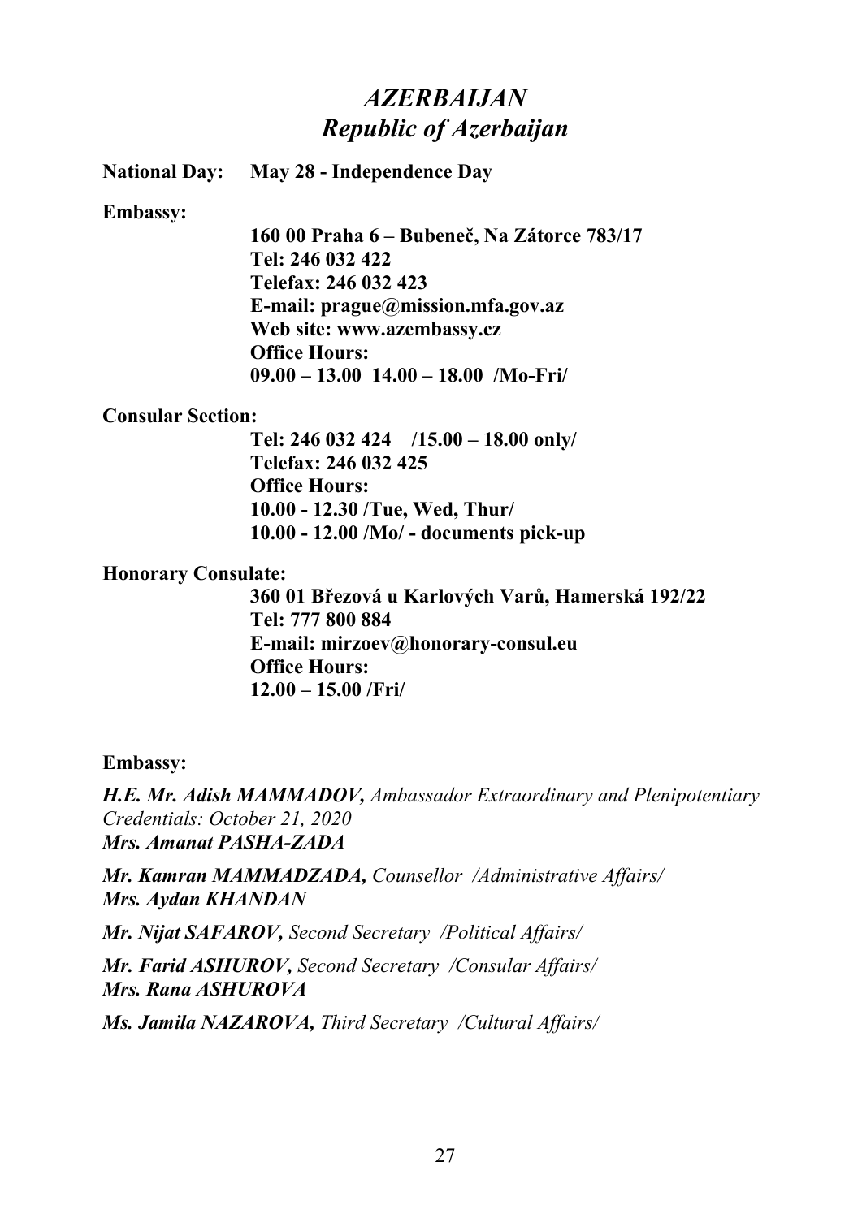# *AZERBAIJAN*
## *Republic of Azerbaijan*

**National Day: May 28 - Independence Day**

**Embassy:**

**160 00 Praha 6 – Bubeneč, Na Zátorce 783/17**
**Tel: 246 032 422**
**Telefax: 246 032 423**
**E-mail: prague@mission.mfa.gov.az**
**Web site: www.azembassy.cz**
**Office Hours:**
**09.00 – 13.00 14.00 – 18.00 /Mo-Fri/**

**Consular Section:**

**Tel: 246 032 424 /15.00 – 18.00 only/**
**Telefax: 246 032 425**
**Office Hours:**
**10.00 - 12.30 /Tue, Wed, Thur/**
**10.00 - 12.00 /Mo/ - documents pick-up**

**Honorary Consulate:**

**360 01 Březová u Karlových Varů, Hamerská 192/22**
**Tel: 777 800 884**
**E-mail: mirzoev@honorary-consul.eu**
**Office Hours:**
**12.00 – 15.00 /Fri/**

**Embassy:**

***H.E. Mr. Adish MAMMADOV,*** *Ambassador Extraordinary and Plenipotentiary*
*Credentials: October 21, 2020*
***Mrs. Amanat PASHA-ZADA***

***Mr. Kamran MAMMADZADA,*** *Counsellor /Administrative Affairs/*
***Mrs. Aydan KHANDAN***

***Mr. Nijat SAFAROV,*** *Second Secretary /Political Affairs/*

***Mr. Farid ASHUROV,*** *Second Secretary /Consular Affairs/*
***Mrs. Rana ASHUROVA***

***Ms. Jamila NAZAROVA,*** *Third Secretary /Cultural Affairs/*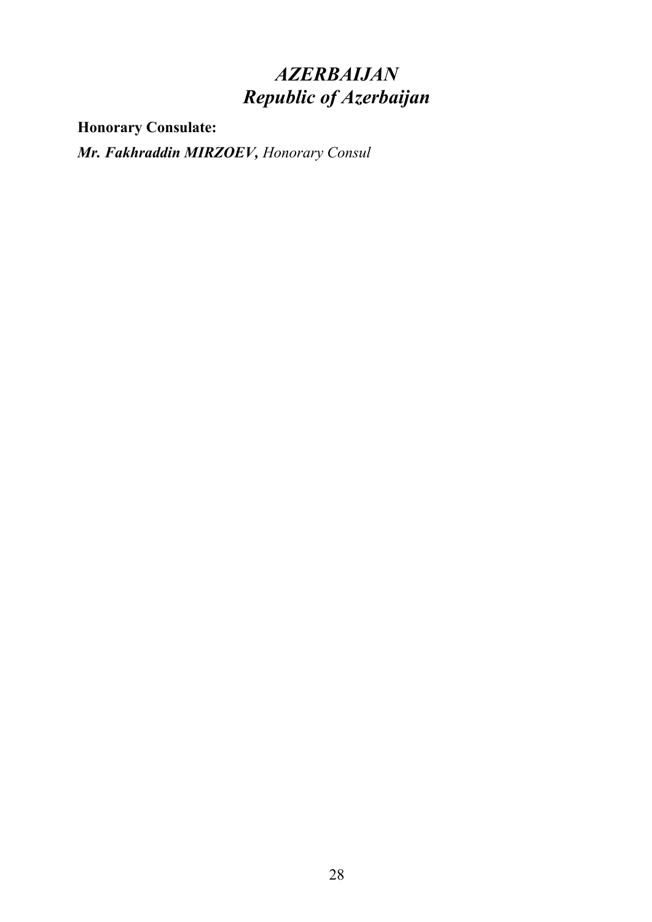# *AZERBAIJAN*
# *Republic of Azerbaijan*

**Honorary Consulate:**

***Mr. Fakhraddin MIRZOEV,*** *Honorary Consul*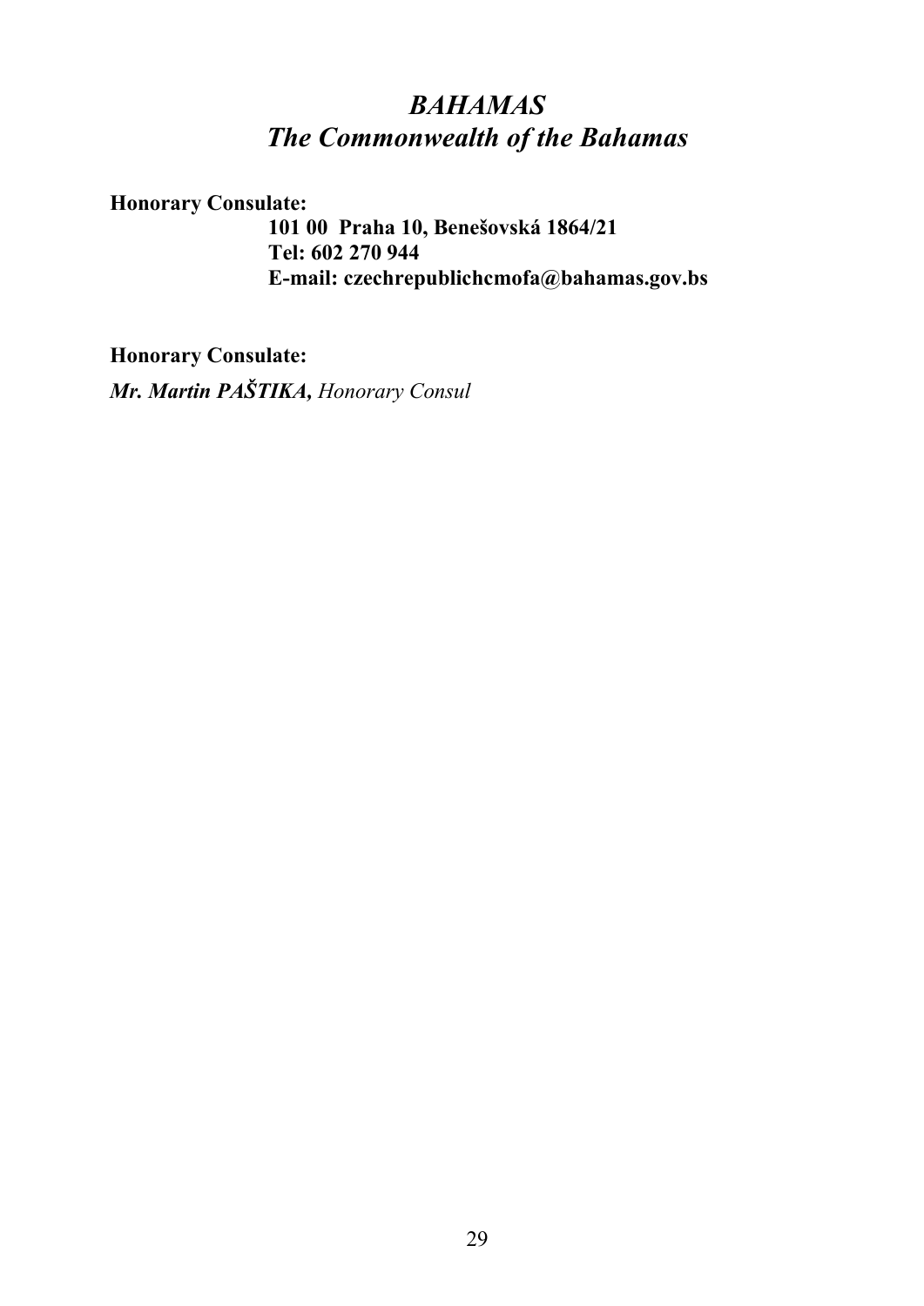# *BAHAMAS*
# *The Commonwealth of the Bahamas*

**Honorary Consulate:**

**101 00 Praha 10, Benešovská 1864/21**
**Tel: 602 270 944**
**E-mail: czechrepublichcmofa@bahamas.gov.bs**

**Honorary Consulate:**

***Mr. Martin PAŠTIKA,*** *Honorary Consul*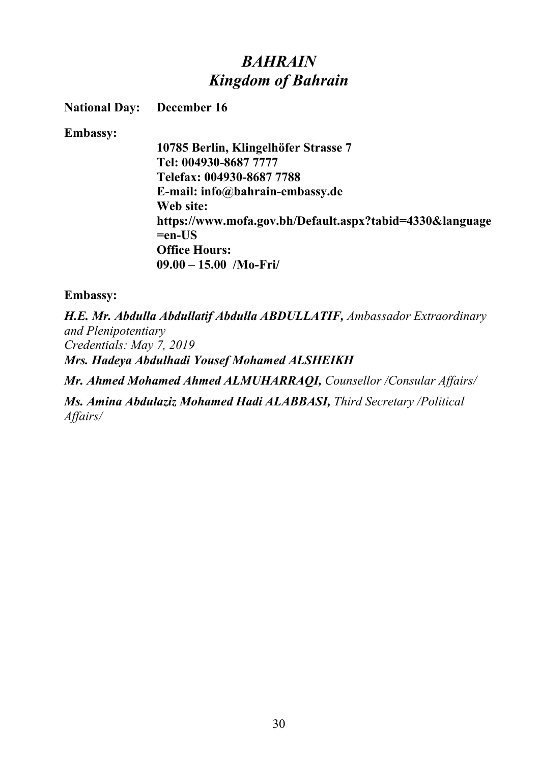# *BAHRAIN*
# *Kingdom of Bahrain*

**National Day: December 16**

**Embassy:**

**10785 Berlin, Klingelhöfer Strasse 7**
**Tel: 004930-8687 7777**
**Telefax: 004930-8687 7788**
**E-mail: info@bahrain-embassy.de**
**Web site:**
**https://www.mofa.gov.bh/Default.aspx?tabid=4330&language=en-US**
**Office Hours:**
**09.00 – 15.00 /Mo-Fri/**

**Embassy:**

***H.E. Mr. Abdulla Abdullatif Abdulla ABDULLATIF,*** *Ambassador Extraordinary and Plenipotentiary*
*Credentials: May 7, 2019*
***Mrs. Hadeya Abdulhadi Yousef Mohamed ALSHEIKH***

***Mr. Ahmed Mohamed Ahmed ALMUHARRAQI,*** *Counsellor /Consular Affairs/*

***Ms. Amina Abdulaziz Mohamed Hadi ALABBASI,*** *Third Secretary /Political Affairs/*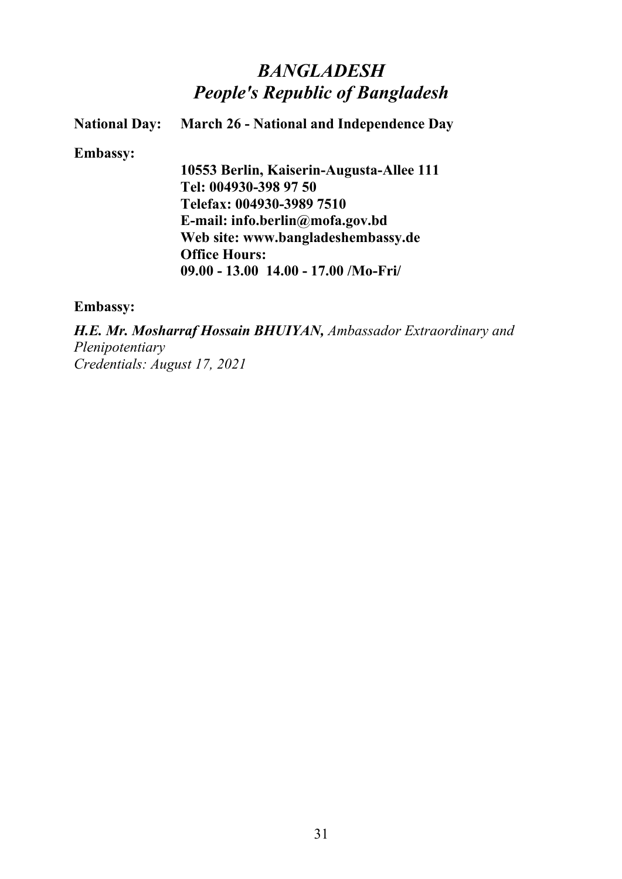# *BANGLADESH*
## *People's Republic of Bangladesh*

**National Day:** **March 26 - National and Independence Day**

**Embassy:**

**10553 Berlin, Kaiserin-Augusta-Allee 111**
**Tel: 004930-398 97 50**
**Telefax: 004930-3989 7510**
**E-mail: info.berlin@mofa.gov.bd**
**Web site: www.bangladeshembassy.de**
**Office Hours:**
**09.00 - 13.00 14.00 - 17.00 /Mo-Fri/**

**Embassy:**

***H.E. Mr. Mosharraf Hossain BHUIYAN,*** *Ambassador Extraordinary and Plenipotentiary*
*Credentials: August 17, 2021*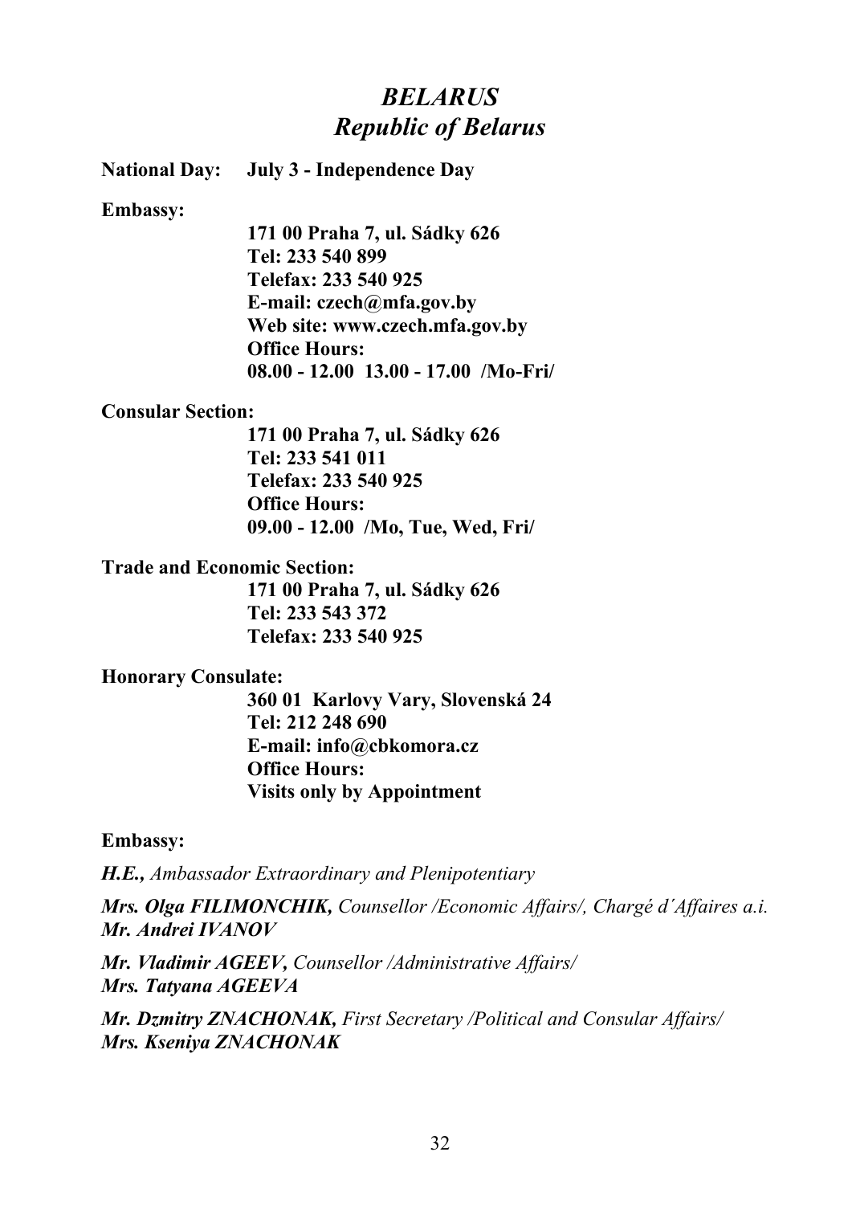# *BELARUS*
## *Republic of Belarus*

**National Day:** **July 3 - Independence Day**

**Embassy:**

**171 00 Praha 7, ul. Sádky 626**
**Tel: 233 540 899**
**Telefax: 233 540 925**
**E-mail: czech@mfa.gov.by**
**Web site: www.czech.mfa.gov.by**
**Office Hours:**
**08.00 - 12.00 13.00 - 17.00 /Mo-Fri/**

**Consular Section:**

**171 00 Praha 7, ul. Sádky 626**
**Tel: 233 541 011**
**Telefax: 233 540 925**
**Office Hours:**
**09.00 - 12.00 /Mo, Tue, Wed, Fri/**

**Trade and Economic Section:**

**171 00 Praha 7, ul. Sádky 626**
**Tel: 233 543 372**
**Telefax: 233 540 925**

**Honorary Consulate:**

**360 01 Karlovy Vary, Slovenská 24**
**Tel: 212 248 690**
**E-mail: info@cbkomora.cz**
**Office Hours:**
**Visits only by Appointment**

**Embassy:**

***H.E.,*** *Ambassador Extraordinary and Plenipotentiary*

***Mrs. Olga FILIMONCHIK,*** *Counsellor /Economic Affairs/, Chargé d´Affaires a.i.*
***Mr. Andrei IVANOV***

***Mr. Vladimir AGEEV,*** *Counsellor /Administrative Affairs/*
***Mrs. Tatyana AGEEVA***

***Mr. Dzmitry ZNACHONAK,*** *First Secretary /Political and Consular Affairs/*
***Mrs. Kseniya ZNACHONAK***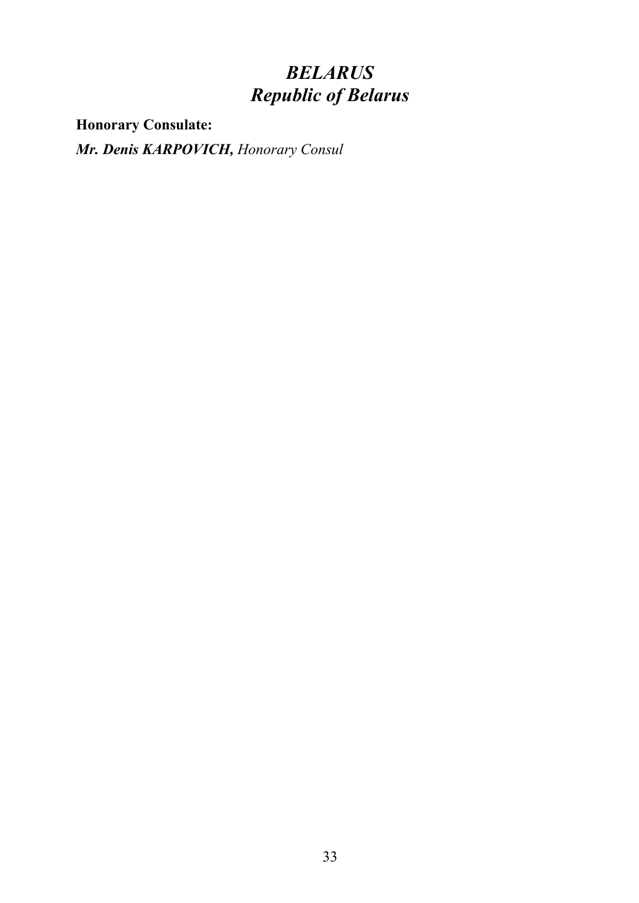# *BELARUS*
# *Republic of Belarus*

**Honorary Consulate:**

***Mr. Denis KARPOVICH,*** *Honorary Consul*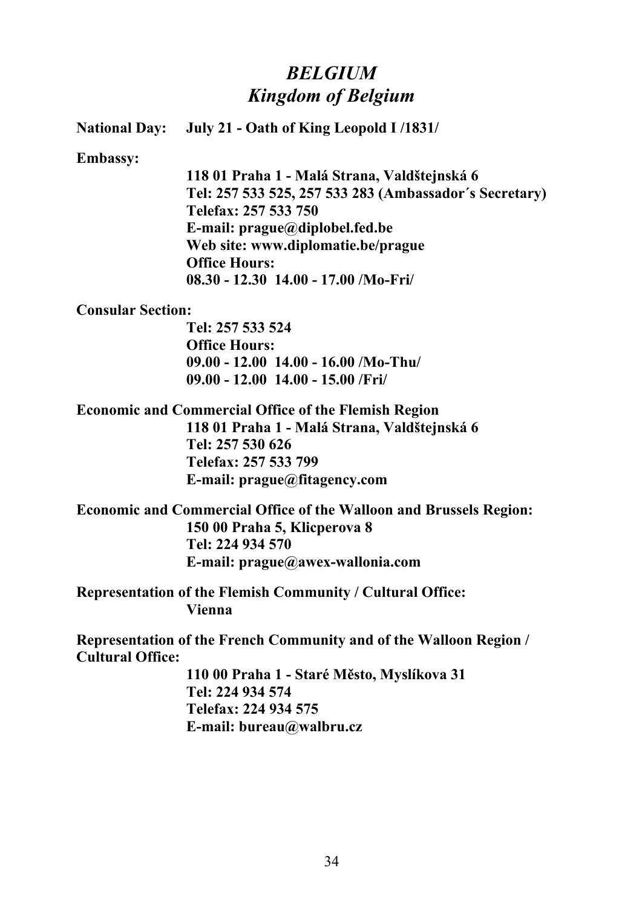# *BELGIUM*
## *Kingdom of Belgium*

**National Day:** **July 21 - Oath of King Leopold I /1831/**

**Embassy:**

**118 01 Praha 1 - Malá Strana, Valdštejnská 6**
**Tel: 257 533 525, 257 533 283 (Ambassador´s Secretary)**
**Telefax: 257 533 750**
**E-mail: prague@diplobel.fed.be**
**Web site: www.diplomatie.be/prague**
**Office Hours:**
**08.30 - 12.30 14.00 - 17.00 /Mo-Fri/**

**Consular Section:**

**Tel: 257 533 524**
**Office Hours:**
**09.00 - 12.00 14.00 - 16.00 /Mo-Thu/**
**09.00 - 12.00 14.00 - 15.00 /Fri/**

**Economic and Commercial Office of the Flemish Region**

**118 01 Praha 1 - Malá Strana, Valdštejnská 6**
**Tel: 257 530 626**
**Telefax: 257 533 799**
**E-mail: prague@fitagency.com**

**Economic and Commercial Office of the Walloon and Brussels Region:**

**150 00 Praha 5, Klicperova 8**
**Tel: 224 934 570**
**E-mail: prague@awex-wallonia.com**

**Representation of the Flemish Community / Cultural Office:**

**Vienna**

**Representation of the French Community and of the Walloon Region / Cultural Office:**

**110 00 Praha 1 - Staré Město, Myslíkova 31**
**Tel: 224 934 574**
**Telefax: 224 934 575**
**E-mail: bureau@walbru.cz**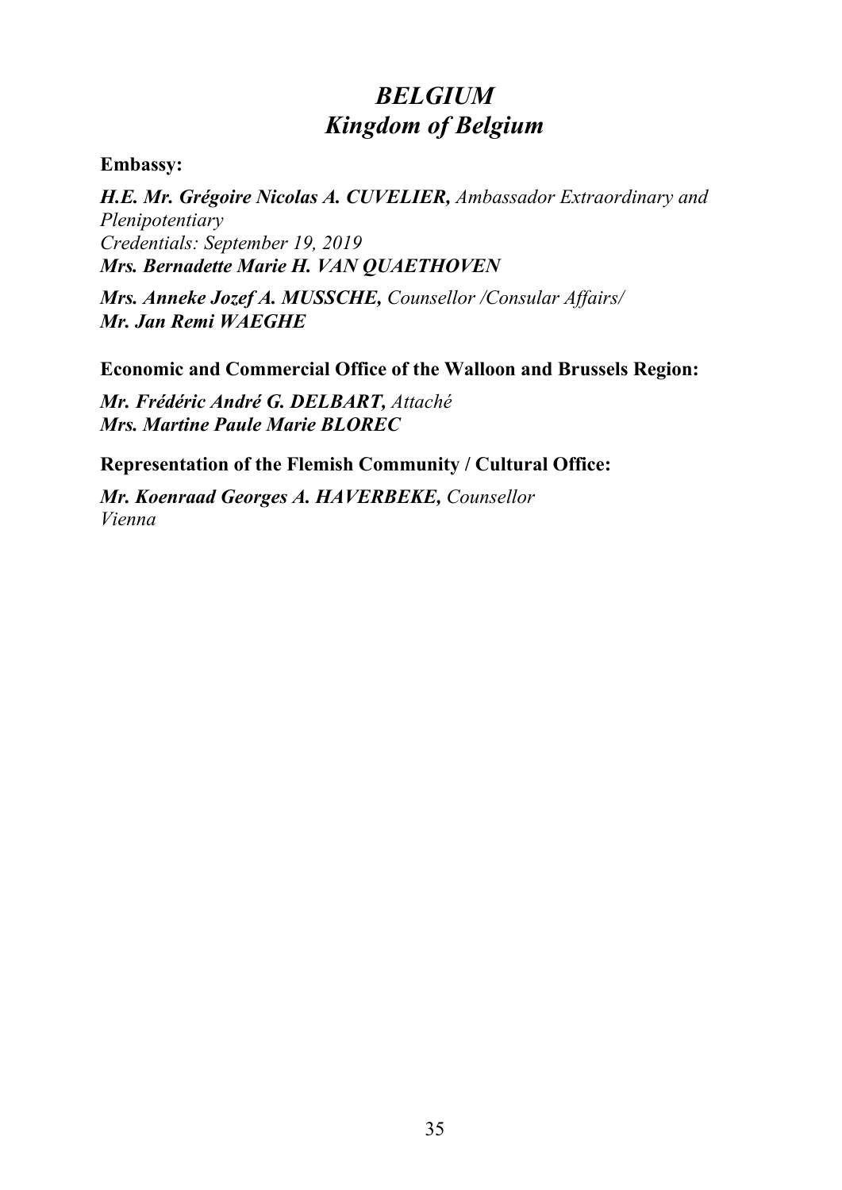# *BELGIUM*
# *Kingdom of Belgium*

**Embassy:**

***H.E. Mr. Grégoire Nicolas A. CUVELIER,*** *Ambassador Extraordinary and Plenipotentiary*
*Credentials: September 19, 2019*
***Mrs. Bernadette Marie H. VAN QUAETHOVEN***

***Mrs. Anneke Jozef A. MUSSCHE,*** *Counsellor /Consular Affairs/*
***Mr. Jan Remi WAEGHE***

**Economic and Commercial Office of the Walloon and Brussels Region:**

***Mr. Frédéric André G. DELBART,*** *Attaché*
***Mrs. Martine Paule Marie BLOREC***

**Representation of the Flemish Community / Cultural Office:**

***Mr. Koenraad Georges A. HAVERBEKE,*** *Counsellor*
*Vienna*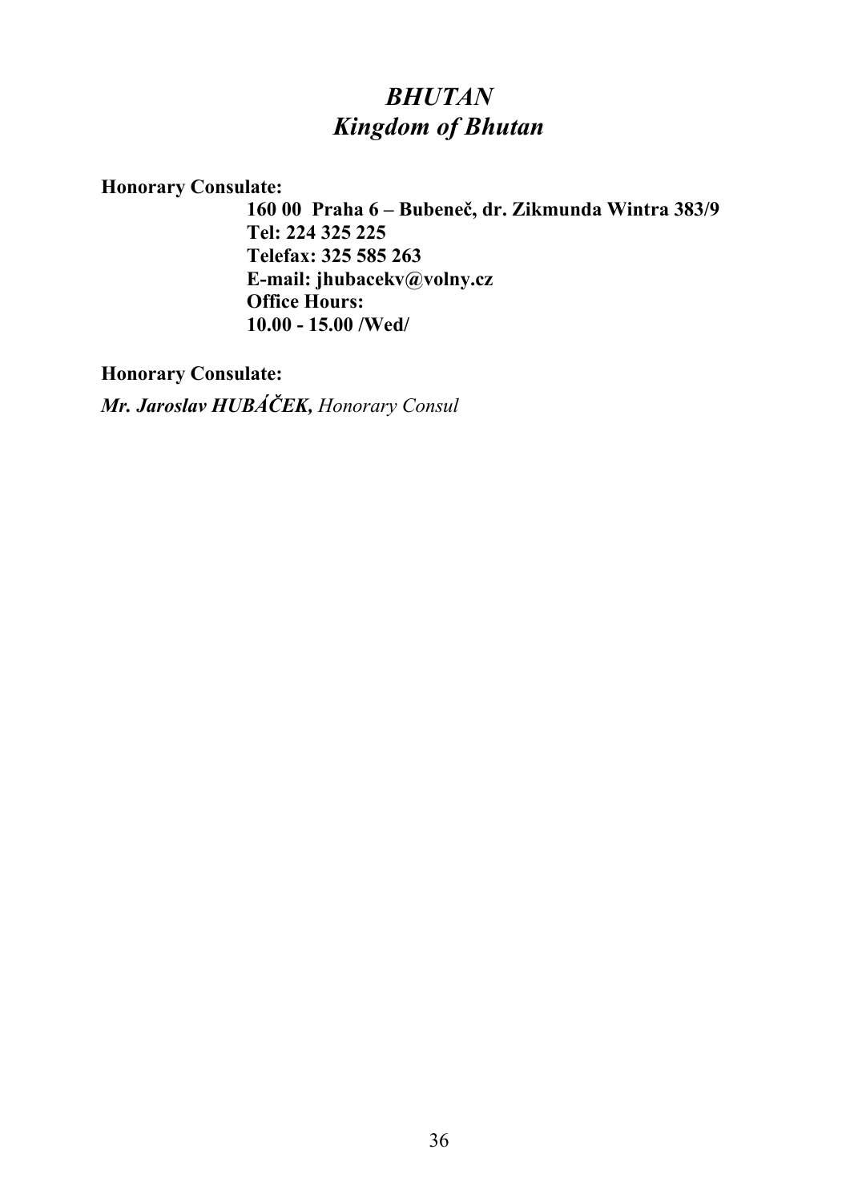# *BHUTAN*
## *Kingdom of Bhutan*

**Honorary Consulate:**

**160 00 Praha 6 – Bubeneč, dr. Zikmunda Wintra 383/9**
**Tel: 224 325 225**
**Telefax: 325 585 263**
**E-mail: jhubacekv@volny.cz**
**Office Hours:**
**10.00 - 15.00 /Wed/**

**Honorary Consulate:**

***Mr. Jaroslav HUBÁČEK,*** *Honorary Consul*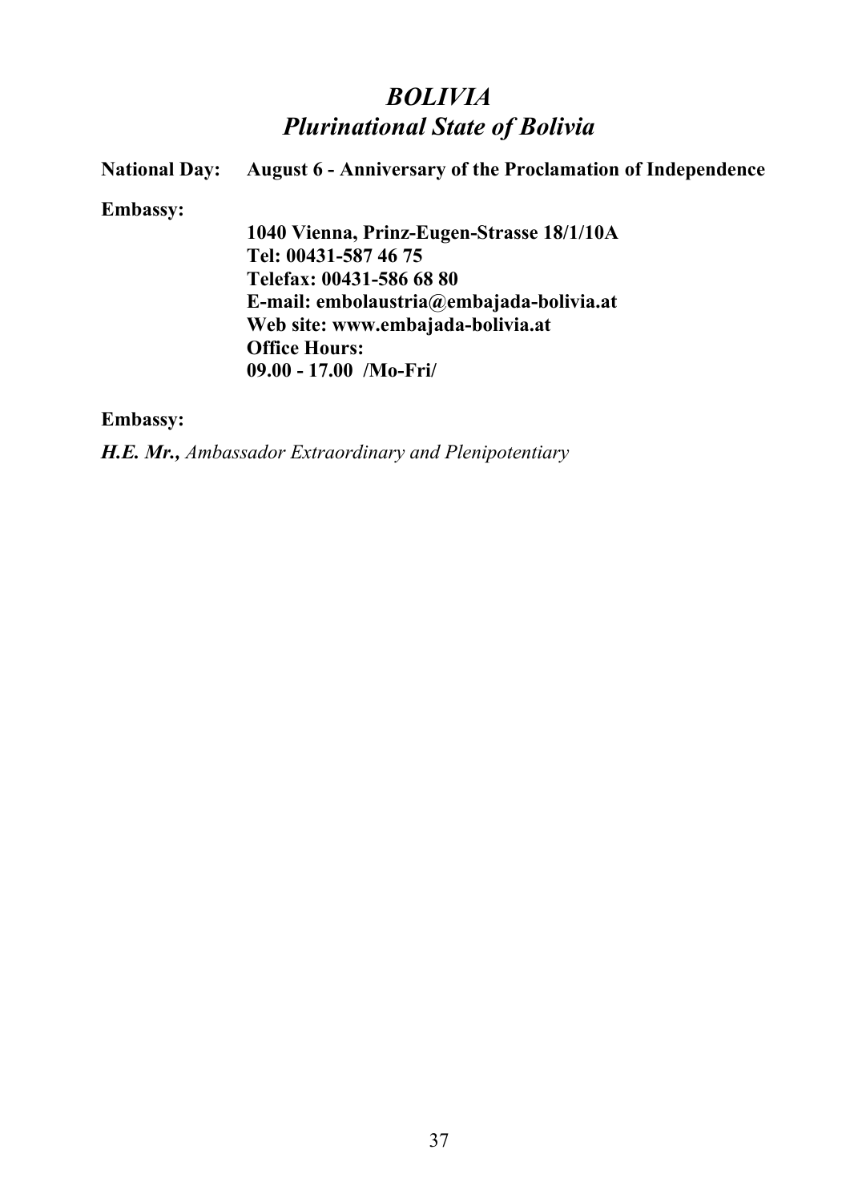# *BOLIVIA*
## *Plurinational State of Bolivia*

**National Day:** **August 6 - Anniversary of the Proclamation of Independence**

**Embassy:**

**1040 Vienna, Prinz-Eugen-Strasse 18/1/10A**
**Tel: 00431-587 46 75**
**Telefax: 00431-586 68 80**
**E-mail: embolaustria@embajada-bolivia.at**
**Web site: www.embajada-bolivia.at**
**Office Hours:**
**09.00 - 17.00 /Mo-Fri/**

**Embassy:**

***H.E. Mr.,*** *Ambassador Extraordinary and Plenipotentiary*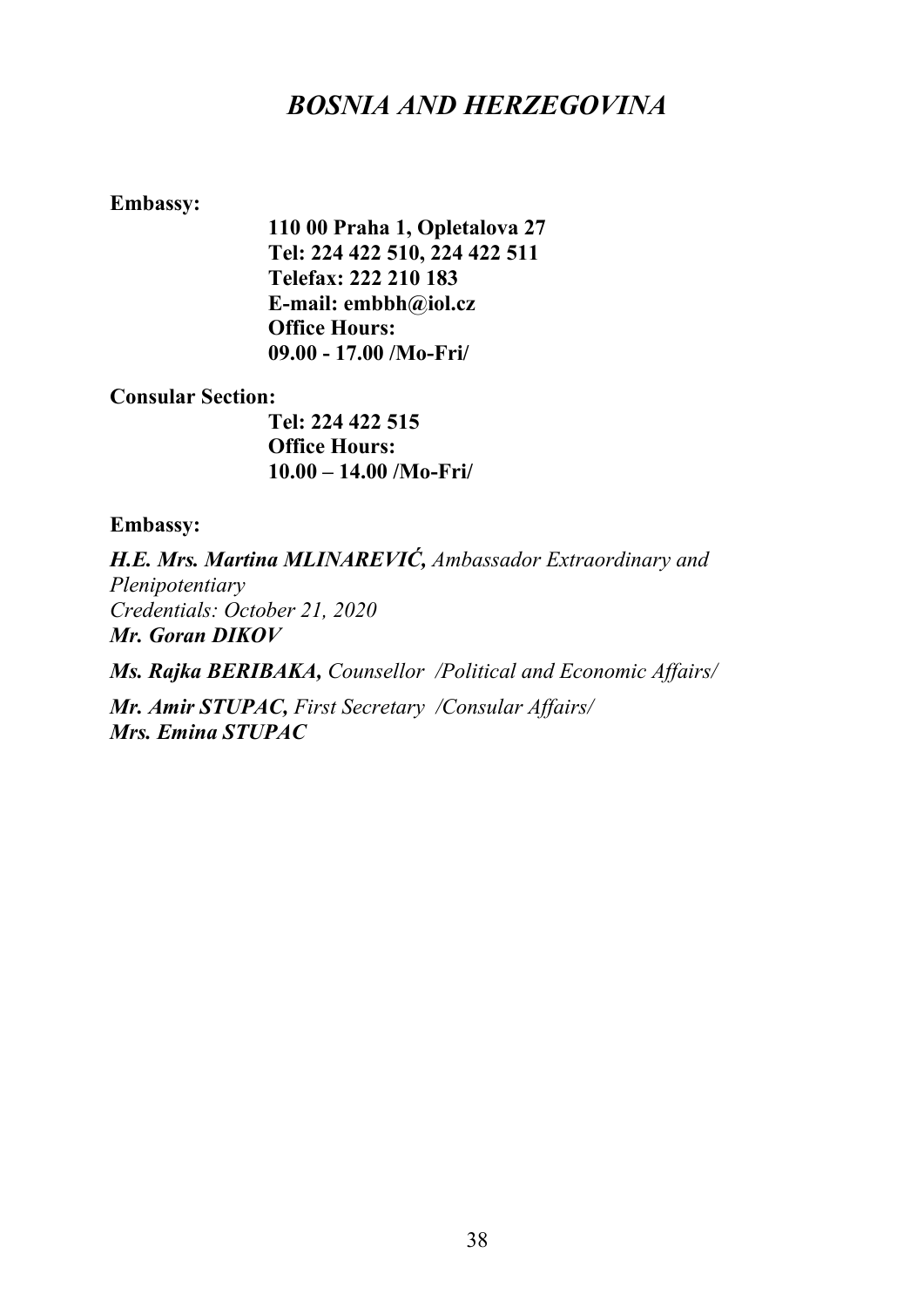# *BOSNIA AND HERZEGOVINA*

**Embassy:**

**110 00 Praha 1, Opletalova 27**
**Tel: 224 422 510, 224 422 511**
**Telefax: 222 210 183**
**E-mail: embbh@iol.cz**
**Office Hours:**
**09.00 - 17.00 /Mo-Fri/**

**Consular Section:**

**Tel: 224 422 515**
**Office Hours:**
**10.00 – 14.00 /Mo-Fri/**

**Embassy:**

***H.E. Mrs. Martina MLINAREVIĆ,*** *Ambassador Extraordinary and Plenipotentiary*
*Credentials: October 21, 2020*
***Mr. Goran DIKOV***

***Ms. Rajka BERIBAKA,*** *Counsellor /Political and Economic Affairs/*

***Mr. Amir STUPAC,*** *First Secretary /Consular Affairs/*
***Mrs. Emina STUPAC***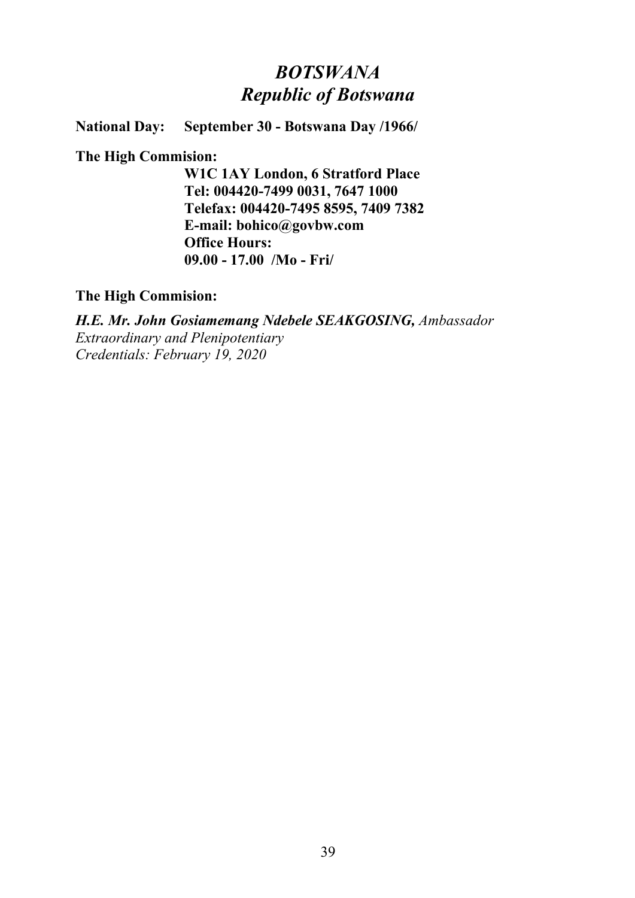# *BOTSWANA*
## *Republic of Botswana*

**National Day:** **September 30 - Botswana Day /1966/**

**The High Commision:**

**W1C 1AY London, 6 Stratford Place**
**Tel: 004420-7499 0031, 7647 1000**
**Telefax: 004420-7495 8595, 7409 7382**
**E-mail: bohico@govbw.com**
**Office Hours:**
**09.00 - 17.00 /Mo - Fri/**

**The High Commision:**

***H.E. Mr. John Gosiamemang Ndebele SEAKGOSING,*** *Ambassador Extraordinary and Plenipotentiary*
*Credentials: February 19, 2020*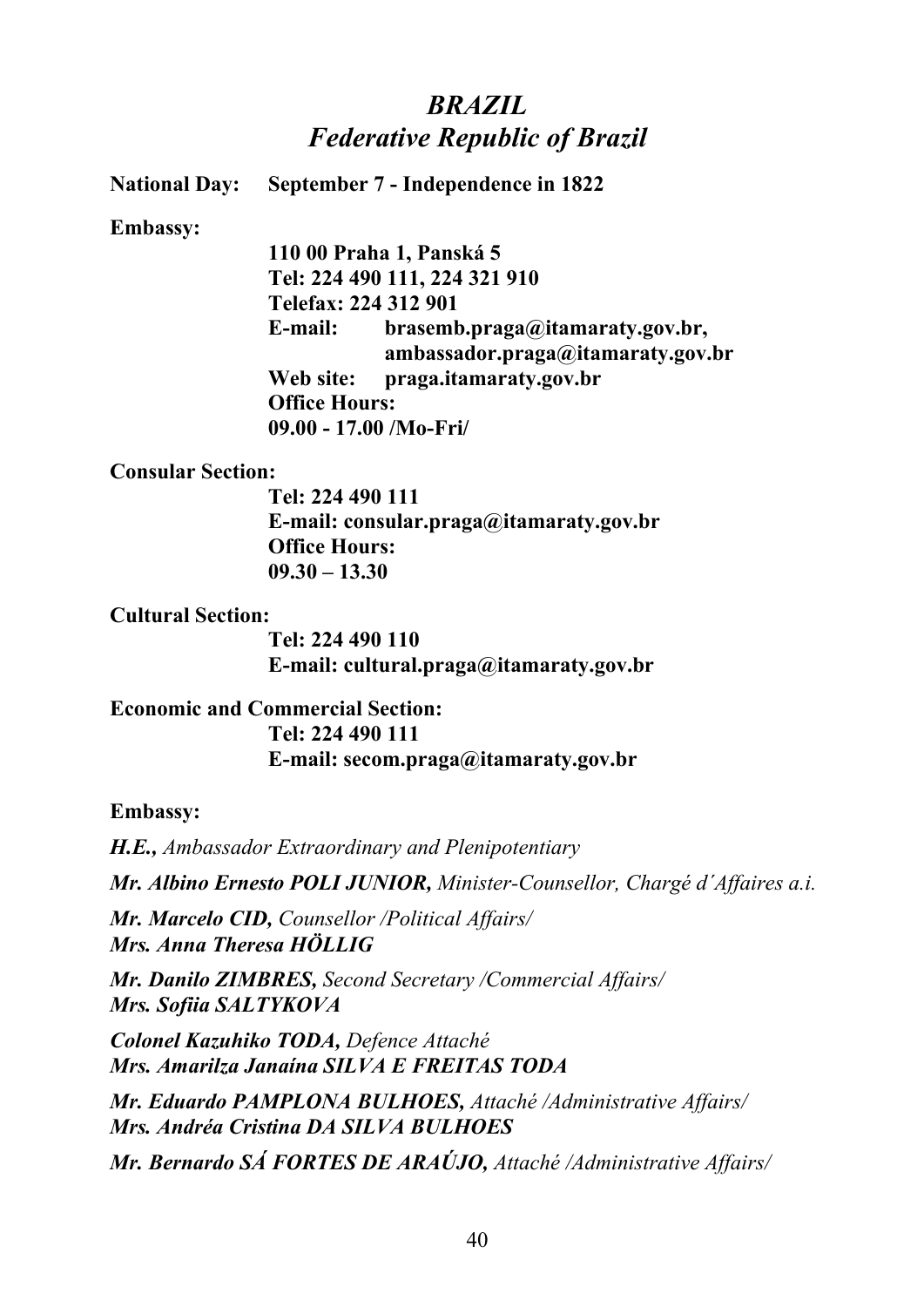# *BRAZIL*
# *Federative Republic of Brazil*

**National Day: September 7 - Independence in 1822**

**Embassy:**

**110 00 Praha 1, Panská 5**
**Tel: 224 490 111, 224 321 910**
**Telefax: 224 312 901**
**E-mail: brasemb.praga@itamaraty.gov.br, ambassador.praga@itamaraty.gov.br**
**Web site: praga.itamaraty.gov.br**
**Office Hours:**
**09.00 - 17.00 /Mo-Fri/**

**Consular Section:**

**Tel: 224 490 111**
**E-mail: consular.praga@itamaraty.gov.br**
**Office Hours:**
**09.30 – 13.30**

**Cultural Section:**

**Tel: 224 490 110**
**E-mail: cultural.praga@itamaraty.gov.br**

**Economic and Commercial Section:**

**Tel: 224 490 111**
**E-mail: secom.praga@itamaraty.gov.br**

**Embassy:**

***H.E.,*** *Ambassador Extraordinary and Plenipotentiary*

***Mr. Albino Ernesto POLI JUNIOR,*** *Minister-Counsellor, Chargé d´Affaires a.i.*

***Mr. Marcelo CID,*** *Counsellor /Political Affairs/*
***Mrs. Anna Theresa HÖLLIG***

***Mr. Danilo ZIMBRES,*** *Second Secretary /Commercial Affairs/*
***Mrs. Sofiia SALTYKOVA***

***Colonel Kazuhiko TODA,*** *Defence Attaché*
***Mrs. Amarilza Janaína SILVA E FREITAS TODA***

***Mr. Eduardo PAMPLONA BULHOES,*** *Attaché /Administrative Affairs/*
***Mrs. Andréa Cristina DA SILVA BULHOES***

***Mr. Bernardo SÁ FORTES DE ARAÚJO,*** *Attaché /Administrative Affairs/*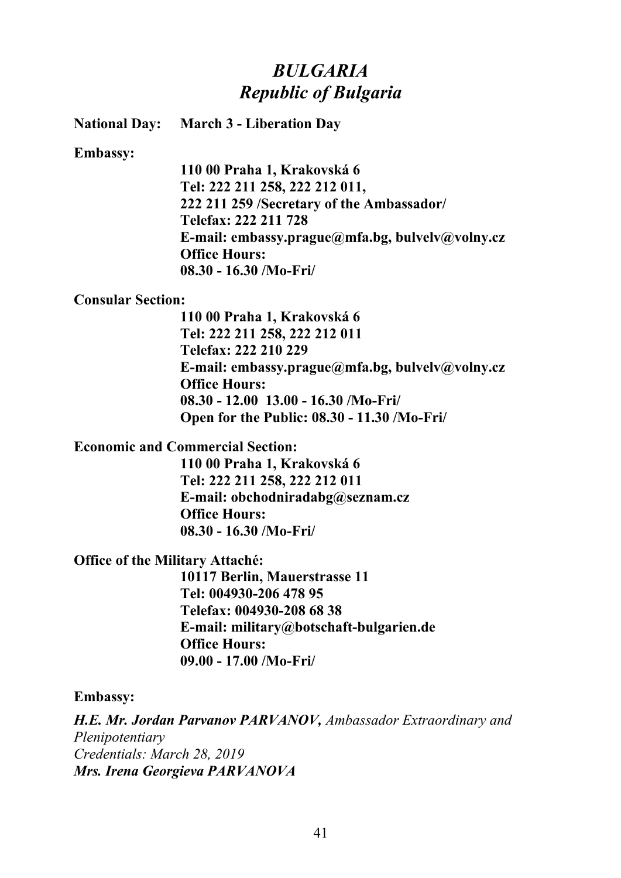# *BULGARIA*
# *Republic of Bulgaria*

**National Day: March 3 - Liberation Day**

**Embassy:**

**110 00 Praha 1, Krakovská 6**
**Tel: 222 211 258, 222 212 011,**
**222 211 259 /Secretary of the Ambassador/**
**Telefax: 222 211 728**
**E-mail: embassy.prague@mfa.bg, bulvelv@volny.cz**
**Office Hours:**
**08.30 - 16.30 /Mo-Fri/**

**Consular Section:**

**110 00 Praha 1, Krakovská 6**
**Tel: 222 211 258, 222 212 011**
**Telefax: 222 210 229**
**E-mail: embassy.prague@mfa.bg, bulvelv@volny.cz**
**Office Hours:**
**08.30 - 12.00 13.00 - 16.30 /Mo-Fri/**
**Open for the Public: 08.30 - 11.30 /Mo-Fri/**

**Economic and Commercial Section:**

**110 00 Praha 1, Krakovská 6**
**Tel: 222 211 258, 222 212 011**
**E-mail: obchodniradabg@seznam.cz**
**Office Hours:**
**08.30 - 16.30 /Mo-Fri/**

**Office of the Military Attaché:**

**10117 Berlin, Mauerstrasse 11**
**Tel: 004930-206 478 95**
**Telefax: 004930-208 68 38**
**E-mail: military@botschaft-bulgarien.de**
**Office Hours:**
**09.00 - 17.00 /Mo-Fri/**

**Embassy:**

***H.E. Mr. Jordan Parvanov PARVANOV,*** *Ambassador Extraordinary and Plenipotentiary*
*Credentials: March 28, 2019*
***Mrs. Irena Georgieva PARVANOVA***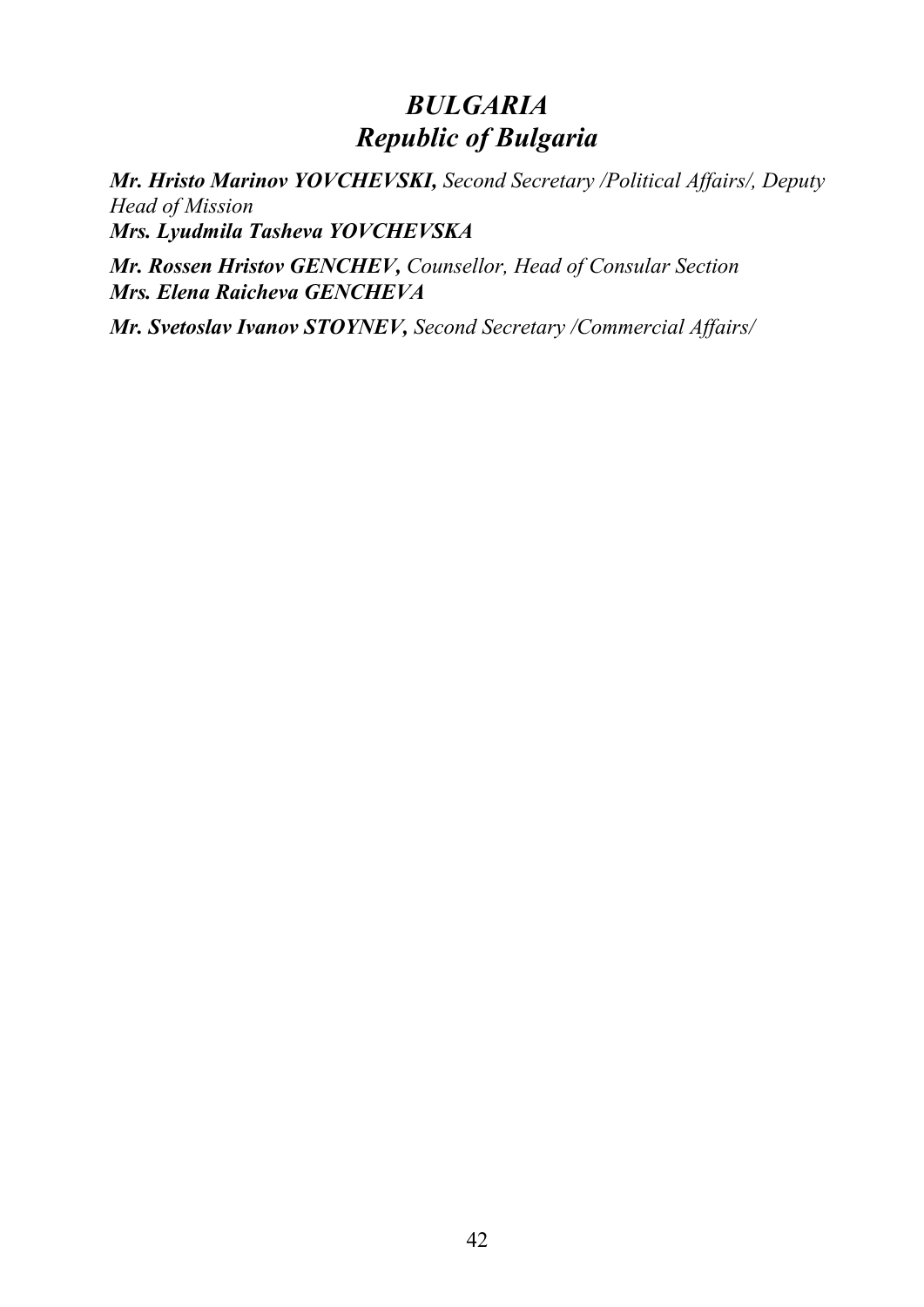## *BULGARIA*
## *Republic of Bulgaria*

***Mr. Hristo Marinov YOVCHEVSKI,*** *Second Secretary /Political Affairs/, Deputy Head of Mission*
***Mrs. Lyudmila Tasheva YOVCHEVSKA***

***Mr. Rossen Hristov GENCHEV,*** *Counsellor, Head of Consular Section*
***Mrs. Elena Raicheva GENCHEVA***

***Mr. Svetoslav Ivanov STOYNEV,*** *Second Secretary /Commercial Affairs/*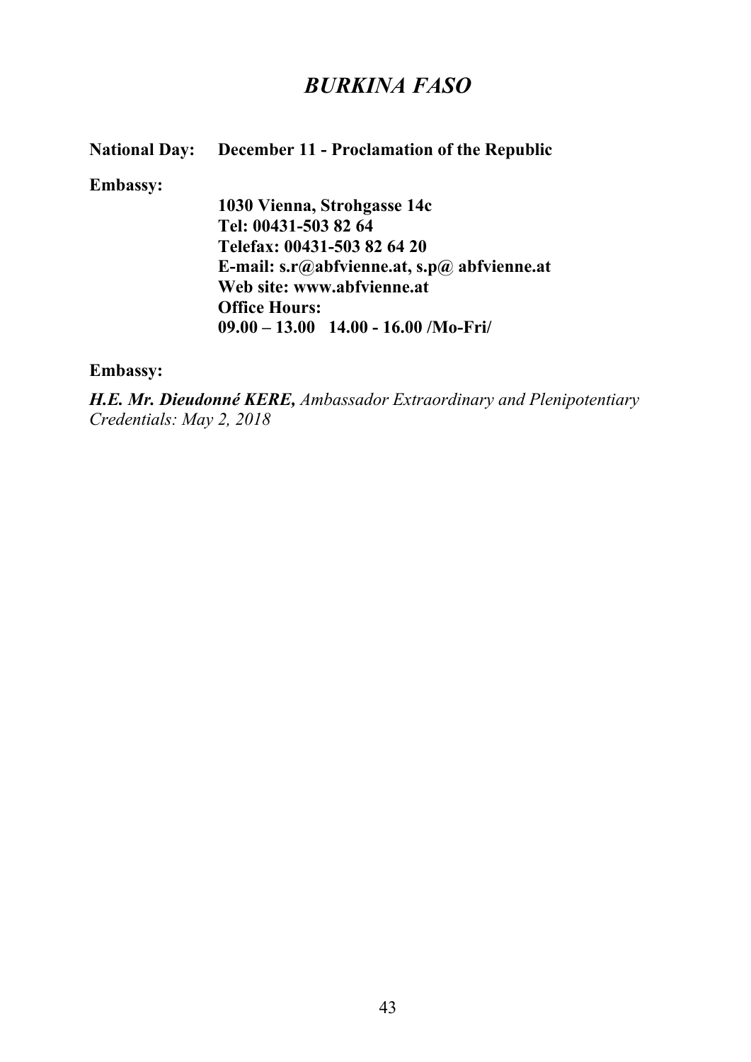# *BURKINA FASO*

**National Day:** **December 11 - Proclamation of the Republic**

**Embassy:**

**1030 Vienna, Strohgasse 14c**
**Tel: 00431-503 82 64**
**Telefax: 00431-503 82 64 20**
**E-mail: s.r@abfvienne.at, s.p@ abfvienne.at**
**Web site: www.abfvienne.at**
**Office Hours:**
**09.00 – 13.00 14.00 - 16.00 /Mo-Fri/**

**Embassy:**

***H.E. Mr. Dieudonné KERE,*** *Ambassador Extraordinary and Plenipotentiary*
*Credentials: May 2, 2018*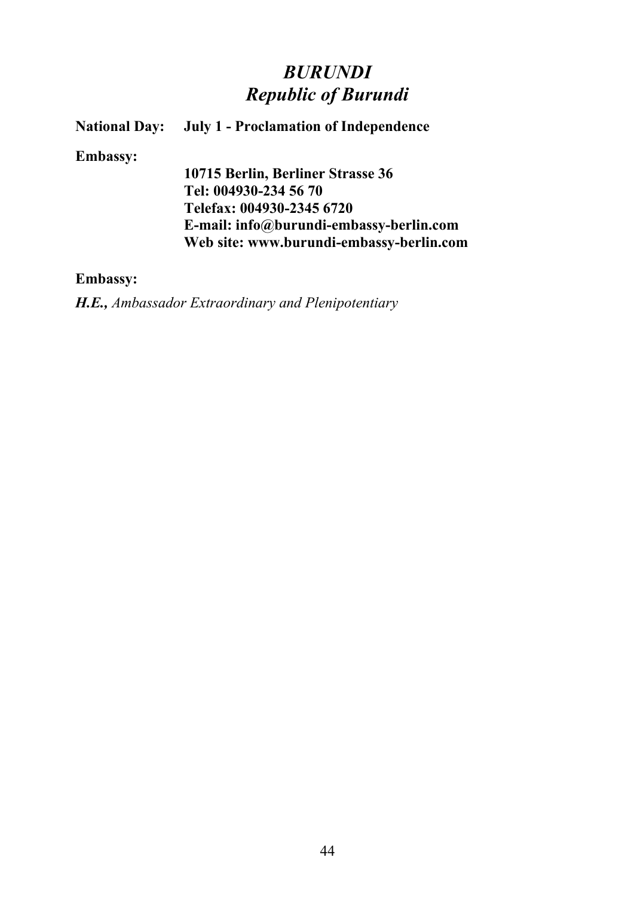# *BURUNDI*
## *Republic of Burundi*

**National Day:** **July 1 - Proclamation of Independence**

**Embassy:**

**10715 Berlin, Berliner Strasse 36**
**Tel: 004930-234 56 70**
**Telefax: 004930-2345 6720**
**E-mail: info@burundi-embassy-berlin.com**
**Web site: www.burundi-embassy-berlin.com**

**Embassy:**

***H.E.,*** *Ambassador Extraordinary and Plenipotentiary*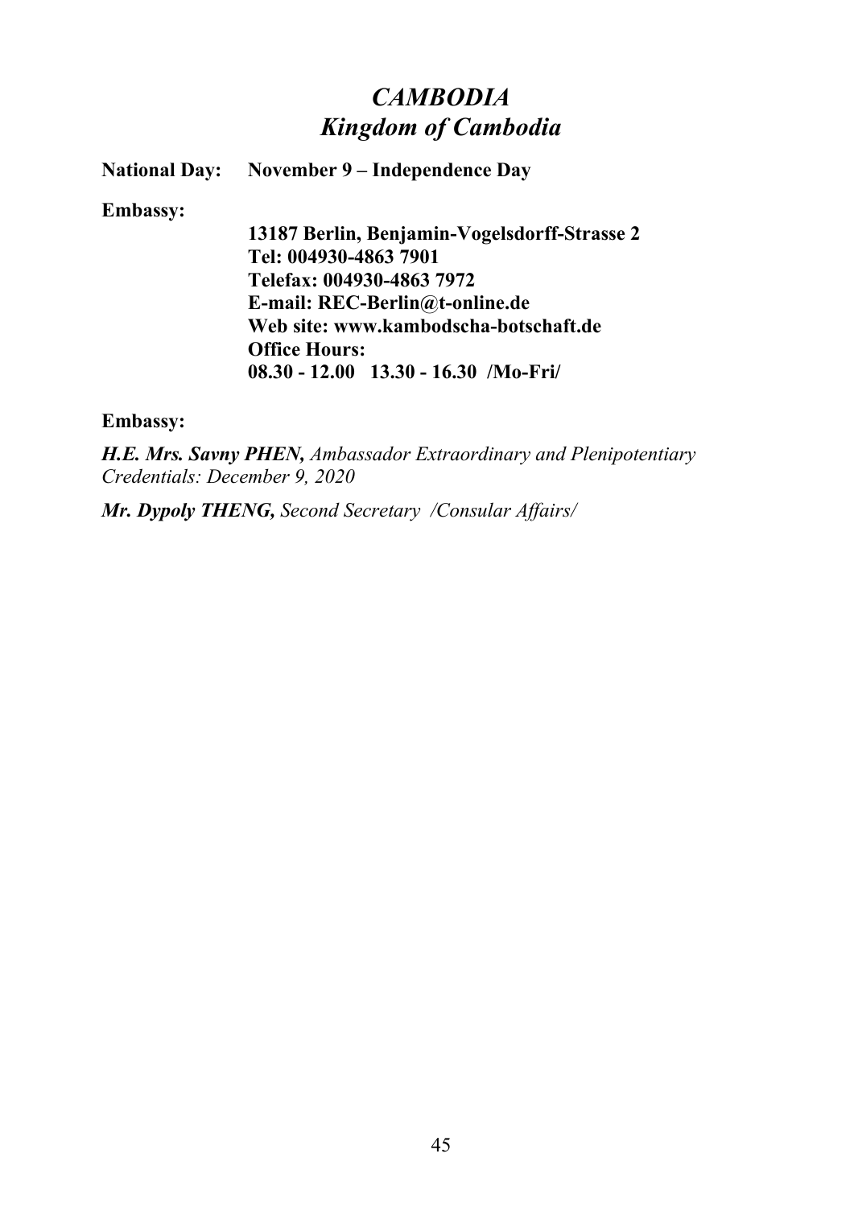# *CAMBODIA*
# *Kingdom of Cambodia*

**National Day:** **November 9 – Independence Day**

**Embassy:**

**13187 Berlin, Benjamin-Vogelsdorff-Strasse 2**
**Tel: 004930-4863 7901**
**Telefax: 004930-4863 7972**
**E-mail: REC-Berlin@t-online.de**
**Web site: www.kambodscha-botschaft.de**
**Office Hours:**
**08.30 - 12.00 13.30 - 16.30 /Mo-Fri/**

**Embassy:**

***H.E. Mrs. Savny PHEN,*** *Ambassador Extraordinary and Plenipotentiary*
*Credentials: December 9, 2020*

***Mr. Dypoly THENG,*** *Second Secretary /Consular Affairs/*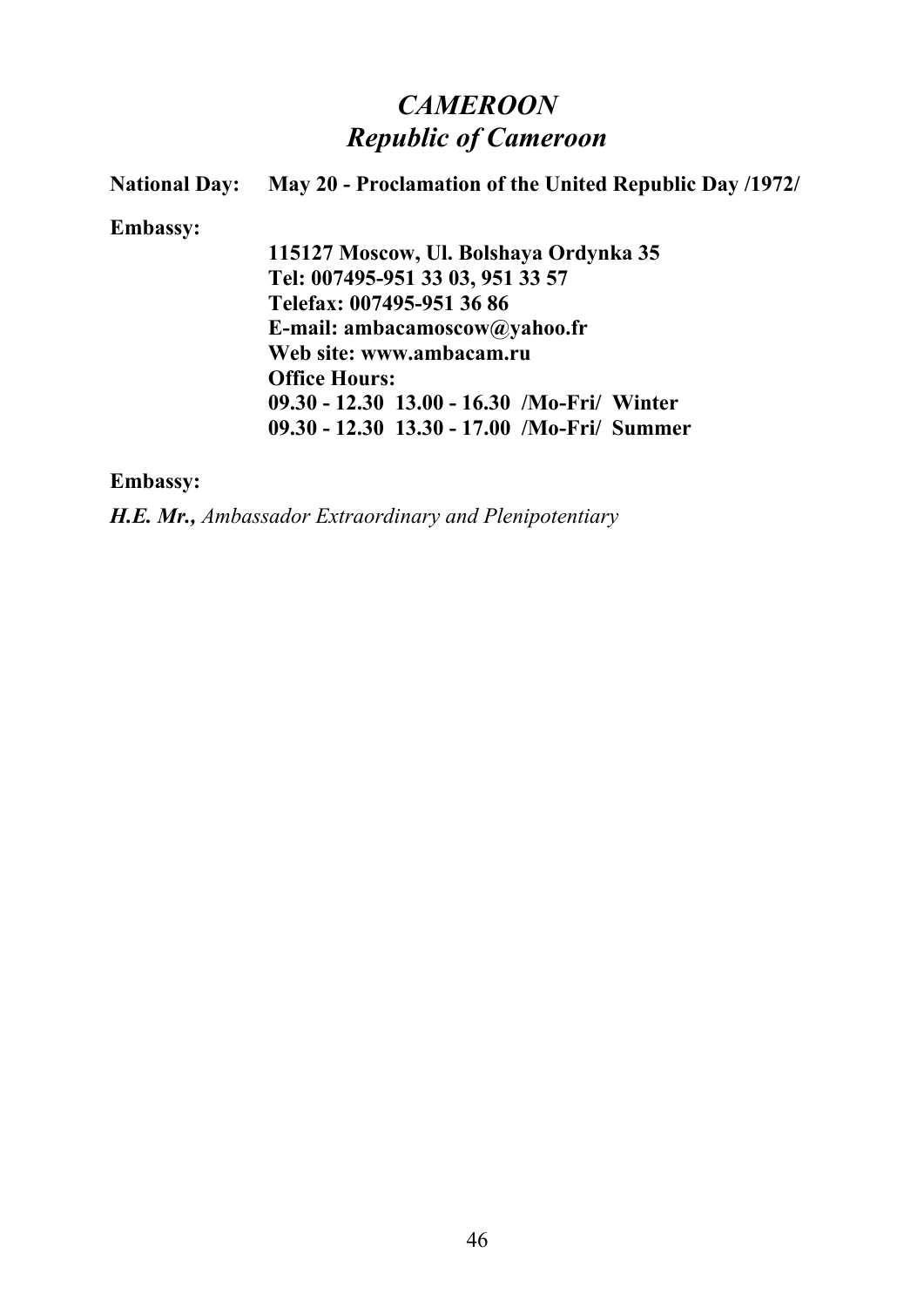# *CAMEROON*
## *Republic of Cameroon*

**National Day:** **May 20 - Proclamation of the United Republic Day /1972/**

**Embassy:**

**115127 Moscow, Ul. Bolshaya Ordynka 35**
**Tel: 007495-951 33 03, 951 33 57**
**Telefax: 007495-951 36 86**
**E-mail: ambacamoscow@yahoo.fr**
**Web site: www.ambacam.ru**
**Office Hours:**
**09.30 - 12.30  13.00 - 16.30  /Mo-Fri/  Winter**
**09.30 - 12.30  13.30 - 17.00  /Mo-Fri/  Summer**

**Embassy:**

***H.E. Mr.,*** *Ambassador Extraordinary and Plenipotentiary*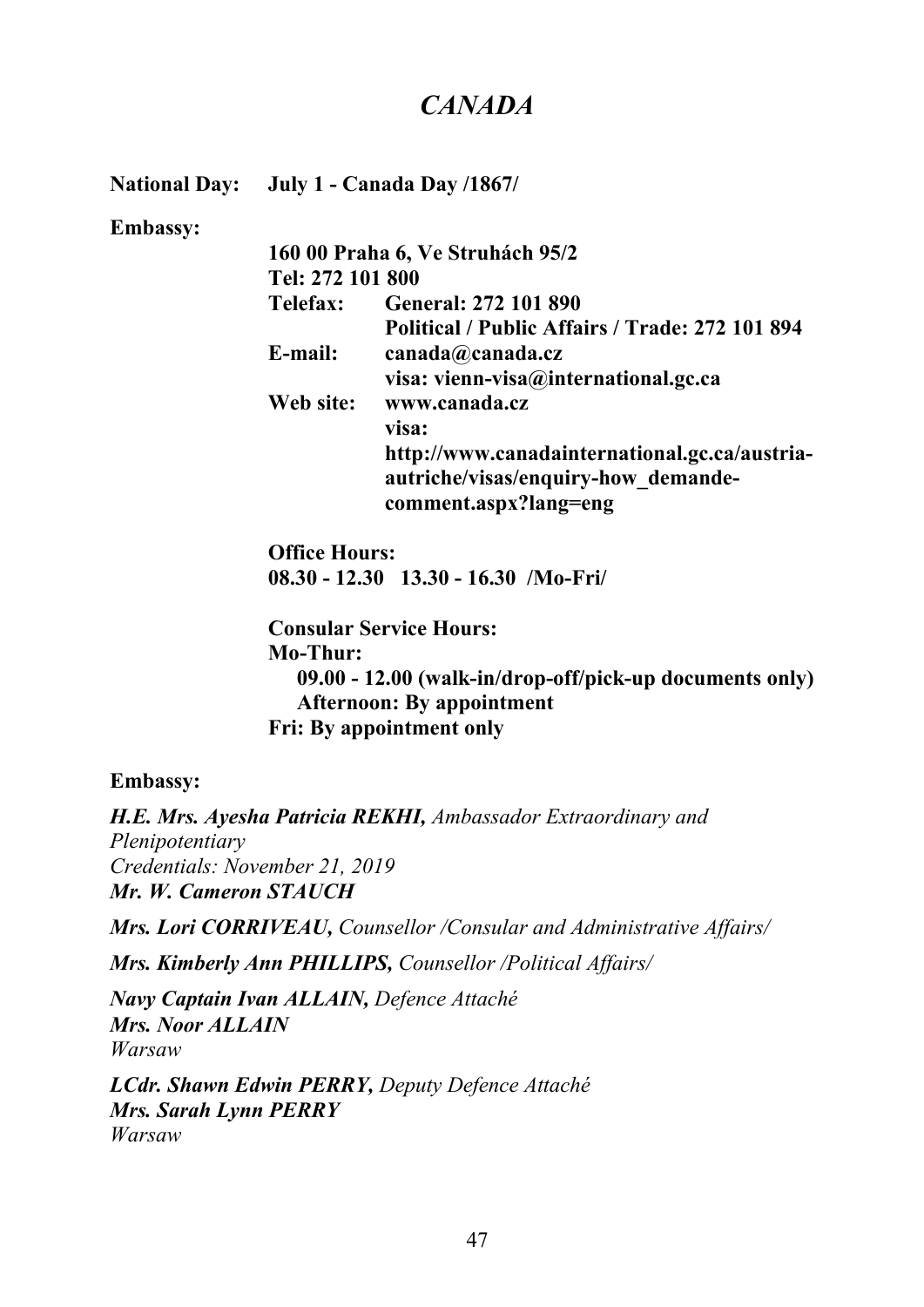# *CANADA*

**National Day:** **July 1 - Canada Day /1867/**

**Embassy:**

**160 00 Praha 6, Ve Struhách 95/2**
**Tel: 272 101 800**
**Telefax:** **General: 272 101 890**
**Political / Public Affairs / Trade: 272 101 894**
**E-mail:** **canada@canada.cz**
**visa: vienn-visa@international.gc.ca**
**Web site:** **www.canada.cz**
**visa:**
**http://www.canadainternational.gc.ca/austria-autriche/visas/enquiry-how_demande-comment.aspx?lang=eng**

**Office Hours:**
**08.30 - 12.30 13.30 - 16.30 /Mo-Fri/**

**Consular Service Hours:**
**Mo-Thur:**
**09.00 - 12.00 (walk-in/drop-off/pick-up documents only)**
**Afternoon: By appointment**
**Fri: By appointment only**

**Embassy:**

***H.E. Mrs. Ayesha Patricia REKHI,*** *Ambassador Extraordinary and Plenipotentiary*
*Credentials: November 21, 2019*
***Mr. W. Cameron STAUCH***

***Mrs. Lori CORRIVEAU,*** *Counsellor /Consular and Administrative Affairs/*

***Mrs. Kimberly Ann PHILLIPS,*** *Counsellor /Political Affairs/*

***Navy Captain Ivan ALLAIN,*** *Defence Attaché*
***Mrs. Noor ALLAIN***
*Warsaw*

***LCdr. Shawn Edwin PERRY,*** *Deputy Defence Attaché*
***Mrs. Sarah Lynn PERRY***
*Warsaw*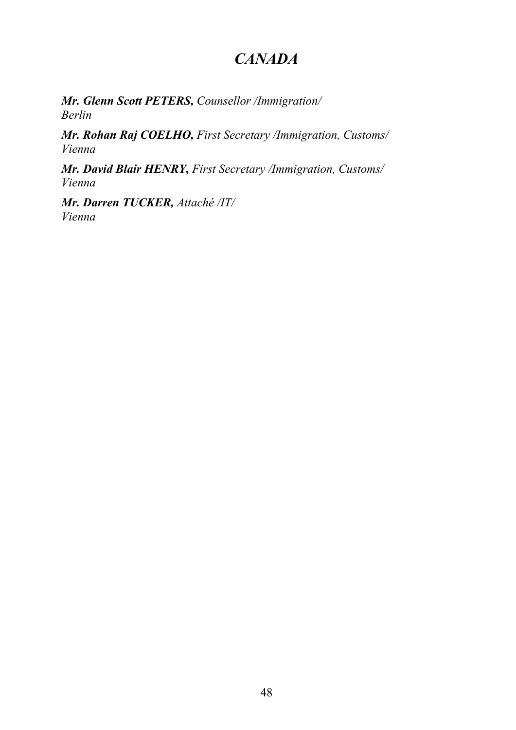# *CANADA*

***Mr. Glenn Scott PETERS,*** *Counsellor /Immigration/*
*Berlin*

***Mr. Rohan Raj COELHO,*** *First Secretary /Immigration, Customs/*
*Vienna*

***Mr. David Blair HENRY,*** *First Secretary /Immigration, Customs/*
*Vienna*

***Mr. Darren TUCKER,*** *Attaché /IT/*
*Vienna*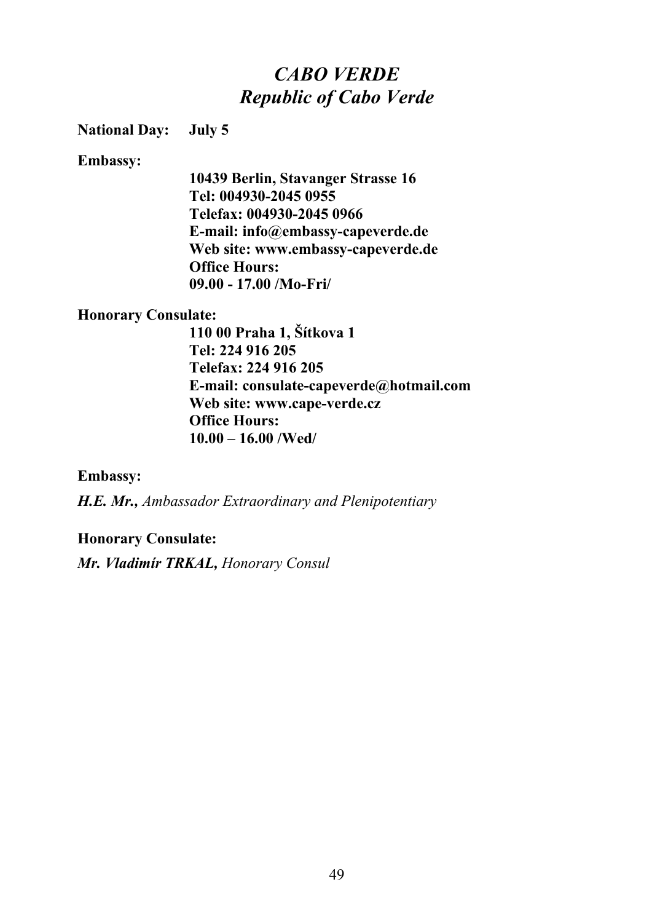# *CABO VERDE*
## *Republic of Cabo Verde*

**National Day:** **July 5**

**Embassy:**

**10439 Berlin, Stavanger Strasse 16**
**Tel: 004930-2045 0955**
**Telefax: 004930-2045 0966**
**E-mail: info@embassy-capeverde.de**
**Web site: www.embassy-capeverde.de**
**Office Hours:**
**09.00 - 17.00 /Mo-Fri/**

**Honorary Consulate:**

**110 00 Praha 1, Šítkova 1**
**Tel: 224 916 205**
**Telefax: 224 916 205**
**E-mail: consulate-capeverde@hotmail.com**
**Web site: www.cape-verde.cz**
**Office Hours:**
**10.00 – 16.00 /Wed/**

**Embassy:**

***H.E. Mr.,*** *Ambassador Extraordinary and Plenipotentiary*

**Honorary Consulate:**

***Mr. Vladimír TRKAL,*** *Honorary Consul*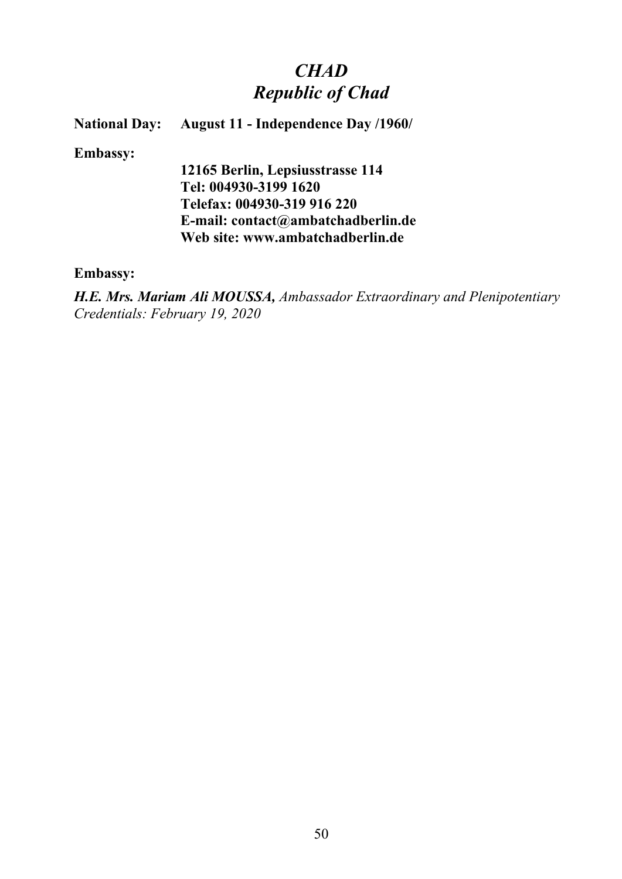# *CHAD*
# *Republic of Chad*

**National Day:** **August 11 - Independence Day /1960/**

**Embassy:**

**12165 Berlin, Lepsiusstrasse 114**
**Tel: 004930-3199 1620**
**Telefax: 004930-319 916 220**
**E-mail: contact@ambatchadberlin.de**
**Web site: www.ambatchadberlin.de**

**Embassy:**

***H.E. Mrs. Mariam Ali MOUSSA,*** *Ambassador Extraordinary and Plenipotentiary*
*Credentials: February 19, 2020*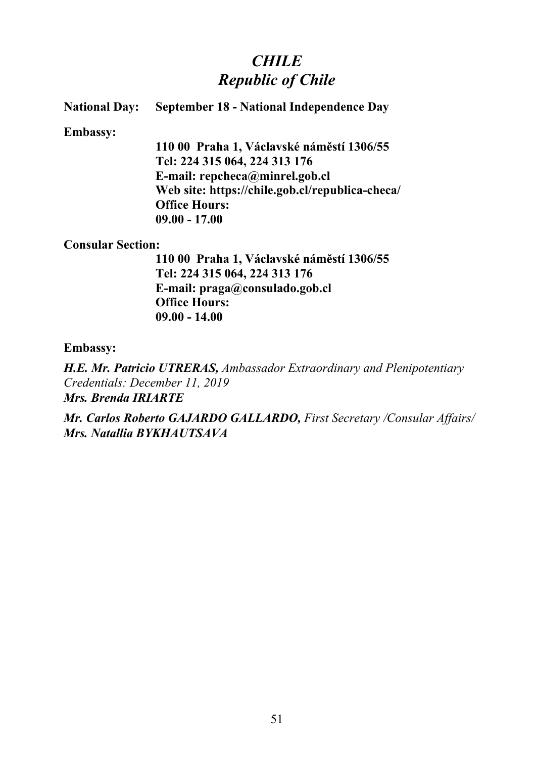# *CHILE*
# *Republic of Chile*

**National Day:** **September 18 - National Independence Day**

**Embassy:**

**110 00 Praha 1, Václavské náměstí 1306/55**
**Tel: 224 315 064, 224 313 176**
**E-mail: repcheca@minrel.gob.cl**
**Web site: https://chile.gob.cl/republica-checa/**
**Office Hours:**
**09.00 - 17.00**

**Consular Section:**

**110 00 Praha 1, Václavské náměstí 1306/55**
**Tel: 224 315 064, 224 313 176**
**E-mail: praga@consulado.gob.cl**
**Office Hours:**
**09.00 - 14.00**

**Embassy:**

***H.E. Mr. Patricio UTRERAS,*** *Ambassador Extraordinary and Plenipotentiary*
*Credentials: December 11, 2019*
***Mrs. Brenda IRIARTE***

***Mr. Carlos Roberto GAJARDO GALLARDO,*** *First Secretary /Consular Affairs/*
***Mrs. Natallia BYKHAUTSAVA***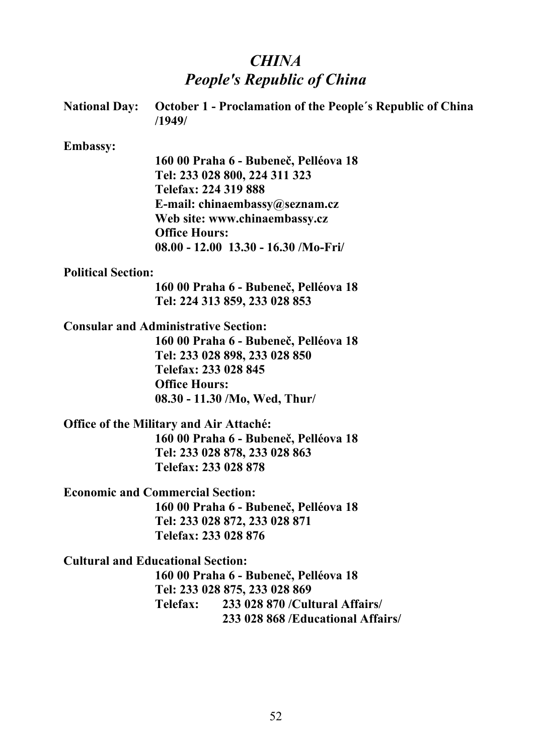# *CHINA*
## *People's Republic of China*

**National Day:** **October 1 - Proclamation of the People´s Republic of China /1949/**

**Embassy:**

**160 00 Praha 6 - Bubeneč, Pelléova 18**
**Tel: 233 028 800, 224 311 323**
**Telefax: 224 319 888**
**E-mail: chinaembassy@seznam.cz**
**Web site: www.chinaembassy.cz**
**Office Hours:**
**08.00 - 12.00 13.30 - 16.30 /Mo-Fri/**

**Political Section:**

**160 00 Praha 6 - Bubeneč, Pelléova 18**
**Tel: 224 313 859, 233 028 853**

**Consular and Administrative Section:**

**160 00 Praha 6 - Bubeneč, Pelléova 18**
**Tel: 233 028 898, 233 028 850**
**Telefax: 233 028 845**
**Office Hours:**
**08.30 - 11.30 /Mo, Wed, Thur/**

**Office of the Military and Air Attaché:**

**160 00 Praha 6 - Bubeneč, Pelléova 18**
**Tel: 233 028 878, 233 028 863**
**Telefax: 233 028 878**

**Economic and Commercial Section:**

**160 00 Praha 6 - Bubeneč, Pelléova 18**
**Tel: 233 028 872, 233 028 871**
**Telefax: 233 028 876**

**Cultural and Educational Section:**

**160 00 Praha 6 - Bubeneč, Pelléova 18**
**Tel: 233 028 875, 233 028 869**
**Telefax: 233 028 870 /Cultural Affairs/**
**233 028 868 /Educational Affairs/**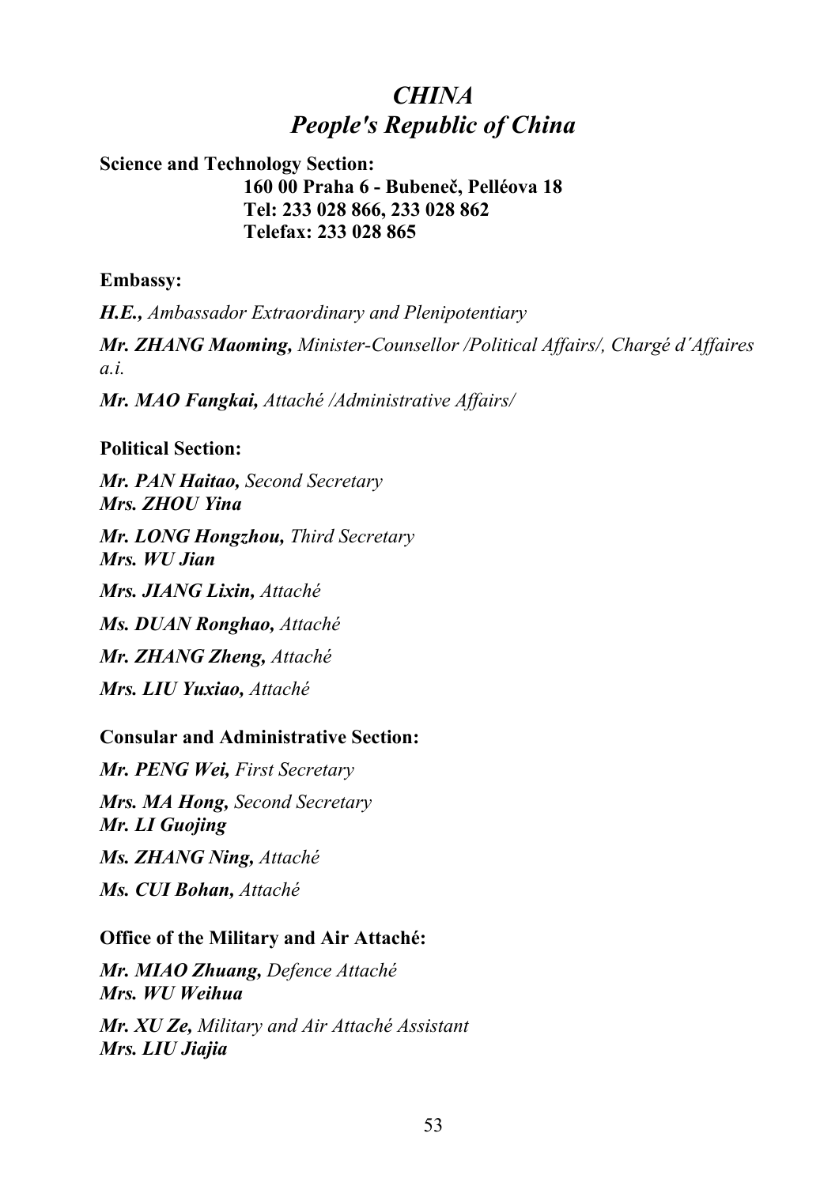# *CHINA*
# *People's Republic of China*

**Science and Technology Section:**
**160 00 Praha 6 - Bubeneč, Pelléova 18**
**Tel: 233 028 866, 233 028 862**
**Telefax: 233 028 865**

**Embassy:**

***H.E.,*** *Ambassador Extraordinary and Plenipotentiary*

***Mr. ZHANG Maoming,*** *Minister-Counsellor /Political Affairs/, Chargé d´Affaires a.i.*

***Mr. MAO Fangkai,*** *Attaché /Administrative Affairs/*

**Political Section:**

***Mr. PAN Haitao,*** *Second Secretary*
***Mrs. ZHOU Yina***

***Mr. LONG Hongzhou,*** *Third Secretary*
***Mrs. WU Jian***

***Mrs. JIANG Lixin,*** *Attaché*

***Ms. DUAN Ronghao,*** *Attaché*

***Mr. ZHANG Zheng,*** *Attaché*

***Mrs. LIU Yuxiao,*** *Attaché*

**Consular and Administrative Section:**

***Mr. PENG Wei,*** *First Secretary*

***Mrs. MA Hong,*** *Second Secretary*
***Mr. LI Guojing***

***Ms. ZHANG Ning,*** *Attaché*

***Ms. CUI Bohan,*** *Attaché*

**Office of the Military and Air Attaché:**

***Mr. MIAO Zhuang,*** *Defence Attaché*
***Mrs. WU Weihua***

***Mr. XU Ze,*** *Military and Air Attaché Assistant*
***Mrs. LIU Jiajia***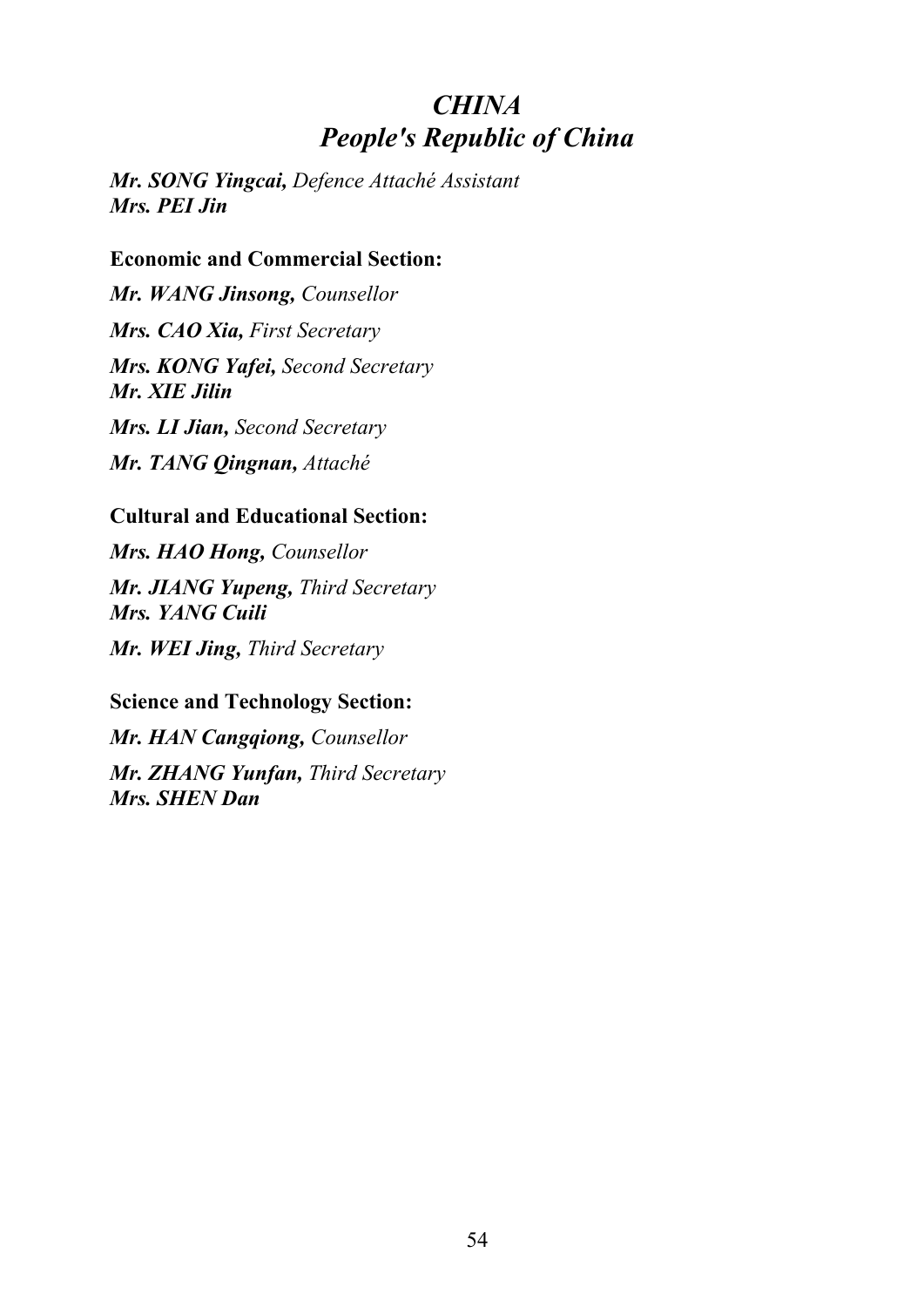## *CHINA*
## *People's Republic of China*

***Mr. SONG Yingcai,*** *Defence Attaché Assistant*
***Mrs. PEI Jin***

**Economic and Commercial Section:**

***Mr. WANG Jinsong,*** *Counsellor*

***Mrs. CAO Xia,*** *First Secretary*

***Mrs. KONG Yafei,*** *Second Secretary*
***Mr. XIE Jilin***

***Mrs. LI Jian,*** *Second Secretary*

***Mr. TANG Qingnan,*** *Attaché*

**Cultural and Educational Section:**

***Mrs. HAO Hong,*** *Counsellor*

***Mr. JIANG Yupeng,*** *Third Secretary*
***Mrs. YANG Cuili***

***Mr. WEI Jing,*** *Third Secretary*

**Science and Technology Section:**

***Mr. HAN Cangqiong,*** *Counsellor*

***Mr. ZHANG Yunfan,*** *Third Secretary*
***Mrs. SHEN Dan***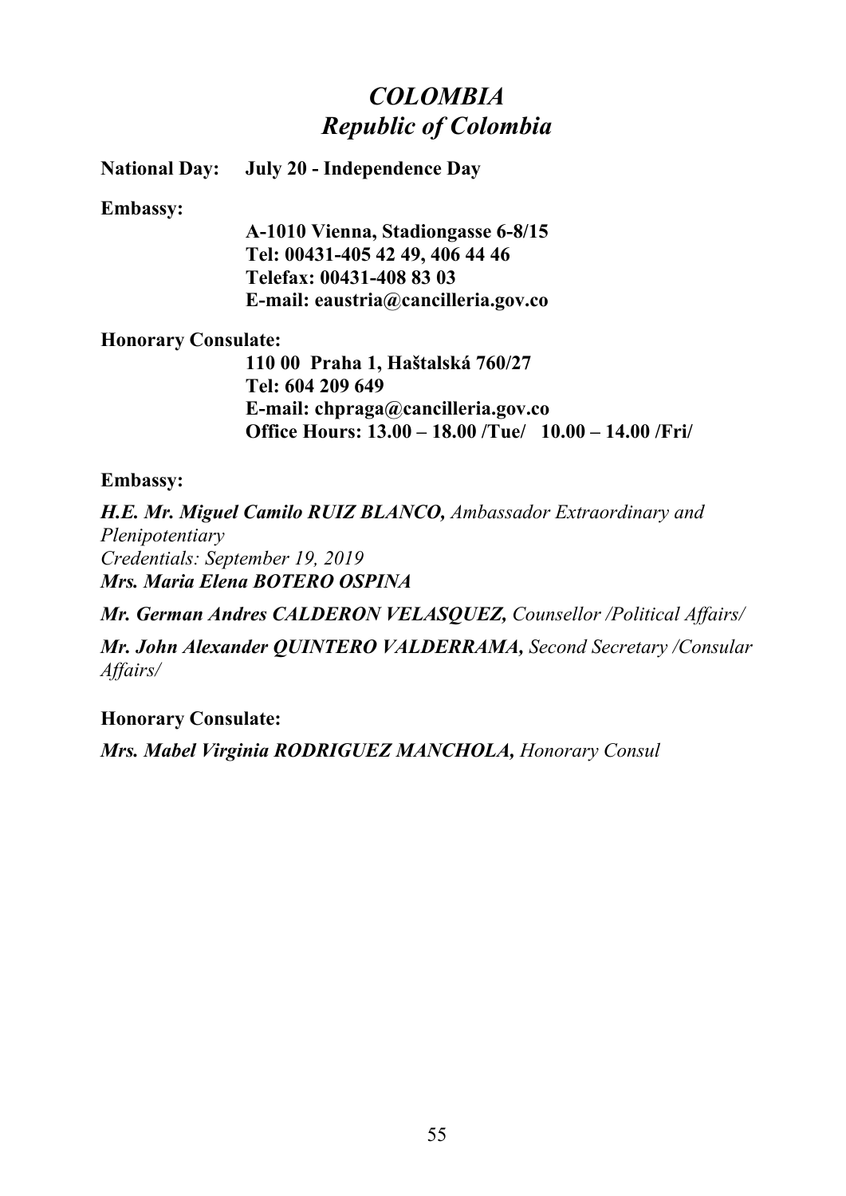# *COLOMBIA*
# *Republic of Colombia*

**National Day:** **July 20 - Independence Day**

**Embassy:**

**A-1010 Vienna, Stadiongasse 6-8/15**
**Tel: 00431-405 42 49, 406 44 46**
**Telefax: 00431-408 83 03**
**E-mail: eaustria@cancilleria.gov.co**

**Honorary Consulate:**

**110 00 Praha 1, Haštalská 760/27**
**Tel: 604 209 649**
**E-mail: chpraga@cancilleria.gov.co**
**Office Hours: 13.00 – 18.00 /Tue/ 10.00 – 14.00 /Fri/**

**Embassy:**

***H.E. Mr. Miguel Camilo RUIZ BLANCO,*** *Ambassador Extraordinary and Plenipotentiary*
*Credentials: September 19, 2019*
***Mrs. Maria Elena BOTERO OSPINA***

***Mr. German Andres CALDERON VELASQUEZ,*** *Counsellor /Political Affairs/*

***Mr. John Alexander QUINTERO VALDERRAMA,*** *Second Secretary /Consular Affairs/*

**Honorary Consulate:**

***Mrs. Mabel Virginia RODRIGUEZ MANCHOLA,*** *Honorary Consul*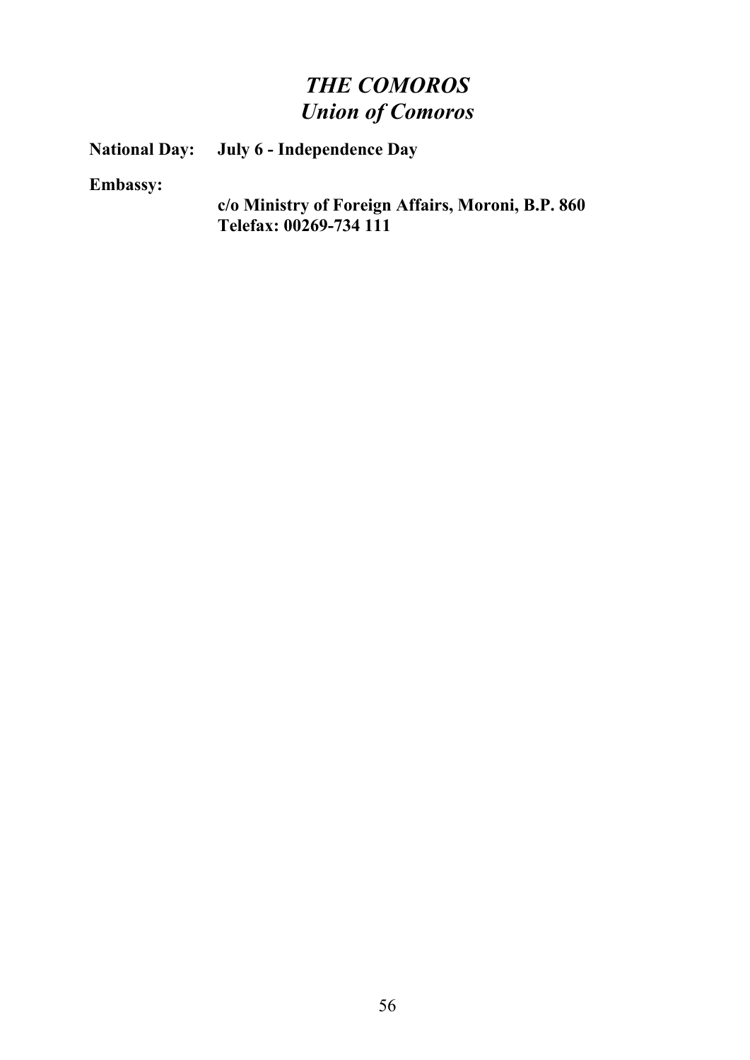# *THE COMOROS*
## *Union of Comoros*

**National Day:** **July 6 - Independence Day**

**Embassy:**

**c/o Ministry of Foreign Affairs, Moroni, B.P. 860**
**Telefax: 00269-734 111**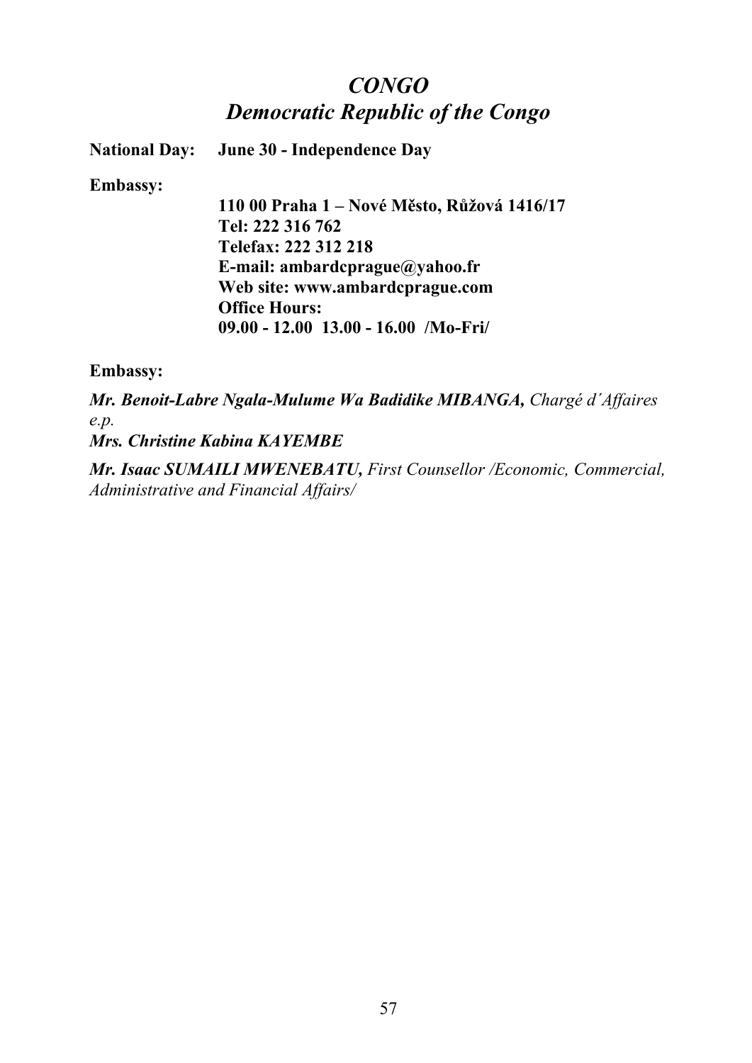# *CONGO*
# *Democratic Republic of the Congo*

**National Day:** **June 30 - Independence Day**

**Embassy:**

**110 00 Praha 1 – Nové Město, Růžová 1416/17**
**Tel: 222 316 762**
**Telefax: 222 312 218**
**E-mail: ambardcprague@yahoo.fr**
**Web site: www.ambardcprague.com**
**Office Hours:**
**09.00 - 12.00 13.00 - 16.00 /Mo-Fri/**

**Embassy:**

***Mr. Benoit-Labre Ngala-Mulume Wa Badidike MIBANGA,*** *Chargé d´Affaires e.p.*
***Mrs. Christine Kabina KAYEMBE***

***Mr. Isaac SUMAILI MWENEBATU,*** *First Counsellor /Economic, Commercial, Administrative and Financial Affairs/*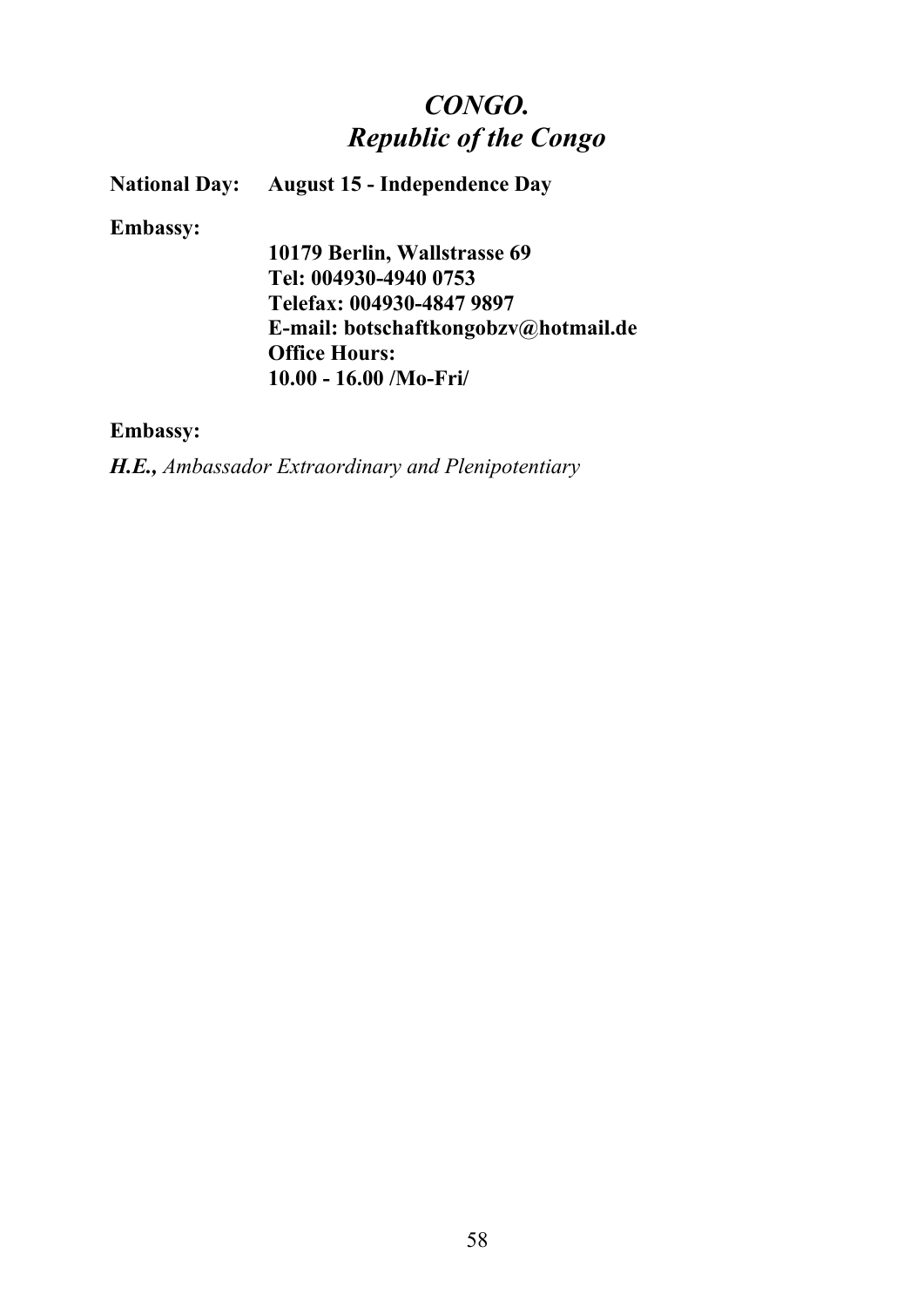# *CONGO.*
# *Republic of the Congo*

**National Day:** **August 15 - Independence Day**

**Embassy:**

**10179 Berlin, Wallstrasse 69**
**Tel: 004930-4940 0753**
**Telefax: 004930-4847 9897**
**E-mail: botschaftkongobzv@hotmail.de**
**Office Hours:**
**10.00 - 16.00 /Mo-Fri/**

**Embassy:**

***H.E.,*** *Ambassador Extraordinary and Plenipotentiary*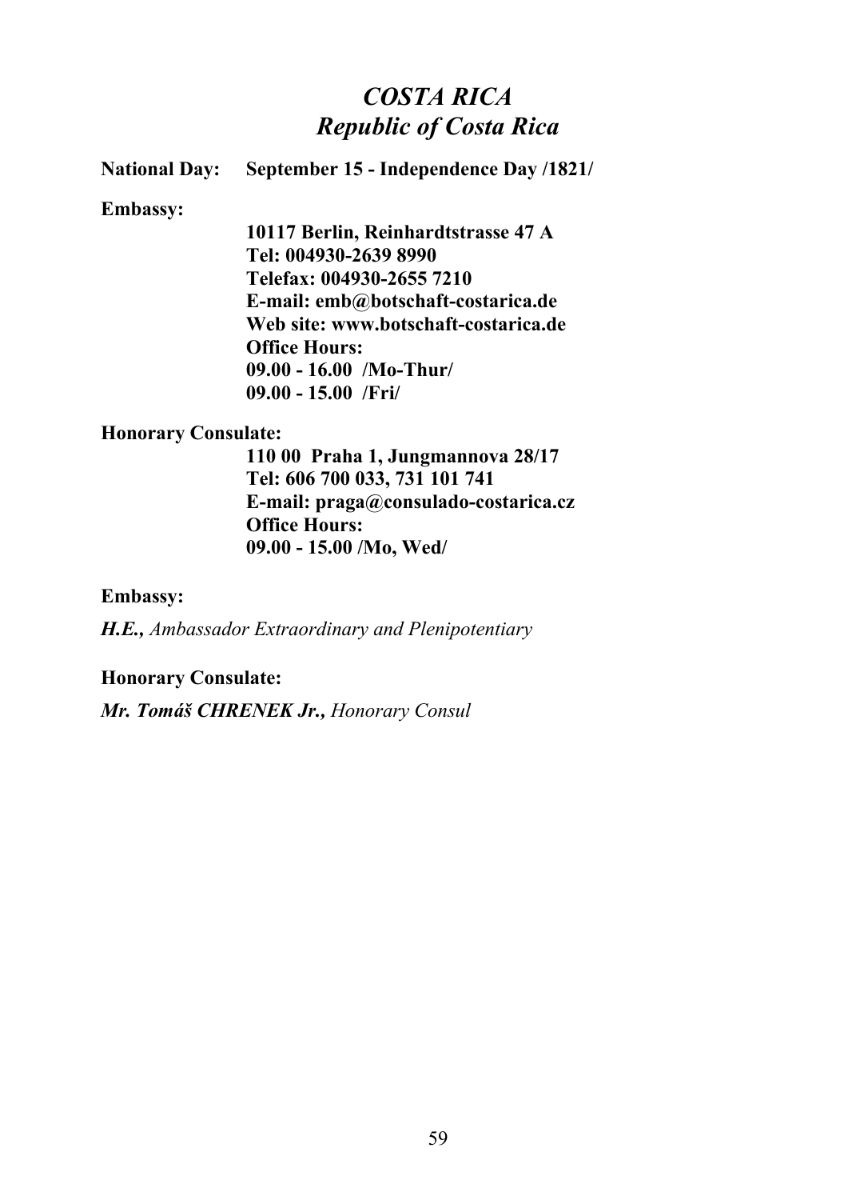# *COSTA RICA*
## *Republic of Costa Rica*

**National Day:** **September 15 - Independence Day /1821/**

**Embassy:**

**10117 Berlin, Reinhardtstrasse 47 A**
**Tel: 004930-2639 8990**
**Telefax: 004930-2655 7210**
**E-mail: emb@botschaft-costarica.de**
**Web site: www.botschaft-costarica.de**
**Office Hours:**
**09.00 - 16.00 /Mo-Thur/**
**09.00 - 15.00 /Fri/**

**Honorary Consulate:**

**110 00 Praha 1, Jungmannova 28/17**
**Tel: 606 700 033, 731 101 741**
**E-mail: praga@consulado-costarica.cz**
**Office Hours:**
**09.00 - 15.00 /Mo, Wed/**

**Embassy:**

***H.E.,*** *Ambassador Extraordinary and Plenipotentiary*

**Honorary Consulate:**

***Mr. Tomáš CHRENEK Jr.,*** *Honorary Consul*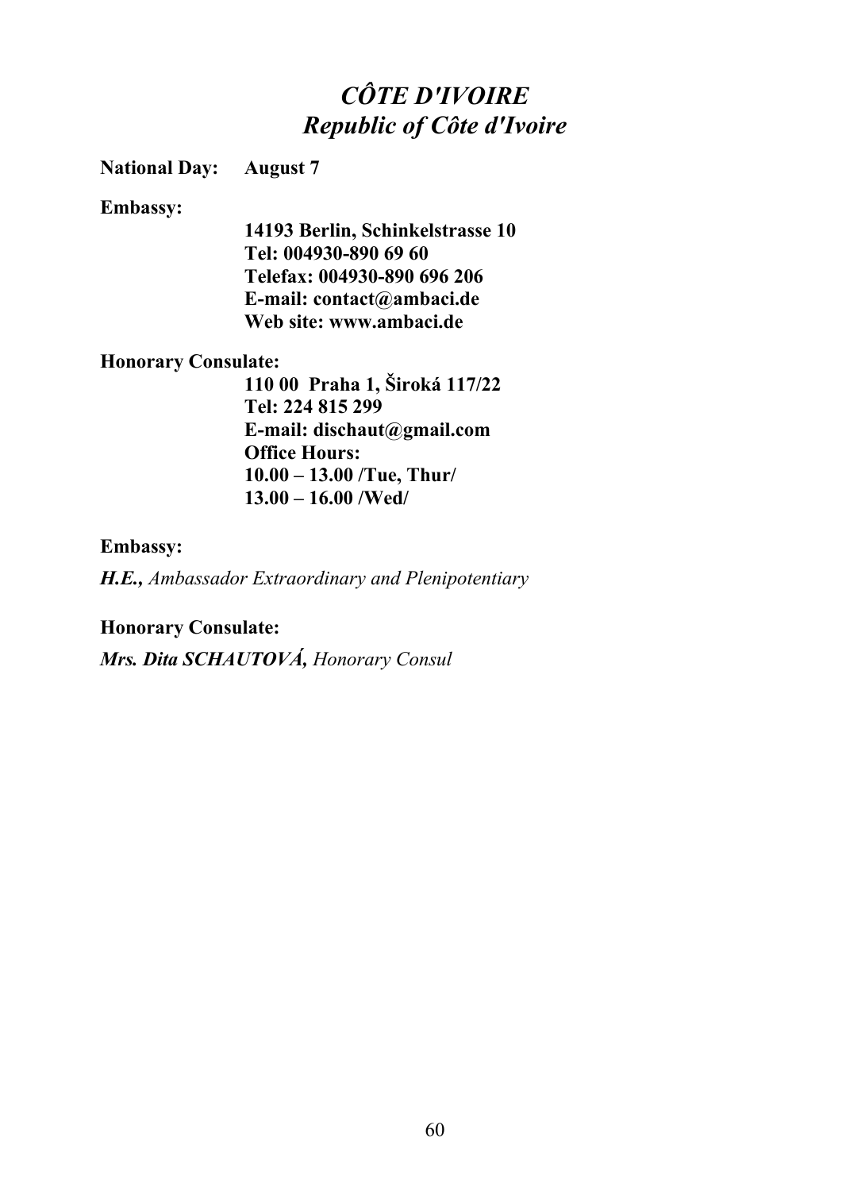# *CÔTE D'IVOIRE*
# *Republic of Côte d'Ivoire*

**National Day:** **August 7**

**Embassy:**

**14193 Berlin, Schinkelstrasse 10**
**Tel: 004930-890 69 60**
**Telefax: 004930-890 696 206**
**E-mail: contact@ambaci.de**
**Web site: www.ambaci.de**

**Honorary Consulate:**

**110 00 Praha 1, Široká 117/22**
**Tel: 224 815 299**
**E-mail: dischaut@gmail.com**
**Office Hours:**
**10.00 – 13.00 /Tue, Thur/**
**13.00 – 16.00 /Wed/**

**Embassy:**

***H.E.,*** *Ambassador Extraordinary and Plenipotentiary*

**Honorary Consulate:**

***Mrs. Dita SCHAUTOVÁ,*** *Honorary Consul*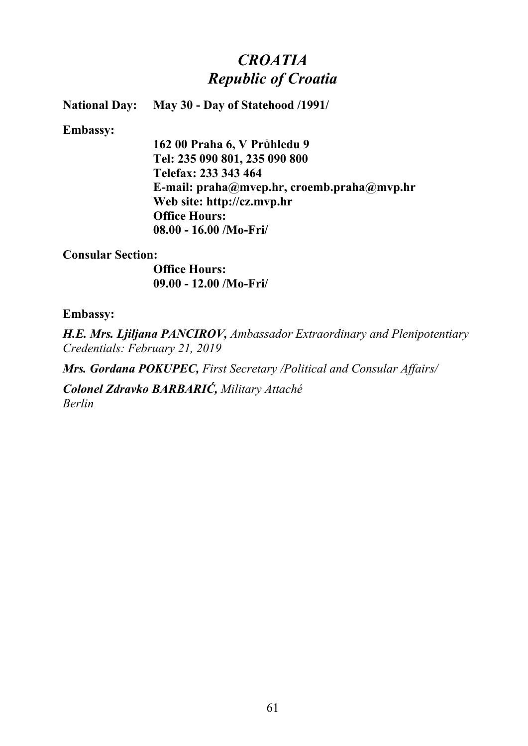# *CROATIA*
## *Republic of Croatia*

**National Day:** **May 30 - Day of Statehood /1991/**

**Embassy:**

**162 00 Praha 6, V Průhledu 9**
**Tel: 235 090 801, 235 090 800**
**Telefax: 233 343 464**
**E-mail: praha@mvep.hr, croemb.praha@mvp.hr**
**Web site: http://cz.mvp.hr**
**Office Hours:**
**08.00 - 16.00 /Mo-Fri/**

**Consular Section:**

**Office Hours:**
**09.00 - 12.00 /Mo-Fri/**

**Embassy:**

***H.E. Mrs. Ljiljana PANCIROV,*** *Ambassador Extraordinary and Plenipotentiary*
*Credentials: February 21, 2019*

***Mrs. Gordana POKUPEC,*** *First Secretary /Political and Consular Affairs/*

***Colonel Zdravko BARBARIĆ,*** *Military Attaché*
*Berlin*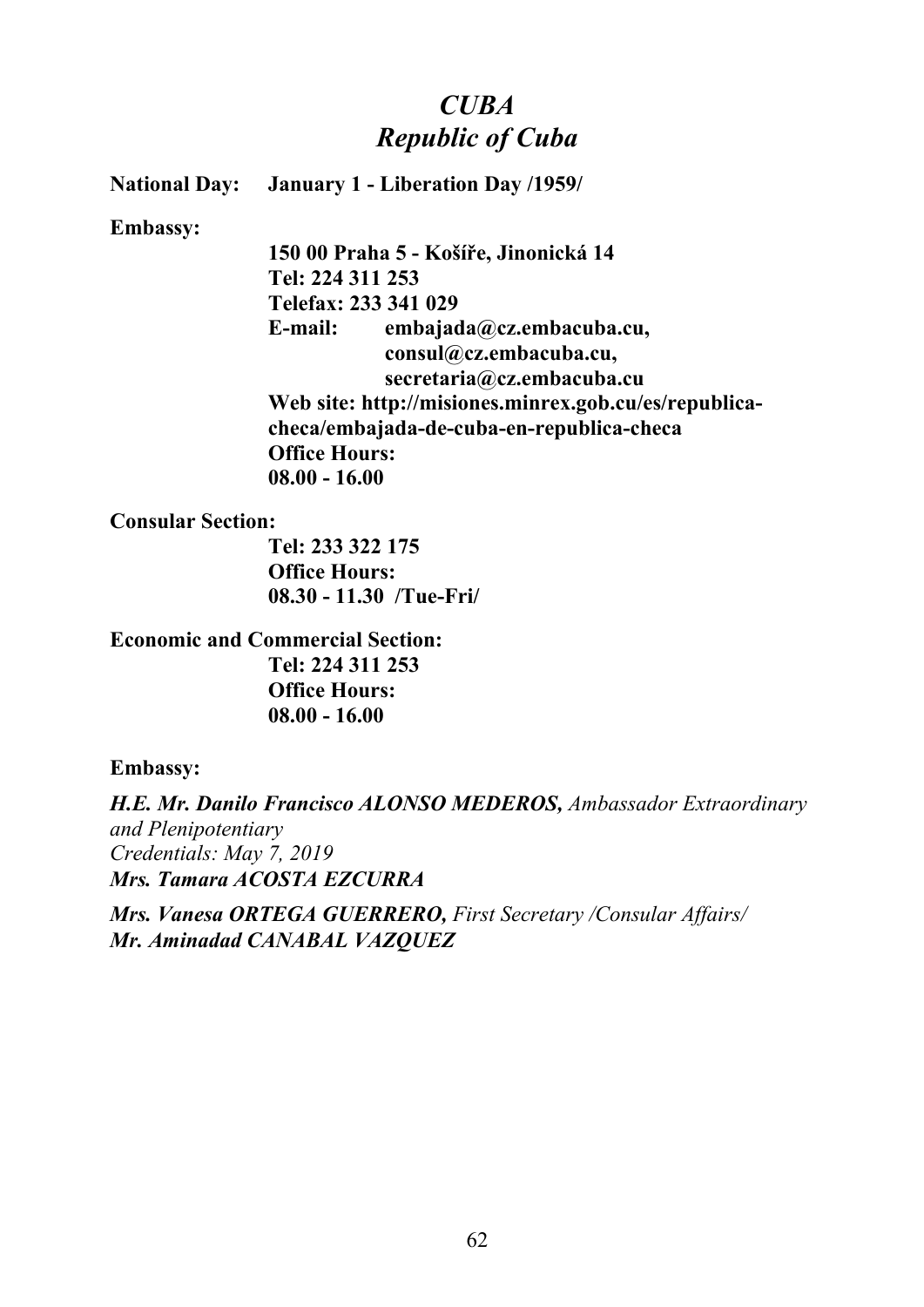# *CUBA*
# *Republic of Cuba*

**National Day:** **January 1 - Liberation Day /1959/**

**Embassy:**

**150 00 Praha 5 - Košíře, Jinonická 14**
**Tel: 224 311 253**
**Telefax: 233 341 029**
**E-mail: embajada@cz.embacuba.cu,**
**consul@cz.embacuba.cu,**
**secretaria@cz.embacuba.cu**
**Web site: http://misiones.minrex.gob.cu/es/republica-checa/embajada-de-cuba-en-republica-checa**
**Office Hours:**
**08.00 - 16.00**

**Consular Section:**

**Tel: 233 322 175**
**Office Hours:**
**08.30 - 11.30 /Tue-Fri/**

**Economic and Commercial Section:**

**Tel: 224 311 253**
**Office Hours:**
**08.00 - 16.00**

**Embassy:**

***H.E. Mr. Danilo Francisco ALONSO MEDEROS,*** *Ambassador Extraordinary and Plenipotentiary*
*Credentials: May 7, 2019*
***Mrs. Tamara ACOSTA EZCURRA***

***Mrs. Vanesa ORTEGA GUERRERO,*** *First Secretary /Consular Affairs/*
***Mr. Aminadad CANABAL VAZQUEZ***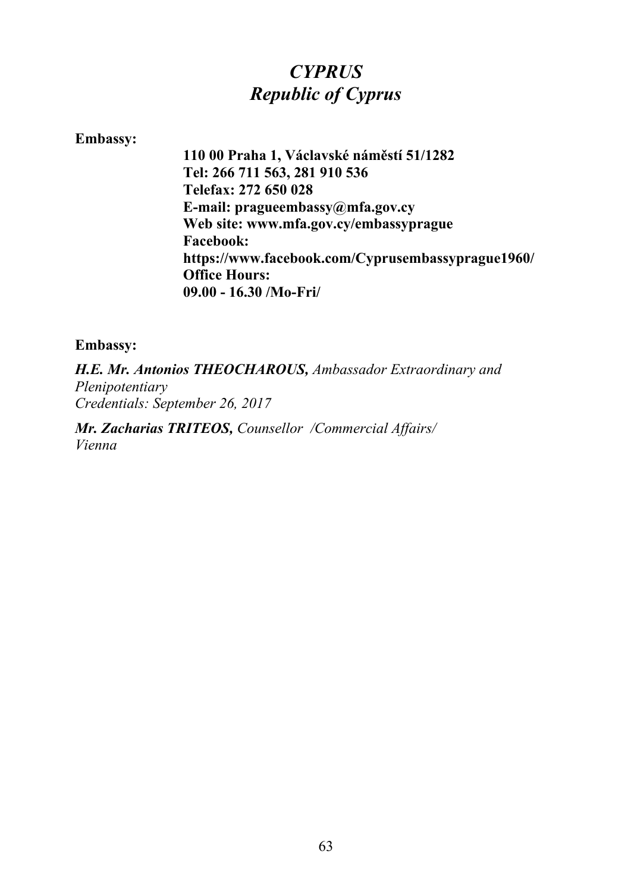# *CYPRUS*
# *Republic of Cyprus*

**Embassy:**

**110 00 Praha 1, Václavské náměstí 51/1282**
**Tel: 266 711 563, 281 910 536**
**Telefax: 272 650 028**
**E-mail: pragueembassy@mfa.gov.cy**
**Web site: www.mfa.gov.cy/embassyprague**
**Facebook:**
**https://www.facebook.com/Cyprusembassyprague1960/**
**Office Hours:**
**09.00 - 16.30 /Mo-Fri/**

**Embassy:**

***H.E. Mr. Antonios THEOCHAROUS,*** *Ambassador Extraordinary and Plenipotentiary*
*Credentials: September 26, 2017*

***Mr. Zacharias TRITEOS,*** *Counsellor /Commercial Affairs/*
*Vienna*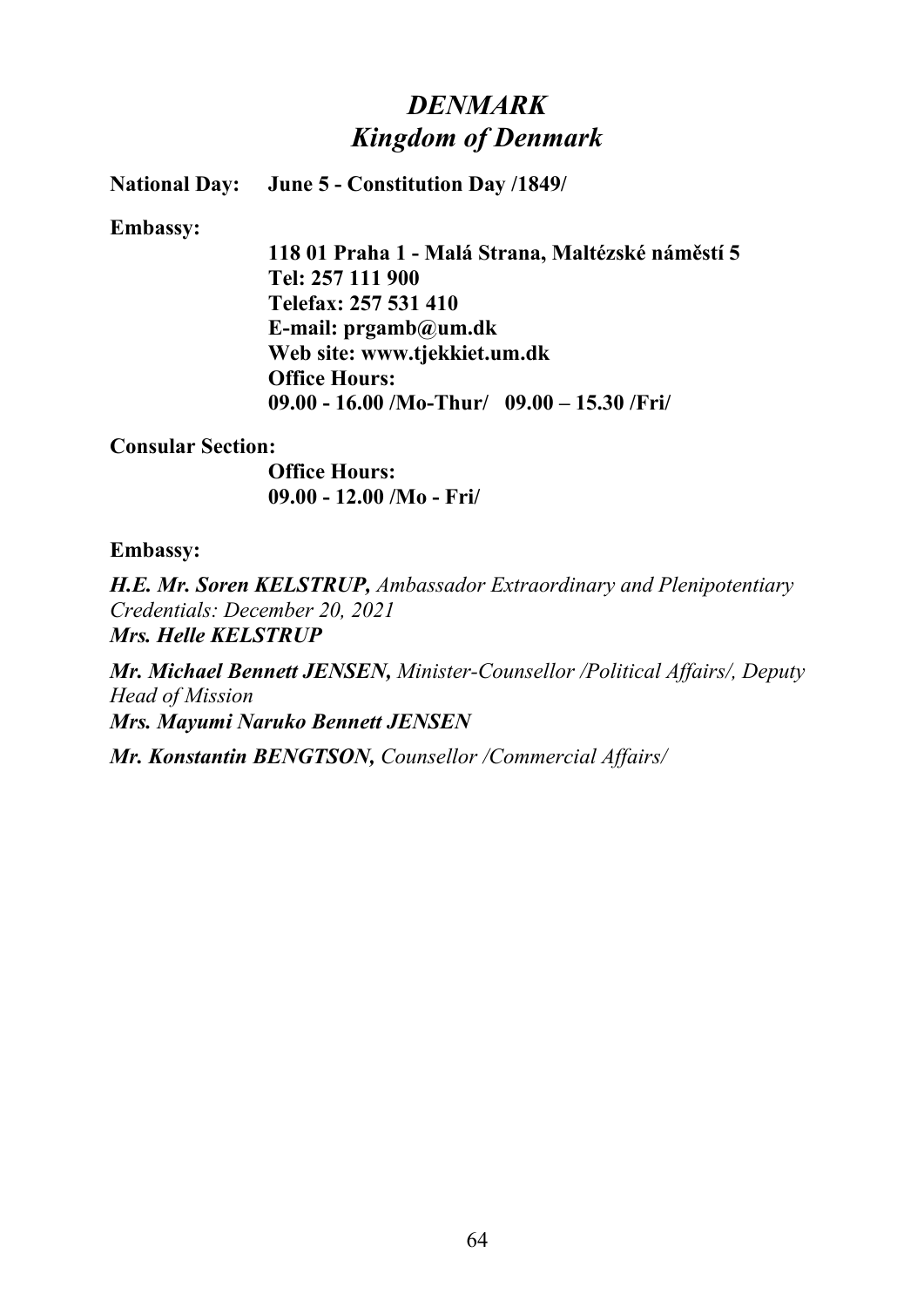# *DENMARK*
# *Kingdom of Denmark*

**National Day:** **June 5 - Constitution Day /1849/**

**Embassy:**

**118 01 Praha 1 - Malá Strana, Maltézské náměstí 5**
**Tel: 257 111 900**
**Telefax: 257 531 410**
**E-mail: prgamb@um.dk**
**Web site: www.tjekkiet.um.dk**
**Office Hours:**
**09.00 - 16.00 /Mo-Thur/ 09.00 – 15.30 /Fri/**

**Consular Section:**

**Office Hours:**
**09.00 - 12.00 /Mo - Fri/**

**Embassy:**

***H.E. Mr. Soren KELSTRUP,*** *Ambassador Extraordinary and Plenipotentiary*
*Credentials: December 20, 2021*
***Mrs. Helle KELSTRUP***

***Mr. Michael Bennett JENSEN,*** *Minister-Counsellor /Political Affairs/, Deputy Head of Mission*
***Mrs. Mayumi Naruko Bennett JENSEN***

***Mr. Konstantin BENGTSON,*** *Counsellor /Commercial Affairs/*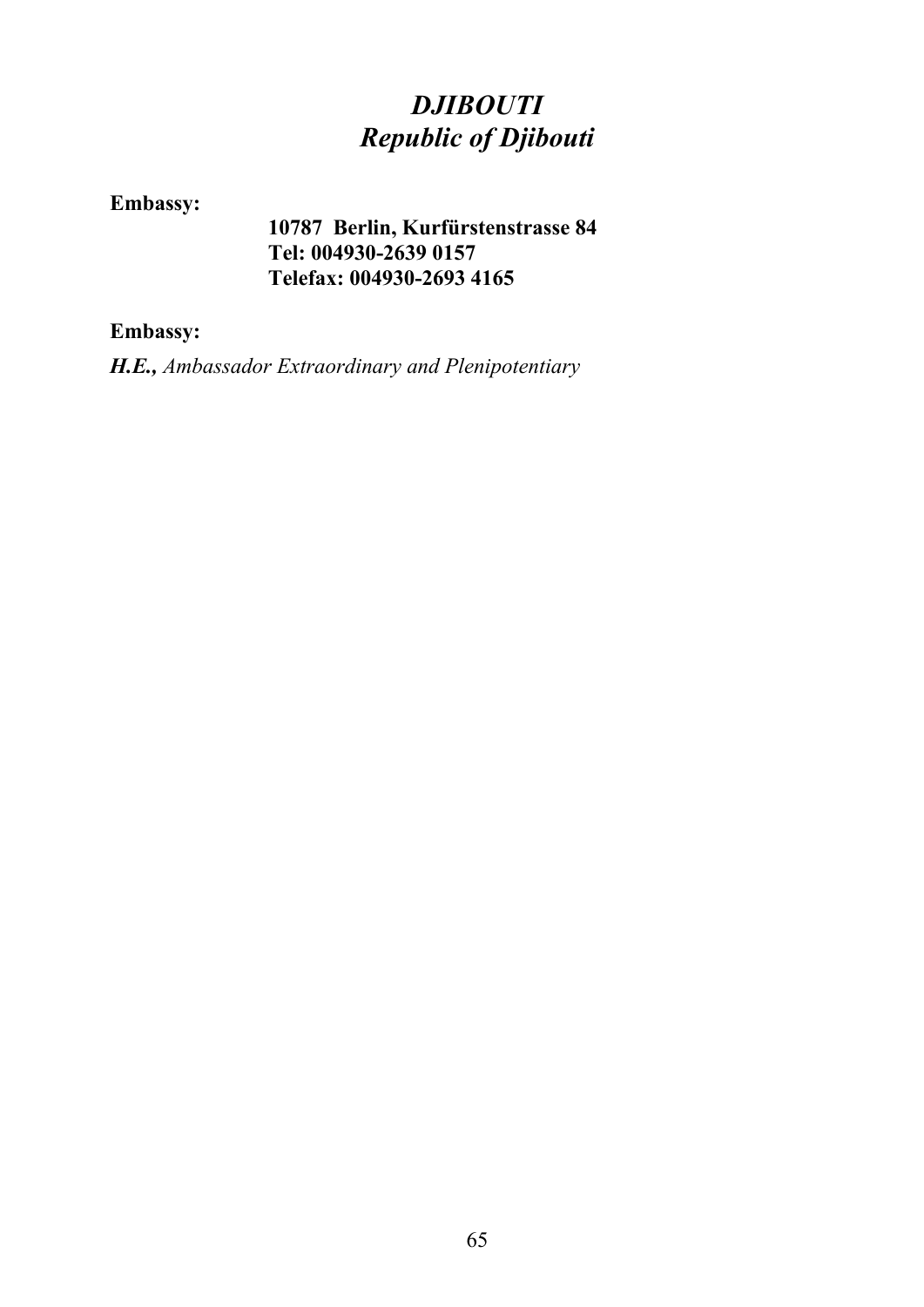# *DJIBOUTI*
## *Republic of Djibouti*

**Embassy:**

**10787 Berlin, Kurfürstenstrasse 84**
**Tel: 004930-2639 0157**
**Telefax: 004930-2693 4165**

**Embassy:**

***H.E.,*** *Ambassador Extraordinary and Plenipotentiary*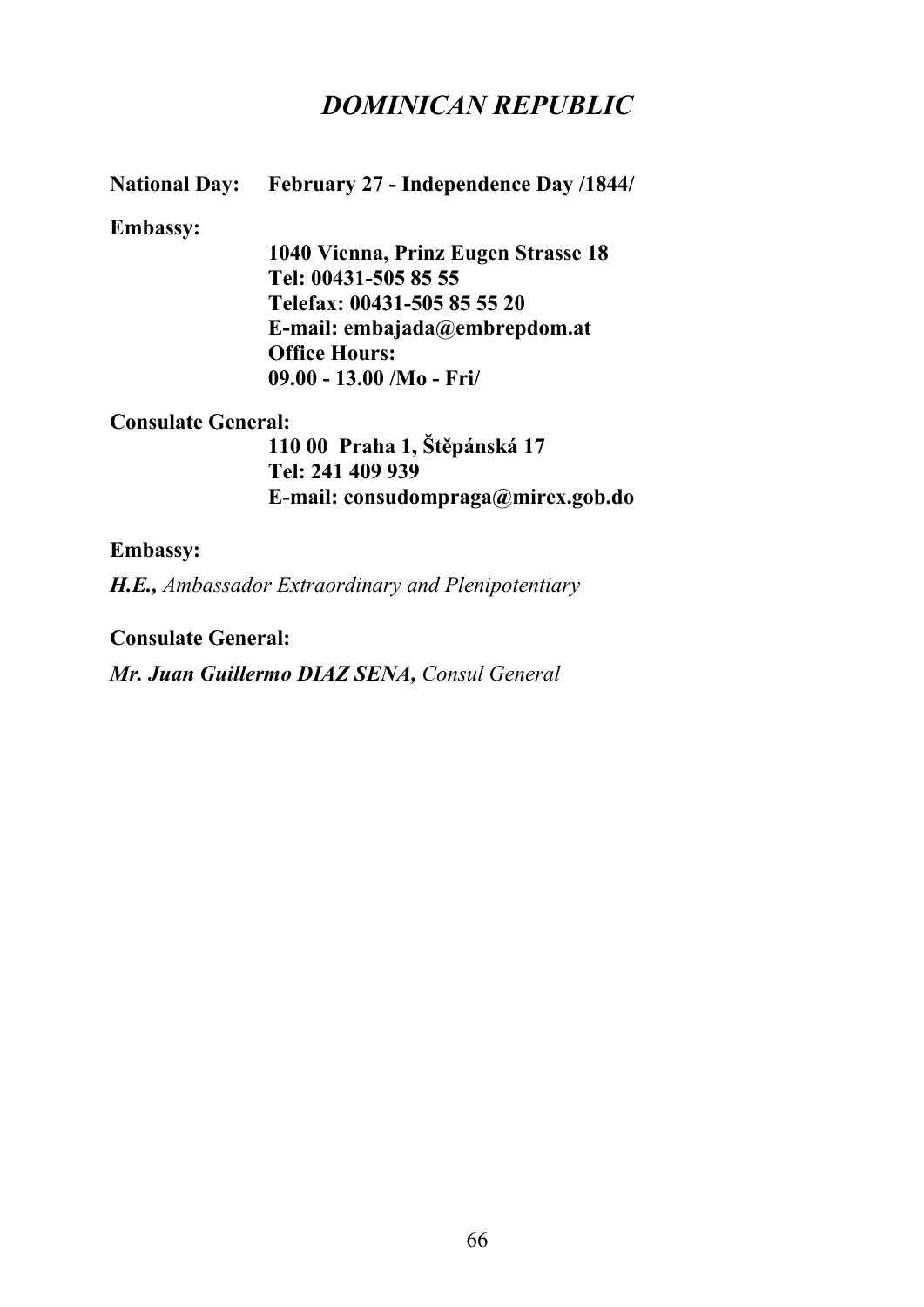# *DOMINICAN REPUBLIC*

**National Day:** **February 27 - Independence Day /1844/**

**Embassy:**

**1040 Vienna, Prinz Eugen Strasse 18**
**Tel: 00431-505 85 55**
**Telefax: 00431-505 85 55 20**
**E-mail: embajada@embrepdom.at**
**Office Hours:**
**09.00 - 13.00 /Mo - Fri/**

**Consulate General:**

**110 00 Praha 1, Štěpánská 17**
**Tel: 241 409 939**
**E-mail: consudompraga@mirex.gob.do**

**Embassy:**

***H.E.,*** *Ambassador Extraordinary and Plenipotentiary*

**Consulate General:**

***Mr. Juan Guillermo DIAZ SENA,*** *Consul General*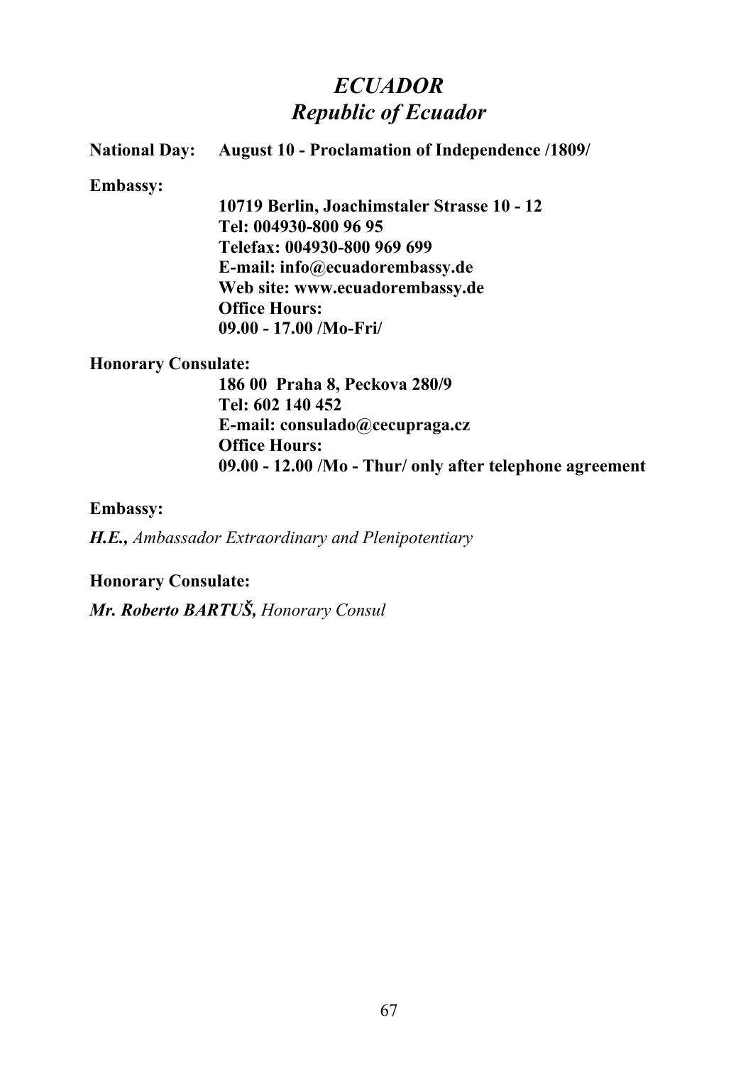# *ECUADOR*
## *Republic of Ecuador*

**National Day:** **August 10 - Proclamation of Independence /1809/**

**Embassy:**

**10719 Berlin, Joachimstaler Strasse 10 - 12**
**Tel: 004930-800 96 95**
**Telefax: 004930-800 969 699**
**E-mail: info@ecuadorembassy.de**
**Web site: www.ecuadorembassy.de**
**Office Hours:**
**09.00 - 17.00 /Mo-Fri/**

**Honorary Consulate:**

**186 00 Praha 8, Peckova 280/9**
**Tel: 602 140 452**
**E-mail: consulado@cecupraga.cz**
**Office Hours:**
**09.00 - 12.00 /Mo - Thur/ only after telephone agreement**

**Embassy:**

***H.E.,*** *Ambassador Extraordinary and Plenipotentiary*

**Honorary Consulate:**

***Mr. Roberto BARTUŠ,*** *Honorary Consul*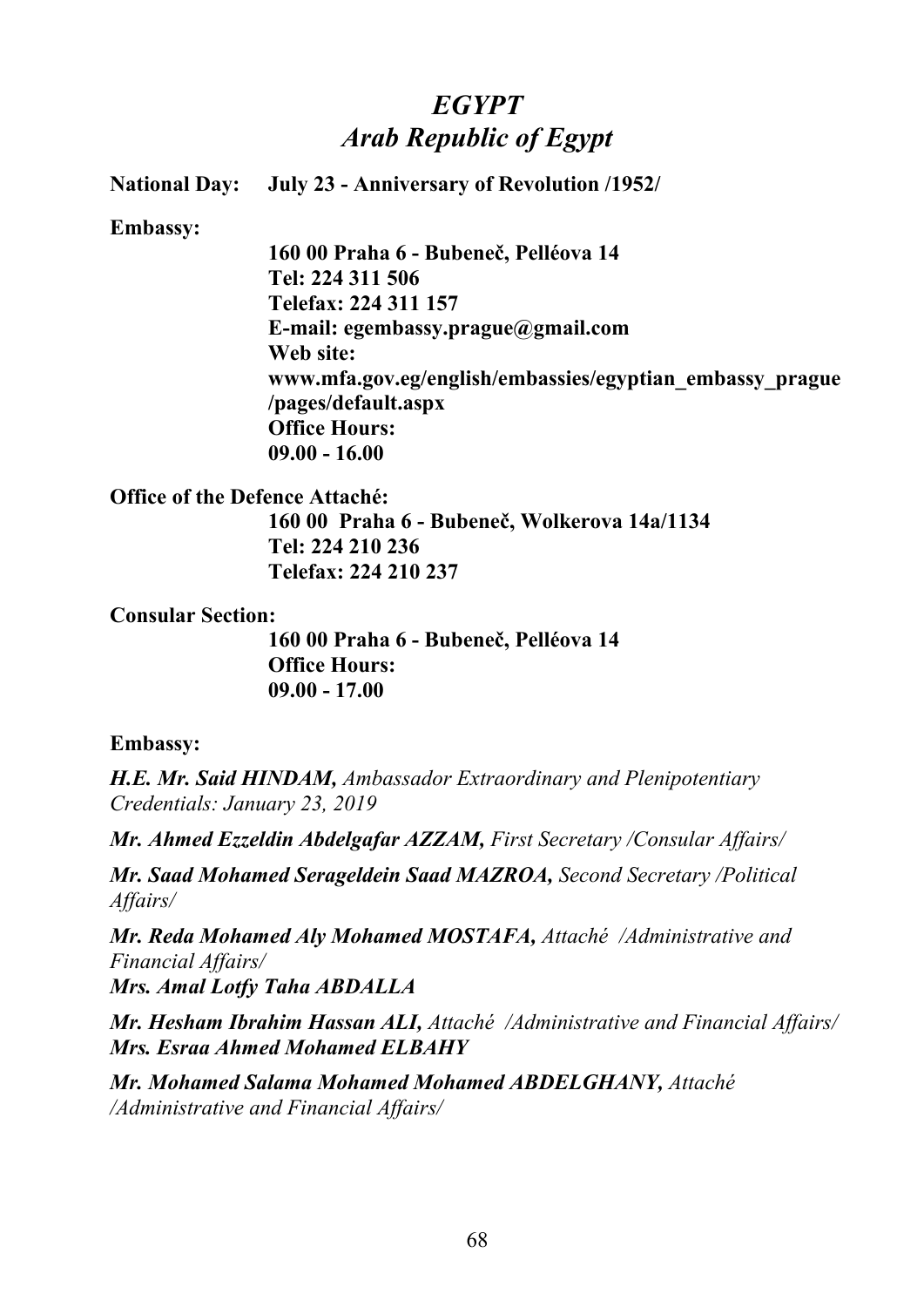# *EGYPT*
# *Arab Republic of Egypt*

**National Day:** **July 23 - Anniversary of Revolution /1952/**

**Embassy:**

**160 00 Praha 6 - Bubeneč, Pelléova 14**
**Tel: 224 311 506**
**Telefax: 224 311 157**
**E-mail: egembassy.prague@gmail.com**
**Web site:**
**www.mfa.gov.eg/english/embassies/egyptian_embassy_prague/pages/default.aspx**
**Office Hours:**
**09.00 - 16.00**

**Office of the Defence Attaché:**

**160 00 Praha 6 - Bubeneč, Wolkerova 14a/1134**
**Tel: 224 210 236**
**Telefax: 224 210 237**

**Consular Section:**

**160 00 Praha 6 - Bubeneč, Pelléova 14**
**Office Hours:**
**09.00 - 17.00**

**Embassy:**

***H.E. Mr. Said HINDAM,*** *Ambassador Extraordinary and Plenipotentiary*
*Credentials: January 23, 2019*

***Mr. Ahmed Ezzeldin Abdelgafar AZZAM,*** *First Secretary /Consular Affairs/*

***Mr. Saad Mohamed Serageldein Saad MAZROA,*** *Second Secretary /Political Affairs/*

***Mr. Reda Mohamed Aly Mohamed MOSTAFA,*** *Attaché /Administrative and Financial Affairs/*
***Mrs. Amal Lotfy Taha ABDALLA***

***Mr. Hesham Ibrahim Hassan ALI,*** *Attaché /Administrative and Financial Affairs/*
***Mrs. Esraa Ahmed Mohamed ELBAHY***

***Mr. Mohamed Salama Mohamed Mohamed ABDELGHANY,*** *Attaché /Administrative and Financial Affairs/*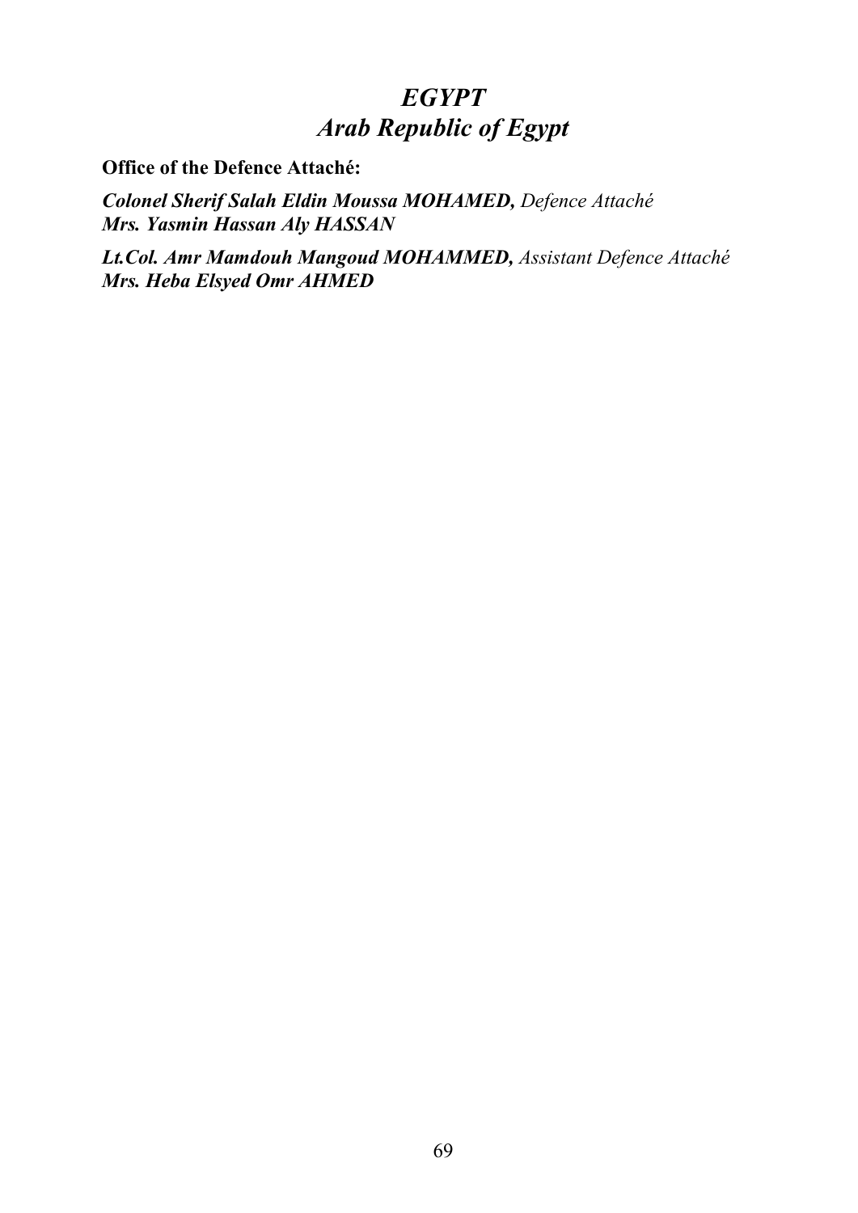# *EGYPT*
# *Arab Republic of Egypt*

**Office of the Defence Attaché:**

***Colonel Sherif Salah Eldin Moussa MOHAMED,*** *Defence Attaché*
***Mrs. Yasmin Hassan Aly HASSAN***

***Lt.Col. Amr Mamdouh Mangoud MOHAMMED,*** *Assistant Defence Attaché*
***Mrs. Heba Elsyed Omr AHMED***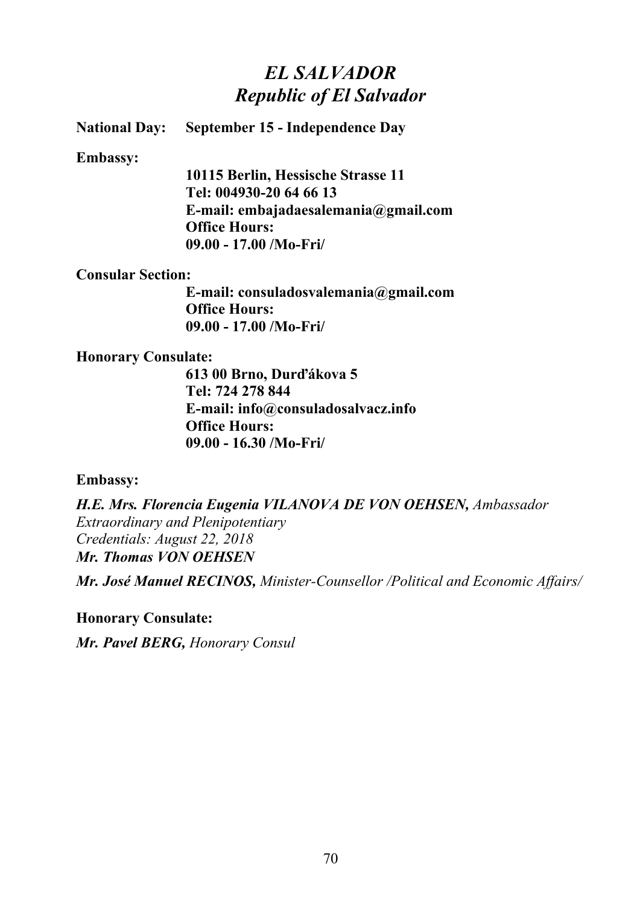# *EL SALVADOR*
## *Republic of El Salvador*

**National Day:** **September 15 - Independence Day**

**Embassy:**

**10115 Berlin, Hessische Strasse 11**
**Tel: 004930-20 64 66 13**
**E-mail: embajadaesalemania@gmail.com**
**Office Hours:**
**09.00 - 17.00 /Mo-Fri/**

**Consular Section:**

**E-mail: consuladosvalemania@gmail.com**
**Office Hours:**
**09.00 - 17.00 /Mo-Fri/**

**Honorary Consulate:**

**613 00 Brno, Durďákova 5**
**Tel: 724 278 844**
**E-mail: info@consuladosalvacz.info**
**Office Hours:**
**09.00 - 16.30 /Mo-Fri/**

**Embassy:**

***H.E. Mrs. Florencia Eugenia VILANOVA DE VON OEHSEN,*** *Ambassador Extraordinary and Plenipotentiary*
*Credentials: August 22, 2018*
***Mr. Thomas VON OEHSEN***

***Mr. José Manuel RECINOS,*** *Minister-Counsellor /Political and Economic Affairs/*

**Honorary Consulate:**

***Mr. Pavel BERG,*** *Honorary Consul*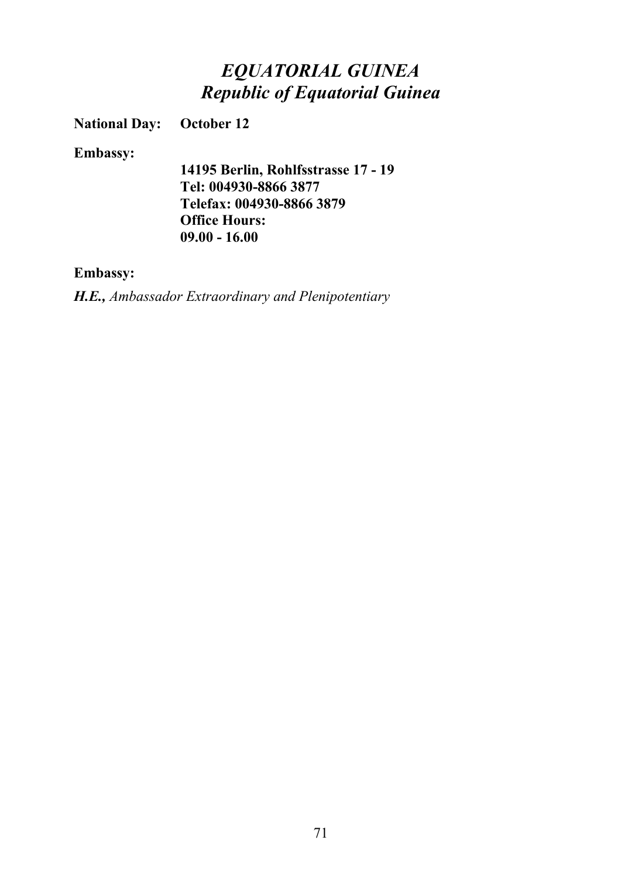# *EQUATORIAL GUINEA*
## *Republic of Equatorial Guinea*

**National Day:** **October 12**

**Embassy:**

**14195 Berlin, Rohlfsstrasse 17 - 19**
**Tel: 004930-8866 3877**
**Telefax: 004930-8866 3879**
**Office Hours:**
**09.00 - 16.00**

**Embassy:**

***H.E.,*** *Ambassador Extraordinary and Plenipotentiary*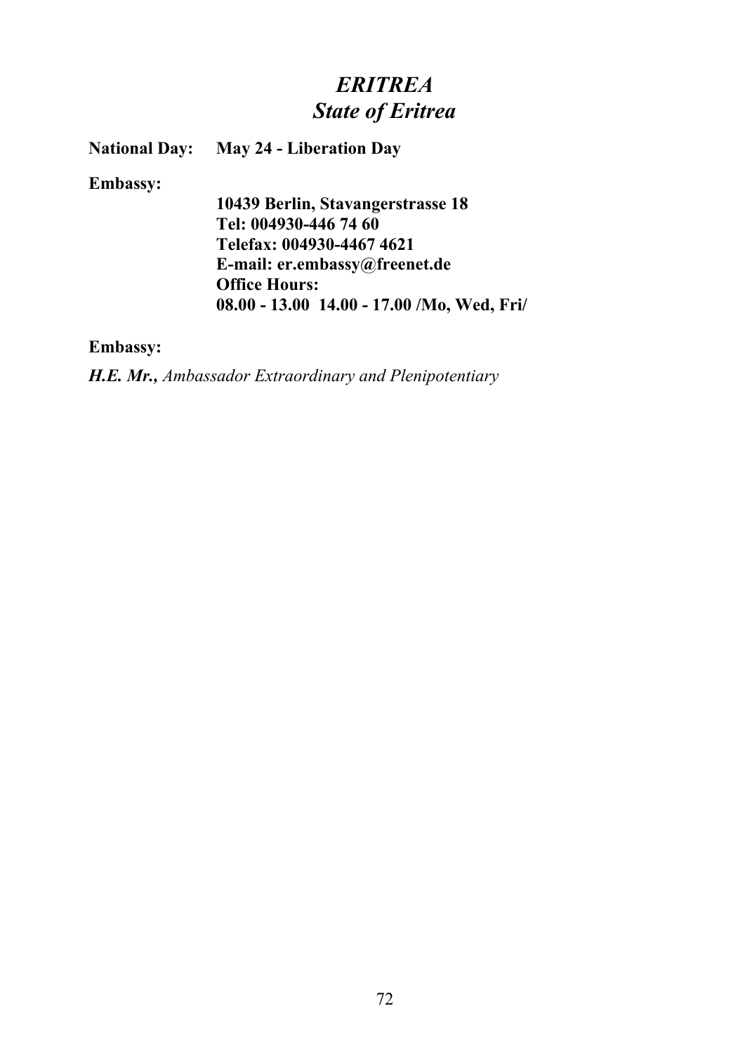# *ERITREA*
## *State of Eritrea*

**National Day:** **May 24 - Liberation Day**

**Embassy:**

**10439 Berlin, Stavangerstrasse 18**
**Tel: 004930-446 74 60**
**Telefax: 004930-4467 4621**
**E-mail: er.embassy@freenet.de**
**Office Hours:**
**08.00 - 13.00 14.00 - 17.00 /Mo, Wed, Fri/**

**Embassy:**

***H.E. Mr.,*** *Ambassador Extraordinary and Plenipotentiary*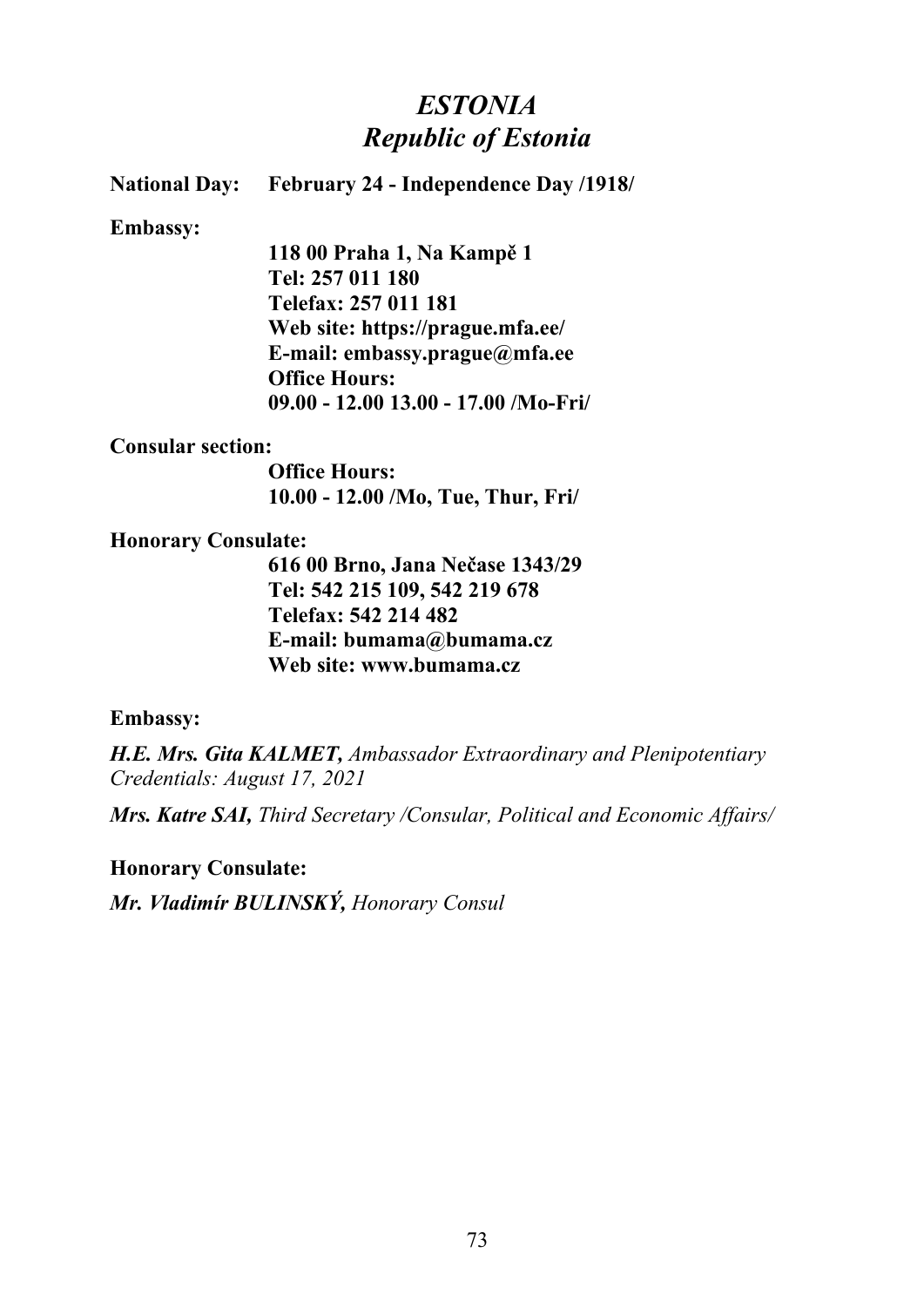# *ESTONIA*
## *Republic of Estonia*

**National Day:** **February 24 - Independence Day /1918/**

**Embassy:**

**118 00 Praha 1, Na Kampě 1**
**Tel: 257 011 180**
**Telefax: 257 011 181**
**Web site: https://prague.mfa.ee/**
**E-mail: embassy.prague@mfa.ee**
**Office Hours:**
**09.00 - 12.00 13.00 - 17.00 /Mo-Fri/**

**Consular section:**

**Office Hours:**
**10.00 - 12.00 /Mo, Tue, Thur, Fri/**

**Honorary Consulate:**

**616 00 Brno, Jana Nečase 1343/29**
**Tel: 542 215 109, 542 219 678**
**Telefax: 542 214 482**
**E-mail: bumama@bumama.cz**
**Web site: www.bumama.cz**

**Embassy:**

***H.E. Mrs. Gita KALMET,*** *Ambassador Extraordinary and Plenipotentiary*
*Credentials: August 17, 2021*

***Mrs. Katre SAI,*** *Third Secretary /Consular, Political and Economic Affairs/*

**Honorary Consulate:**

***Mr. Vladimír BULINSKÝ,*** *Honorary Consul*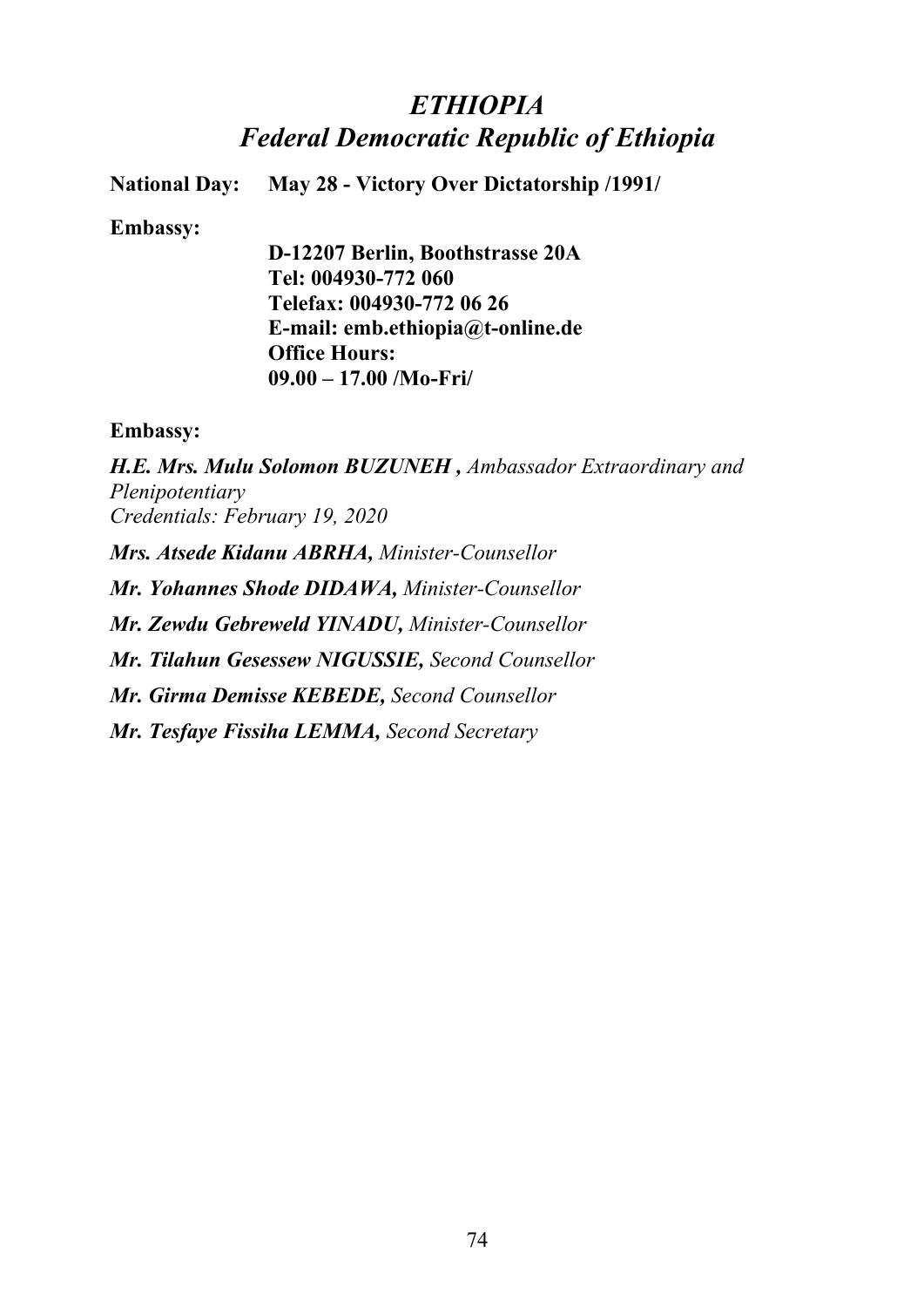# *ETHIOPIA*
## *Federal Democratic Republic of Ethiopia*

**National Day:** **May 28 - Victory Over Dictatorship /1991/**

**Embassy:**

**D-12207 Berlin, Boothstrasse 20A**
**Tel: 004930-772 060**
**Telefax: 004930-772 06 26**
**E-mail: emb.ethiopia@t-online.de**
**Office Hours:**
**09.00 – 17.00 /Mo-Fri/**

**Embassy:**

***H.E. Mrs. Mulu Solomon BUZUNEH ,*** *Ambassador Extraordinary and Plenipotentiary*
*Credentials: February 19, 2020*

***Mrs. Atsede Kidanu ABRHA,*** *Minister-Counsellor*

***Mr. Yohannes Shode DIDAWA,*** *Minister-Counsellor*

***Mr. Zewdu Gebreweld YINADU,*** *Minister-Counsellor*

***Mr. Tilahun Gesessew NIGUSSIE,*** *Second Counsellor*

***Mr. Girma Demisse KEBEDE,*** *Second Counsellor*

***Mr. Tesfaye Fissiha LEMMA,*** *Second Secretary*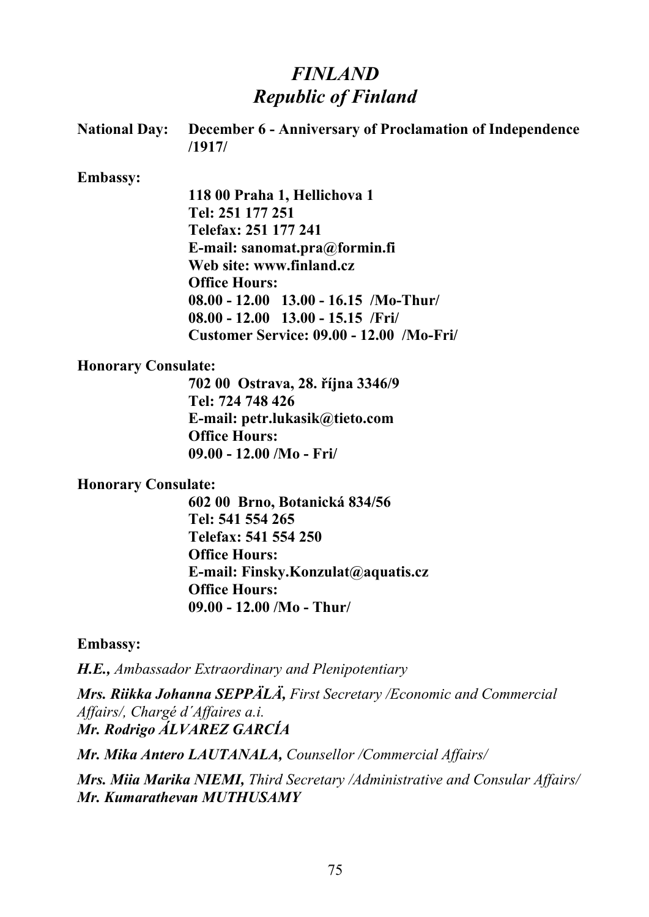# *FINLAND*
# *Republic of Finland*

**National Day:** **December 6 - Anniversary of Proclamation of Independence /1917/**

**Embassy:**

**118 00 Praha 1, Hellichova 1**
**Tel: 251 177 251**
**Telefax: 251 177 241**
**E-mail: sanomat.pra@formin.fi**
**Web site: www.finland.cz**
**Office Hours:**
**08.00 - 12.00   13.00 - 16.15  /Mo-Thur/**
**08.00 - 12.00   13.00 - 15.15  /Fri/**
**Customer Service: 09.00 - 12.00  /Mo-Fri/**

**Honorary Consulate:**

**702 00  Ostrava, 28. října 3346/9**
**Tel: 724 748 426**
**E-mail: petr.lukasik@tieto.com**
**Office Hours:**
**09.00 - 12.00 /Mo - Fri/**

**Honorary Consulate:**

**602 00  Brno, Botanická 834/56**
**Tel: 541 554 265**
**Telefax: 541 554 250**
**Office Hours:**
**E-mail: Finsky.Konzulat@aquatis.cz**
**Office Hours:**
**09.00 - 12.00 /Mo - Thur/**

**Embassy:**

***H.E.,*** *Ambassador Extraordinary and Plenipotentiary*

***Mrs. Riikka Johanna SEPPÄLÄ,*** *First Secretary /Economic and Commercial Affairs/, Chargé d´Affaires a.i.*
***Mr. Rodrigo ÁLVAREZ GARCÍA***

***Mr. Mika Antero LAUTANALA,*** *Counsellor /Commercial Affairs/*

***Mrs. Miia Marika NIEMI,*** *Third Secretary /Administrative and Consular Affairs/*
***Mr. Kumarathevan MUTHUSAMY***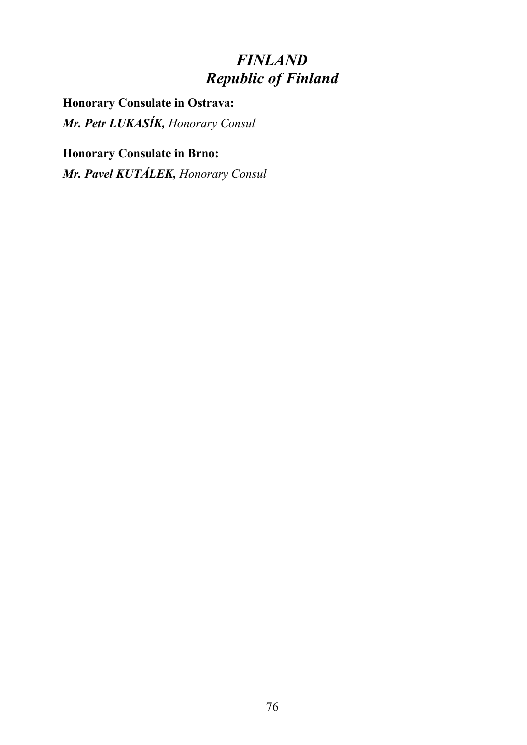# *FINLAND*
# *Republic of Finland*

**Honorary Consulate in Ostrava:**

***Mr. Petr LUKASÍK,*** *Honorary Consul*

**Honorary Consulate in Brno:**

***Mr. Pavel KUTÁLEK,*** *Honorary Consul*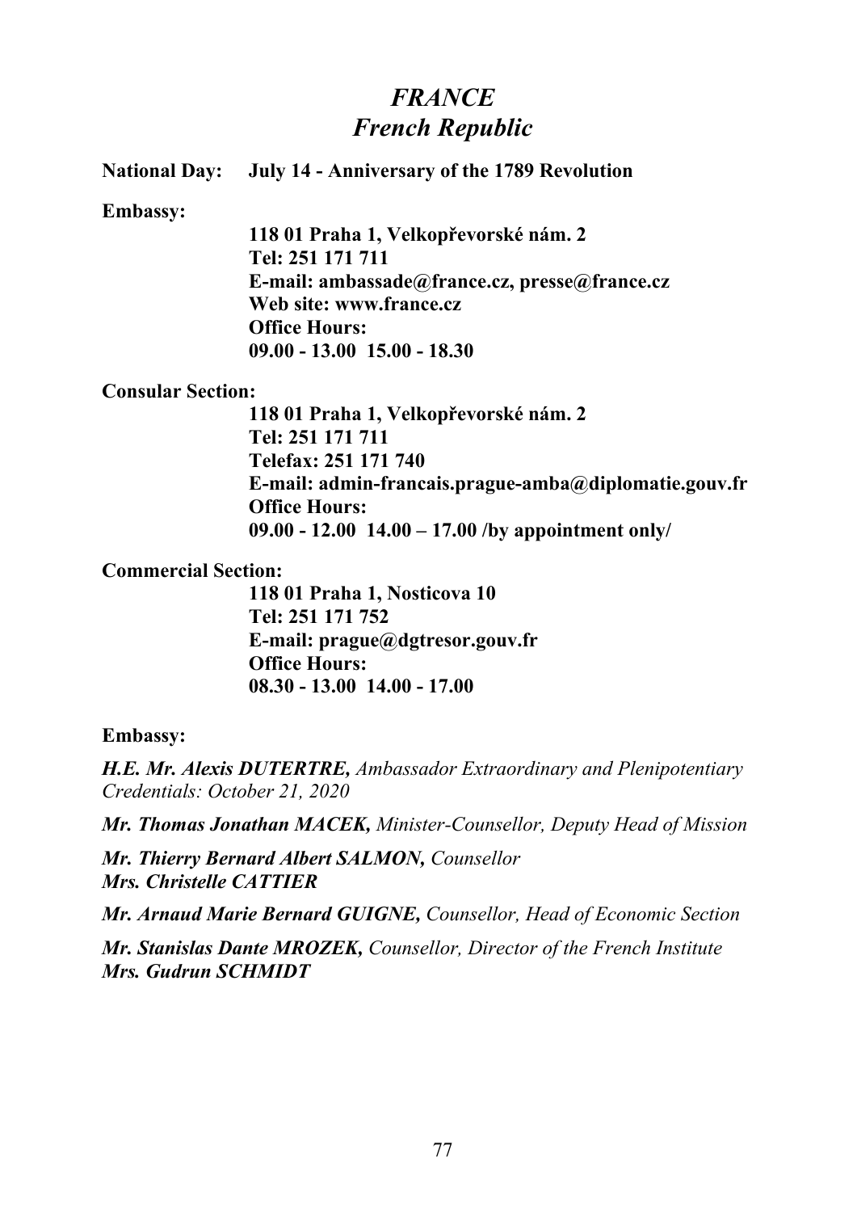# *FRANCE*
# *French Republic*

**National Day:** **July 14 - Anniversary of the 1789 Revolution**

**Embassy:**

**118 01 Praha 1, Velkopřevorské nám. 2**
**Tel: 251 171 711**
**E-mail: ambassade@france.cz, presse@france.cz**
**Web site: www.france.cz**
**Office Hours:**
**09.00 - 13.00 15.00 - 18.30**

**Consular Section:**

**118 01 Praha 1, Velkopřevorské nám. 2**
**Tel: 251 171 711**
**Telefax: 251 171 740**
**E-mail: admin-francais.prague-amba@diplomatie.gouv.fr**
**Office Hours:**
**09.00 - 12.00 14.00 – 17.00 /by appointment only/**

**Commercial Section:**

**118 01 Praha 1, Nosticova 10**
**Tel: 251 171 752**
**E-mail: prague@dgtresor.gouv.fr**
**Office Hours:**
**08.30 - 13.00 14.00 - 17.00**

**Embassy:**

***H.E. Mr. Alexis DUTERTRE,*** *Ambassador Extraordinary and Plenipotentiary*
*Credentials: October 21, 2020*

***Mr. Thomas Jonathan MACEK,*** *Minister-Counsellor, Deputy Head of Mission*

***Mr. Thierry Bernard Albert SALMON,*** *Counsellor*
***Mrs. Christelle CATTIER***

***Mr. Arnaud Marie Bernard GUIGNE,*** *Counsellor, Head of Economic Section*

***Mr. Stanislas Dante MROZEK,*** *Counsellor, Director of the French Institute*
***Mrs. Gudrun SCHMIDT***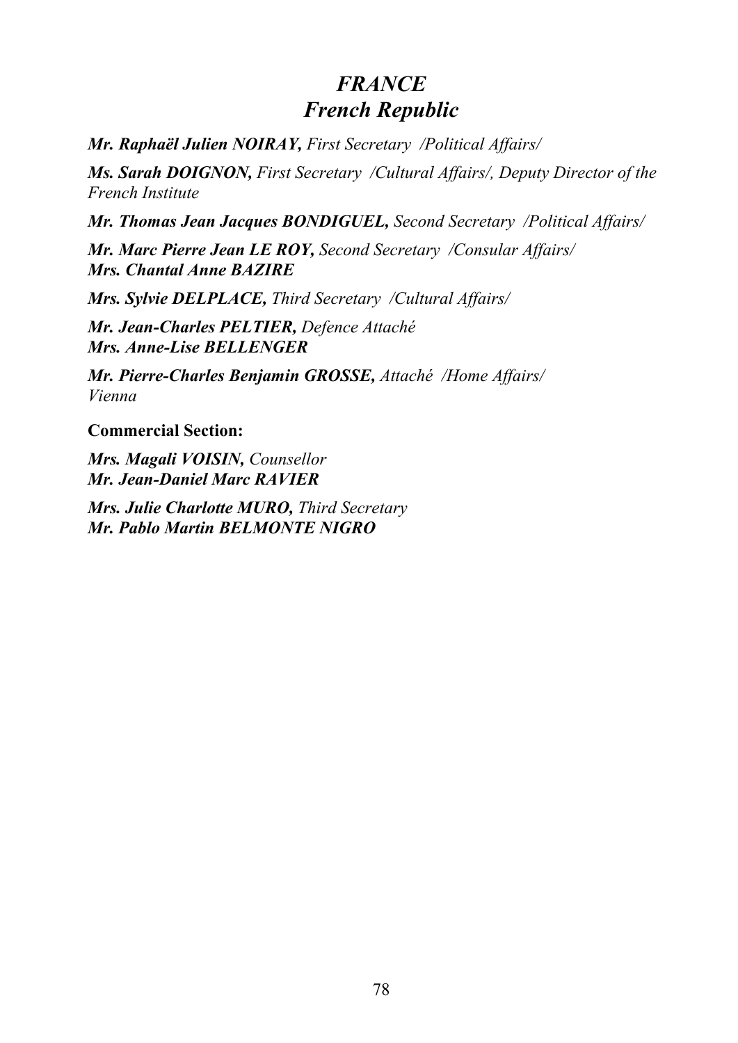# *FRANCE*
# *French Republic*

***Mr. Raphaël Julien NOIRAY,*** *First Secretary /Political Affairs/*

***Ms. Sarah DOIGNON,*** *First Secretary /Cultural Affairs/, Deputy Director of the French Institute*

***Mr. Thomas Jean Jacques BONDIGUEL,*** *Second Secretary /Political Affairs/*

***Mr. Marc Pierre Jean LE ROY,*** *Second Secretary /Consular Affairs/*
***Mrs. Chantal Anne BAZIRE***

***Mrs. Sylvie DELPLACE,*** *Third Secretary /Cultural Affairs/*

***Mr. Jean-Charles PELTIER,*** *Defence Attaché*
***Mrs. Anne-Lise BELLENGER***

***Mr. Pierre-Charles Benjamin GROSSE,*** *Attaché /Home Affairs/*
*Vienna*

**Commercial Section:**

***Mrs. Magali VOISIN,*** *Counsellor*
***Mr. Jean-Daniel Marc RAVIER***

***Mrs. Julie Charlotte MURO,*** *Third Secretary*
***Mr. Pablo Martin BELMONTE NIGRO***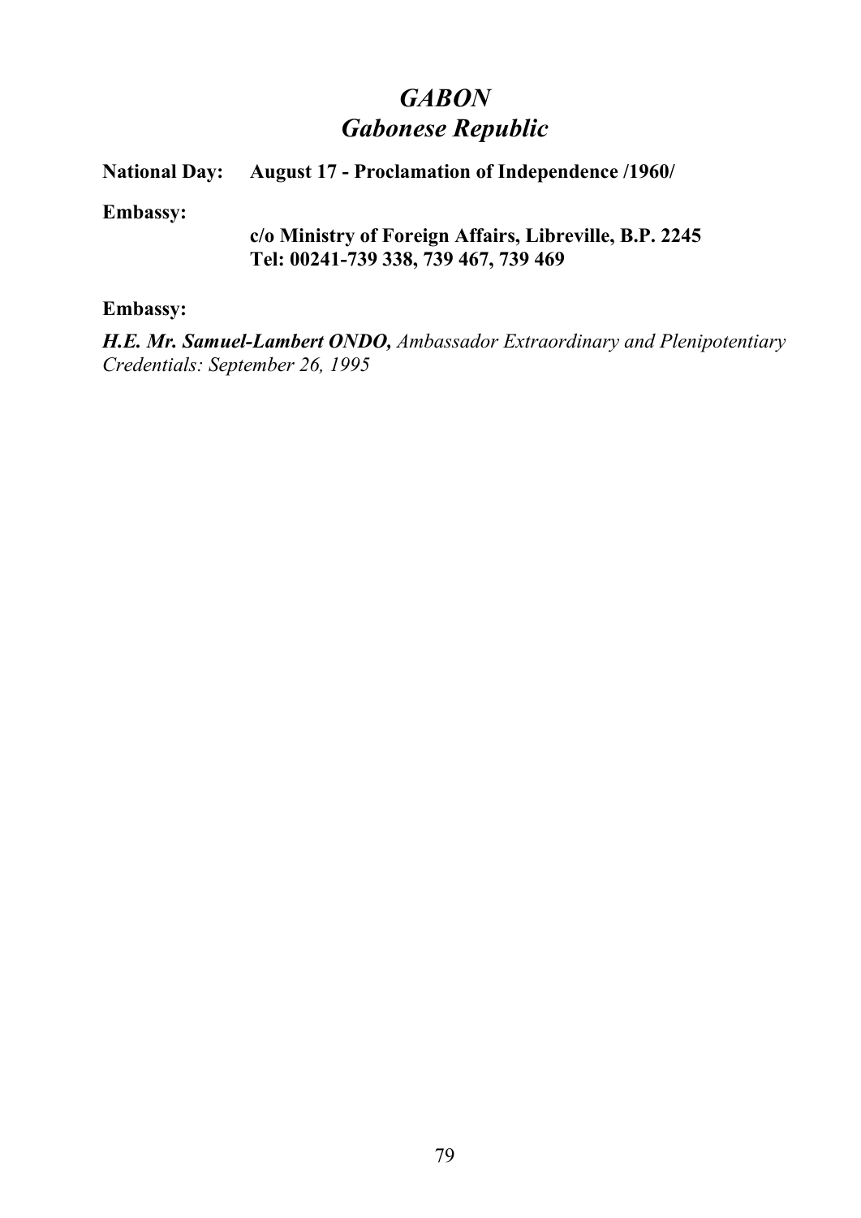# *GABON*
## *Gabonese Republic*

**National Day:** **August 17 - Proclamation of Independence /1960/**

**Embassy:**

**c/o Ministry of Foreign Affairs, Libreville, B.P. 2245**
**Tel: 00241-739 338, 739 467, 739 469**

**Embassy:**

***H.E. Mr. Samuel-Lambert ONDO,*** *Ambassador Extraordinary and Plenipotentiary*
*Credentials: September 26, 1995*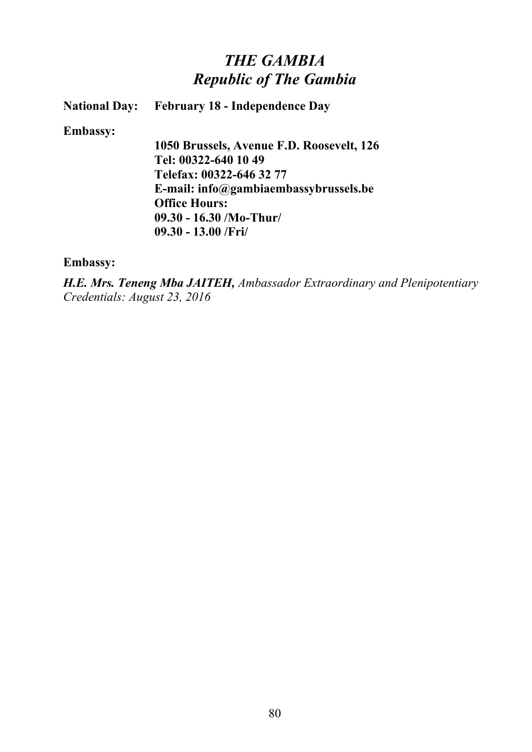# *THE GAMBIA*
# *Republic of The Gambia*

**National Day:** **February 18 - Independence Day**

**Embassy:**

**1050 Brussels, Avenue F.D. Roosevelt, 126**
**Tel: 00322-640 10 49**
**Telefax: 00322-646 32 77**
**E-mail: info@gambiaembassybrussels.be**
**Office Hours:**
**09.30 - 16.30 /Mo-Thur/**
**09.30 - 13.00 /Fri/**

**Embassy:**

***H.E. Mrs. Teneng Mba JAITEH,*** *Ambassador Extraordinary and Plenipotentiary*
*Credentials: August 23, 2016*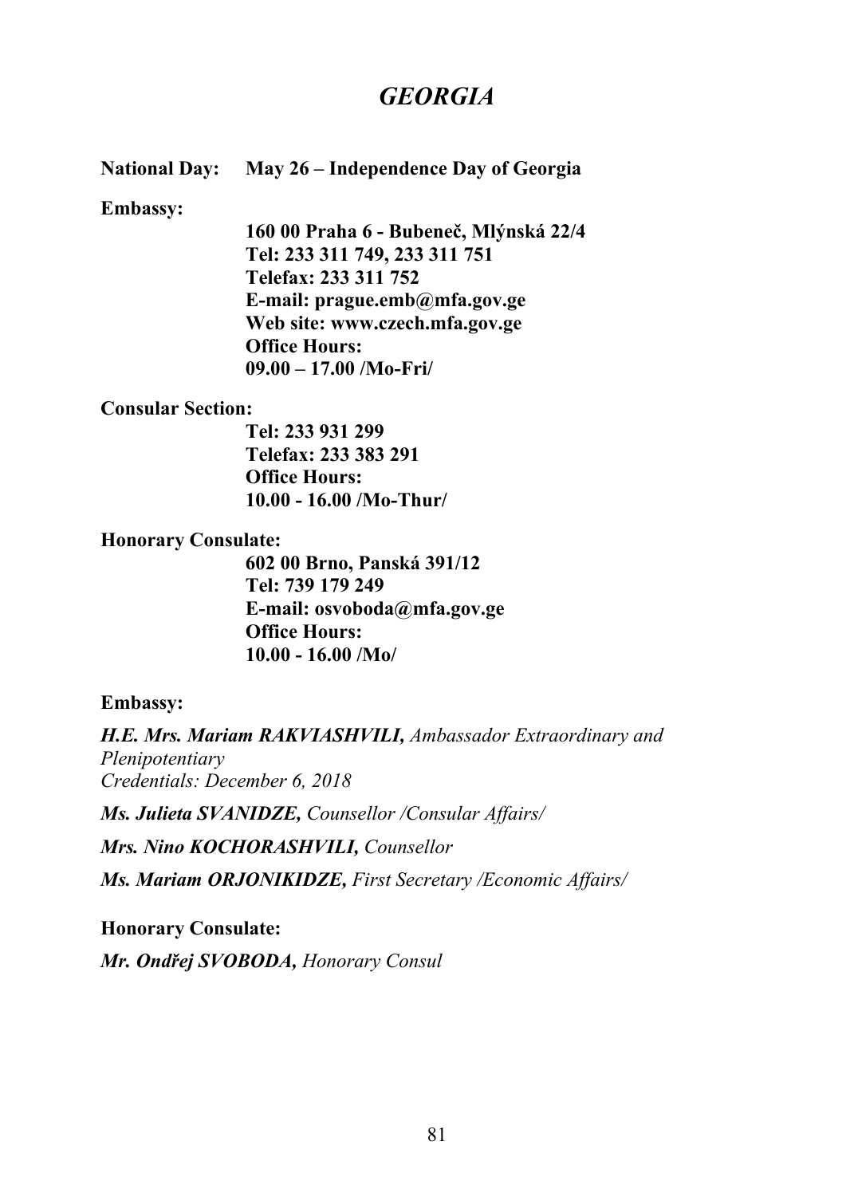# *GEORGIA*

**National Day:** **May 26 – Independence Day of Georgia**

**Embassy:**

**160 00 Praha 6 - Bubeneč, Mlýnská 22/4**
**Tel: 233 311 749, 233 311 751**
**Telefax: 233 311 752**
**E-mail: prague.emb@mfa.gov.ge**
**Web site: www.czech.mfa.gov.ge**
**Office Hours:**
**09.00 – 17.00 /Mo-Fri/**

**Consular Section:**

**Tel: 233 931 299**
**Telefax: 233 383 291**
**Office Hours:**
**10.00 - 16.00 /Mo-Thur/**

**Honorary Consulate:**

**602 00 Brno, Panská 391/12**
**Tel: 739 179 249**
**E-mail: osvoboda@mfa.gov.ge**
**Office Hours:**
**10.00 - 16.00 /Mo/**

**Embassy:**

***H.E. Mrs. Mariam RAKVIASHVILI,*** *Ambassador Extraordinary and Plenipotentiary*
*Credentials: December 6, 2018*

***Ms. Julieta SVANIDZE,*** *Counsellor /Consular Affairs/*

***Mrs. Nino KOCHORASHVILI,*** *Counsellor*

***Ms. Mariam ORJONIKIDZE,*** *First Secretary /Economic Affairs/*

**Honorary Consulate:**

***Mr. Ondřej SVOBODA,*** *Honorary Consul*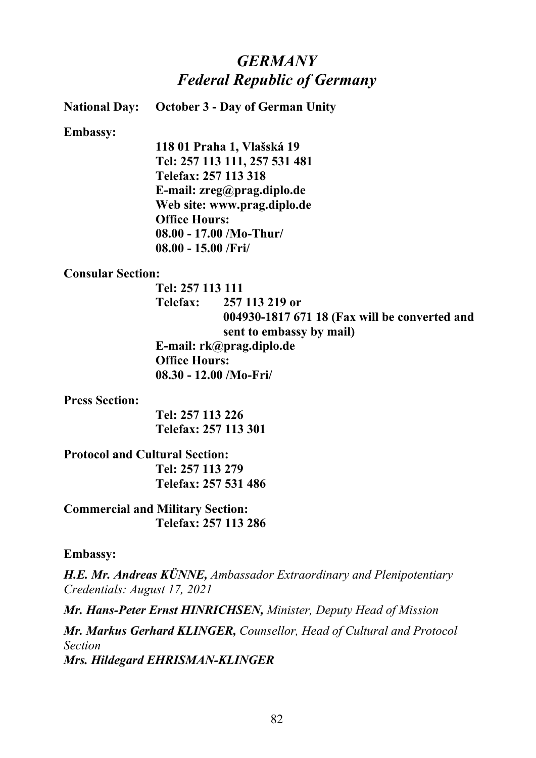# *GERMANY*
# *Federal Republic of Germany*

**National Day:** **October 3 - Day of German Unity**

**Embassy:**

**118 01 Praha 1, Vlašská 19**
**Tel: 257 113 111, 257 531 481**
**Telefax: 257 113 318**
**E-mail: zreg@prag.diplo.de**
**Web site: www.prag.diplo.de**
**Office Hours:**
**08.00 - 17.00 /Mo-Thur/**
**08.00 - 15.00 /Fri/**

**Consular Section:**

**Tel: 257 113 111**
**Telefax: 257 113 219 or**
**004930-1817 671 18 (Fax will be converted and sent to embassy by mail)**
**E-mail: rk@prag.diplo.de**
**Office Hours:**
**08.30 - 12.00 /Mo-Fri/**

**Press Section:**

**Tel: 257 113 226**
**Telefax: 257 113 301**

**Protocol and Cultural Section:**

**Tel: 257 113 279**
**Telefax: 257 531 486**

**Commercial and Military Section:**

**Telefax: 257 113 286**

**Embassy:**

***H.E. Mr. Andreas KÜNNE,*** *Ambassador Extraordinary and Plenipotentiary*
*Credentials: August 17, 2021*

***Mr. Hans-Peter Ernst HINRICHSEN,*** *Minister, Deputy Head of Mission*

***Mr. Markus Gerhard KLINGER,*** *Counsellor, Head of Cultural and Protocol Section*
***Mrs. Hildegard EHRISMAN-KLINGER***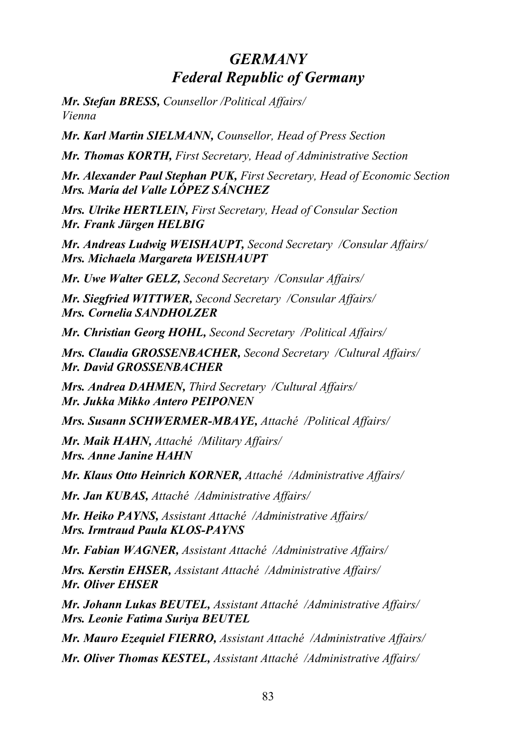## *GERMANY*
## *Federal Republic of Germany*

***Mr. Stefan BRESS,*** *Counsellor /Political Affairs/*
*Vienna*

***Mr. Karl Martin SIELMANN,*** *Counsellor, Head of Press Section*

***Mr. Thomas KORTH,*** *First Secretary, Head of Administrative Section*

***Mr. Alexander Paul Stephan PUK,*** *First Secretary, Head of Economic Section*
***Mrs. María del Valle LÓPEZ SÁNCHEZ***

***Mrs. Ulrike HERTLEIN,*** *First Secretary, Head of Consular Section*
***Mr. Frank Jürgen HELBIG***

***Mr. Andreas Ludwig WEISHAUPT,*** *Second Secretary /Consular Affairs/*
***Mrs. Michaela Margareta WEISHAUPT***

***Mr. Uwe Walter GELZ,*** *Second Secretary /Consular Affairs/*

***Mr. Siegfried WITTWER,*** *Second Secretary /Consular Affairs/*
***Mrs. Cornelia SANDHOLZER***

***Mr. Christian Georg HOHL,*** *Second Secretary /Political Affairs/*

***Mrs. Claudia GROSSENBACHER,*** *Second Secretary /Cultural Affairs/*
***Mr. David GROSSENBACHER***

***Mrs. Andrea DAHMEN,*** *Third Secretary /Cultural Affairs/*
***Mr. Jukka Mikko Antero PEIPONEN***

***Mrs. Susann SCHWERMER-MBAYE,*** *Attaché /Political Affairs/*

***Mr. Maik HAHN,*** *Attaché /Military Affairs/*
***Mrs. Anne Janine HAHN***

***Mr. Klaus Otto Heinrich KORNER,*** *Attaché /Administrative Affairs/*

***Mr. Jan KUBAS,*** *Attaché /Administrative Affairs/*

***Mr. Heiko PAYNS,*** *Assistant Attaché /Administrative Affairs/*
***Mrs. Irmtraud Paula KLOS-PAYNS***

***Mr. Fabian WAGNER,*** *Assistant Attaché /Administrative Affairs/*

***Mrs. Kerstin EHSER,*** *Assistant Attaché /Administrative Affairs/*
***Mr. Oliver EHSER***

***Mr. Johann Lukas BEUTEL,*** *Assistant Attaché /Administrative Affairs/*
***Mrs. Leonie Fatima Suriya BEUTEL***

***Mr. Mauro Ezequiel FIERRO,*** *Assistant Attaché /Administrative Affairs/*

***Mr. Oliver Thomas KESTEL,*** *Assistant Attaché /Administrative Affairs/*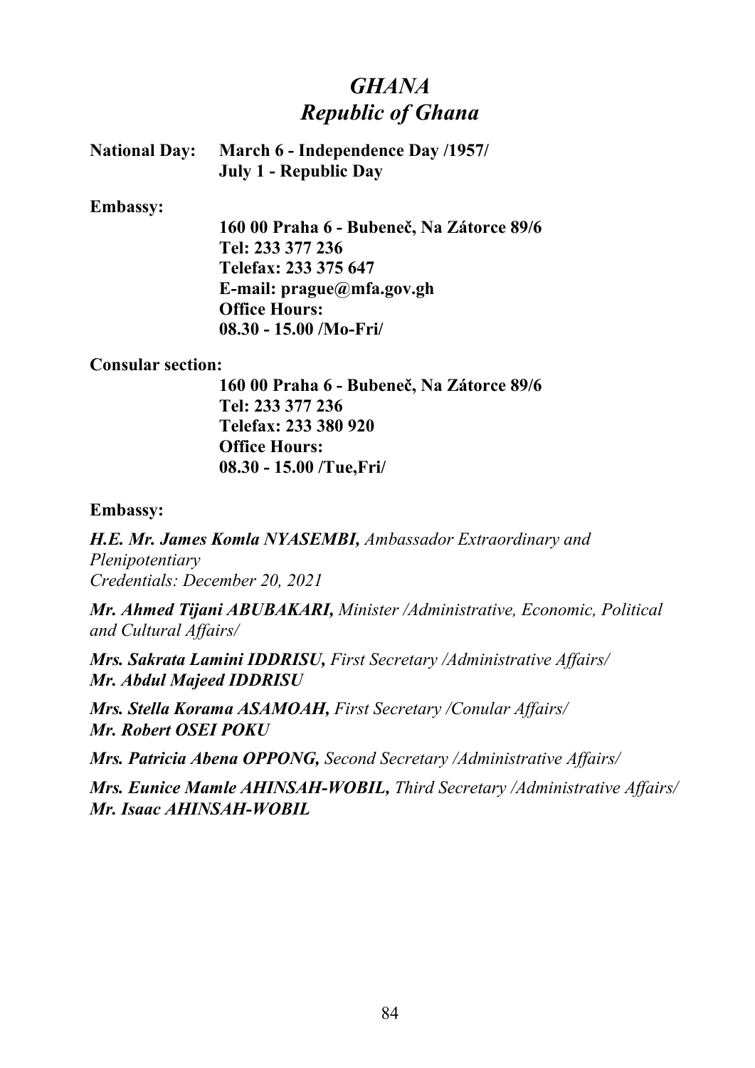# *GHANA*
## *Republic of Ghana*

**National Day:** **March 6 - Independence Day /1957/**
**July 1 - Republic Day**

**Embassy:**

**160 00 Praha 6 - Bubeneč, Na Zátorce 89/6**
**Tel: 233 377 236**
**Telefax: 233 375 647**
**E-mail: prague@mfa.gov.gh**
**Office Hours:**
**08.30 - 15.00 /Mo-Fri/**

**Consular section:**

**160 00 Praha 6 - Bubeneč, Na Zátorce 89/6**
**Tel: 233 377 236**
**Telefax: 233 380 920**
**Office Hours:**
**08.30 - 15.00 /Tue,Fri/**

**Embassy:**

***H.E. Mr. James Komla NYASEMBI,*** *Ambassador Extraordinary and Plenipotentiary*
*Credentials: December 20, 2021*

***Mr. Ahmed Tijani ABUBAKARI,*** *Minister /Administrative, Economic, Political and Cultural Affairs/*

***Mrs. Sakrata Lamini IDDRISU,*** *First Secretary /Administrative Affairs/*
***Mr. Abdul Majeed IDDRISU***

***Mrs. Stella Korama ASAMOAH,*** *First Secretary /Conular Affairs/*
***Mr. Robert OSEI POKU***

***Mrs. Patricia Abena OPPONG,*** *Second Secretary /Administrative Affairs/*

***Mrs. Eunice Mamle AHINSAH-WOBIL,*** *Third Secretary /Administrative Affairs/*
***Mr. Isaac AHINSAH-WOBIL***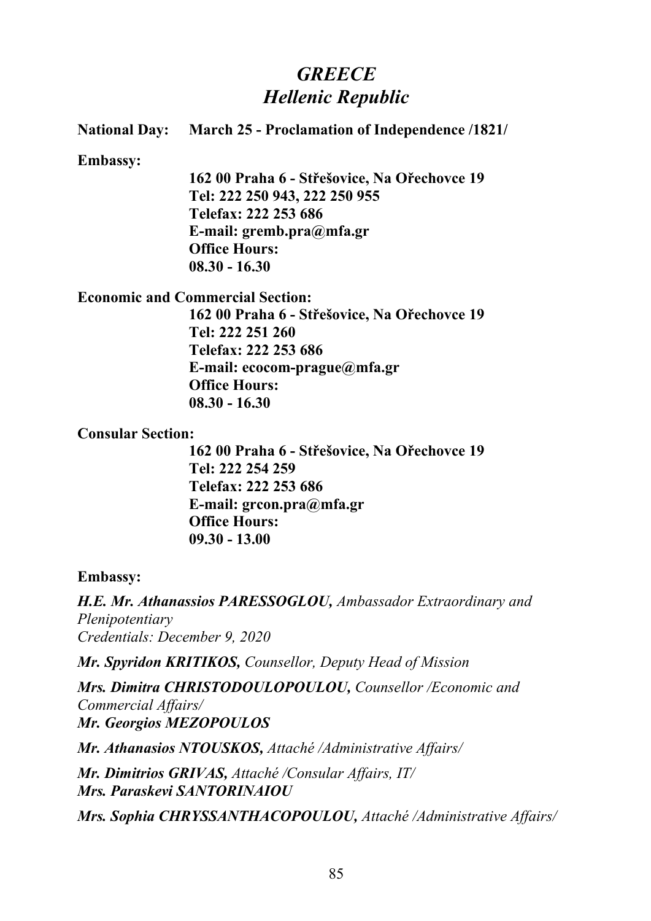# *GREECE*
# *Hellenic Republic*

**National Day:** **March 25 - Proclamation of Independence /1821/**

**Embassy:**

**162 00 Praha 6 - Střešovice, Na Ořechovce 19**
**Tel: 222 250 943, 222 250 955**
**Telefax: 222 253 686**
**E-mail: gremb.pra@mfa.gr**
**Office Hours:**
**08.30 - 16.30**

**Economic and Commercial Section:**

**162 00 Praha 6 - Střešovice, Na Ořechovce 19**
**Tel: 222 251 260**
**Telefax: 222 253 686**
**E-mail: ecocom-prague@mfa.gr**
**Office Hours:**
**08.30 - 16.30**

**Consular Section:**

**162 00 Praha 6 - Střešovice, Na Ořechovce 19**
**Tel: 222 254 259**
**Telefax: 222 253 686**
**E-mail: grcon.pra@mfa.gr**
**Office Hours:**
**09.30 - 13.00**

**Embassy:**

***H.E. Mr. Athanassios PARESSOGLOU,*** *Ambassador Extraordinary and Plenipotentiary*
*Credentials: December 9, 2020*

***Mr. Spyridon KRITIKOS,*** *Counsellor, Deputy Head of Mission*

***Mrs. Dimitra CHRISTODOULOPOULOU,*** *Counsellor /Economic and Commercial Affairs/*
***Mr. Georgios MEZOPOULOS***

***Mr. Athanasios NTOUSKOS,*** *Attaché /Administrative Affairs/*

***Mr. Dimitrios GRIVAS,*** *Attaché /Consular Affairs, IT/*
***Mrs. Paraskevi SANTORINAIOU***

***Mrs. Sophia CHRYSSANTHACOPOULOU,*** *Attaché /Administrative Affairs/*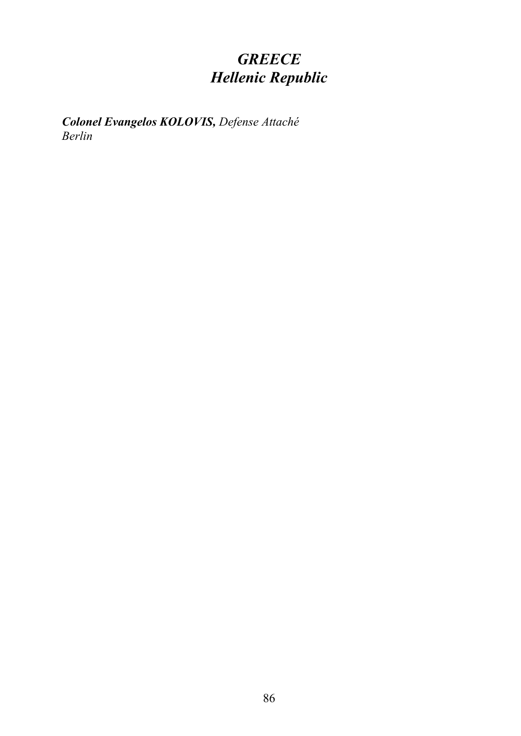# *GREECE*
# *Hellenic Republic*

***Colonel Evangelos KOLOVIS,*** *Defense Attaché*
*Berlin*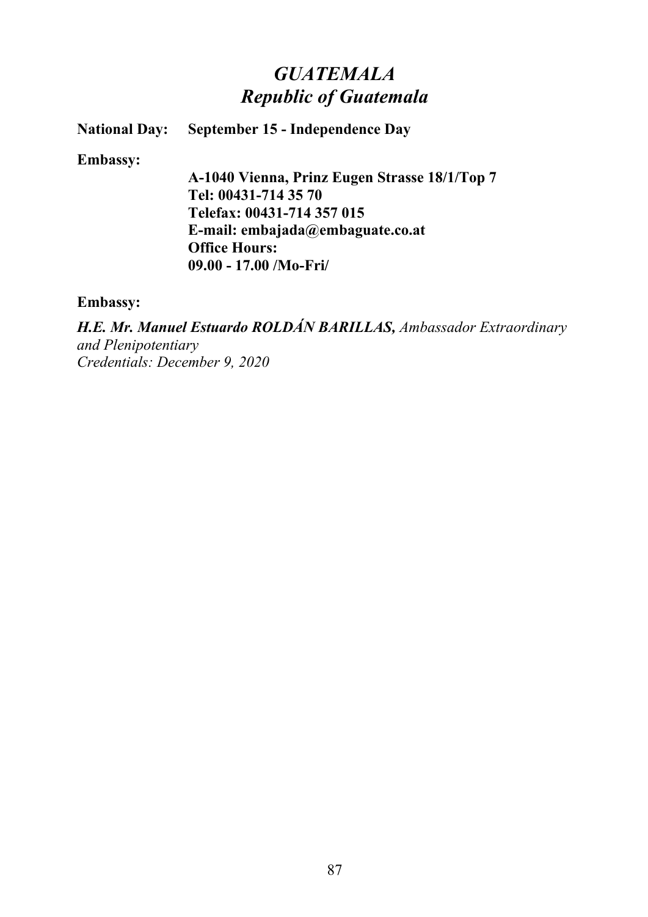# *GUATEMALA*
## *Republic of Guatemala*

**National Day: September 15 - Independence Day**

**Embassy:**

**A-1040 Vienna, Prinz Eugen Strasse 18/1/Top 7**
**Tel: 00431-714 35 70**
**Telefax: 00431-714 357 015**
**E-mail: embajada@embaguate.co.at**
**Office Hours:**
**09.00 - 17.00 /Mo-Fri/**

**Embassy:**

***H.E. Mr. Manuel Estuardo ROLDÁN BARILLAS,*** *Ambassador Extraordinary and Plenipotentiary*
*Credentials: December 9, 2020*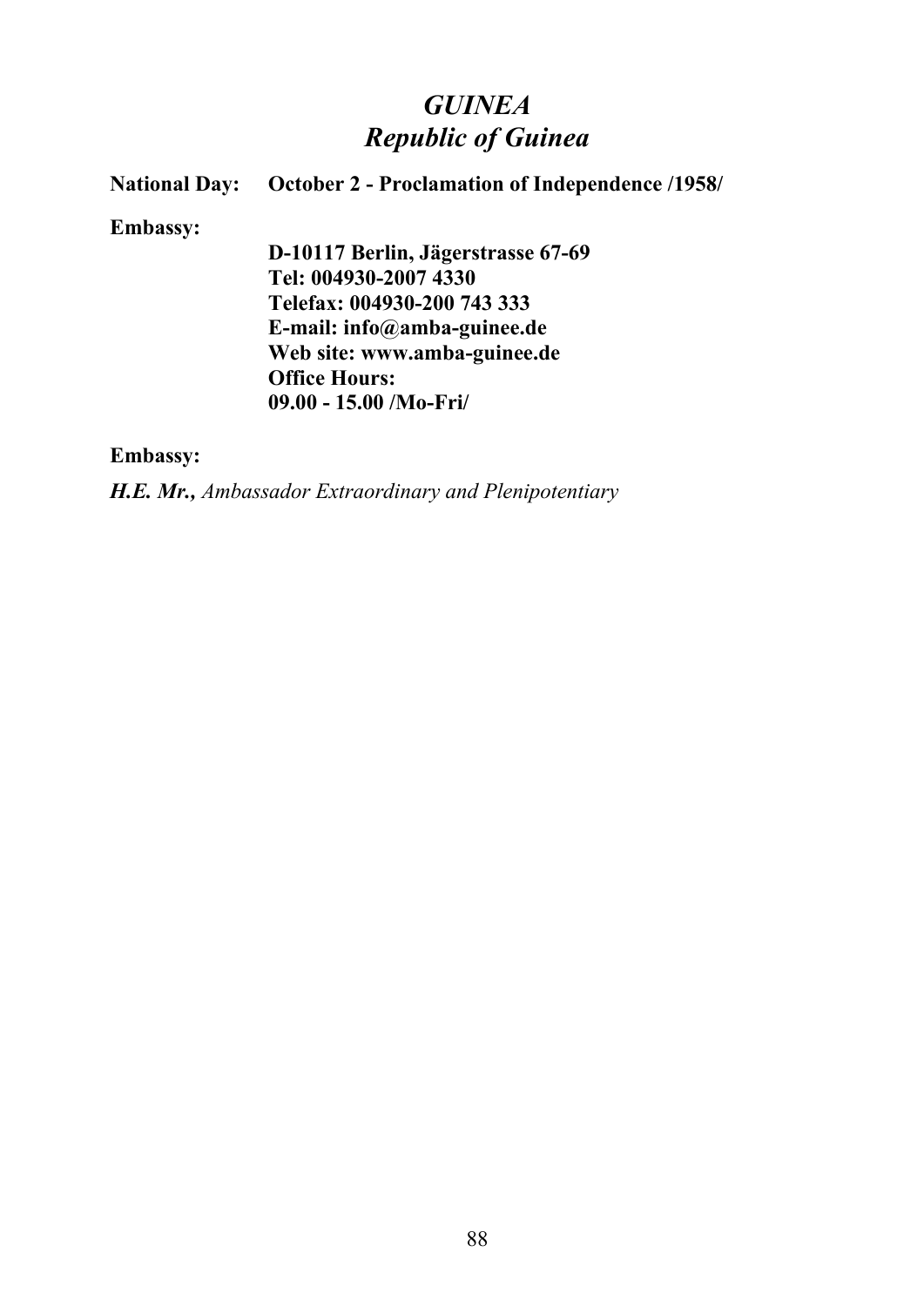# *GUINEA*
## *Republic of Guinea*

**National Day:** **October 2 - Proclamation of Independence /1958/**

**Embassy:**

**D-10117 Berlin, Jägerstrasse 67-69**
**Tel: 004930-2007 4330**
**Telefax: 004930-200 743 333**
**E-mail: info@amba-guinee.de**
**Web site: www.amba-guinee.de**
**Office Hours:**
**09.00 - 15.00 /Mo-Fri/**

**Embassy:**

***H.E. Mr.,*** *Ambassador Extraordinary and Plenipotentiary*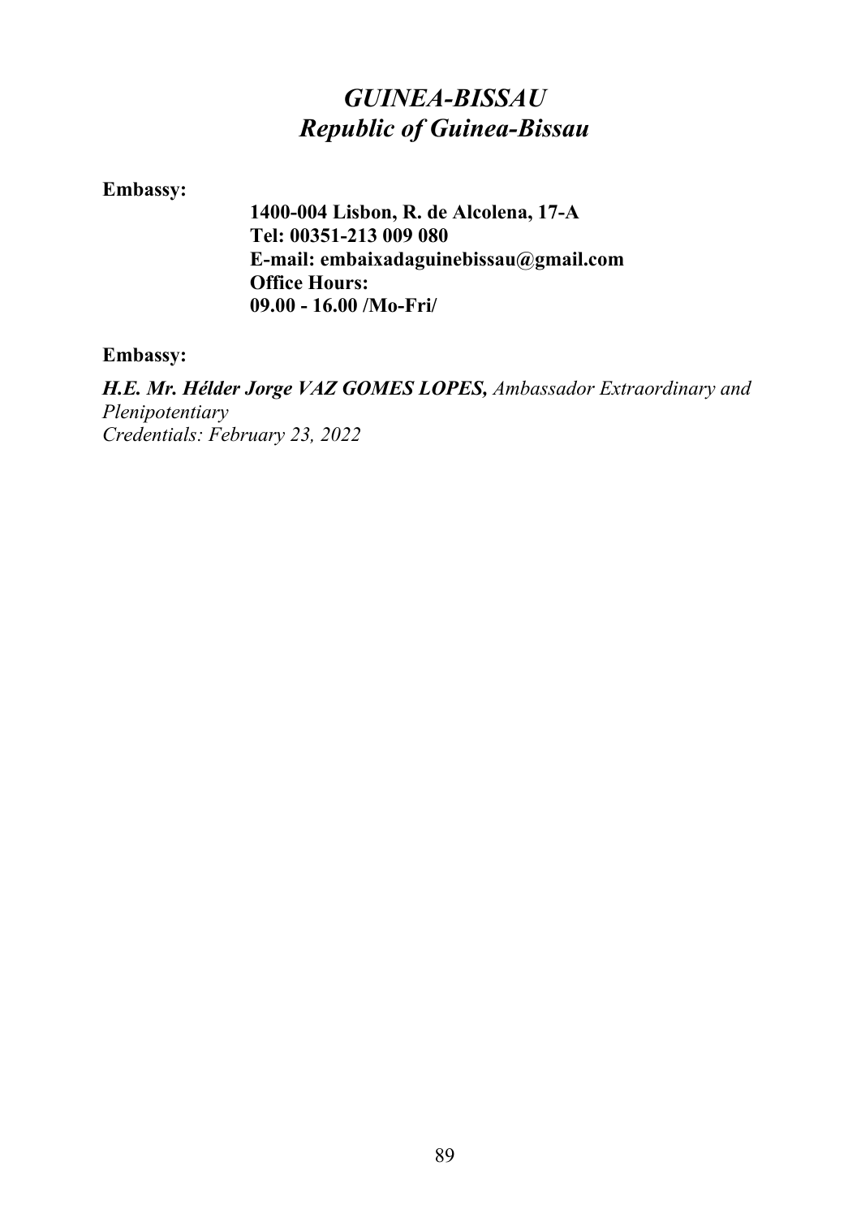# *GUINEA-BISSAU*
# *Republic of Guinea-Bissau*

**Embassy:**

**1400-004 Lisbon, R. de Alcolena, 17-A**
**Tel: 00351-213 009 080**
**E-mail: embaixadaguinebissau@gmail.com**
**Office Hours:**
**09.00 - 16.00 /Mo-Fri/**

**Embassy:**

***H.E. Mr. Hélder Jorge VAZ GOMES LOPES,*** *Ambassador Extraordinary and Plenipotentiary*
*Credentials: February 23, 2022*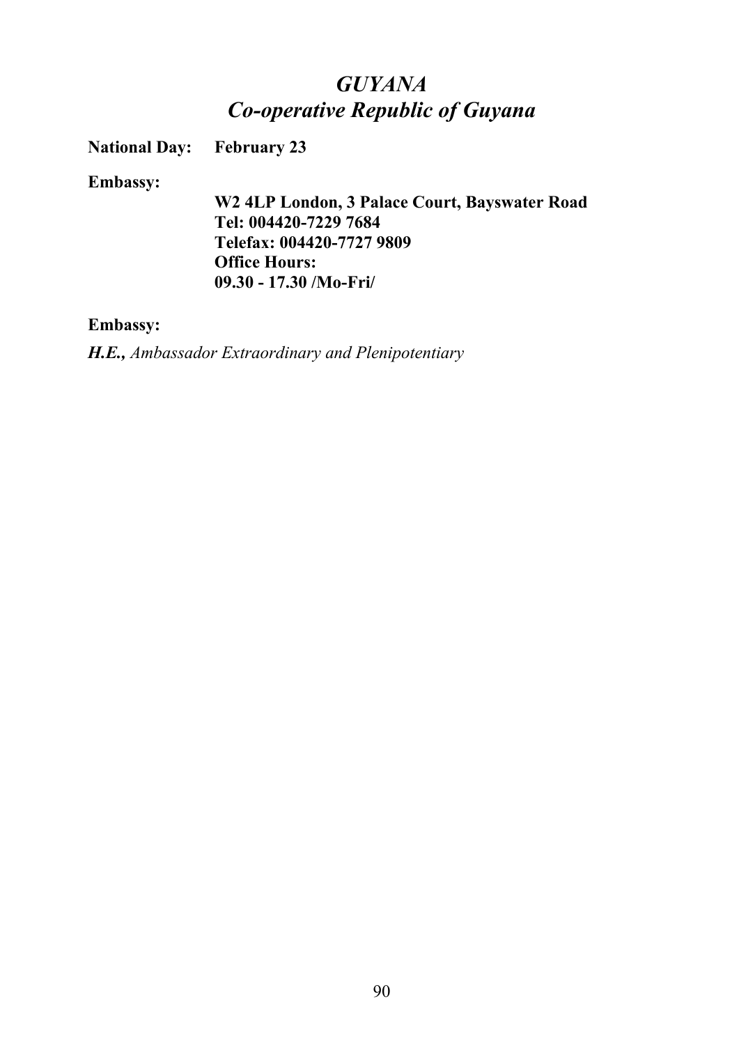# *GUYANA*
## *Co-operative Republic of Guyana*

**National Day:** **February 23**

**Embassy:**

**W2 4LP London, 3 Palace Court, Bayswater Road**
**Tel: 004420-7229 7684**
**Telefax: 004420-7727 9809**
**Office Hours:**
**09.30 - 17.30 /Mo-Fri/**

**Embassy:**

***H.E.,*** *Ambassador Extraordinary and Plenipotentiary*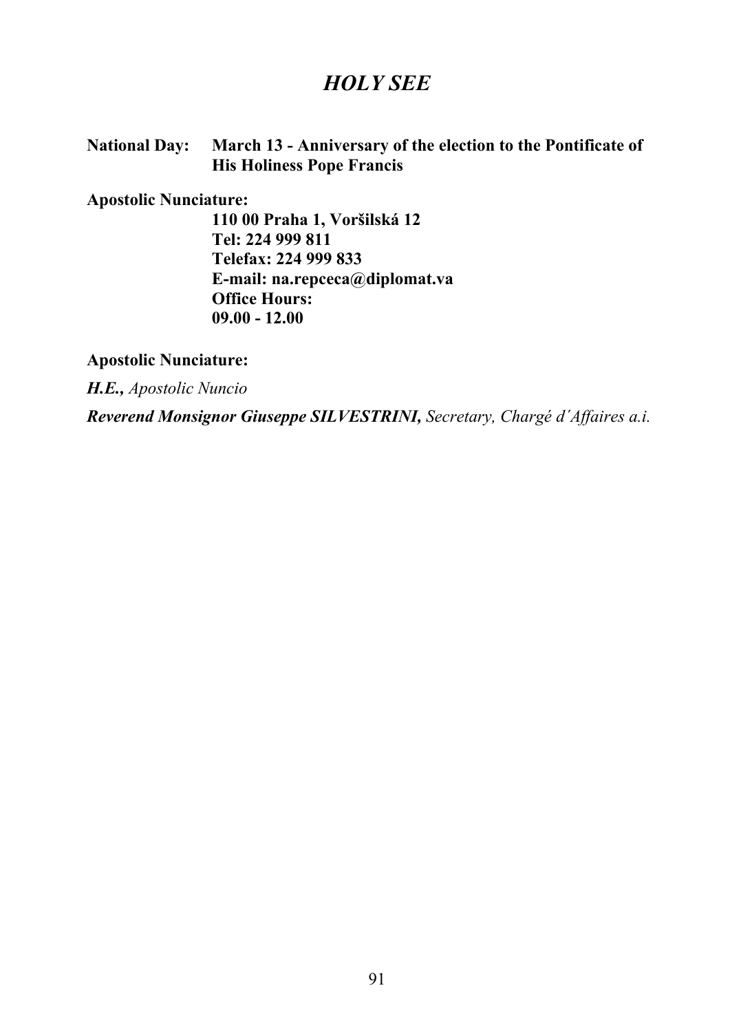# *HOLY SEE*

**National Day:** **March 13 - Anniversary of the election to the Pontificate of His Holiness Pope Francis**

**Apostolic Nunciature:**

**110 00 Praha 1, Voršilská 12**
**Tel: 224 999 811**
**Telefax: 224 999 833**
**E-mail: na.repceca@diplomat.va**
**Office Hours:**
**09.00 - 12.00**

**Apostolic Nunciature:**

***H.E.,*** *Apostolic Nuncio*

***Reverend Monsignor Giuseppe SILVESTRINI,*** *Secretary, Chargé d´Affaires a.i.*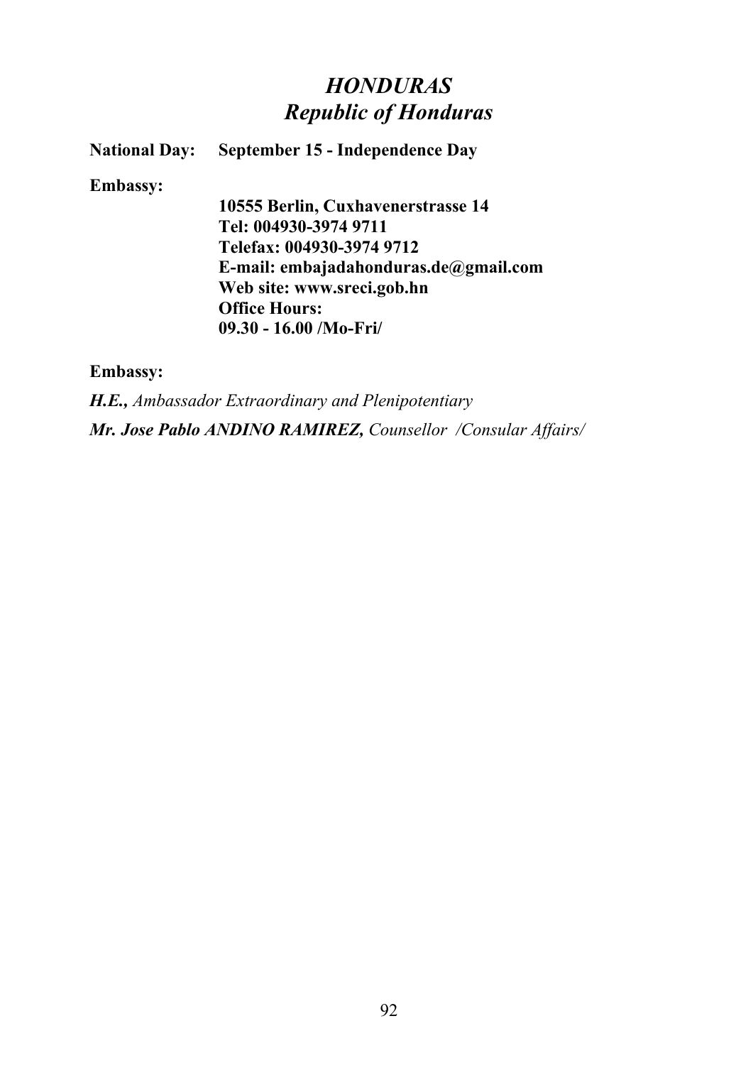# *HONDURAS*
## *Republic of Honduras*

**National Day:** **September 15 - Independence Day**

**Embassy:**

**10555 Berlin, Cuxhavenerstrasse 14**
**Tel: 004930-3974 9711**
**Telefax: 004930-3974 9712**
**E-mail: embajadahonduras.de@gmail.com**
**Web site: www.sreci.gob.hn**
**Office Hours:**
**09.30 - 16.00 /Mo-Fri/**

**Embassy:**

***H.E.,*** *Ambassador Extraordinary and Plenipotentiary*

***Mr. Jose Pablo ANDINO RAMIREZ,*** *Counsellor /Consular Affairs/*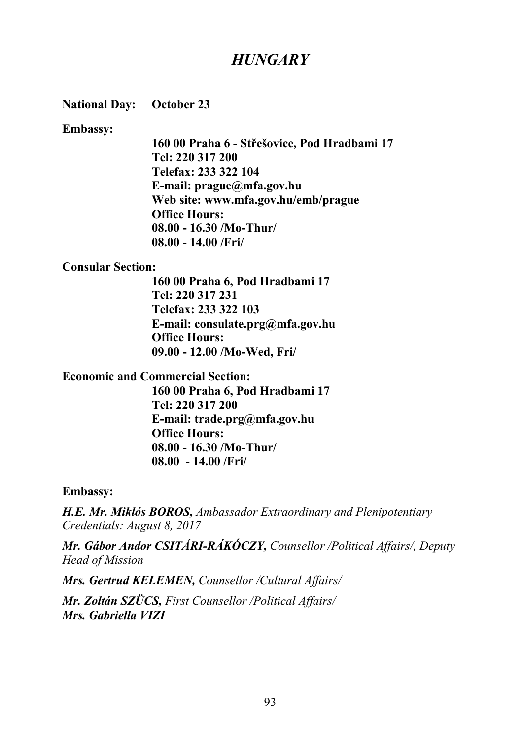# *HUNGARY*

**National Day:** **October 23**

**Embassy:**

**160 00 Praha 6 - Střešovice, Pod Hradbami 17**
**Tel: 220 317 200**
**Telefax: 233 322 104**
**E-mail: prague@mfa.gov.hu**
**Web site: www.mfa.gov.hu/emb/prague**
**Office Hours:**
**08.00 - 16.30 /Mo-Thur/**
**08.00 - 14.00 /Fri/**

**Consular Section:**

**160 00 Praha 6, Pod Hradbami 17**
**Tel: 220 317 231**
**Telefax: 233 322 103**
**E-mail: consulate.prg@mfa.gov.hu**
**Office Hours:**
**09.00 - 12.00 /Mo-Wed, Fri/**

**Economic and Commercial Section:**

**160 00 Praha 6, Pod Hradbami 17**
**Tel: 220 317 200**
**E-mail: trade.prg@mfa.gov.hu**
**Office Hours:**
**08.00 - 16.30 /Mo-Thur/**
**08.00 - 14.00 /Fri/**

**Embassy:**

***H.E. Mr. Miklós BOROS,*** *Ambassador Extraordinary and Plenipotentiary*
*Credentials: August 8, 2017*

***Mr. Gábor Andor CSITÁRI-RÁKÓCZY,*** *Counsellor /Political Affairs/, Deputy Head of Mission*

***Mrs. Gertrud KELEMEN,*** *Counsellor /Cultural Affairs/*

***Mr. Zoltán SZÜCS,*** *First Counsellor /Political Affairs/*
***Mrs. Gabriella VIZI***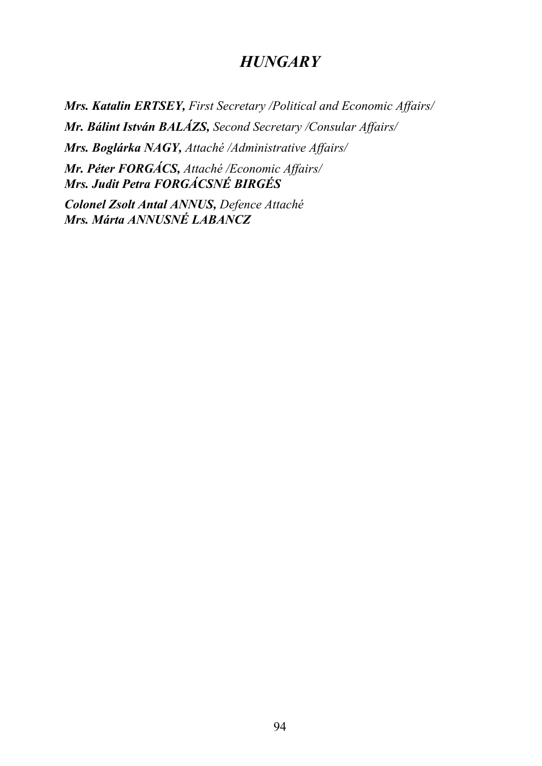# *HUNGARY*

***Mrs. Katalin ERTSEY,*** *First Secretary /Political and Economic Affairs/*

***Mr. Bálint István BALÁZS,*** *Second Secretary /Consular Affairs/*

***Mrs. Boglárka NAGY,*** *Attaché /Administrative Affairs/*

***Mr. Péter FORGÁCS,*** *Attaché /Economic Affairs/*
***Mrs. Judit Petra FORGÁCSNÉ BIRGÉS***

***Colonel Zsolt Antal ANNUS,*** *Defence Attaché*
***Mrs. Márta ANNUSNÉ LABANCZ***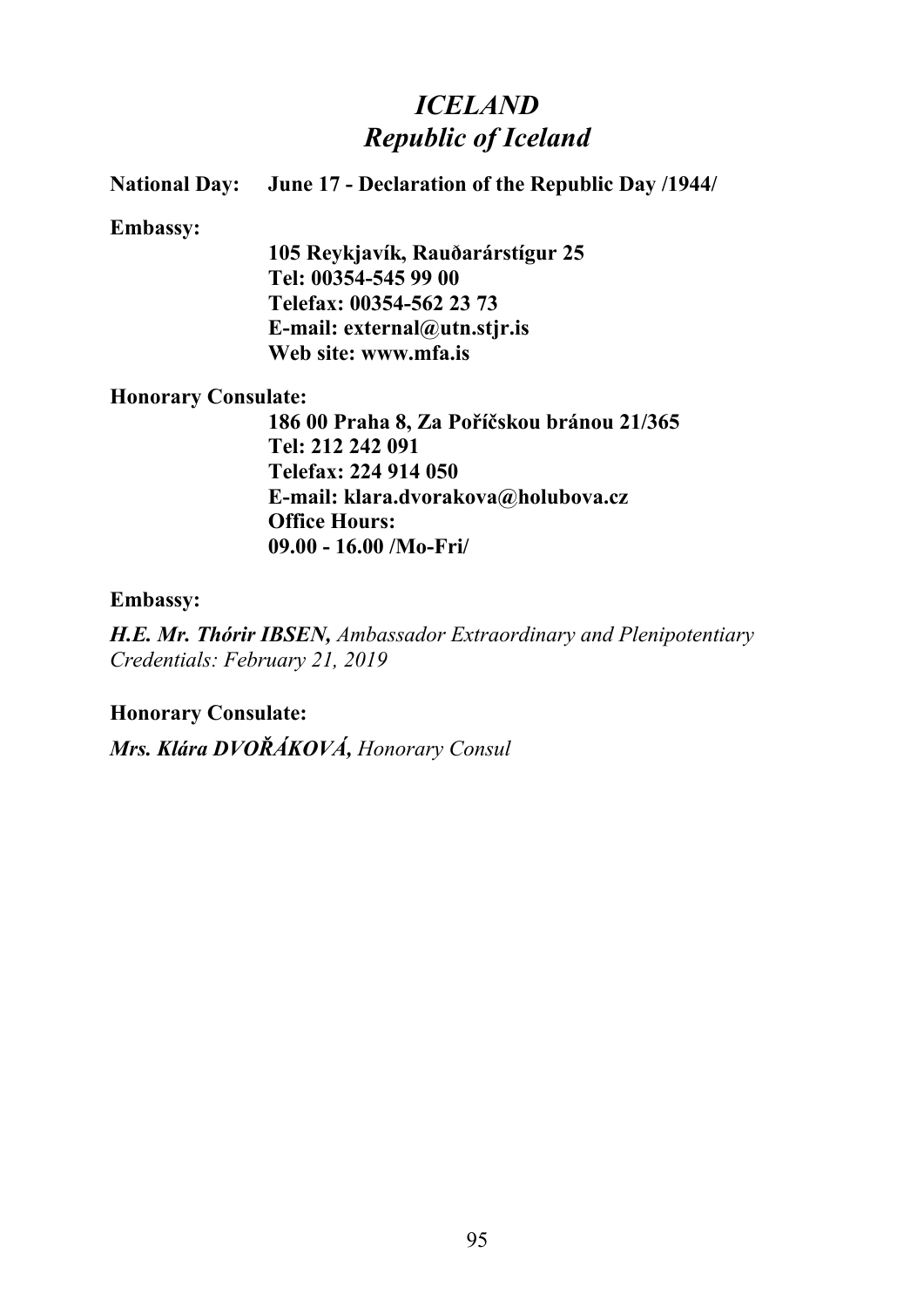# *ICELAND*
# *Republic of Iceland*

**National Day:** **June 17 - Declaration of the Republic Day /1944/**

**Embassy:**

**105 Reykjavík, Rauðarárstígur 25**
**Tel: 00354-545 99 00**
**Telefax: 00354-562 23 73**
**E-mail: external@utn.stjr.is**
**Web site: www.mfa.is**

**Honorary Consulate:**

**186 00 Praha 8, Za Poříčskou bránou 21/365**
**Tel: 212 242 091**
**Telefax: 224 914 050**
**E-mail: klara.dvorakova@holubova.cz**
**Office Hours:**
**09.00 - 16.00 /Mo-Fri/**

**Embassy:**

***H.E. Mr. Thórir IBSEN,*** *Ambassador Extraordinary and Plenipotentiary*
*Credentials: February 21, 2019*

**Honorary Consulate:**

***Mrs. Klára DVOŘÁKOVÁ,*** *Honorary Consul*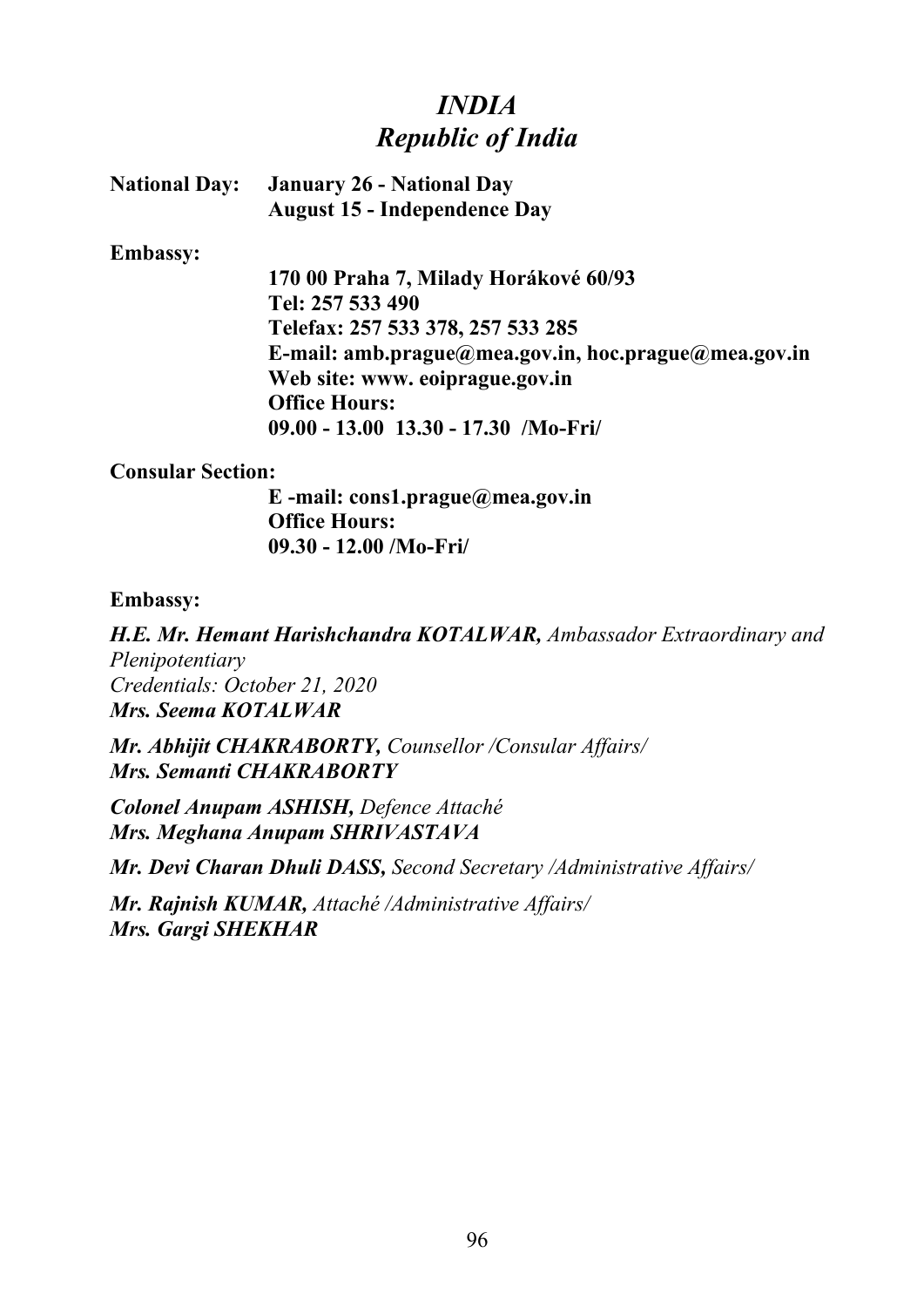# *INDIA*
## *Republic of India*

**National Day:** **January 26 - National Day**
**August 15 - Independence Day**

**Embassy:**

**170 00 Praha 7, Milady Horákové 60/93**
**Tel: 257 533 490**
**Telefax: 257 533 378, 257 533 285**
**E-mail: amb.prague@mea.gov.in, hoc.prague@mea.gov.in**
**Web site: www. eoiprague.gov.in**
**Office Hours:**
**09.00 - 13.00  13.30 - 17.30  /Mo-Fri/**

**Consular Section:**

**E -mail: cons1.prague@mea.gov.in**
**Office Hours:**
**09.30 - 12.00 /Mo-Fri/**

**Embassy:**

***H.E. Mr. Hemant Harishchandra KOTALWAR,*** *Ambassador Extraordinary and Plenipotentiary*
*Credentials: October 21, 2020*
***Mrs. Seema KOTALWAR***

***Mr. Abhijit CHAKRABORTY,*** *Counsellor /Consular Affairs/*
***Mrs. Semanti CHAKRABORTY***

***Colonel Anupam ASHISH,*** *Defence Attaché*
***Mrs. Meghana Anupam SHRIVASTAVA***

***Mr. Devi Charan Dhuli DASS,*** *Second Secretary /Administrative Affairs/*

***Mr. Rajnish KUMAR,*** *Attaché /Administrative Affairs/*
***Mrs. Gargi SHEKHAR***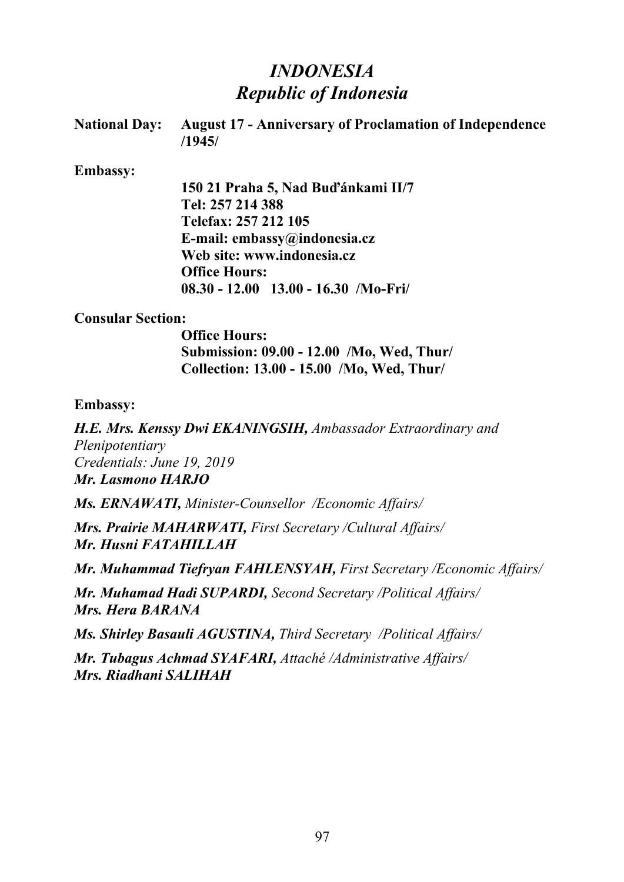# *INDONESIA*
# *Republic of Indonesia*

**National Day:** **August 17 - Anniversary of Proclamation of Independence /1945/**

**Embassy:**

**150 21 Praha 5, Nad Buďánkami II/7**
**Tel: 257 214 388**
**Telefax: 257 212 105**
**E-mail: embassy@indonesia.cz**
**Web site: www.indonesia.cz**
**Office Hours:**
**08.30 - 12.00 13.00 - 16.30 /Mo-Fri/**

**Consular Section:**

**Office Hours:**
**Submission: 09.00 - 12.00 /Mo, Wed, Thur/**
**Collection: 13.00 - 15.00 /Mo, Wed, Thur/**

**Embassy:**

***H.E. Mrs. Kenssy Dwi EKANINGSIH,*** *Ambassador Extraordinary and Plenipotentiary*
*Credentials: June 19, 2019*
***Mr. Lasmono HARJO***

***Ms. ERNAWATI,*** *Minister-Counsellor /Economic Affairs/*

***Mrs. Prairie MAHARWATI,*** *First Secretary /Cultural Affairs/*
***Mr. Husni FATAHILLAH***

***Mr. Muhammad Tiefryan FAHLENSYAH,*** *First Secretary /Economic Affairs/*

***Mr. Muhamad Hadi SUPARDI,*** *Second Secretary /Political Affairs/*
***Mrs. Hera BARANA***

***Ms. Shirley Basauli AGUSTINA,*** *Third Secretary /Political Affairs/*

***Mr. Tubagus Achmad SYAFARI,*** *Attaché /Administrative Affairs/*
***Mrs. Riadhani SALIHAH***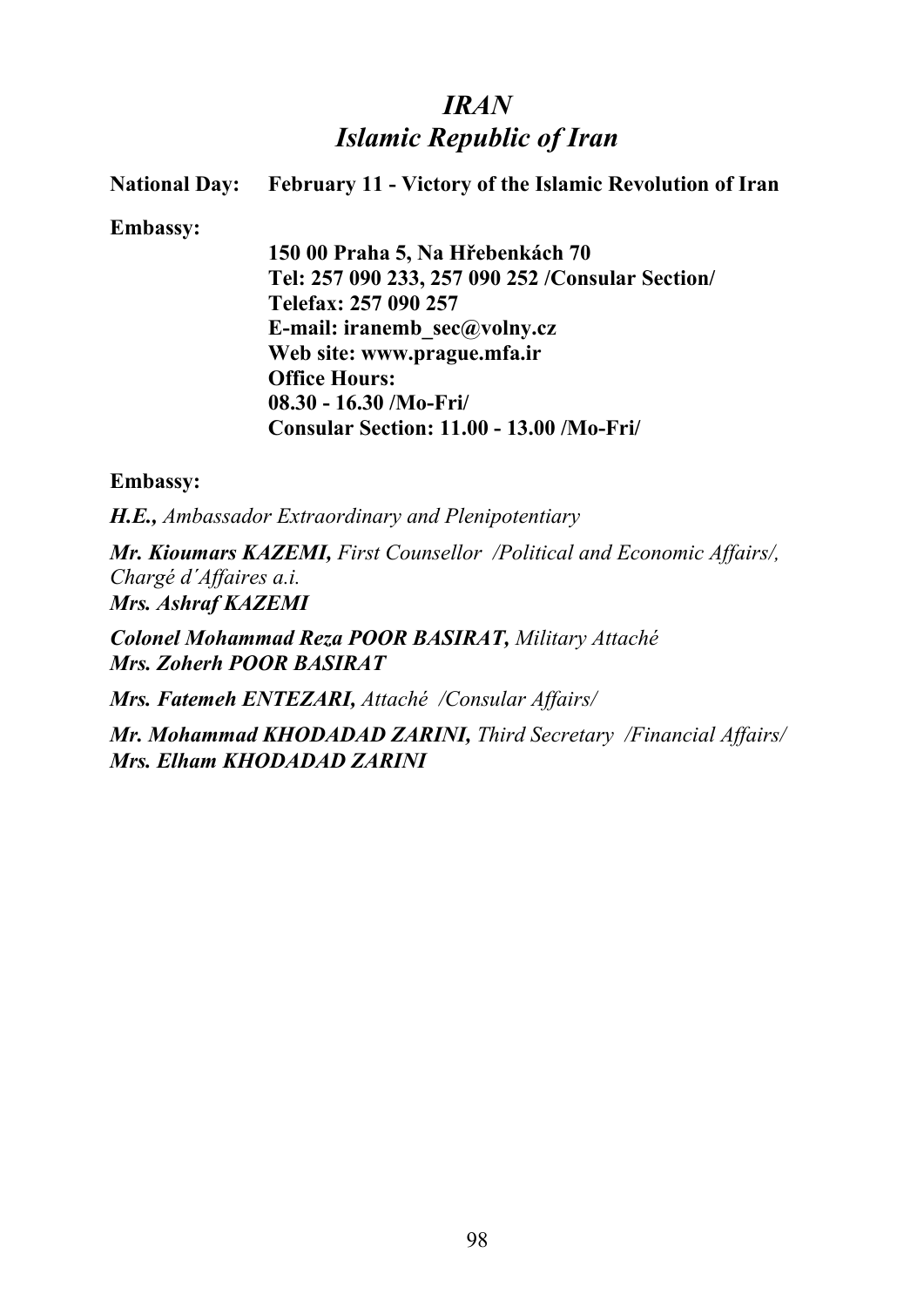# *IRAN*
# *Islamic Republic of Iran*

**National Day:** **February 11 - Victory of the Islamic Revolution of Iran**

**Embassy:**

**150 00 Praha 5, Na Hřebenkách 70**
**Tel: 257 090 233, 257 090 252 /Consular Section/**
**Telefax: 257 090 257**
**E-mail: iranemb_sec@volny.cz**
**Web site: www.prague.mfa.ir**
**Office Hours:**
**08.30 - 16.30 /Mo-Fri/**
**Consular Section: 11.00 - 13.00 /Mo-Fri/**

**Embassy:**

***H.E.,*** *Ambassador Extraordinary and Plenipotentiary*

***Mr. Kioumars KAZEMI,*** *First Counsellor /Political and Economic Affairs/, Chargé d´Affaires a.i.*
***Mrs. Ashraf KAZEMI***

***Colonel Mohammad Reza POOR BASIRAT,*** *Military Attaché*
***Mrs. Zoherh POOR BASIRAT***

***Mrs. Fatemeh ENTEZARI,*** *Attaché /Consular Affairs/*

***Mr. Mohammad KHODADAD ZARINI,*** *Third Secretary /Financial Affairs/*
***Mrs. Elham KHODADAD ZARINI***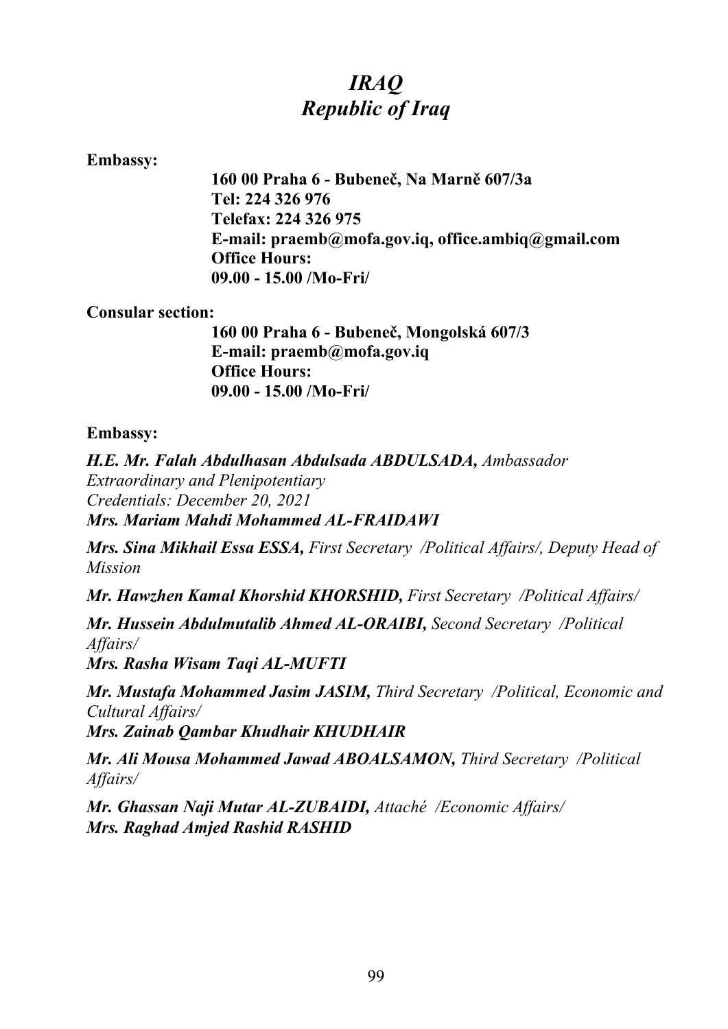# *IRAQ*
# *Republic of Iraq*

**Embassy:**

**160 00 Praha 6 - Bubeneč, Na Marně 607/3a**
**Tel: 224 326 976**
**Telefax: 224 326 975**
**E-mail: praemb@mofa.gov.iq, office.ambiq@gmail.com**
**Office Hours:**
**09.00 - 15.00 /Mo-Fri/**

**Consular section:**

**160 00 Praha 6 - Bubeneč, Mongolská 607/3**
**E-mail: praemb@mofa.gov.iq**
**Office Hours:**
**09.00 - 15.00 /Mo-Fri/**

**Embassy:**

***H.E. Mr. Falah Abdulhasan Abdulsada ABDULSADA,*** *Ambassador Extraordinary and Plenipotentiary*
*Credentials: December 20, 2021*
***Mrs. Mariam Mahdi Mohammed AL-FRAIDAWI***

***Mrs. Sina Mikhail Essa ESSA,*** *First Secretary /Political Affairs/, Deputy Head of Mission*

***Mr. Hawzhen Kamal Khorshid KHORSHID,*** *First Secretary /Political Affairs/*

***Mr. Hussein Abdulmutalib Ahmed AL-ORAIBI,*** *Second Secretary /Political Affairs/*
***Mrs. Rasha Wisam Taqi AL-MUFTI***

***Mr. Mustafa Mohammed Jasim JASIM,*** *Third Secretary /Political, Economic and Cultural Affairs/*
***Mrs. Zainab Qambar Khudhair KHUDHAIR***

***Mr. Ali Mousa Mohammed Jawad ABOALSAMON,*** *Third Secretary /Political Affairs/*

***Mr. Ghassan Naji Mutar AL-ZUBAIDI,*** *Attaché /Economic Affairs/*
***Mrs. Raghad Amjed Rashid RASHID***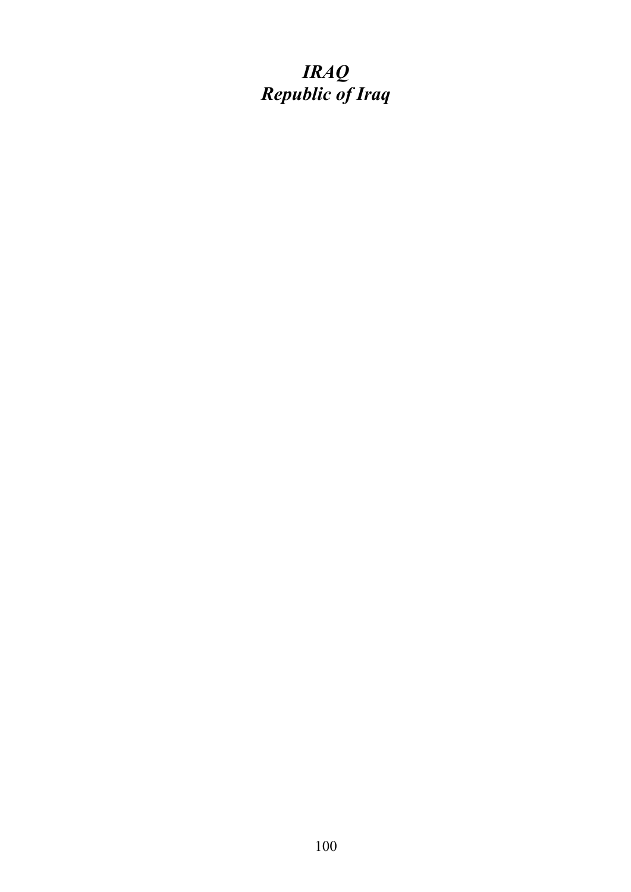# *IRAQ*
# *Republic of Iraq*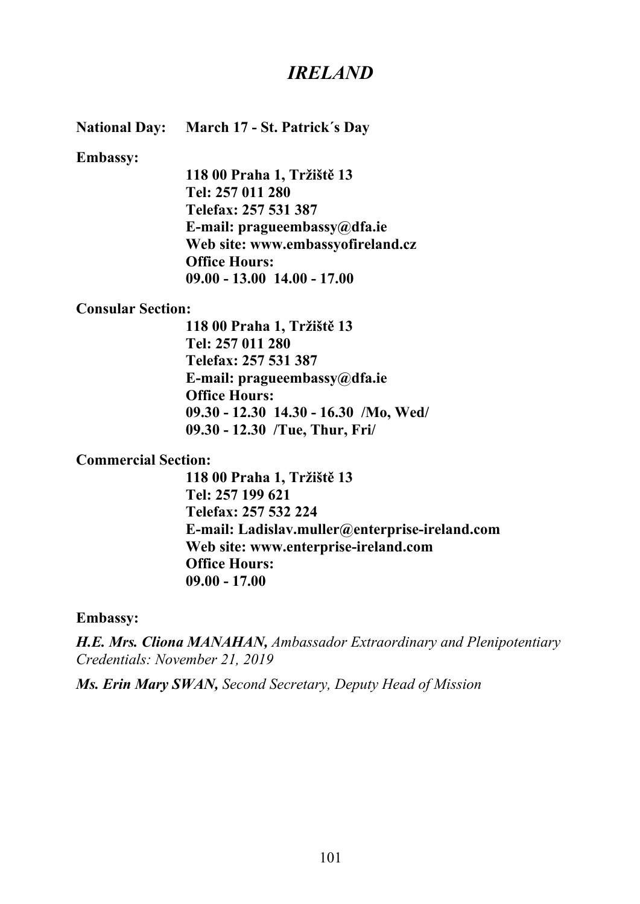# *IRELAND*

**National Day:** **March 17 - St. Patrick´s Day**

**Embassy:**

**118 00 Praha 1, Tržiště 13**
**Tel: 257 011 280**
**Telefax: 257 531 387**
**E-mail: pragueembassy@dfa.ie**
**Web site: www.embassyofireland.cz**
**Office Hours:**
**09.00 - 13.00  14.00 - 17.00**

**Consular Section:**

**118 00 Praha 1, Tržiště 13**
**Tel: 257 011 280**
**Telefax: 257 531 387**
**E-mail: pragueembassy@dfa.ie**
**Office Hours:**
**09.30 - 12.30  14.30 - 16.30  /Mo, Wed/**
**09.30 - 12.30  /Tue, Thur, Fri/**

**Commercial Section:**

**118 00 Praha 1, Tržiště 13**
**Tel: 257 199 621**
**Telefax: 257 532 224**
**E-mail: Ladislav.muller@enterprise-ireland.com**
**Web site: www.enterprise-ireland.com**
**Office Hours:**
**09.00 - 17.00**

**Embassy:**

***H.E. Mrs. Cliona MANAHAN,*** *Ambassador Extraordinary and Plenipotentiary*
*Credentials: November 21, 2019*

***Ms. Erin Mary SWAN,*** *Second Secretary, Deputy Head of Mission*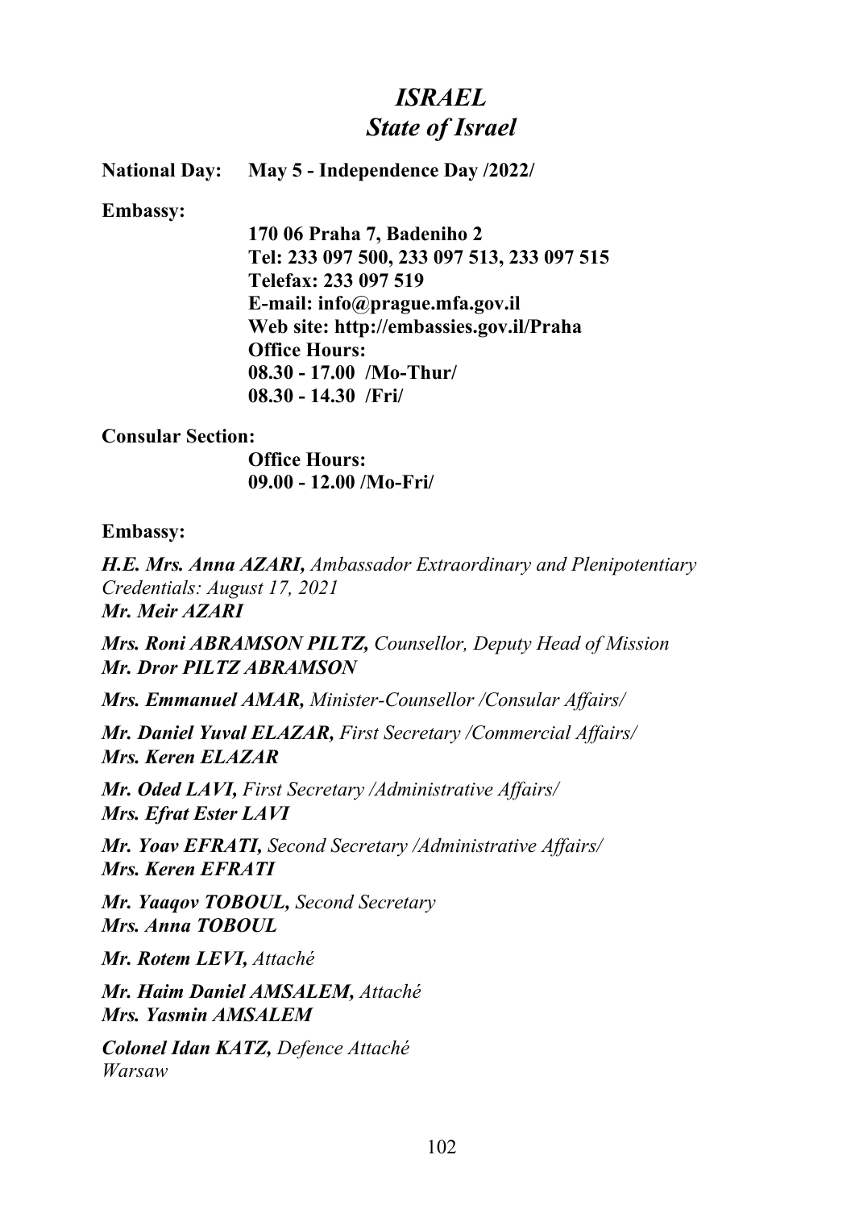# *ISRAEL*
## *State of Israel*

**National Day:** **May 5 - Independence Day /2022/**

**Embassy:**

**170 06 Praha 7, Badeniho 2**
**Tel: 233 097 500, 233 097 513, 233 097 515**
**Telefax: 233 097 519**
**E-mail: info@prague.mfa.gov.il**
**Web site: http://embassies.gov.il/Praha**
**Office Hours:**
**08.30 - 17.00 /Mo-Thur/**
**08.30 - 14.30 /Fri/**

**Consular Section:**

**Office Hours:**
**09.00 - 12.00 /Mo-Fri/**

**Embassy:**

***H.E. Mrs. Anna AZARI,*** *Ambassador Extraordinary and Plenipotentiary*
*Credentials: August 17, 2021*
***Mr. Meir AZARI***

***Mrs. Roni ABRAMSON PILTZ,*** *Counsellor, Deputy Head of Mission*
***Mr. Dror PILTZ ABRAMSON***

***Mrs. Emmanuel AMAR,*** *Minister-Counsellor /Consular Affairs/*

***Mr. Daniel Yuval ELAZAR,*** *First Secretary /Commercial Affairs/*
***Mrs. Keren ELAZAR***

***Mr. Oded LAVI,*** *First Secretary /Administrative Affairs/*
***Mrs. Efrat Ester LAVI***

***Mr. Yoav EFRATI,*** *Second Secretary /Administrative Affairs/*
***Mrs. Keren EFRATI***

***Mr. Yaaqov TOBOUL,*** *Second Secretary*
***Mrs. Anna TOBOUL***

***Mr. Rotem LEVI,*** *Attaché*

***Mr. Haim Daniel AMSALEM,*** *Attaché*
***Mrs. Yasmin AMSALEM***

***Colonel Idan KATZ,*** *Defence Attaché*
*Warsaw*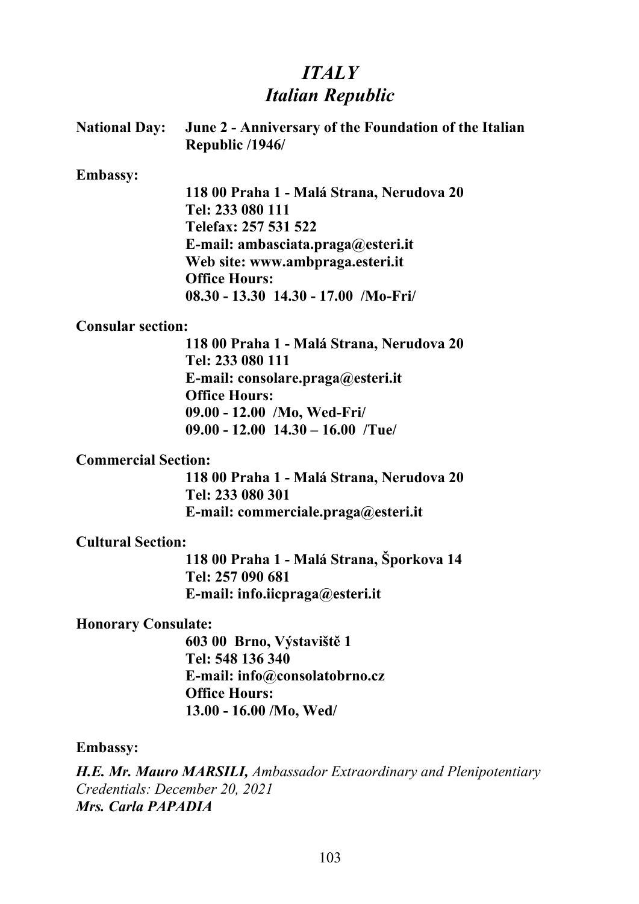# *ITALY*
## *Italian Republic*

**National Day:** **June 2 - Anniversary of the Foundation of the Italian Republic /1946/**

**Embassy:**

**118 00 Praha 1 - Malá Strana, Nerudova 20**
**Tel: 233 080 111**
**Telefax: 257 531 522**
**E-mail: ambasciata.praga@esteri.it**
**Web site: www.ambpraga.esteri.it**
**Office Hours:**
**08.30 - 13.30  14.30 - 17.00  /Mo-Fri/**

**Consular section:**

**118 00 Praha 1 - Malá Strana, Nerudova 20**
**Tel: 233 080 111**
**E-mail: consolare.praga@esteri.it**
**Office Hours:**
**09.00 - 12.00  /Mo, Wed-Fri/**
**09.00 - 12.00  14.30 – 16.00  /Tue/**

**Commercial Section:**

**118 00 Praha 1 - Malá Strana, Nerudova 20**
**Tel: 233 080 301**
**E-mail: commerciale.praga@esteri.it**

**Cultural Section:**

**118 00 Praha 1 - Malá Strana, Šporkova 14**
**Tel: 257 090 681**
**E-mail: info.iicpraga@esteri.it**

**Honorary Consulate:**

**603 00  Brno, Výstaviště 1**
**Tel: 548 136 340**
**E-mail: info@consolatobrno.cz**
**Office Hours:**
**13.00 - 16.00 /Mo, Wed/**

**Embassy:**

***H.E. Mr. Mauro MARSILI,*** *Ambassador Extraordinary and Plenipotentiary*
*Credentials: December 20, 2021*
***Mrs. Carla PAPADIA***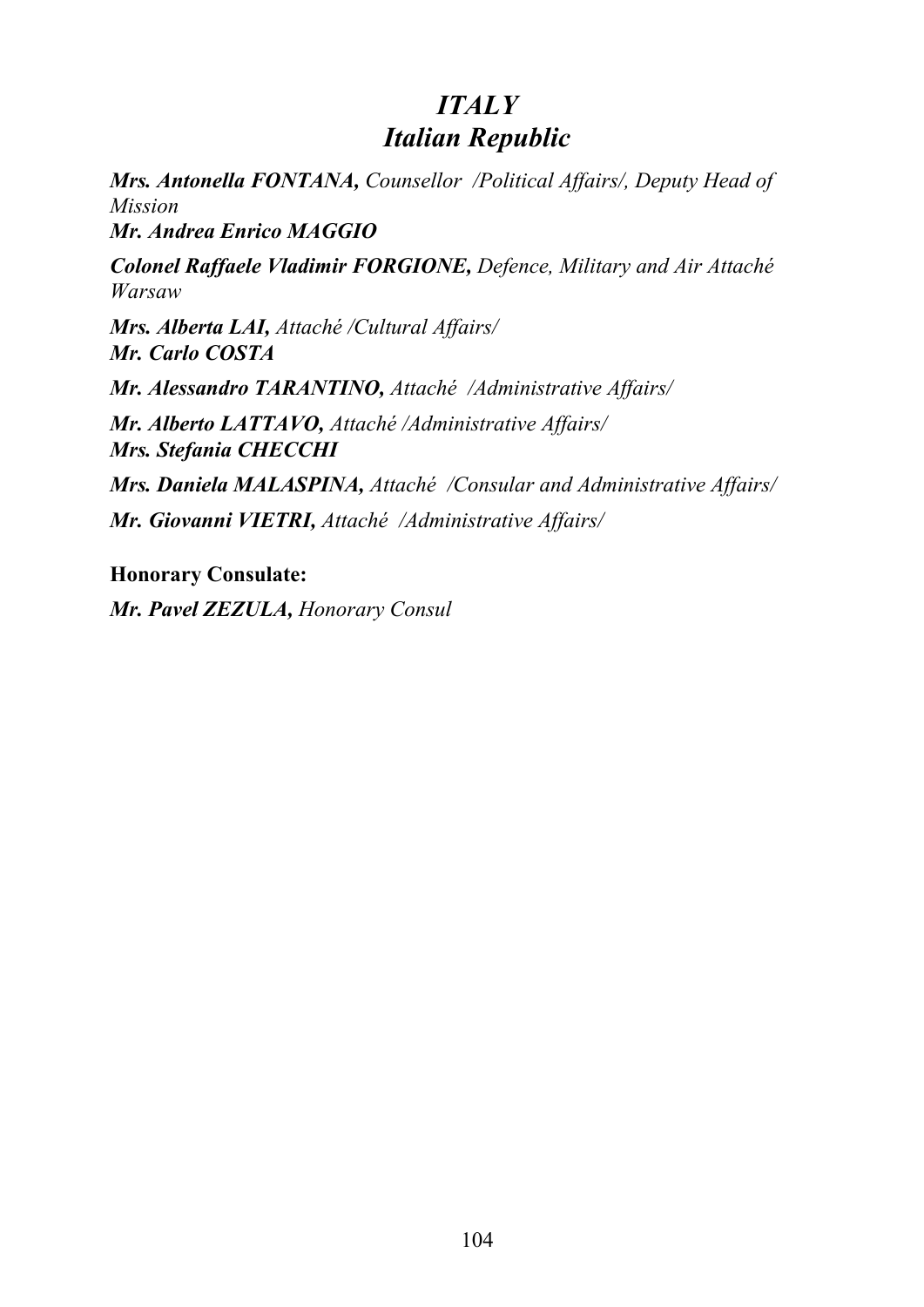# *ITALY*
# *Italian Republic*

***Mrs. Antonella FONTANA,*** *Counsellor /Political Affairs/, Deputy Head of Mission*
***Mr. Andrea Enrico MAGGIO***

***Colonel Raffaele Vladimir FORGIONE,*** *Defence, Military and Air Attaché Warsaw*

***Mrs. Alberta LAI,*** *Attaché /Cultural Affairs/*
***Mr. Carlo COSTA***

***Mr. Alessandro TARANTINO,*** *Attaché /Administrative Affairs/*

***Mr. Alberto LATTAVO,*** *Attaché /Administrative Affairs/*
***Mrs. Stefania CHECCHI***

***Mrs. Daniela MALASPINA,*** *Attaché /Consular and Administrative Affairs/*

***Mr. Giovanni VIETRI,*** *Attaché /Administrative Affairs/*

**Honorary Consulate:**

***Mr. Pavel ZEZULA,*** *Honorary Consul*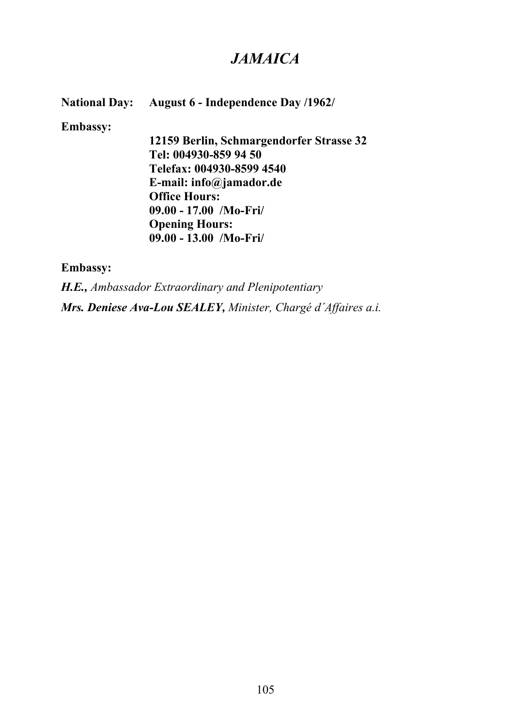# *JAMAICA*

**National Day:** **August 6 - Independence Day /1962/**

**Embassy:**

**12159 Berlin, Schmargendorfer Strasse 32**
**Tel: 004930-859 94 50**
**Telefax: 004930-8599 4540**
**E-mail: info@jamador.de**
**Office Hours:**
**09.00 - 17.00 /Mo-Fri/**
**Opening Hours:**
**09.00 - 13.00 /Mo-Fri/**

**Embassy:**

***H.E.,*** *Ambassador Extraordinary and Plenipotentiary*

***Mrs. Deniese Ava-Lou SEALEY,*** *Minister, Chargé d´Affaires a.i.*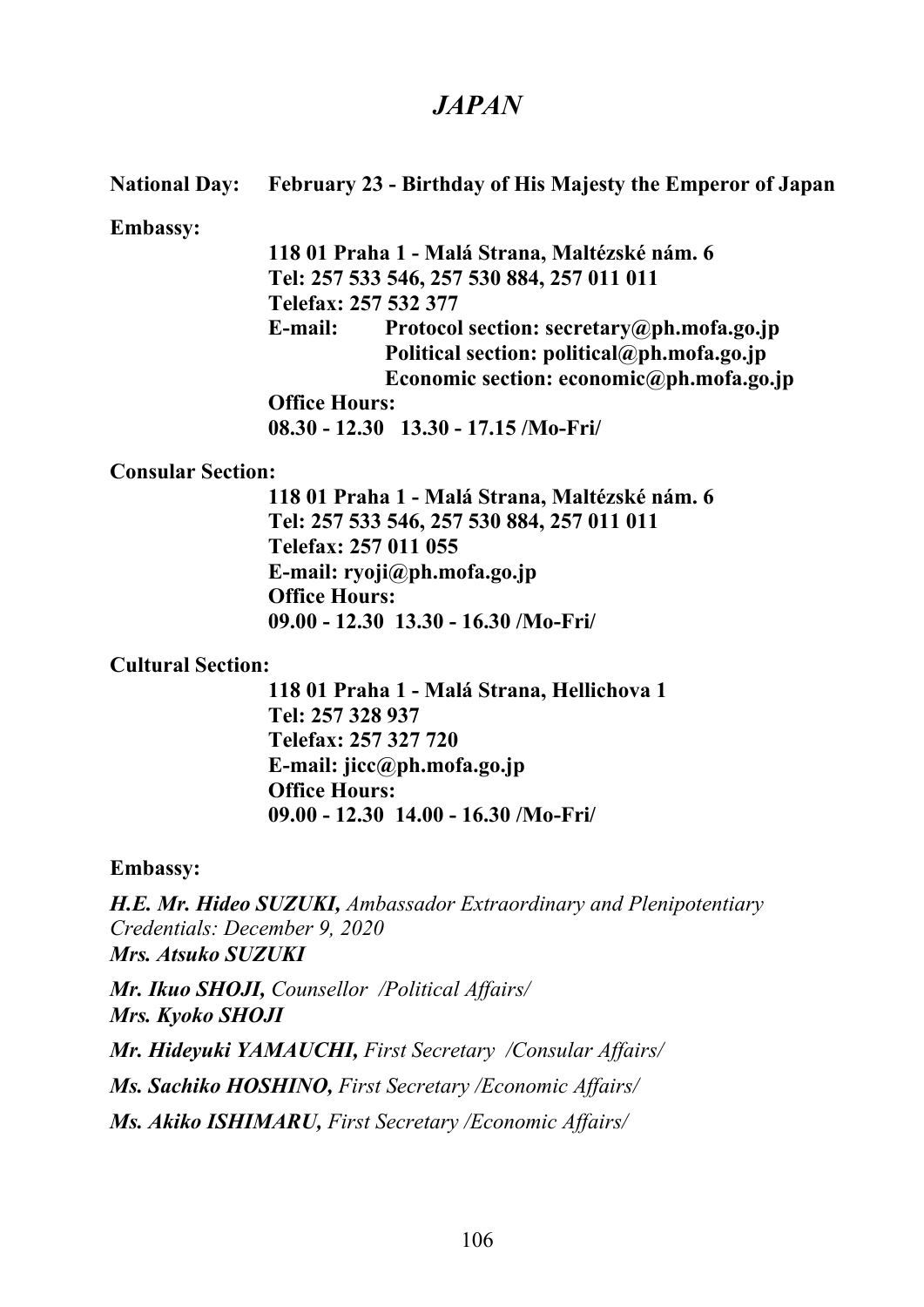# *JAPAN*

**National Day:** **February 23 - Birthday of His Majesty the Emperor of Japan**

**Embassy:**

**118 01 Praha 1 - Malá Strana, Maltézské nám. 6**
**Tel: 257 533 546, 257 530 884, 257 011 011**
**Telefax: 257 532 377**
**E-mail:** **Protocol section: secretary@ph.mofa.go.jp**
**Political section: political@ph.mofa.go.jp**
**Economic section: economic@ph.mofa.go.jp**
**Office Hours:**
**08.30 - 12.30 13.30 - 17.15 /Mo-Fri/**

**Consular Section:**

**118 01 Praha 1 - Malá Strana, Maltézské nám. 6**
**Tel: 257 533 546, 257 530 884, 257 011 011**
**Telefax: 257 011 055**
**E-mail: ryoji@ph.mofa.go.jp**
**Office Hours:**
**09.00 - 12.30 13.30 - 16.30 /Mo-Fri/**

**Cultural Section:**

**118 01 Praha 1 - Malá Strana, Hellichova 1**
**Tel: 257 328 937**
**Telefax: 257 327 720**
**E-mail: jicc@ph.mofa.go.jp**
**Office Hours:**
**09.00 - 12.30 14.00 - 16.30 /Mo-Fri/**

**Embassy:**

***H.E. Mr. Hideo SUZUKI,*** *Ambassador Extraordinary and Plenipotentiary*
*Credentials: December 9, 2020*
***Mrs. Atsuko SUZUKI***

***Mr. Ikuo SHOJI,*** *Counsellor /Political Affairs/*
***Mrs. Kyoko SHOJI***

***Mr. Hideyuki YAMAUCHI,*** *First Secretary /Consular Affairs/*

***Ms. Sachiko HOSHINO,*** *First Secretary /Economic Affairs/*

***Ms. Akiko ISHIMARU,*** *First Secretary /Economic Affairs/*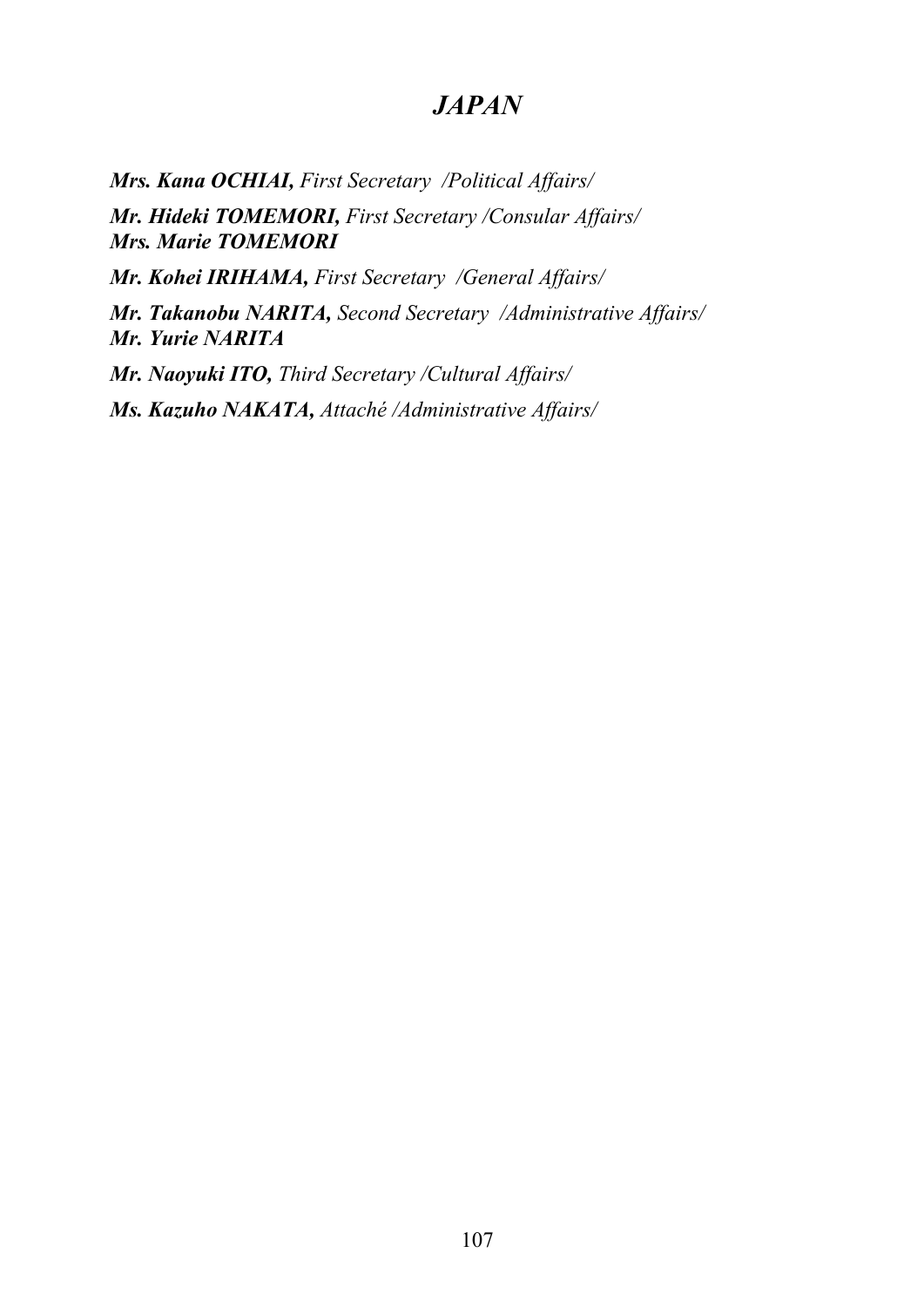# *JAPAN*

***Mrs. Kana OCHIAI,*** *First Secretary /Political Affairs/*

***Mr. Hideki TOMEMORI,*** *First Secretary /Consular Affairs/*
***Mrs. Marie TOMEMORI***

***Mr. Kohei IRIHAMA,*** *First Secretary /General Affairs/*

***Mr. Takanobu NARITA,*** *Second Secretary /Administrative Affairs/*
***Mr. Yurie NARITA***

***Mr. Naoyuki ITO,*** *Third Secretary /Cultural Affairs/*

***Ms. Kazuho NAKATA,*** *Attaché /Administrative Affairs/*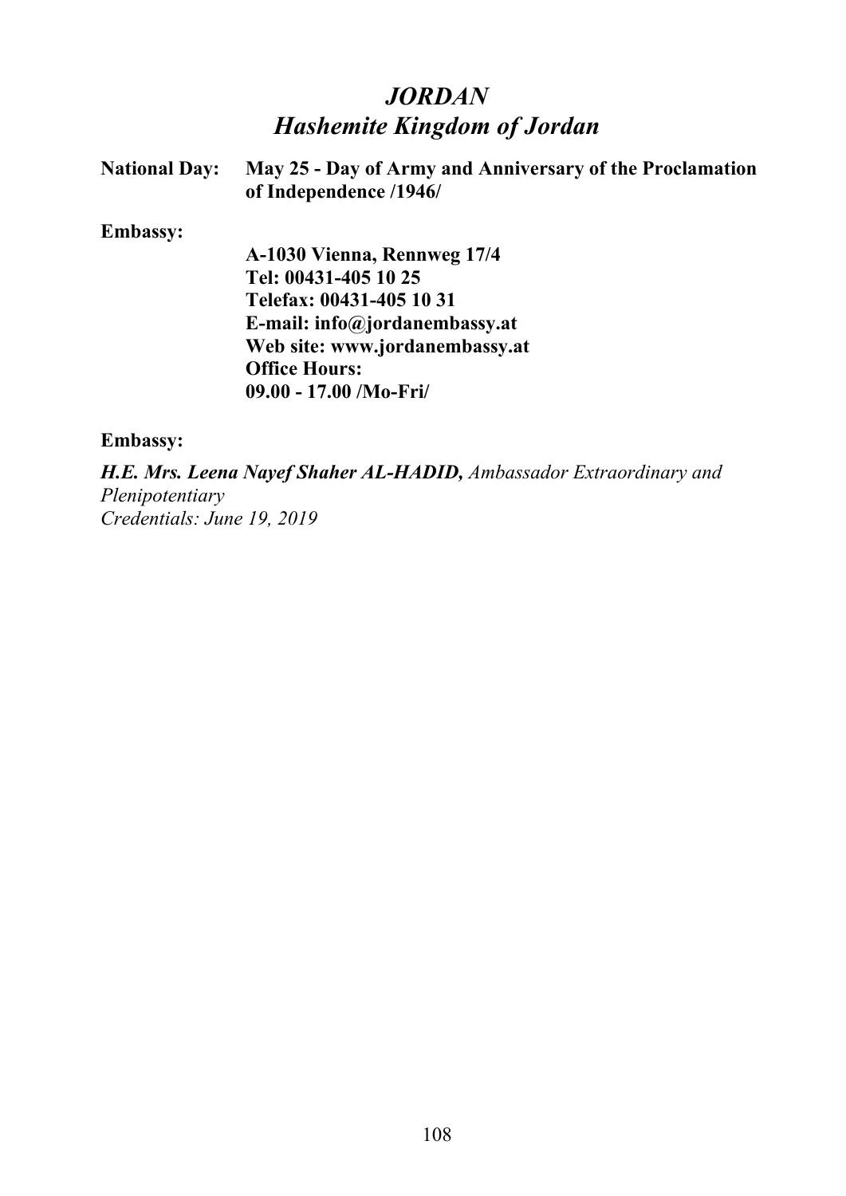# *JORDAN*
## *Hashemite Kingdom of Jordan*

**National Day:** **May 25 - Day of Army and Anniversary of the Proclamation of Independence /1946/**

**Embassy:**

**A-1030 Vienna, Rennweg 17/4**
**Tel: 00431-405 10 25**
**Telefax: 00431-405 10 31**
**E-mail: info@jordanembassy.at**
**Web site: www.jordanembassy.at**
**Office Hours:**
**09.00 - 17.00 /Mo-Fri/**

**Embassy:**

***H.E. Mrs. Leena Nayef Shaher AL-HADID,*** *Ambassador Extraordinary and Plenipotentiary*
*Credentials: June 19, 2019*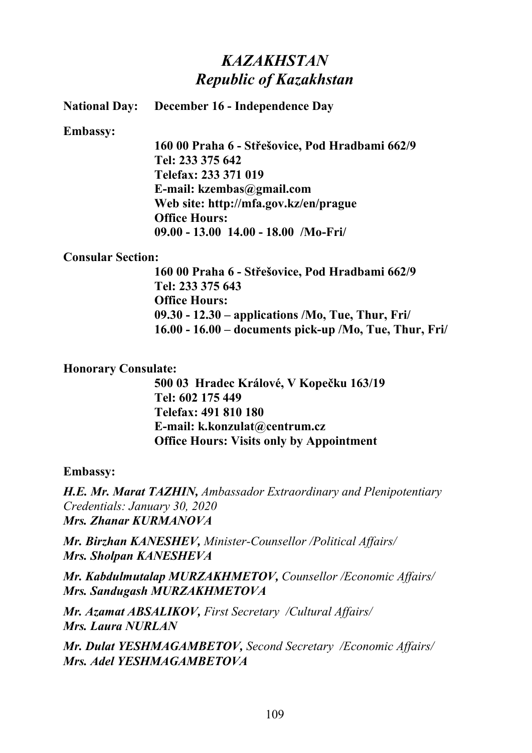# *KAZAKHSTAN*
## *Republic of Kazakhstan*

**National Day: December 16 - Independence Day**

**Embassy:**

**160 00 Praha 6 - Střešovice, Pod Hradbami 662/9**
**Tel: 233 375 642**
**Telefax: 233 371 019**
**E-mail: kzembas@gmail.com**
**Web site: http://mfa.gov.kz/en/prague**
**Office Hours:**
**09.00 - 13.00 14.00 - 18.00 /Mo-Fri/**

**Consular Section:**

**160 00 Praha 6 - Střešovice, Pod Hradbami 662/9**
**Tel: 233 375 643**
**Office Hours:**
**09.30 - 12.30 – applications /Mo, Tue, Thur, Fri/**
**16.00 - 16.00 – documents pick-up /Mo, Tue, Thur, Fri/**

**Honorary Consulate:**

**500 03 Hradec Králové, V Kopečku 163/19**
**Tel: 602 175 449**
**Telefax: 491 810 180**
**E-mail: k.konzulat@centrum.cz**
**Office Hours: Visits only by Appointment**

**Embassy:**

***H.E. Mr. Marat TAZHIN,*** *Ambassador Extraordinary and Plenipotentiary*
*Credentials: January 30, 2020*
***Mrs. Zhanar KURMANOVA***

***Mr. Birzhan KANESHEV,*** *Minister-Counsellor /Political Affairs/*
***Mrs. Sholpan KANESHEVA***

***Mr. Kabdulmutalap MURZAKHMETOV,*** *Counsellor /Economic Affairs/*
***Mrs. Sandugash MURZAKHMETOVA***

***Mr. Azamat ABSALIKOV,*** *First Secretary /Cultural Affairs/*
***Mrs. Laura NURLAN***

***Mr. Dulat YESHMAGAMBETOV,*** *Second Secretary /Economic Affairs/*
***Mrs. Adel YESHMAGAMBETOVA***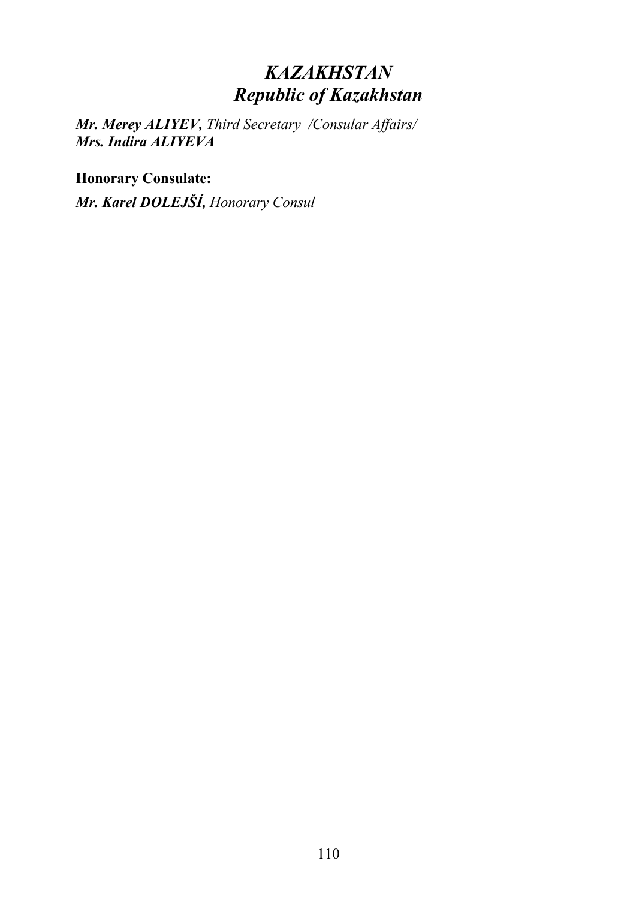# *KAZAKHSTAN*
# *Republic of Kazakhstan*

***Mr. Merey ALIYEV,*** *Third Secretary /Consular Affairs/*
***Mrs. Indira ALIYEVA***

**Honorary Consulate:**

***Mr. Karel DOLEJŠÍ,*** *Honorary Consul*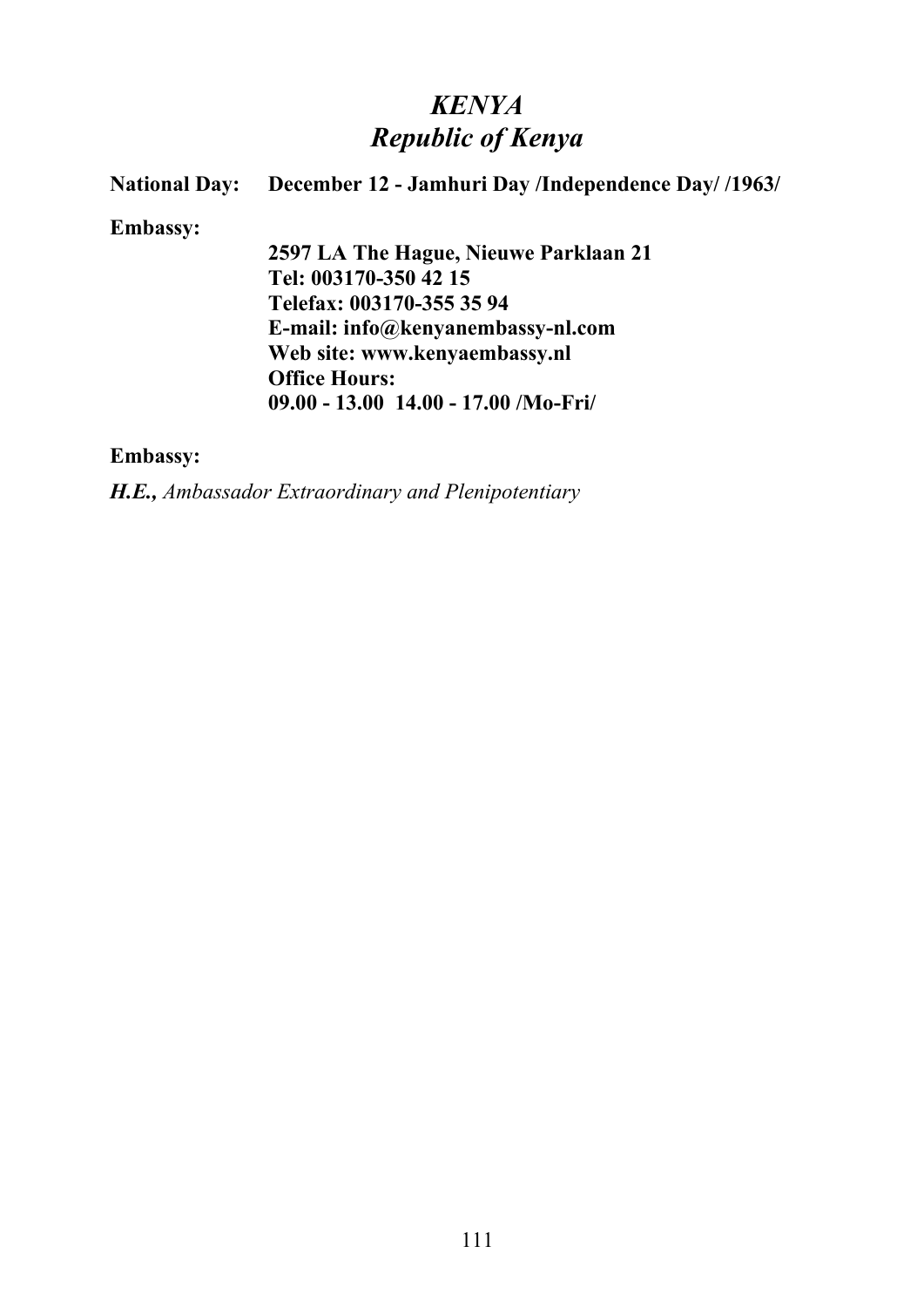# *KENYA*
## *Republic of Kenya*

**National Day:** **December 12 - Jamhuri Day /Independence Day/ /1963/**

**Embassy:**

**2597 LA The Hague, Nieuwe Parklaan 21**
**Tel: 003170-350 42 15**
**Telefax: 003170-355 35 94**
**E-mail: info@kenyanembassy-nl.com**
**Web site: www.kenyaembassy.nl**
**Office Hours:**
**09.00 - 13.00 14.00 - 17.00 /Mo-Fri/**

**Embassy:**

***H.E.,*** *Ambassador Extraordinary and Plenipotentiary*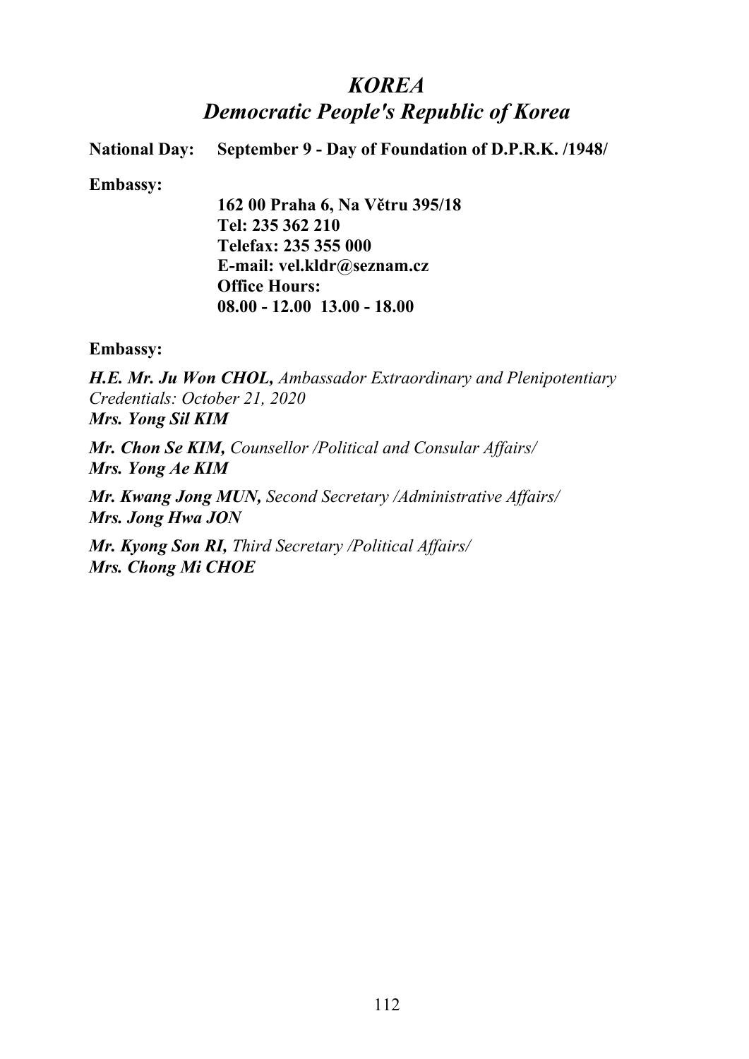## *KOREA*
## *Democratic People's Republic of Korea*

**National Day:** **September 9 - Day of Foundation of D.P.R.K. /1948/**

**Embassy:**

**162 00 Praha 6, Na Větru 395/18**
**Tel: 235 362 210**
**Telefax: 235 355 000**
**E-mail: vel.kldr@seznam.cz**
**Office Hours:**
**08.00 - 12.00 13.00 - 18.00**

**Embassy:**

***H.E. Mr. Ju Won CHOL,*** *Ambassador Extraordinary and Plenipotentiary*
*Credentials: October 21, 2020*
***Mrs. Yong Sil KIM***

***Mr. Chon Se KIM,*** *Counsellor /Political and Consular Affairs/*
***Mrs. Yong Ae KIM***

***Mr. Kwang Jong MUN,*** *Second Secretary /Administrative Affairs/*
***Mrs. Jong Hwa JON***

***Mr. Kyong Son RI,*** *Third Secretary /Political Affairs/*
***Mrs. Chong Mi CHOE***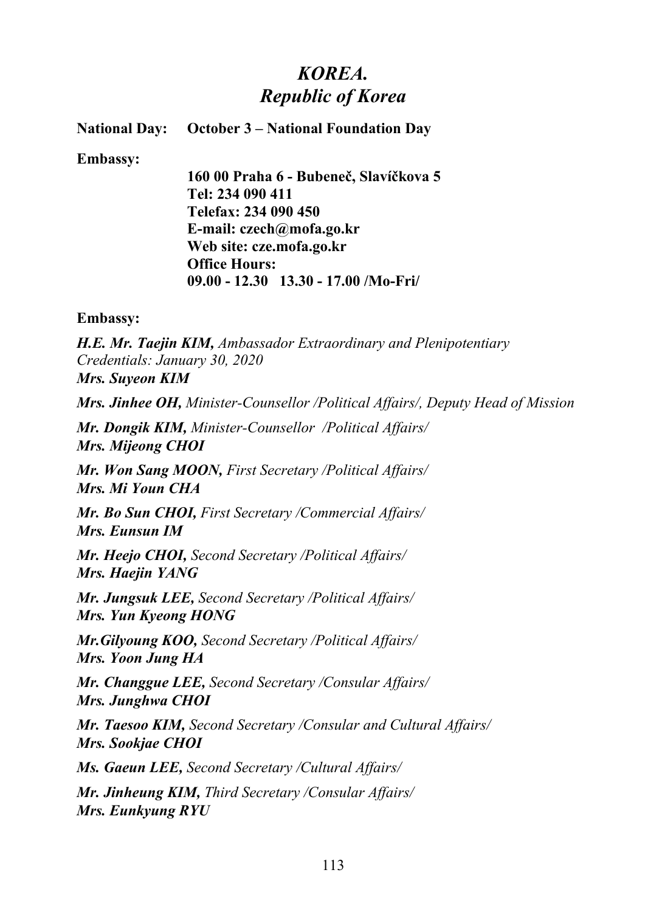# *KOREA.*
# *Republic of Korea*

**National Day:** **October 3 – National Foundation Day**

**Embassy:**

**160 00 Praha 6 - Bubeneč, Slavíčkova 5**
**Tel: 234 090 411**
**Telefax: 234 090 450**
**E-mail: czech@mofa.go.kr**
**Web site: cze.mofa.go.kr**
**Office Hours:**
**09.00 - 12.30 13.30 - 17.00 /Mo-Fri/**

**Embassy:**

***H.E. Mr. Taejin KIM,*** *Ambassador Extraordinary and Plenipotentiary*
*Credentials: January 30, 2020*
***Mrs. Suyeon KIM***

***Mrs. Jinhee OH,*** *Minister-Counsellor /Political Affairs/, Deputy Head of Mission*

***Mr. Dongik KIM,*** *Minister-Counsellor /Political Affairs/*
***Mrs. Mijeong CHOI***

***Mr. Won Sang MOON,*** *First Secretary /Political Affairs/*
***Mrs. Mi Youn CHA***

***Mr. Bo Sun CHOI,*** *First Secretary /Commercial Affairs/*
***Mrs. Eunsun IM***

***Mr. Heejo CHOI,*** *Second Secretary /Political Affairs/*
***Mrs. Haejin YANG***

***Mr. Jungsuk LEE,*** *Second Secretary /Political Affairs/*
***Mrs. Yun Kyeong HONG***

***Mr.Gilyoung KOO,*** *Second Secretary /Political Affairs/*
***Mrs. Yoon Jung HA***

***Mr. Changgue LEE,*** *Second Secretary /Consular Affairs/*
***Mrs. Junghwa CHOI***

***Mr. Taesoo KIM,*** *Second Secretary /Consular and Cultural Affairs/*
***Mrs. Sookjae CHOI***

***Ms. Gaeun LEE,*** *Second Secretary /Cultural Affairs/*

***Mr. Jinheung KIM,*** *Third Secretary /Consular Affairs/*
***Mrs. Eunkyung RYU***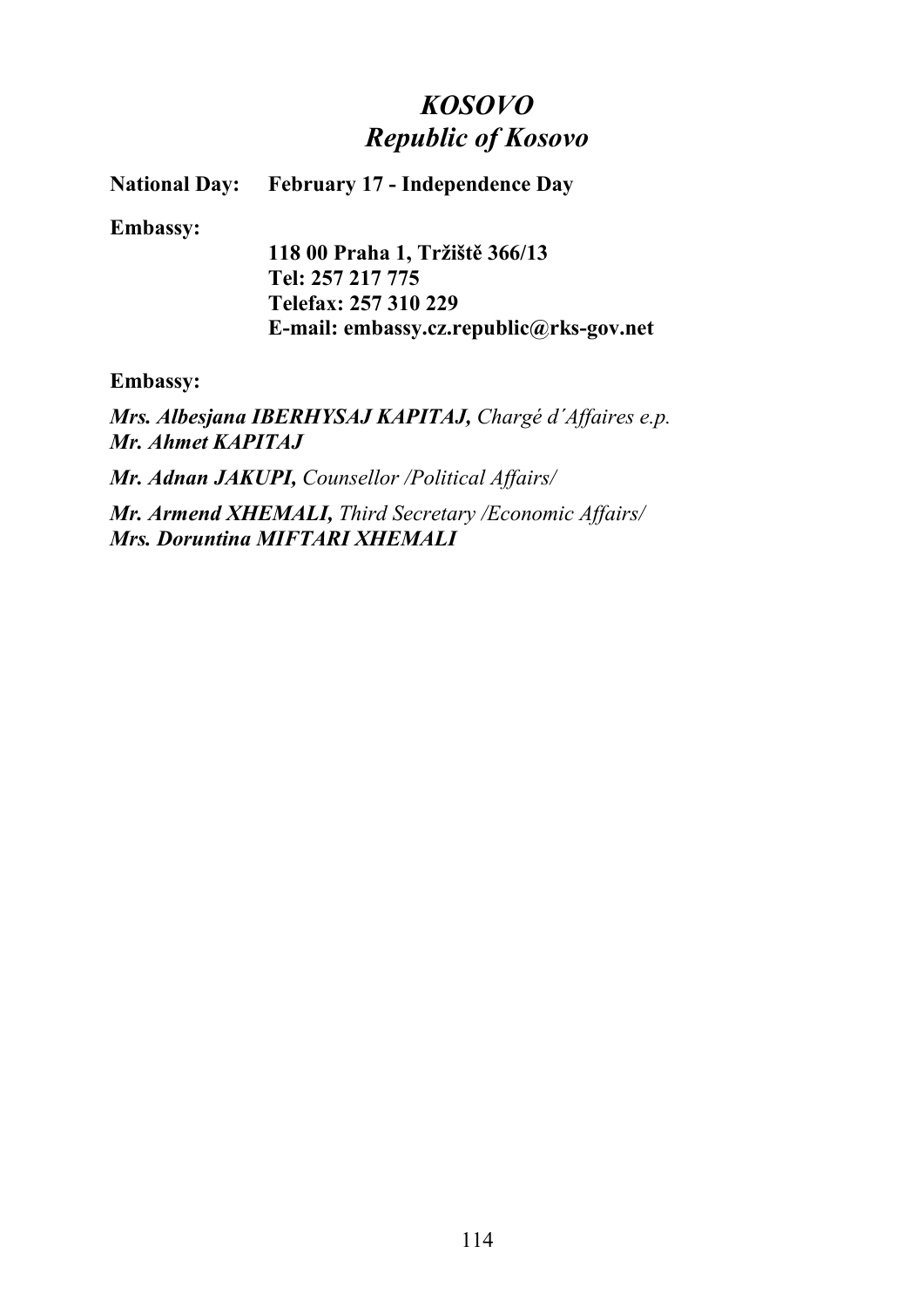# *KOSOVO*
# *Republic of Kosovo*

**National Day:** **February 17 - Independence Day**

**Embassy:**

**118 00 Praha 1, Tržiště 366/13**
**Tel: 257 217 775**
**Telefax: 257 310 229**
**E-mail: embassy.cz.republic@rks-gov.net**

**Embassy:**

***Mrs. Albesjana IBERHYSAJ KAPITAJ,*** *Chargé d´Affaires e.p.*
***Mr. Ahmet KAPITAJ***

***Mr. Adnan JAKUPI,*** *Counsellor /Political Affairs/*

***Mr. Armend XHEMALI,*** *Third Secretary /Economic Affairs/*
***Mrs. Doruntina MIFTARI XHEMALI***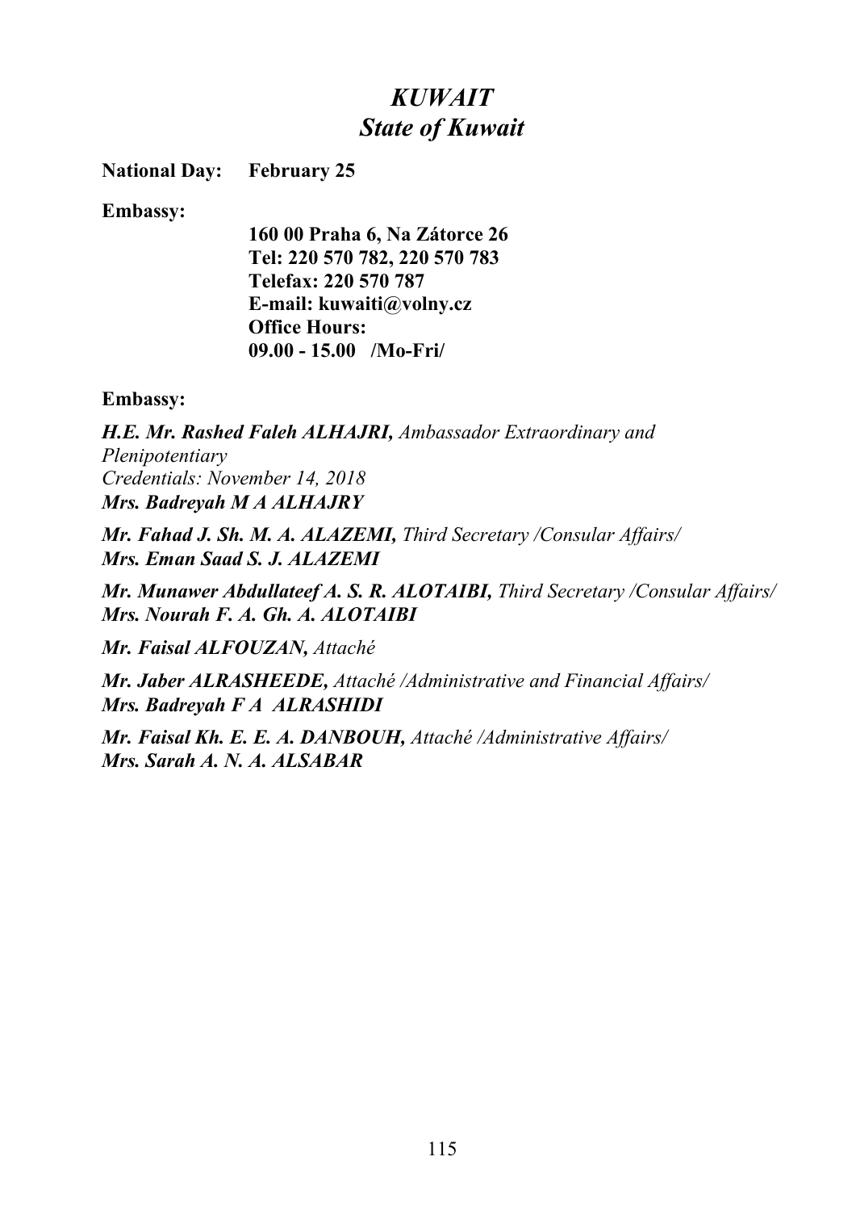# *KUWAIT*
## *State of Kuwait*

**National Day:** **February 25**

**Embassy:**

**160 00 Praha 6, Na Zátorce 26**
**Tel: 220 570 782, 220 570 783**
**Telefax: 220 570 787**
**E-mail: kuwaiti@volny.cz**
**Office Hours:**
**09.00 - 15.00 /Mo-Fri/**

**Embassy:**

***H.E. Mr. Rashed Faleh ALHAJRI,*** *Ambassador Extraordinary and Plenipotentiary*
*Credentials: November 14, 2018*
***Mrs. Badreyah M A ALHAJRY***

***Mr. Fahad J. Sh. M. A. ALAZEMI,*** *Third Secretary /Consular Affairs/*
***Mrs. Eman Saad S. J. ALAZEMI***

***Mr. Munawer Abdullateef A. S. R. ALOTAIBI,*** *Third Secretary /Consular Affairs/*
***Mrs. Nourah F. A. Gh. A. ALOTAIBI***

***Mr. Faisal ALFOUZAN,*** *Attaché*

***Mr. Jaber ALRASHEEDE,*** *Attaché /Administrative and Financial Affairs/*
***Mrs. Badreyah F A ALRASHIDI***

***Mr. Faisal Kh. E. E. A. DANBOUH,*** *Attaché /Administrative Affairs/*
***Mrs. Sarah A. N. A. ALSABAR***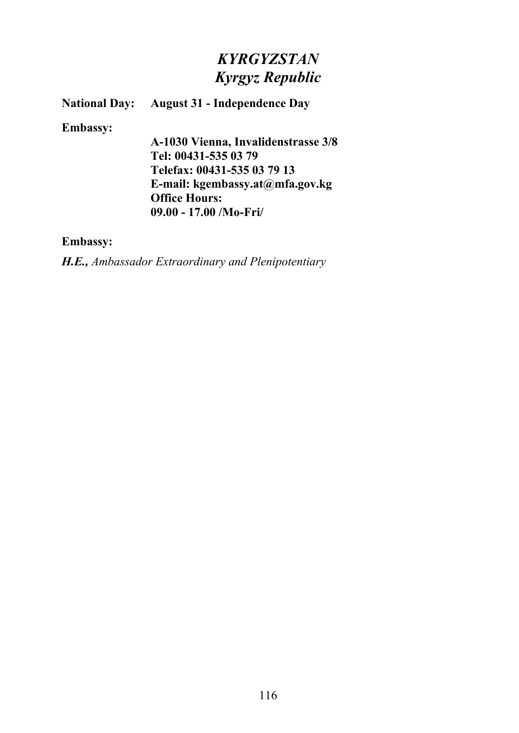# *KYRGYZSTAN*
# *Kyrgyz Republic*

**National Day:** **August 31 - Independence Day**

**Embassy:**

**A-1030 Vienna, Invalidenstrasse 3/8**
**Tel: 00431-535 03 79**
**Telefax: 00431-535 03 79 13**
**E-mail: kgembassy.at@mfa.gov.kg**
**Office Hours:**
**09.00 - 17.00 /Mo-Fri/**

**Embassy:**

***H.E.,*** *Ambassador Extraordinary and Plenipotentiary*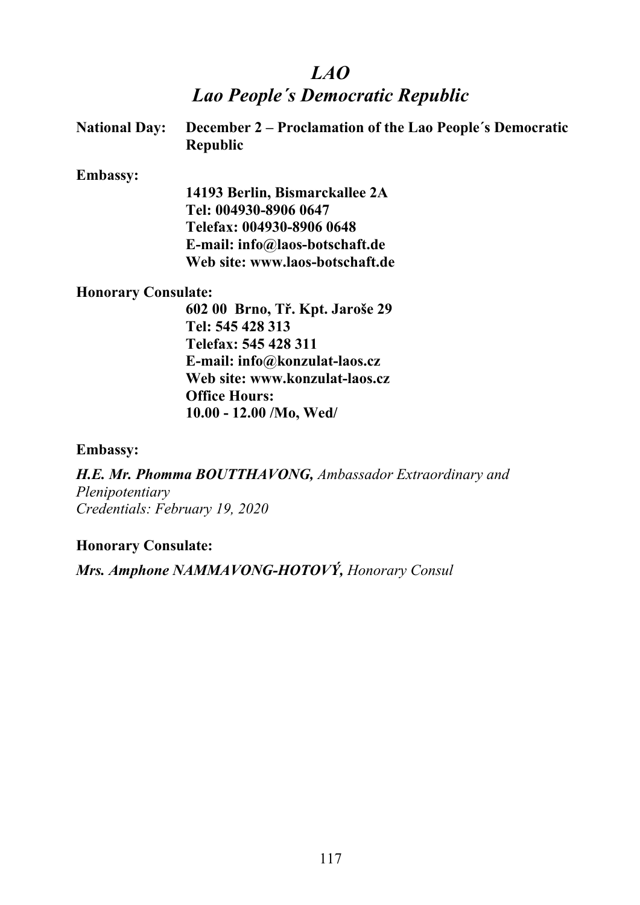# *LAO*
## *Lao People´s Democratic Republic*

**National Day:** **December 2 – Proclamation of the Lao People´s Democratic Republic**

**Embassy:**

**14193 Berlin, Bismarckallee 2A**
**Tel: 004930-8906 0647**
**Telefax: 004930-8906 0648**
**E-mail: info@laos-botschaft.de**
**Web site: www.laos-botschaft.de**

**Honorary Consulate:**

**602 00 Brno, Tř. Kpt. Jaroše 29**
**Tel: 545 428 313**
**Telefax: 545 428 311**
**E-mail: info@konzulat-laos.cz**
**Web site: www.konzulat-laos.cz**
**Office Hours:**
**10.00 - 12.00 /Mo, Wed/**

**Embassy:**

***H.E. Mr. Phomma BOUTTHAVONG,*** *Ambassador Extraordinary and Plenipotentiary*
*Credentials: February 19, 2020*

**Honorary Consulate:**

***Mrs. Amphone NAMMAVONG-HOTOVÝ,*** *Honorary Consul*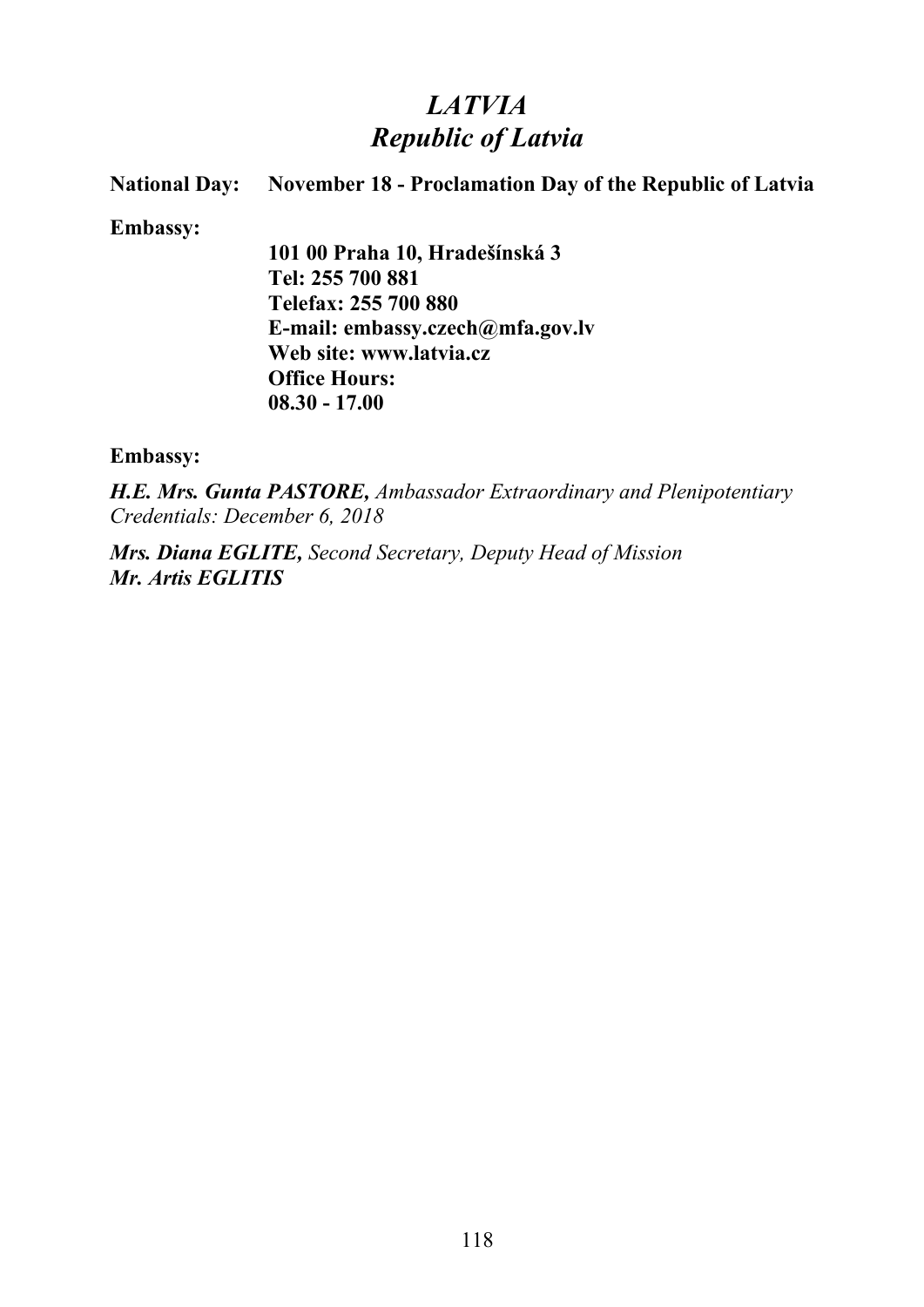# *LATVIA*
# *Republic of Latvia*

**National Day:** **November 18 - Proclamation Day of the Republic of Latvia**

**Embassy:**

**101 00 Praha 10, Hradešínská 3**
**Tel: 255 700 881**
**Telefax: 255 700 880**
**E-mail: embassy.czech@mfa.gov.lv**
**Web site: www.latvia.cz**
**Office Hours:**
**08.30 - 17.00**

**Embassy:**

***H.E. Mrs. Gunta PASTORE,*** *Ambassador Extraordinary and Plenipotentiary*
*Credentials: December 6, 2018*

***Mrs. Diana EGLITE,*** *Second Secretary, Deputy Head of Mission*
***Mr. Artis EGLITIS***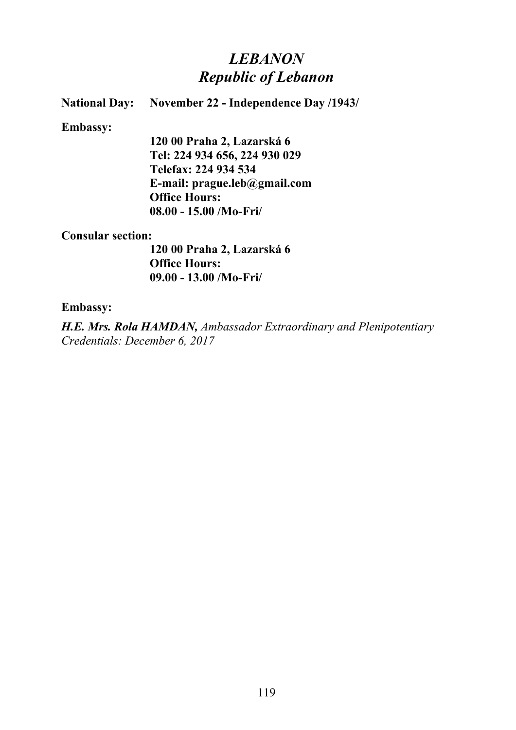# *LEBANON*
# *Republic of Lebanon*

**National Day:** **November 22 - Independence Day /1943/**

**Embassy:**

**120 00 Praha 2, Lazarská 6**
**Tel: 224 934 656, 224 930 029**
**Telefax: 224 934 534**
**E-mail: prague.leb@gmail.com**
**Office Hours:**
**08.00 - 15.00 /Mo-Fri/**

**Consular section:**

**120 00 Praha 2, Lazarská 6**
**Office Hours:**
**09.00 - 13.00 /Mo-Fri/**

**Embassy:**

***H.E. Mrs. Rola HAMDAN,*** *Ambassador Extraordinary and Plenipotentiary*
*Credentials: December 6, 2017*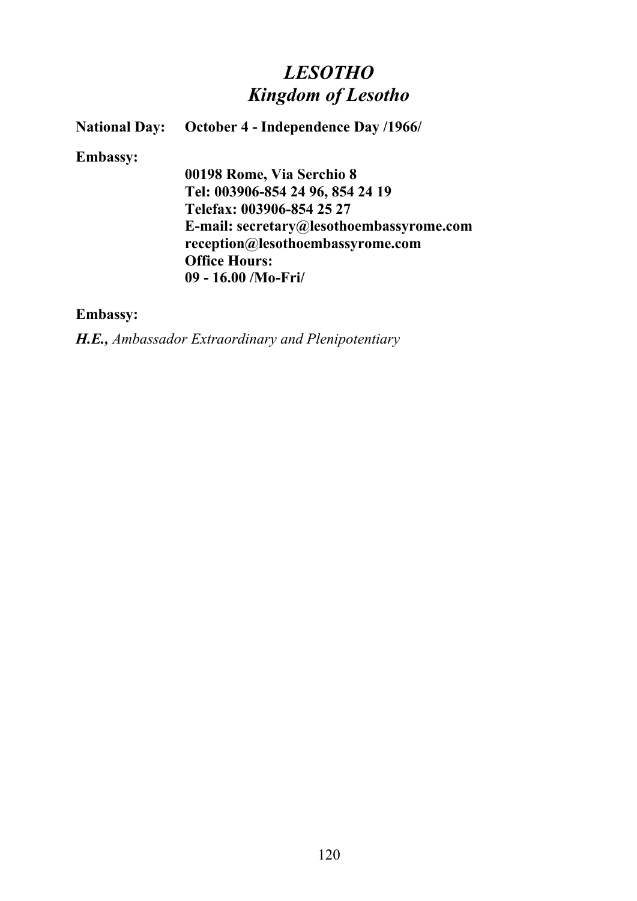# *LESOTHO*
# *Kingdom of Lesotho*

**National Day:** **October 4 - Independence Day /1966/**

**Embassy:**

**00198 Rome, Via Serchio 8**
**Tel: 003906-854 24 96, 854 24 19**
**Telefax: 003906-854 25 27**
**E-mail: secretary@lesothoembassyrome.com**
**reception@lesothoembassyrome.com**
**Office Hours:**
**09 - 16.00 /Mo-Fri/**

**Embassy:**

***H.E.,*** *Ambassador Extraordinary and Plenipotentiary*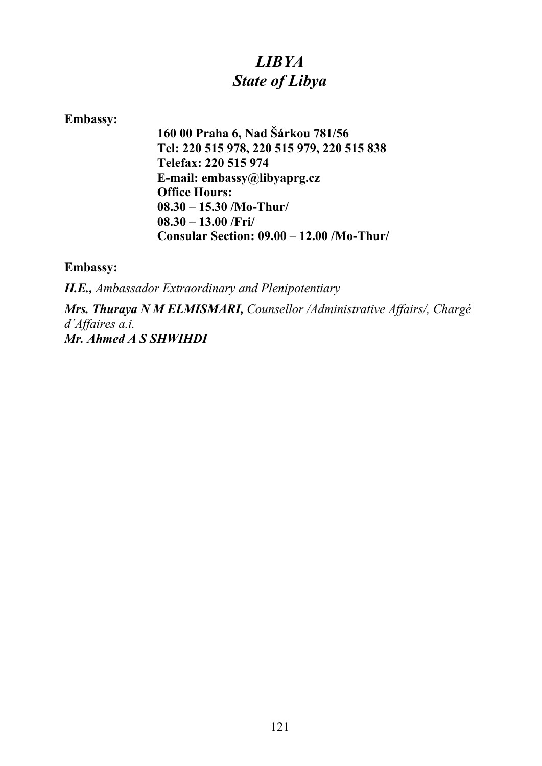# *LIBYA*
# *State of Libya*

**Embassy:**

**160 00 Praha 6, Nad Šárkou 781/56**
**Tel: 220 515 978, 220 515 979, 220 515 838**
**Telefax: 220 515 974**
**E-mail: embassy@libyaprg.cz**
**Office Hours:**
**08.30 – 15.30 /Mo-Thur/**
**08.30 – 13.00 /Fri/**
**Consular Section: 09.00 – 12.00 /Mo-Thur/**

**Embassy:**

***H.E.,*** *Ambassador Extraordinary and Plenipotentiary*

***Mrs. Thuraya N M ELMISMARI,*** *Counsellor /Administrative Affairs/, Chargé d´Affaires a.i.*
***Mr. Ahmed A S SHWIHDI***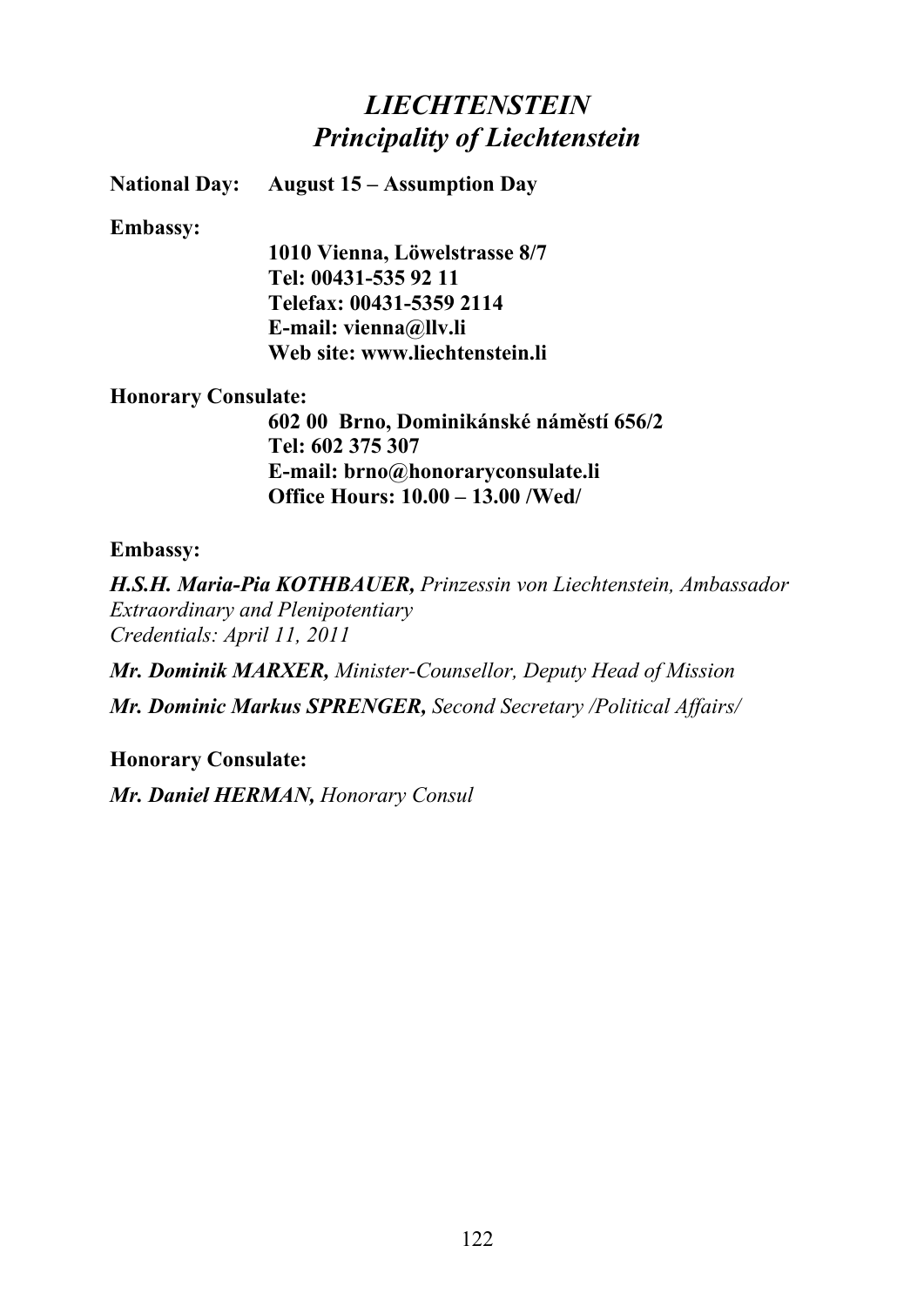# *LIECHTENSTEIN*
## *Principality of Liechtenstein*

**National Day:** **August 15 – Assumption Day**

**Embassy:**

**1010 Vienna, Löwelstrasse 8/7**
**Tel: 00431-535 92 11**
**Telefax: 00431-5359 2114**
**E-mail: vienna@llv.li**
**Web site: www.liechtenstein.li**

**Honorary Consulate:**

**602 00 Brno, Dominikánské náměstí 656/2**
**Tel: 602 375 307**
**E-mail: brno@honoraryconsulate.li**
**Office Hours: 10.00 – 13.00 /Wed/**

**Embassy:**

***H.S.H. Maria-Pia KOTHBAUER,*** *Prinzessin von Liechtenstein, Ambassador Extraordinary and Plenipotentiary*
*Credentials: April 11, 2011*

***Mr. Dominik MARXER,*** *Minister-Counsellor, Deputy Head of Mission*

***Mr. Dominic Markus SPRENGER,*** *Second Secretary /Political Affairs/*

**Honorary Consulate:**

***Mr. Daniel HERMAN,*** *Honorary Consul*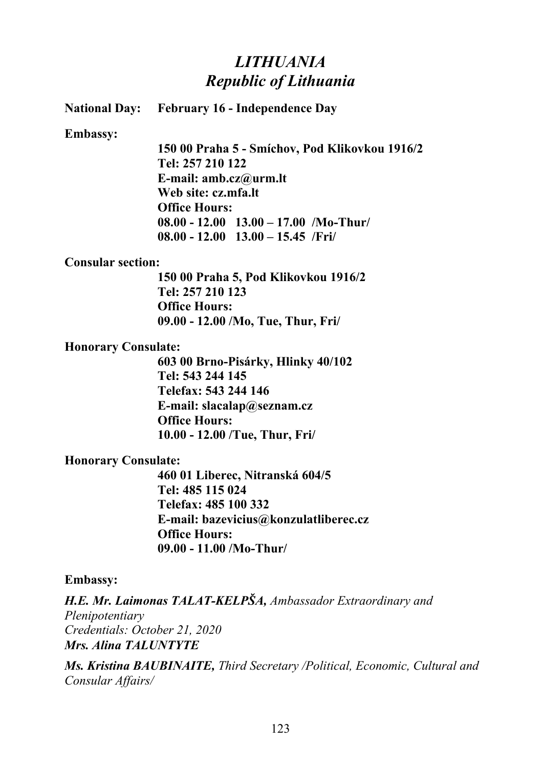# *LITHUANIA*
# *Republic of Lithuania*

**National Day: February 16 - Independence Day**

**Embassy:**

**150 00 Praha 5 - Smíchov, Pod Klikovkou 1916/2**
**Tel: 257 210 122**
**E-mail: amb.cz@urm.lt**
**Web site: cz.mfa.lt**
**Office Hours:**
**08.00 - 12.00 13.00 – 17.00 /Mo-Thur/**
**08.00 - 12.00 13.00 – 15.45 /Fri/**

**Consular section:**

**150 00 Praha 5, Pod Klikovkou 1916/2**
**Tel: 257 210 123**
**Office Hours:**
**09.00 - 12.00 /Mo, Tue, Thur, Fri/**

**Honorary Consulate:**

**603 00 Brno-Pisárky, Hlinky 40/102**
**Tel: 543 244 145**
**Telefax: 543 244 146**
**E-mail: slacalap@seznam.cz**
**Office Hours:**
**10.00 - 12.00 /Tue, Thur, Fri/**

**Honorary Consulate:**

**460 01 Liberec, Nitranská 604/5**
**Tel: 485 115 024**
**Telefax: 485 100 332**
**E-mail: bazevicius@konzulatliberec.cz**
**Office Hours:**
**09.00 - 11.00 /Mo-Thur/**

**Embassy:**

***H.E. Mr. Laimonas TALAT-KELPŠA,*** *Ambassador Extraordinary and Plenipotentiary*
*Credentials: October 21, 2020*
***Mrs. Alina TALUNTYTE***

***Ms. Kristina BAUBINAITE,*** *Third Secretary /Political, Economic, Cultural and Consular Affairs/*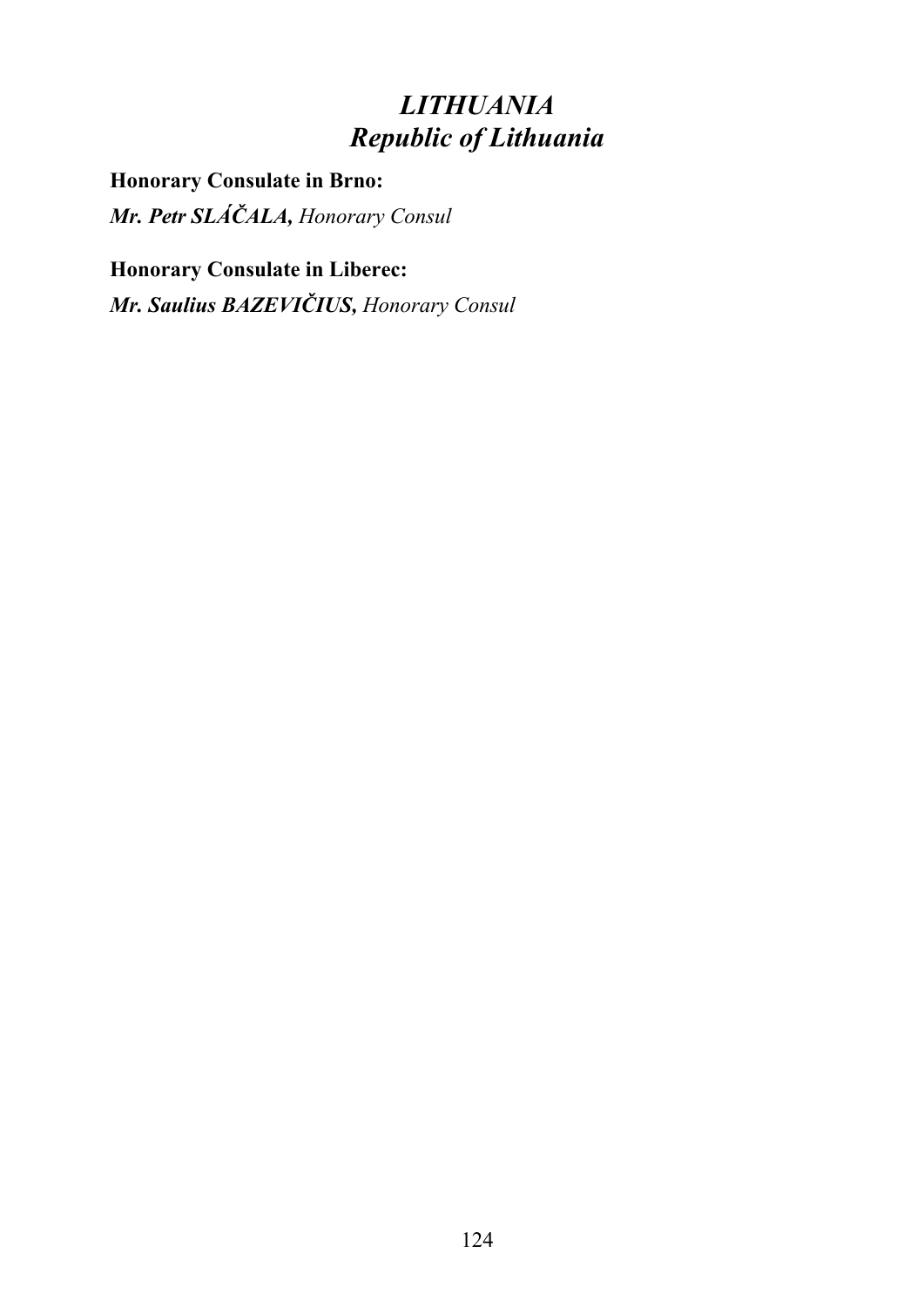# *LITHUANIA*
# *Republic of Lithuania*

**Honorary Consulate in Brno:**

***Mr. Petr SLÁČALA,*** *Honorary Consul*

**Honorary Consulate in Liberec:**

***Mr. Saulius BAZEVIČIUS,*** *Honorary Consul*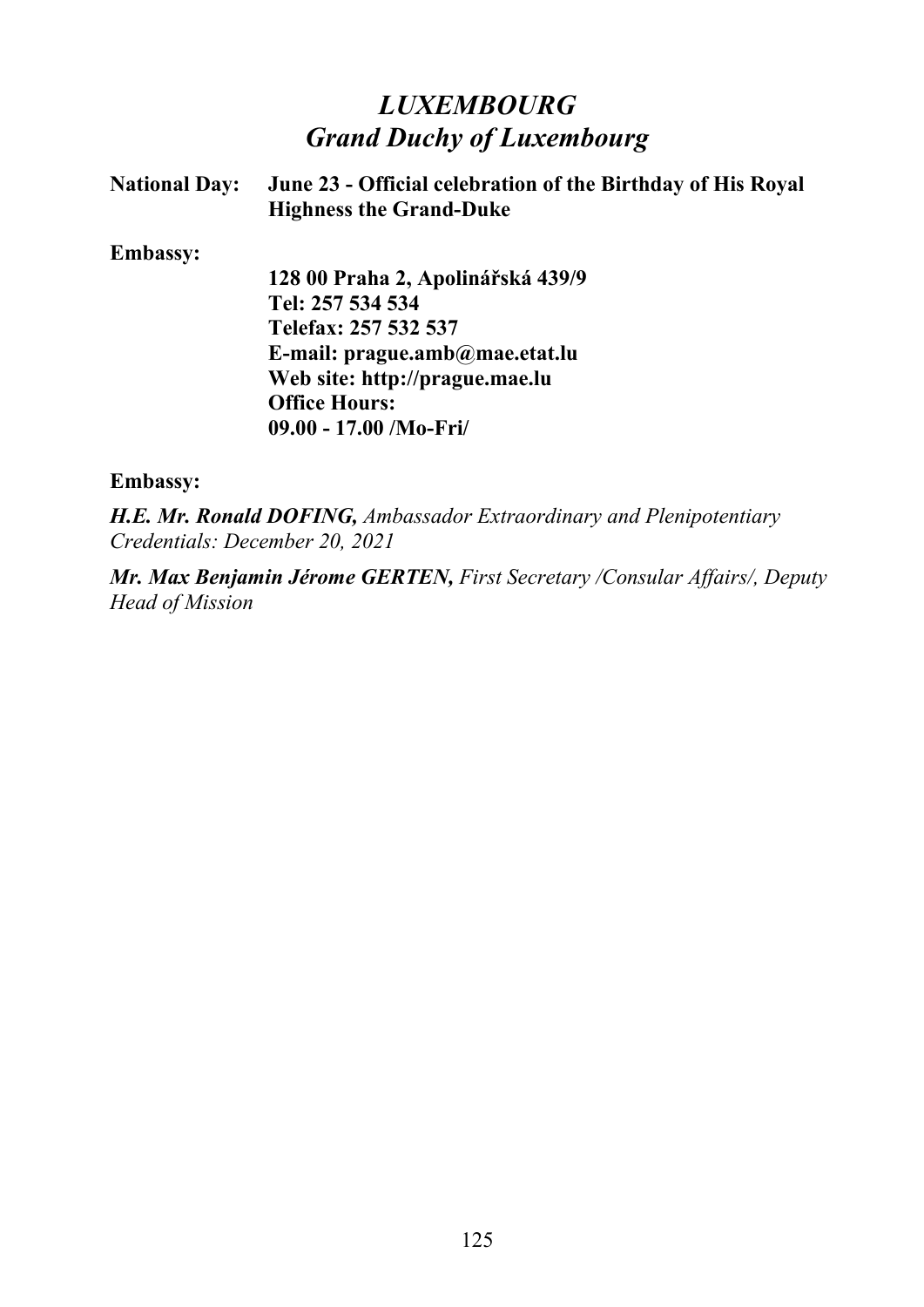# *LUXEMBOURG*
## *Grand Duchy of Luxembourg*

**National Day:** **June 23 - Official celebration of the Birthday of His Royal Highness the Grand-Duke**

**Embassy:**

**128 00 Praha 2, Apolinářská 439/9**
**Tel: 257 534 534**
**Telefax: 257 532 537**
**E-mail: prague.amb@mae.etat.lu**
**Web site: http://prague.mae.lu**
**Office Hours:**
**09.00 - 17.00 /Mo-Fri/**

**Embassy:**

***H.E. Mr. Ronald DOFING,*** *Ambassador Extraordinary and Plenipotentiary*
*Credentials: December 20, 2021*

***Mr. Max Benjamin Jérome GERTEN,*** *First Secretary /Consular Affairs/, Deputy Head of Mission*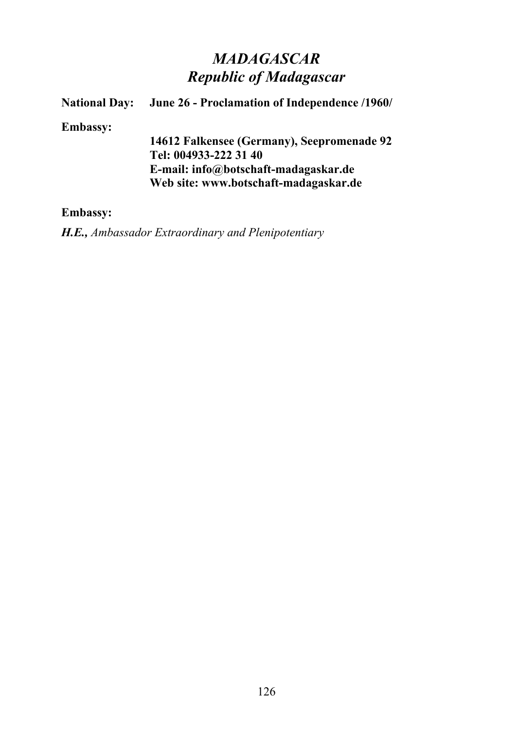# *MADAGASCAR*
## *Republic of Madagascar*

**National Day:** **June 26 - Proclamation of Independence /1960/**

**Embassy:**

**14612 Falkensee (Germany), Seepromenade 92**
**Tel: 004933-222 31 40**
**E-mail: info@botschaft-madagaskar.de**
**Web site: www.botschaft-madagaskar.de**

**Embassy:**

***H.E.,*** *Ambassador Extraordinary and Plenipotentiary*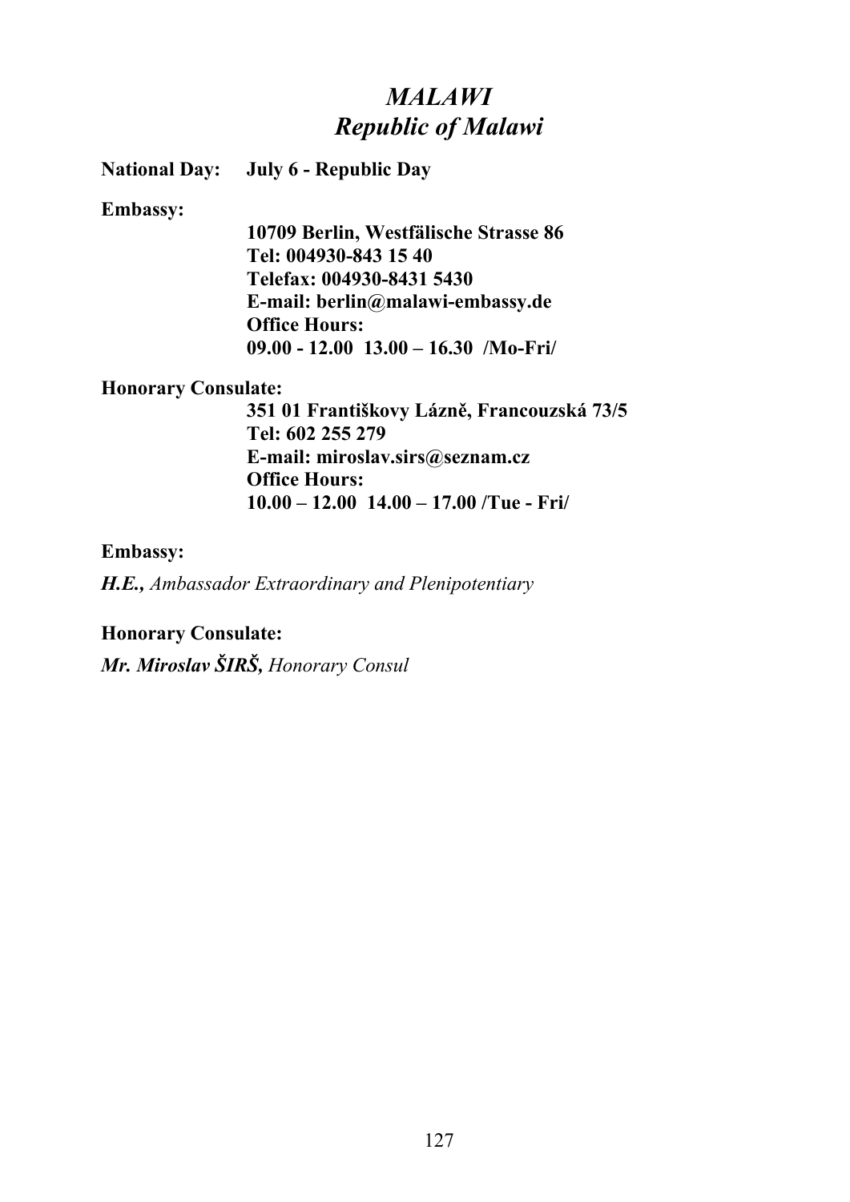# *MALAWI*
# *Republic of Malawi*

**National Day: July 6 - Republic Day**

**Embassy:**

**10709 Berlin, Westfälische Strasse 86**
**Tel: 004930-843 15 40**
**Telefax: 004930-8431 5430**
**E-mail: berlin@malawi-embassy.de**
**Office Hours:**
**09.00 - 12.00 13.00 – 16.30 /Mo-Fri/**

**Honorary Consulate:**

**351 01 Františkovy Lázně, Francouzská 73/5**
**Tel: 602 255 279**
**E-mail: miroslav.sirs@seznam.cz**
**Office Hours:**
**10.00 – 12.00 14.00 – 17.00 /Tue - Fri/**

**Embassy:**

***H.E.,*** *Ambassador Extraordinary and Plenipotentiary*

**Honorary Consulate:**

***Mr. Miroslav ŠIRŠ,*** *Honorary Consul*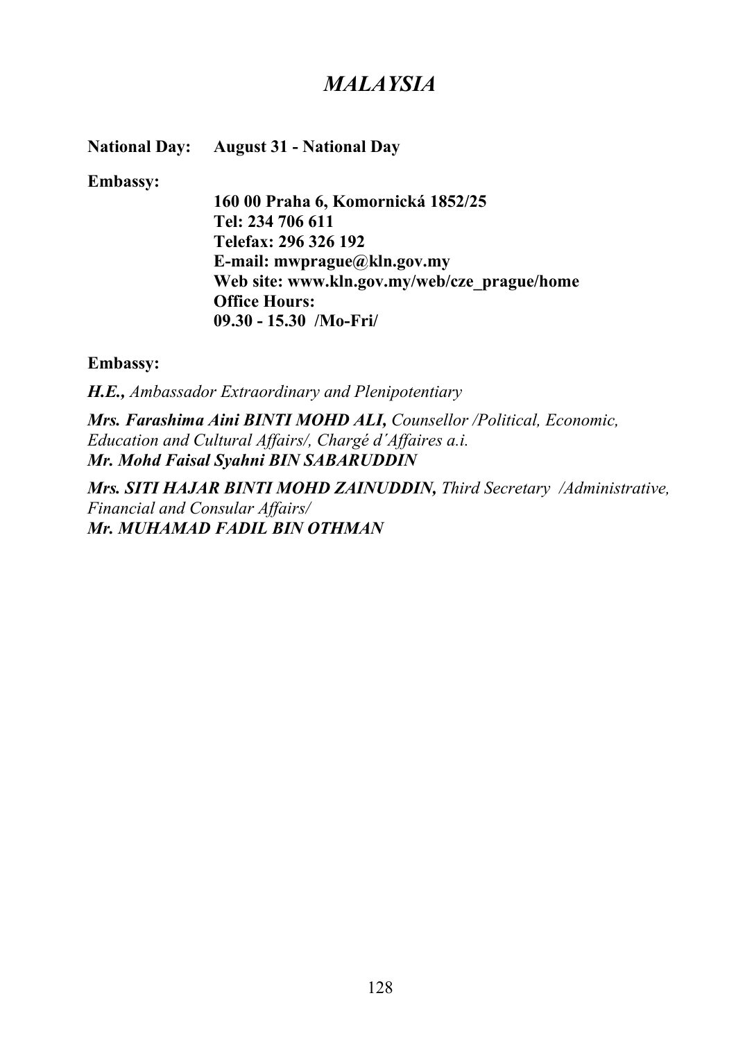# *MALAYSIA*

**National Day:** **August 31 - National Day**

**Embassy:**

**160 00 Praha 6, Komornická 1852/25**
**Tel: 234 706 611**
**Telefax: 296 326 192**
**E-mail: mwprague@kln.gov.my**
**Web site: www.kln.gov.my/web/cze_prague/home**
**Office Hours:**
**09.30 - 15.30 /Mo-Fri/**

**Embassy:**

***H.E.,*** *Ambassador Extraordinary and Plenipotentiary*

***Mrs. Farashima Aini BINTI MOHD ALI,*** *Counsellor /Political, Economic, Education and Cultural Affairs/, Chargé d´Affaires a.i.*
***Mr. Mohd Faisal Syahni BIN SABARUDDIN***

***Mrs. SITI HAJAR BINTI MOHD ZAINUDDIN,*** *Third Secretary /Administrative, Financial and Consular Affairs/*
***Mr. MUHAMAD FADIL BIN OTHMAN***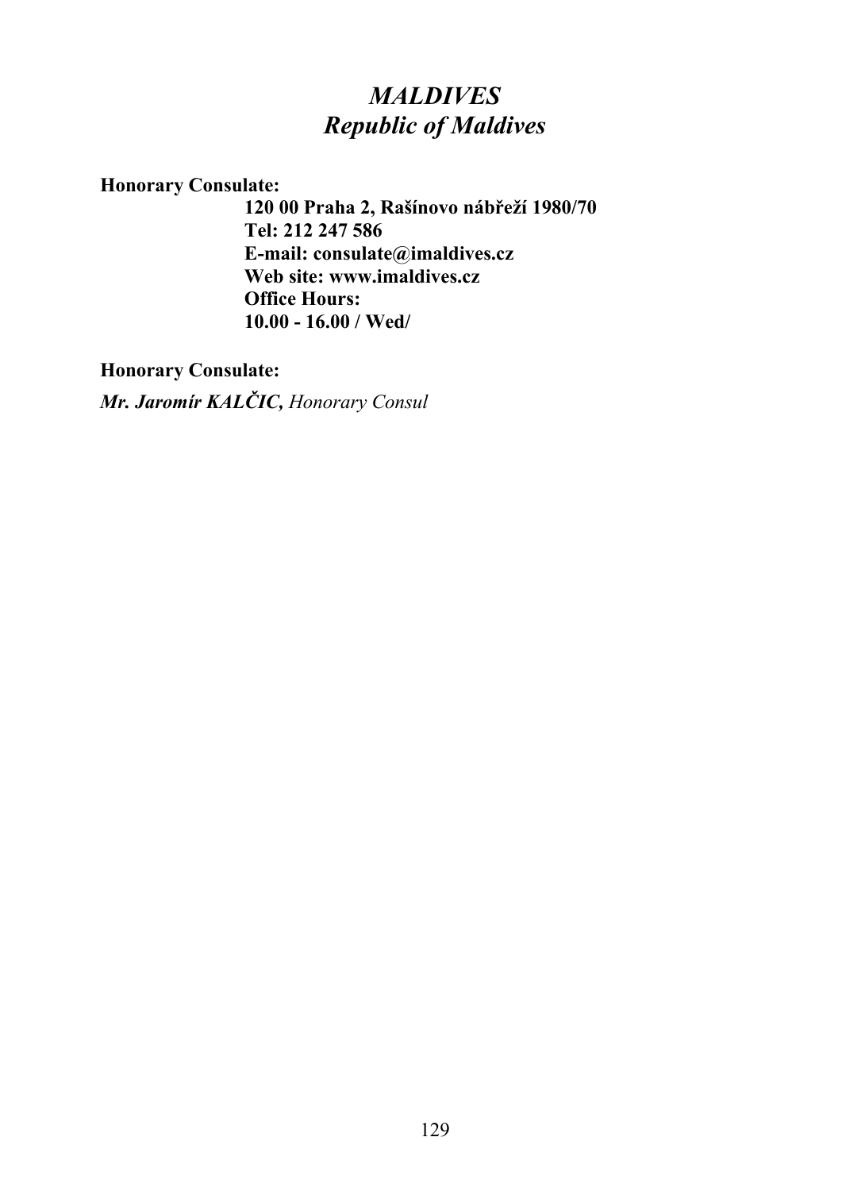# *MALDIVES*
## *Republic of Maldives*

**Honorary Consulate:**

**120 00 Praha 2, Rašínovo nábřeží 1980/70**
**Tel: 212 247 586**
**E-mail: consulate@imaldives.cz**
**Web site: www.imaldives.cz**
**Office Hours:**
**10.00 - 16.00 / Wed/**

**Honorary Consulate:**

***Mr. Jaromír KALČIC,*** *Honorary Consul*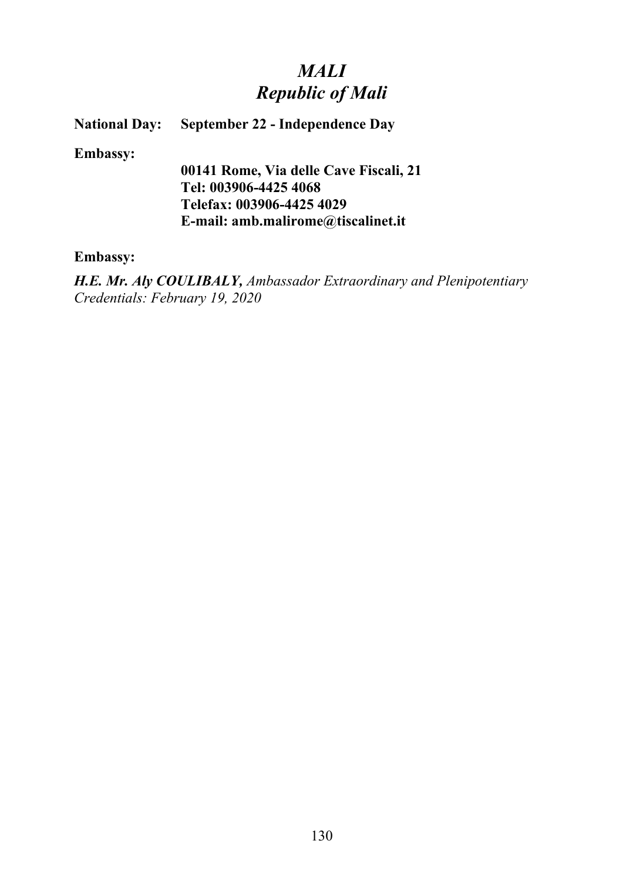# *MALI*
## *Republic of Mali*

**National Day:** **September 22 - Independence Day**

**Embassy:**

**00141 Rome, Via delle Cave Fiscali, 21**
**Tel: 003906-4425 4068**
**Telefax: 003906-4425 4029**
**E-mail: amb.malirome@tiscalinet.it**

**Embassy:**

***H.E. Mr. Aly COULIBALY,*** *Ambassador Extraordinary and Plenipotentiary*
*Credentials: February 19, 2020*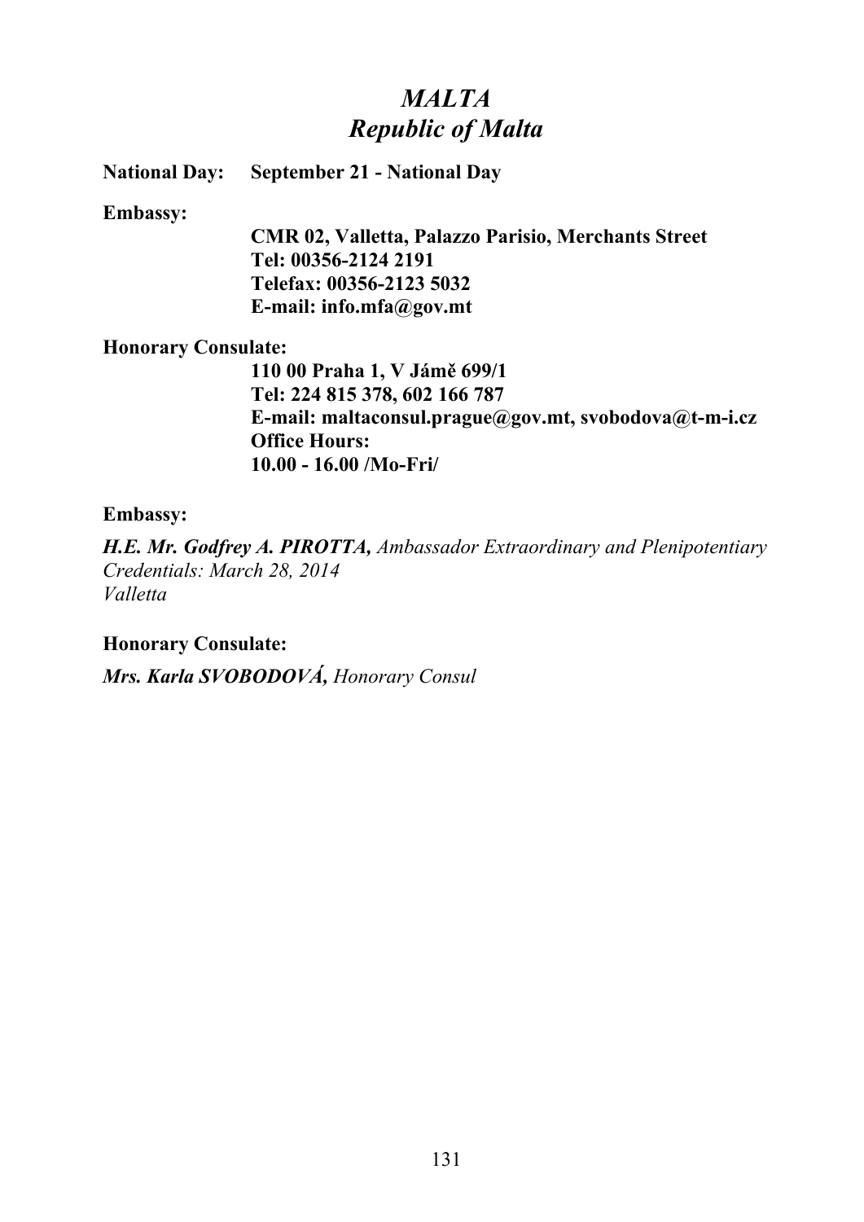# *MALTA*
# *Republic of Malta*

**National Day:** **September 21 - National Day**

**Embassy:**

**CMR 02, Valletta, Palazzo Parisio, Merchants Street**
**Tel: 00356-2124 2191**
**Telefax: 00356-2123 5032**
**E-mail: info.mfa@gov.mt**

**Honorary Consulate:**

**110 00 Praha 1, V Jámě 699/1**
**Tel: 224 815 378, 602 166 787**
**E-mail: maltaconsul.prague@gov.mt, svobodova@t-m-i.cz**
**Office Hours:**
**10.00 - 16.00 /Mo-Fri/**

**Embassy:**

***H.E. Mr. Godfrey A. PIROTTA,*** *Ambassador Extraordinary and Plenipotentiary*
*Credentials: March 28, 2014*
*Valletta*

**Honorary Consulate:**

***Mrs. Karla SVOBODOVÁ,*** *Honorary Consul*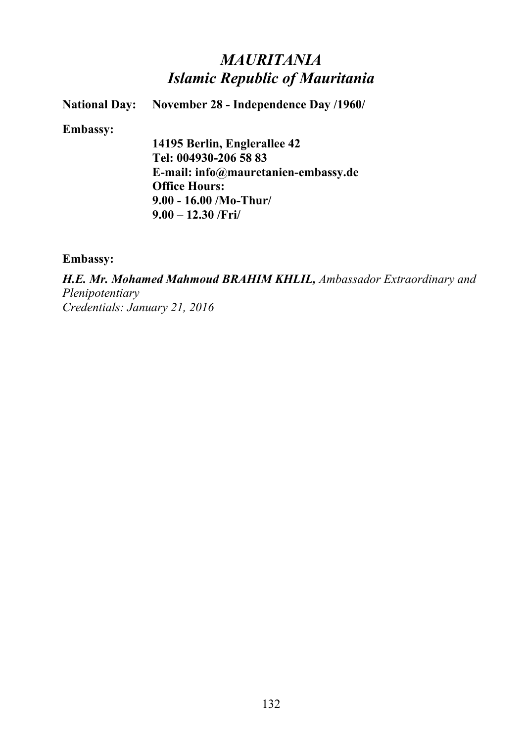# *MAURITANIA*
# *Islamic Republic of Mauritania*

**National Day:** **November 28 - Independence Day /1960/**

**Embassy:**

**14195 Berlin, Englerallee 42**
**Tel: 004930-206 58 83**
**E-mail: info@mauretanien-embassy.de**
**Office Hours:**
**9.00 - 16.00 /Mo-Thur/**
**9.00 – 12.30 /Fri/**

**Embassy:**

***H.E. Mr. Mohamed Mahmoud BRAHIM KHLIL,*** *Ambassador Extraordinary and Plenipotentiary*
*Credentials: January 21, 2016*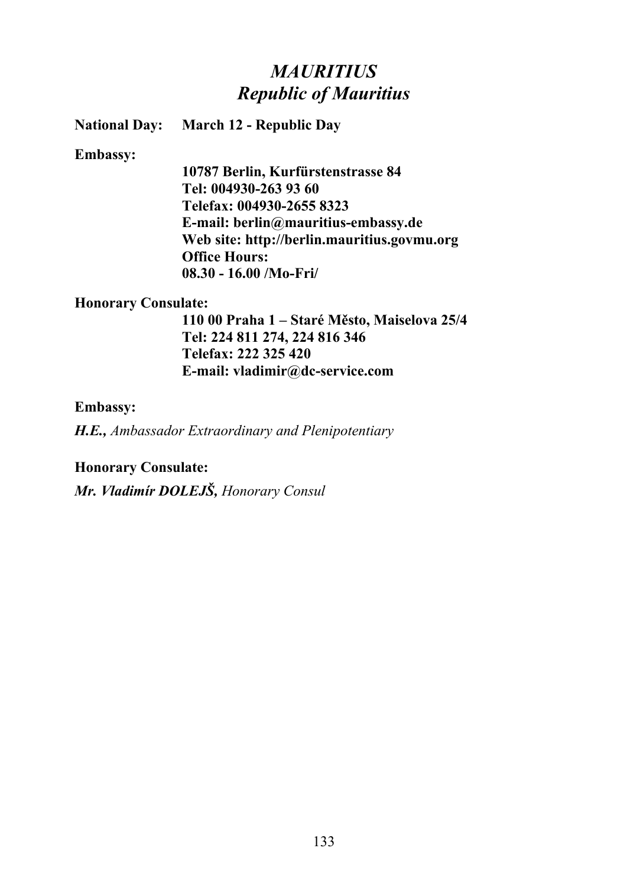# *MAURITIUS*
# *Republic of Mauritius*

**National Day:** **March 12 - Republic Day**

**Embassy:**

**10787 Berlin, Kurfürstenstrasse 84**
**Tel: 004930-263 93 60**
**Telefax: 004930-2655 8323**
**E-mail: berlin@mauritius-embassy.de**
**Web site: http://berlin.mauritius.govmu.org**
**Office Hours:**
**08.30 - 16.00 /Mo-Fri/**

**Honorary Consulate:**

**110 00 Praha 1 – Staré Město, Maiselova 25/4**
**Tel: 224 811 274, 224 816 346**
**Telefax: 222 325 420**
**E-mail: vladimir@dc-service.com**

**Embassy:**

***H.E.,*** *Ambassador Extraordinary and Plenipotentiary*

**Honorary Consulate:**

***Mr. Vladimír DOLEJŠ,*** *Honorary Consul*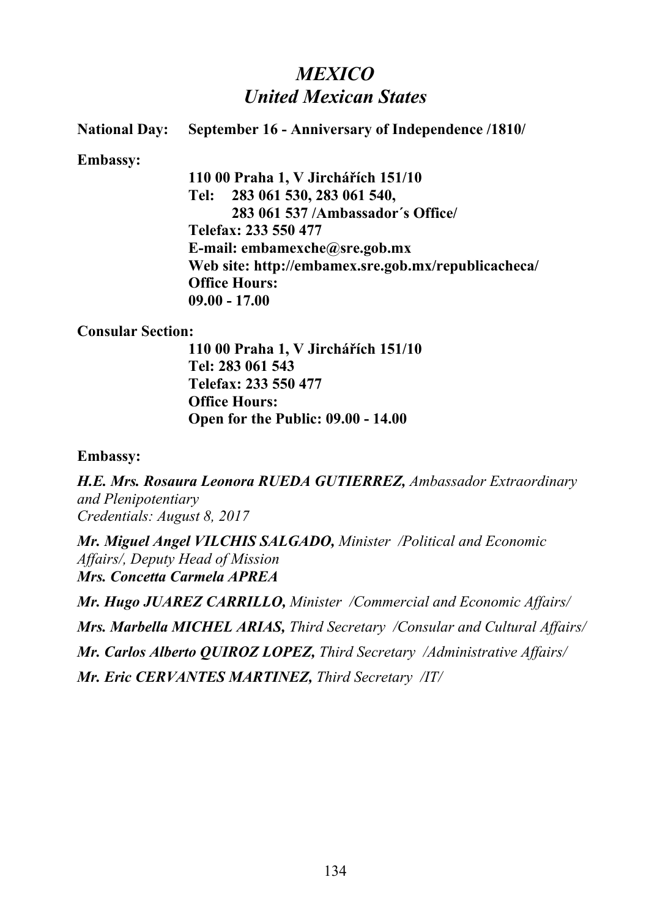# *MEXICO*
# *United Mexican States*

**National Day:** **September 16 - Anniversary of Independence /1810/**

**Embassy:**

**110 00 Praha 1, V Jirchářích 151/10**
**Tel: 283 061 530, 283 061 540,**
**283 061 537 /Ambassador´s Office/**
**Telefax: 233 550 477**
**E-mail: embamexche@sre.gob.mx**
**Web site: http://embamex.sre.gob.mx/republicacheca/**
**Office Hours:**
**09.00 - 17.00**

**Consular Section:**

**110 00 Praha 1, V Jirchářích 151/10**
**Tel: 283 061 543**
**Telefax: 233 550 477**
**Office Hours:**
**Open for the Public: 09.00 - 14.00**

**Embassy:**

***H.E. Mrs. Rosaura Leonora RUEDA GUTIERREZ,*** *Ambassador Extraordinary and Plenipotentiary*
*Credentials: August 8, 2017*

***Mr. Miguel Angel VILCHIS SALGADO,*** *Minister /Political and Economic Affairs/, Deputy Head of Mission*
***Mrs. Concetta Carmela APREA***

***Mr. Hugo JUAREZ CARRILLO,*** *Minister /Commercial and Economic Affairs/*

***Mrs. Marbella MICHEL ARIAS,*** *Third Secretary /Consular and Cultural Affairs/*

***Mr. Carlos Alberto QUIROZ LOPEZ,*** *Third Secretary /Administrative Affairs/*

***Mr. Eric CERVANTES MARTINEZ,*** *Third Secretary /IT/*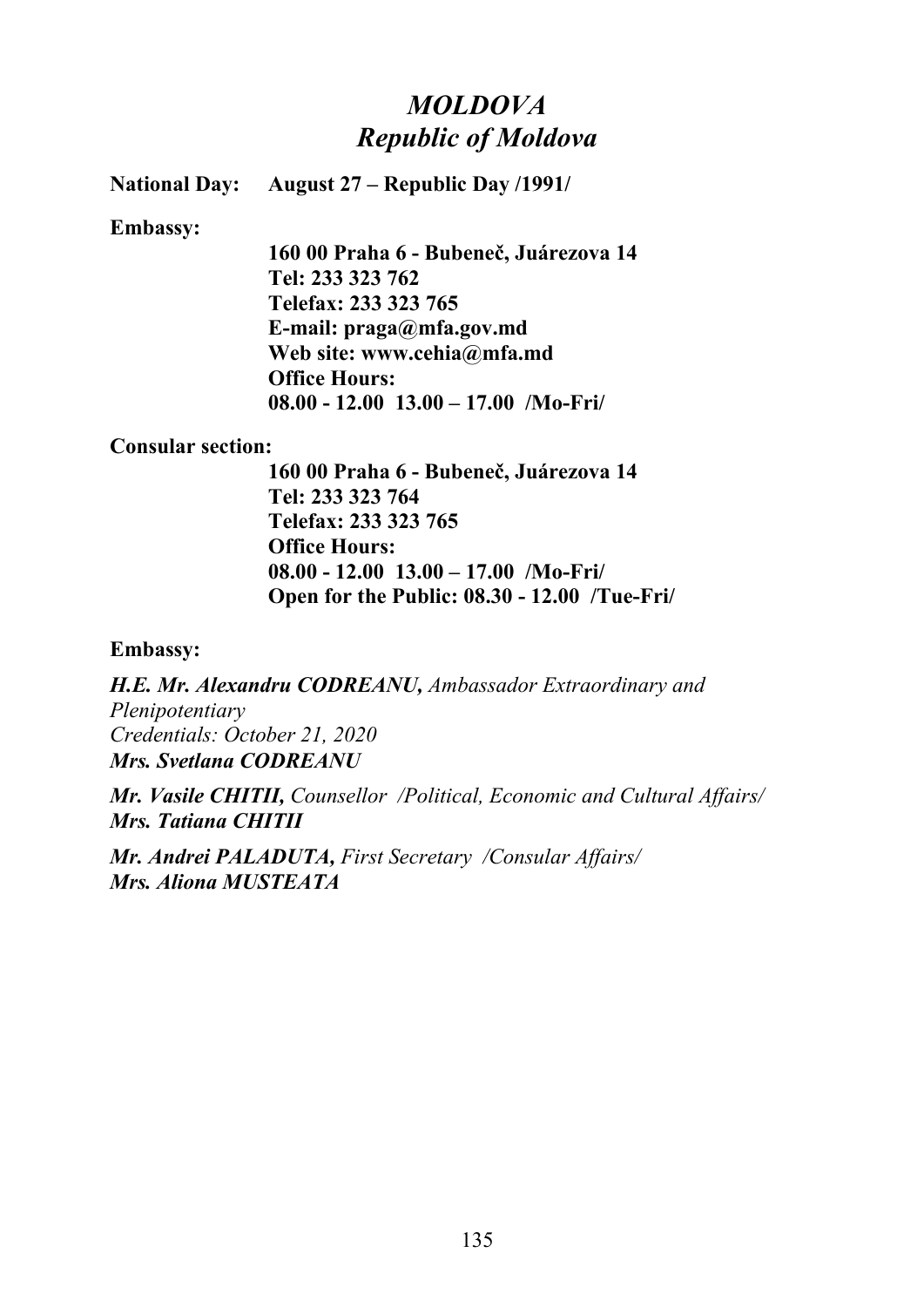# *MOLDOVA*
# *Republic of Moldova*

**National Day:** **August 27 – Republic Day /1991/**

**Embassy:**

**160 00 Praha 6 - Bubeneč, Juárezova 14**
**Tel: 233 323 762**
**Telefax: 233 323 765**
**E-mail: praga@mfa.gov.md**
**Web site: www.cehia@mfa.md**
**Office Hours:**
**08.00 - 12.00 13.00 – 17.00 /Mo-Fri/**

**Consular section:**

**160 00 Praha 6 - Bubeneč, Juárezova 14**
**Tel: 233 323 764**
**Telefax: 233 323 765**
**Office Hours:**
**08.00 - 12.00 13.00 – 17.00 /Mo-Fri/**
**Open for the Public: 08.30 - 12.00 /Tue-Fri/**

**Embassy:**

***H.E. Mr. Alexandru CODREANU,*** *Ambassador Extraordinary and Plenipotentiary*
*Credentials: October 21, 2020*
***Mrs. Svetlana CODREANU***

***Mr. Vasile CHITII,*** *Counsellor /Political, Economic and Cultural Affairs/*
***Mrs. Tatiana CHITII***

***Mr. Andrei PALADUTA,*** *First Secretary /Consular Affairs/*
***Mrs. Aliona MUSTEATA***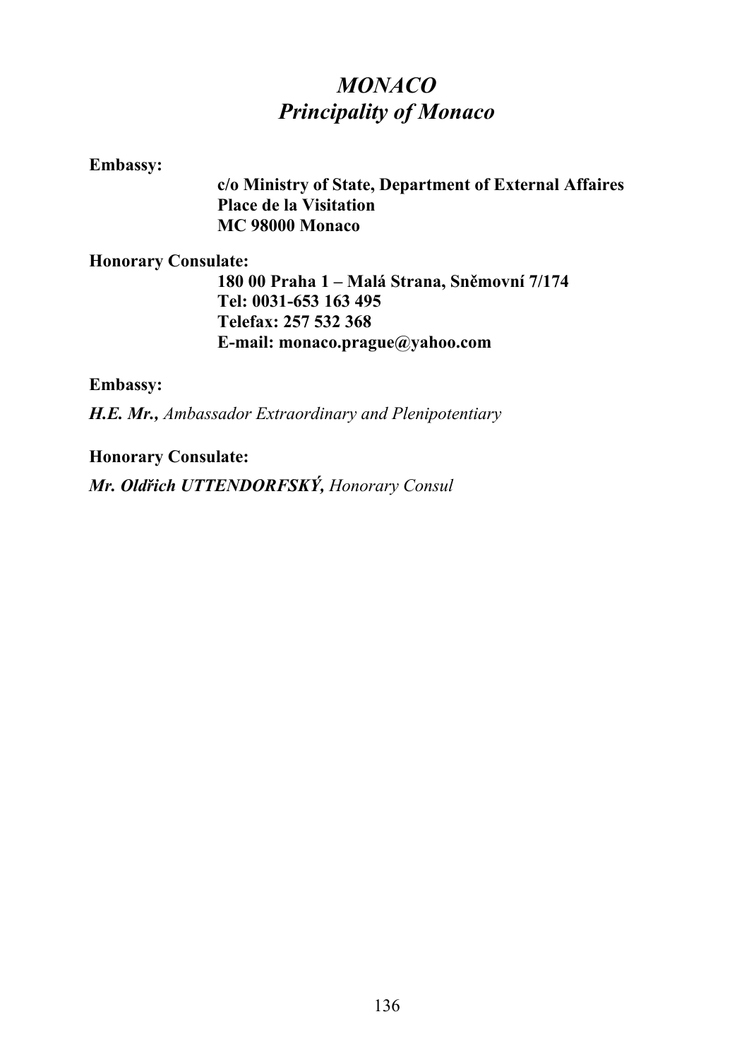# *MONACO*
## *Principality of Monaco*

**Embassy:**

**c/o Ministry of State, Department of External Affaires**
**Place de la Visitation**
**MC 98000 Monaco**

**Honorary Consulate:**

**180 00 Praha 1 – Malá Strana, Sněmovní 7/174**
**Tel: 0031-653 163 495**
**Telefax: 257 532 368**
**E-mail: monaco.prague@yahoo.com**

**Embassy:**

***H.E. Mr.,*** *Ambassador Extraordinary and Plenipotentiary*

**Honorary Consulate:**

***Mr. Oldřich UTTENDORFSKÝ,*** *Honorary Consul*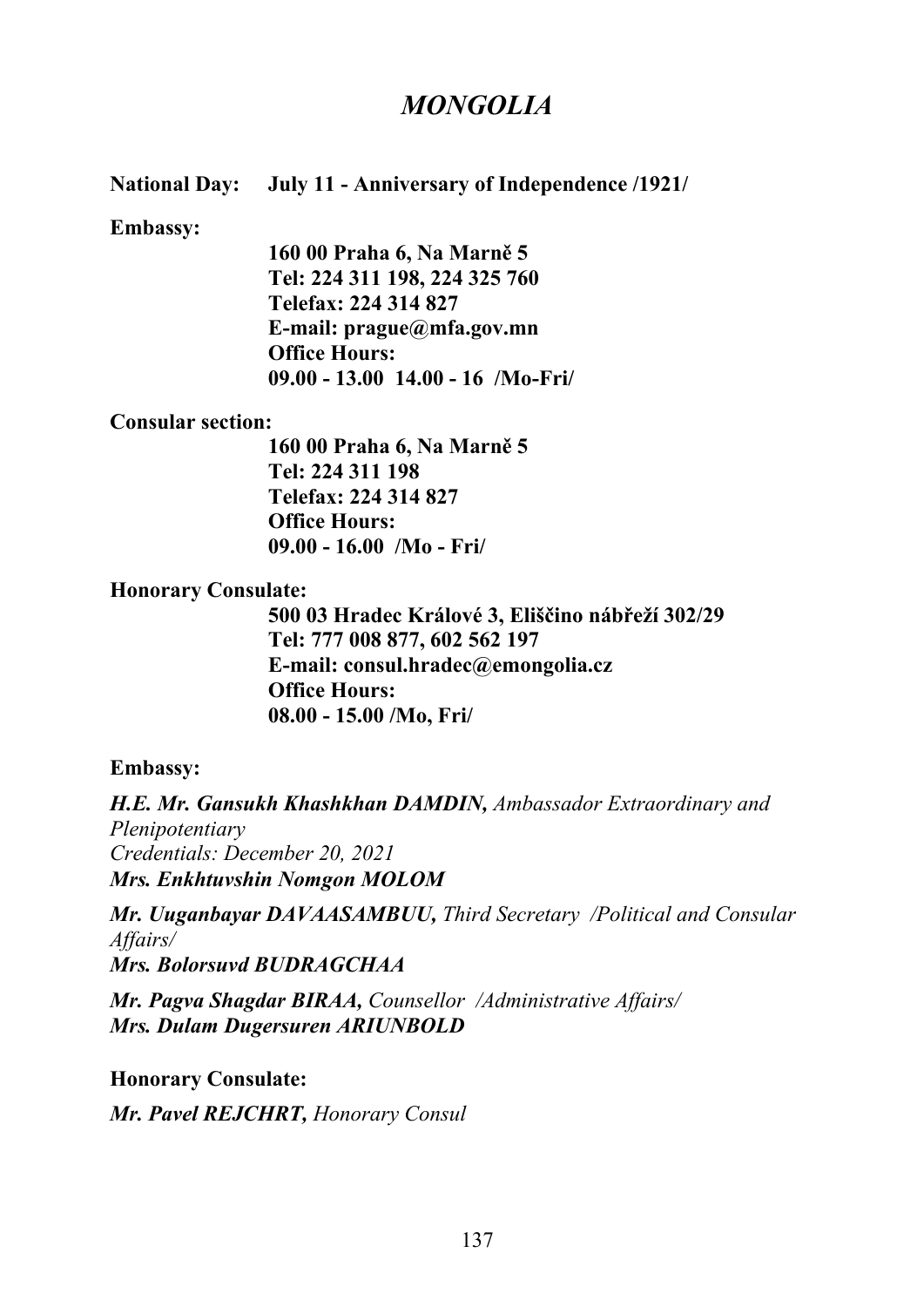# *MONGOLIA*

**National Day:** **July 11 - Anniversary of Independence /1921/**

**Embassy:**

**160 00 Praha 6, Na Marně 5**
**Tel: 224 311 198, 224 325 760**
**Telefax: 224 314 827**
**E-mail: prague@mfa.gov.mn**
**Office Hours:**
**09.00 - 13.00 14.00 - 16 /Mo-Fri/**

**Consular section:**

**160 00 Praha 6, Na Marně 5**
**Tel: 224 311 198**
**Telefax: 224 314 827**
**Office Hours:**
**09.00 - 16.00 /Mo - Fri/**

**Honorary Consulate:**

**500 03 Hradec Králové 3, Eliščino nábřeží 302/29**
**Tel: 777 008 877, 602 562 197**
**E-mail: consul.hradec@emongolia.cz**
**Office Hours:**
**08.00 - 15.00 /Mo, Fri/**

**Embassy:**

***H.E. Mr. Gansukh Khashkhan DAMDIN,*** *Ambassador Extraordinary and Plenipotentiary*
*Credentials: December 20, 2021*
***Mrs. Enkhtuvshin Nomgon MOLOM***

***Mr. Uuganbayar DAVAASAMBUU,*** *Third Secretary /Political and Consular Affairs/*
***Mrs. Bolorsuvd BUDRAGCHAA***

***Mr. Pagva Shagdar BIRAA,*** *Counsellor /Administrative Affairs/*
***Mrs. Dulam Dugersuren ARIUNBOLD***

**Honorary Consulate:**

***Mr. Pavel REJCHRT,*** *Honorary Consul*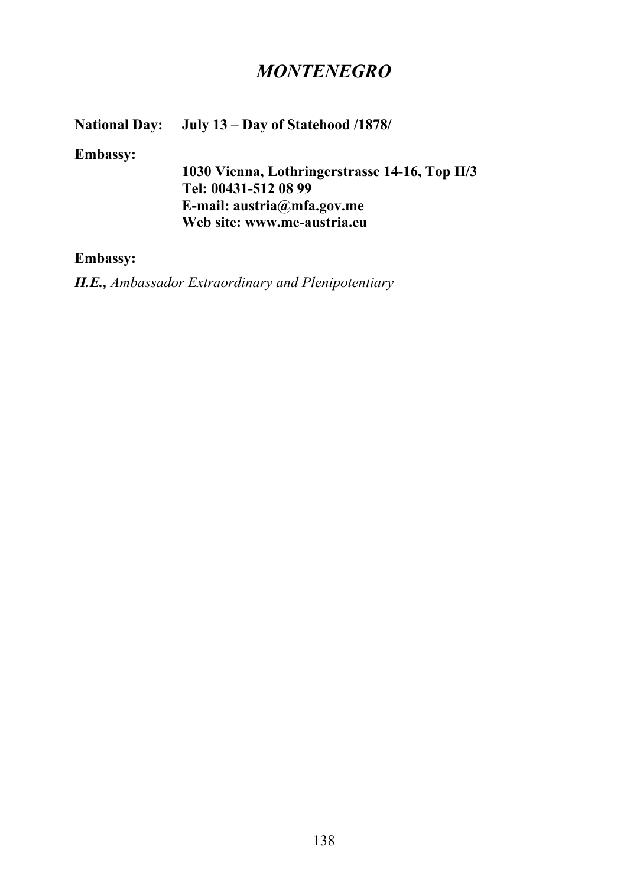# *MONTENEGRO*

**National Day:** **July 13 – Day of Statehood /1878/**

**Embassy:**

**1030 Vienna, Lothringerstrasse 14-16, Top II/3**
**Tel: 00431-512 08 99**
**E-mail: austria@mfa.gov.me**
**Web site: www.me-austria.eu**

**Embassy:**

***H.E.,*** *Ambassador Extraordinary and Plenipotentiary*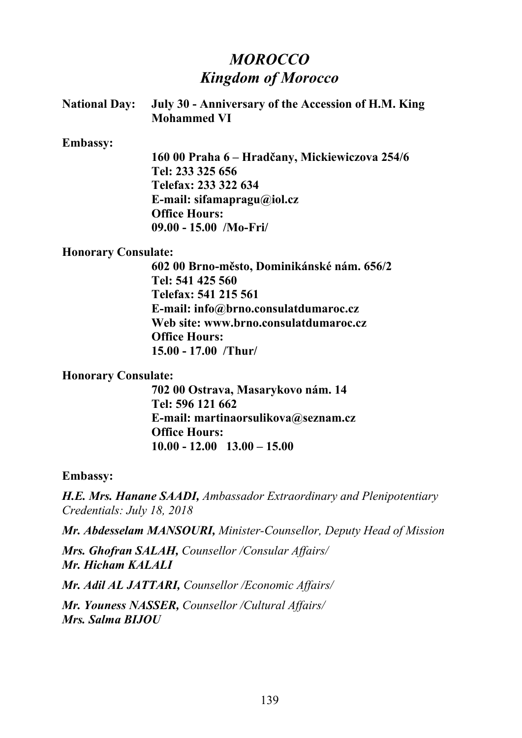# *MOROCCO*
# *Kingdom of Morocco*

**National Day:** **July 30 - Anniversary of the Accession of H.M. King Mohammed VI**

**Embassy:**

**160 00 Praha 6 – Hradčany, Mickiewiczova 254/6**
**Tel: 233 325 656**
**Telefax: 233 322 634**
**E-mail: sifamapragu@iol.cz**
**Office Hours:**
**09.00 - 15.00 /Mo-Fri/**

**Honorary Consulate:**

**602 00 Brno-město, Dominikánské nám. 656/2**
**Tel: 541 425 560**
**Telefax: 541 215 561**
**E-mail: info@brno.consulatdumaroc.cz**
**Web site: www.brno.consulatdumaroc.cz**
**Office Hours:**
**15.00 - 17.00 /Thur/**

**Honorary Consulate:**

**702 00 Ostrava, Masarykovo nám. 14**
**Tel: 596 121 662**
**E-mail: martinaorsulikova@seznam.cz**
**Office Hours:**
**10.00 - 12.00 13.00 – 15.00**

**Embassy:**

***H.E. Mrs. Hanane SAADI,*** *Ambassador Extraordinary and Plenipotentiary*
*Credentials: July 18, 2018*

***Mr. Abdesselam MANSOURI,*** *Minister-Counsellor, Deputy Head of Mission*

***Mrs. Ghofran SALAH,*** *Counsellor /Consular Affairs/*
***Mr. Hicham KALALI***

***Mr. Adil AL JATTARI,*** *Counsellor /Economic Affairs/*

***Mr. Youness NASSER,*** *Counsellor /Cultural Affairs/*
***Mrs. Salma BIJOU***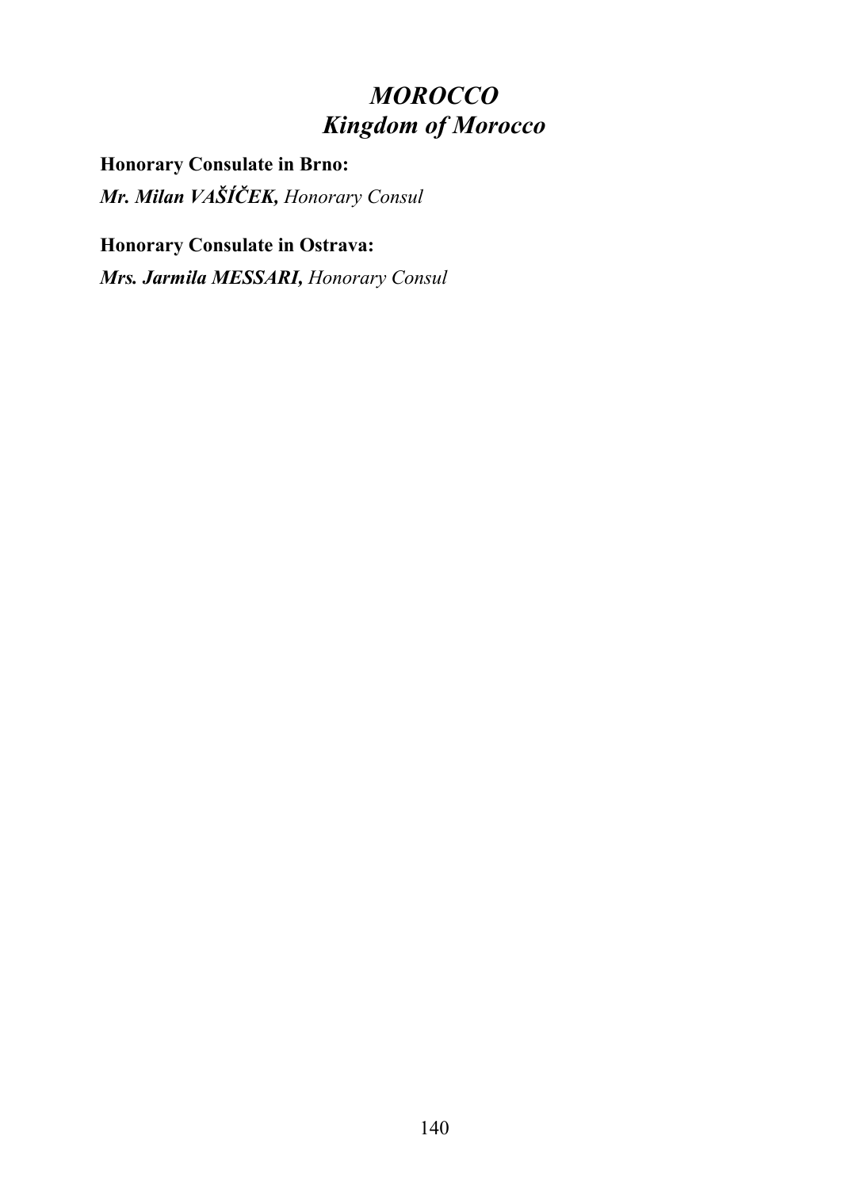# *MOROCCO*
# *Kingdom of Morocco*

**Honorary Consulate in Brno:**

***Mr. Milan VAŠÍČEK,*** *Honorary Consul*

**Honorary Consulate in Ostrava:**

***Mrs. Jarmila MESSARI,*** *Honorary Consul*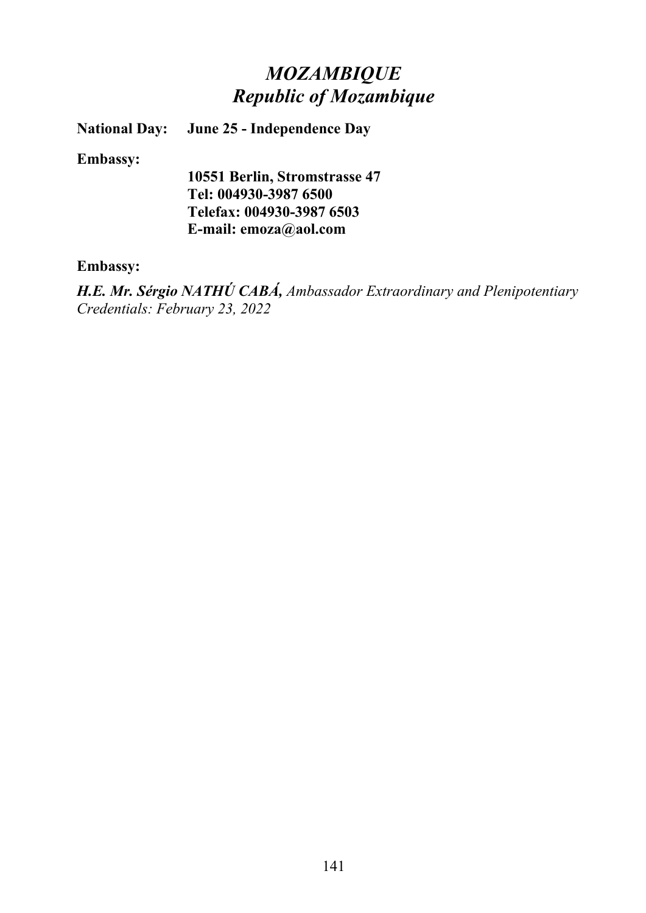# *MOZAMBIQUE*
## *Republic of Mozambique*

**National Day:** **June 25 - Independence Day**

**Embassy:**

**10551 Berlin, Stromstrasse 47**
**Tel: 004930-3987 6500**
**Telefax: 004930-3987 6503**
**E-mail: emoza@aol.com**

**Embassy:**

***H.E. Mr. Sérgio NATHÚ CABÁ,*** *Ambassador Extraordinary and Plenipotentiary*
*Credentials: February 23, 2022*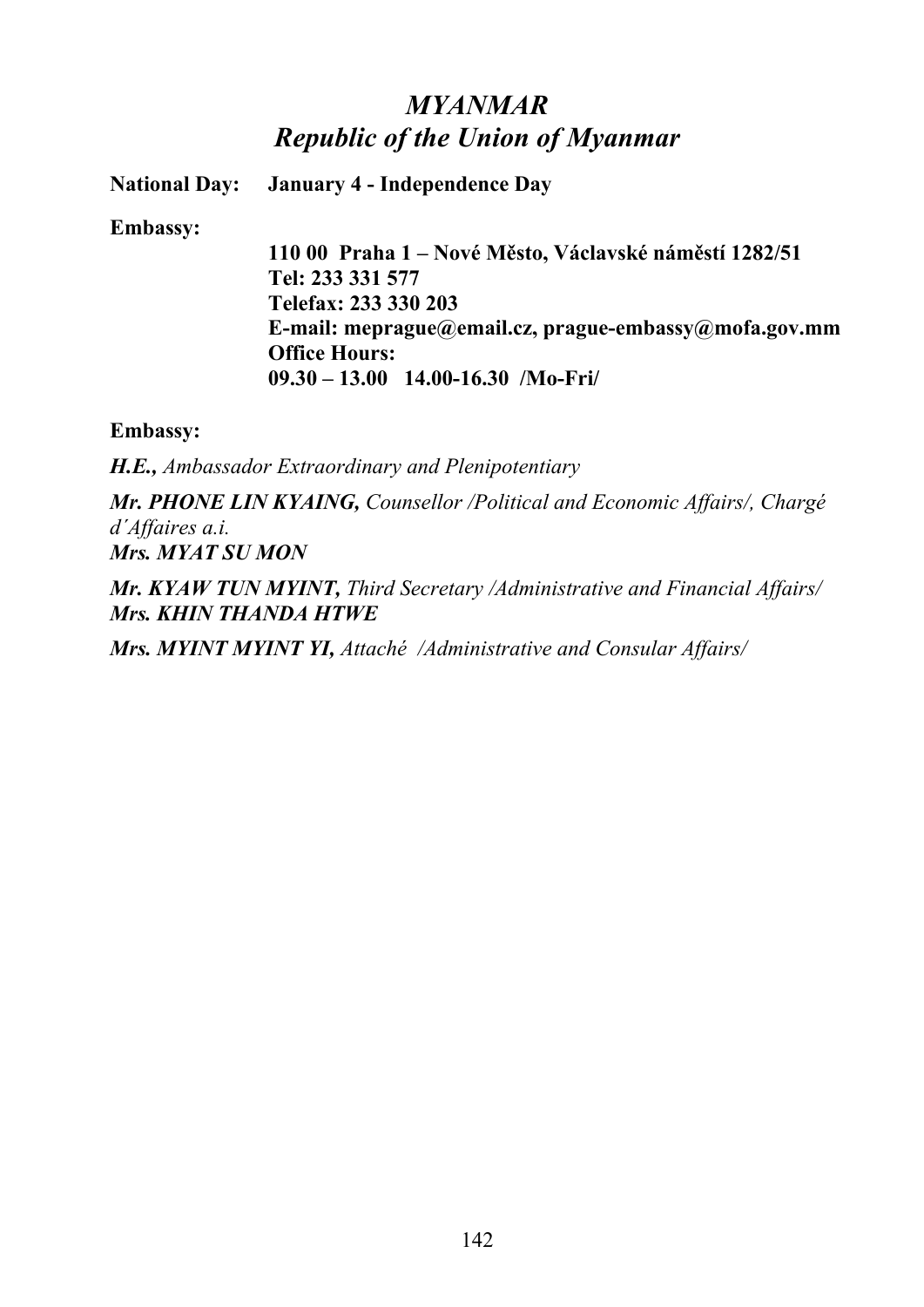# *MYANMAR*
## *Republic of the Union of Myanmar*

**National Day:** **January 4 - Independence Day**

**Embassy:**

**110 00 Praha 1 – Nové Město, Václavské náměstí 1282/51**
**Tel: 233 331 577**
**Telefax: 233 330 203**
**E-mail: meprague@email.cz, prague-embassy@mofa.gov.mm**
**Office Hours:**
**09.30 – 13.00 14.00-16.30 /Mo-Fri/**

**Embassy:**

***H.E.,*** *Ambassador Extraordinary and Plenipotentiary*

***Mr. PHONE LIN KYAING,*** *Counsellor /Political and Economic Affairs/, Chargé d´Affaires a.i.*
***Mrs. MYAT SU MON***

***Mr. KYAW TUN MYINT,*** *Third Secretary /Administrative and Financial Affairs/*
***Mrs. KHIN THANDA HTWE***

***Mrs. MYINT MYINT YI,*** *Attaché /Administrative and Consular Affairs/*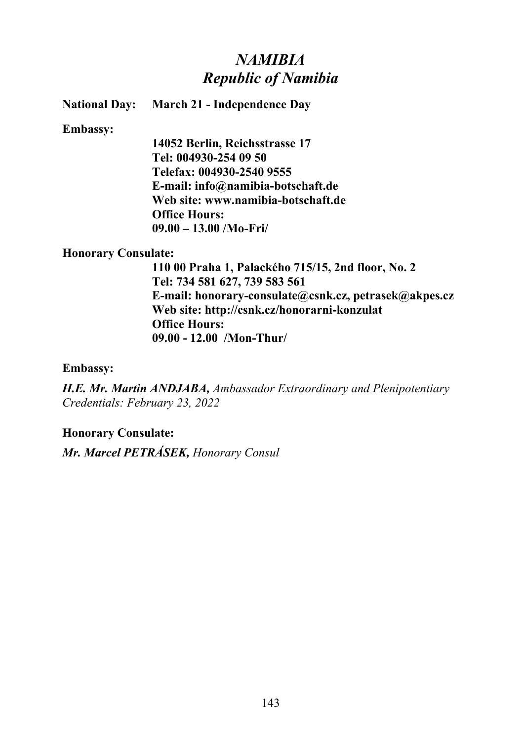# *NAMIBIA*
## *Republic of Namibia*

**National Day: March 21 - Independence Day**

**Embassy:**

**14052 Berlin, Reichsstrasse 17**
**Tel: 004930-254 09 50**
**Telefax: 004930-2540 9555**
**E-mail: info@namibia-botschaft.de**
**Web site: www.namibia-botschaft.de**
**Office Hours:**
**09.00 – 13.00 /Mo-Fri/**

**Honorary Consulate:**

**110 00 Praha 1, Palackého 715/15, 2nd floor, No. 2**
**Tel: 734 581 627, 739 583 561**
**E-mail: honorary-consulate@csnk.cz, petrasek@akpes.cz**
**Web site: http://csnk.cz/honorarni-konzulat**
**Office Hours:**
**09.00 - 12.00 /Mon-Thur/**

**Embassy:**

***H.E. Mr. Martin ANDJABA,*** *Ambassador Extraordinary and Plenipotentiary*
*Credentials: February 23, 2022*

**Honorary Consulate:**

***Mr. Marcel PETRÁSEK,*** *Honorary Consul*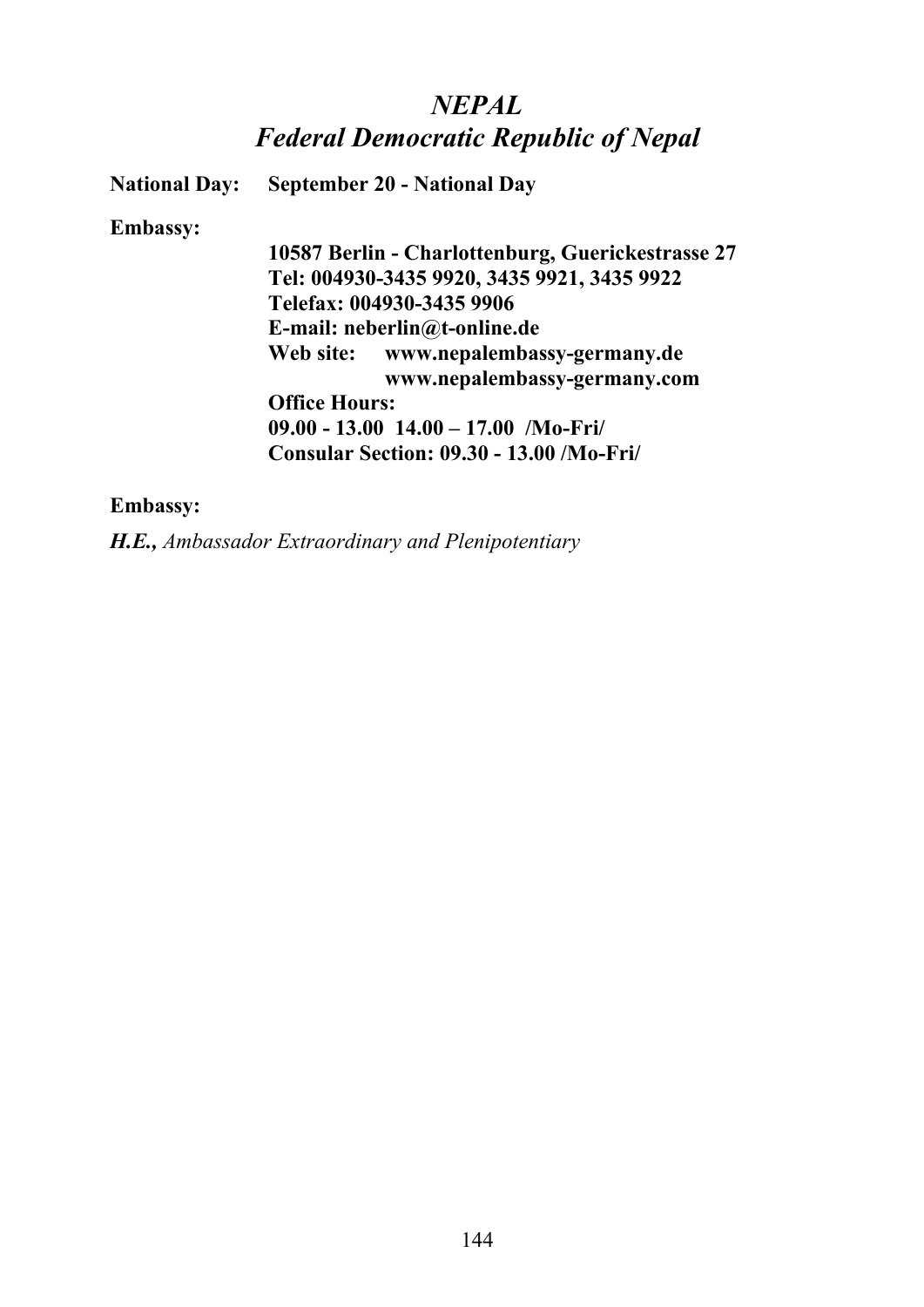# *NEPAL*
## *Federal Democratic Republic of Nepal*

**National Day:** **September 20 - National Day**

**Embassy:**

**10587 Berlin - Charlottenburg, Guerickestrasse 27**
**Tel: 004930-3435 9920, 3435 9921, 3435 9922**
**Telefax: 004930-3435 9906**
**E-mail: neberlin@t-online.de**
**Web site: www.nepalembassy-germany.de**
**www.nepalembassy-germany.com**
**Office Hours:**
**09.00 - 13.00 14.00 – 17.00 /Mo-Fri/**
**Consular Section: 09.30 - 13.00 /Mo-Fri/**

**Embassy:**

***H.E.,*** *Ambassador Extraordinary and Plenipotentiary*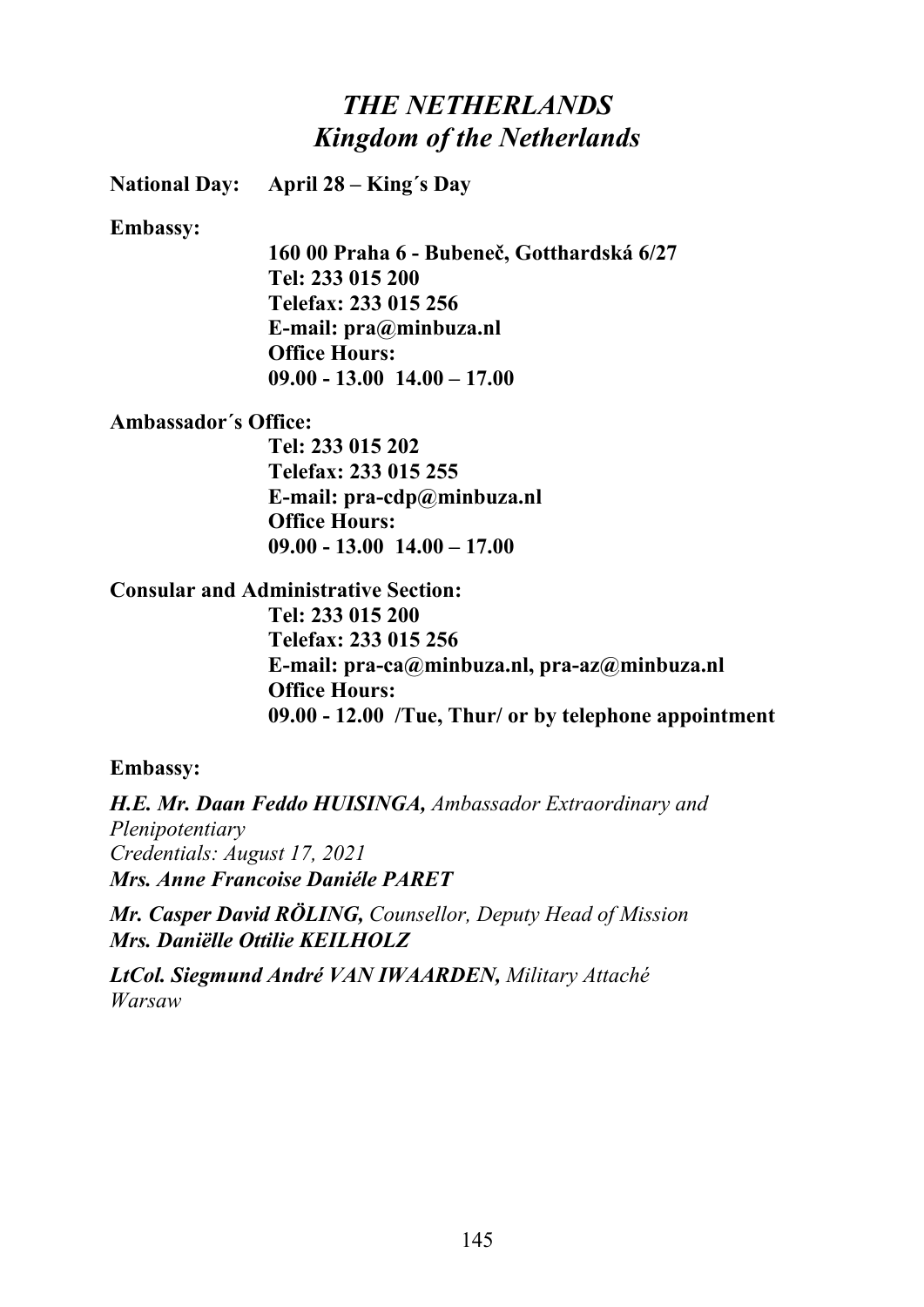# *THE NETHERLANDS*
## *Kingdom of the Netherlands*

**National Day:** **April 28 – King´s Day**

**Embassy:**

**160 00 Praha 6 - Bubeneč, Gotthardská 6/27**
**Tel: 233 015 200**
**Telefax: 233 015 256**
**E-mail: pra@minbuza.nl**
**Office Hours:**
**09.00 - 13.00  14.00 – 17.00**

**Ambassador´s Office:**

**Tel: 233 015 202**
**Telefax: 233 015 255**
**E-mail: pra-cdp@minbuza.nl**
**Office Hours:**
**09.00 - 13.00  14.00 – 17.00**

**Consular and Administrative Section:**

**Tel: 233 015 200**
**Telefax: 233 015 256**
**E-mail: pra-ca@minbuza.nl, pra-az@minbuza.nl**
**Office Hours:**
**09.00 - 12.00  /Tue, Thur/ or by telephone appointment**

**Embassy:**

***H.E. Mr. Daan Feddo HUISINGA,*** *Ambassador Extraordinary and Plenipotentiary*
*Credentials: August 17, 2021*
***Mrs. Anne Francoise Daniéle PARET***

***Mr. Casper David RÖLING,*** *Counsellor, Deputy Head of Mission*
***Mrs. Daniëlle Ottilie KEILHOLZ***

***LtCol. Siegmund André VAN IWAARDEN,*** *Military Attaché*
*Warsaw*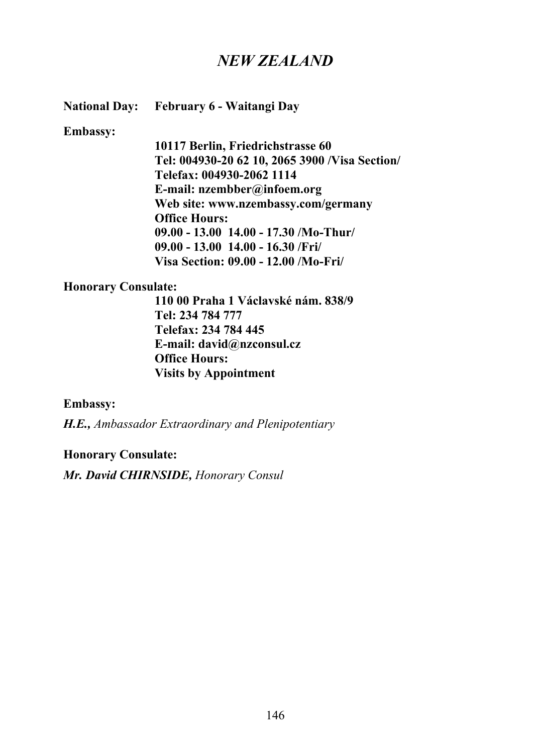# *NEW ZEALAND*

**National Day:** **February 6 - Waitangi Day**

**Embassy:**

**10117 Berlin, Friedrichstrasse 60**
**Tel: 004930-20 62 10, 2065 3900 /Visa Section/**
**Telefax: 004930-2062 1114**
**E-mail: nzembber@infoem.org**
**Web site: www.nzembassy.com/germany**
**Office Hours:**
**09.00 - 13.00 14.00 - 17.30 /Mo-Thur/**
**09.00 - 13.00 14.00 - 16.30 /Fri/**
**Visa Section: 09.00 - 12.00 /Mo-Fri/**

**Honorary Consulate:**

**110 00 Praha 1 Václavské nám. 838/9**
**Tel: 234 784 777**
**Telefax: 234 784 445**
**E-mail: david@nzconsul.cz**
**Office Hours:**
**Visits by Appointment**

**Embassy:**

***H.E.,*** *Ambassador Extraordinary and Plenipotentiary*

**Honorary Consulate:**

***Mr. David CHIRNSIDE,*** *Honorary Consul*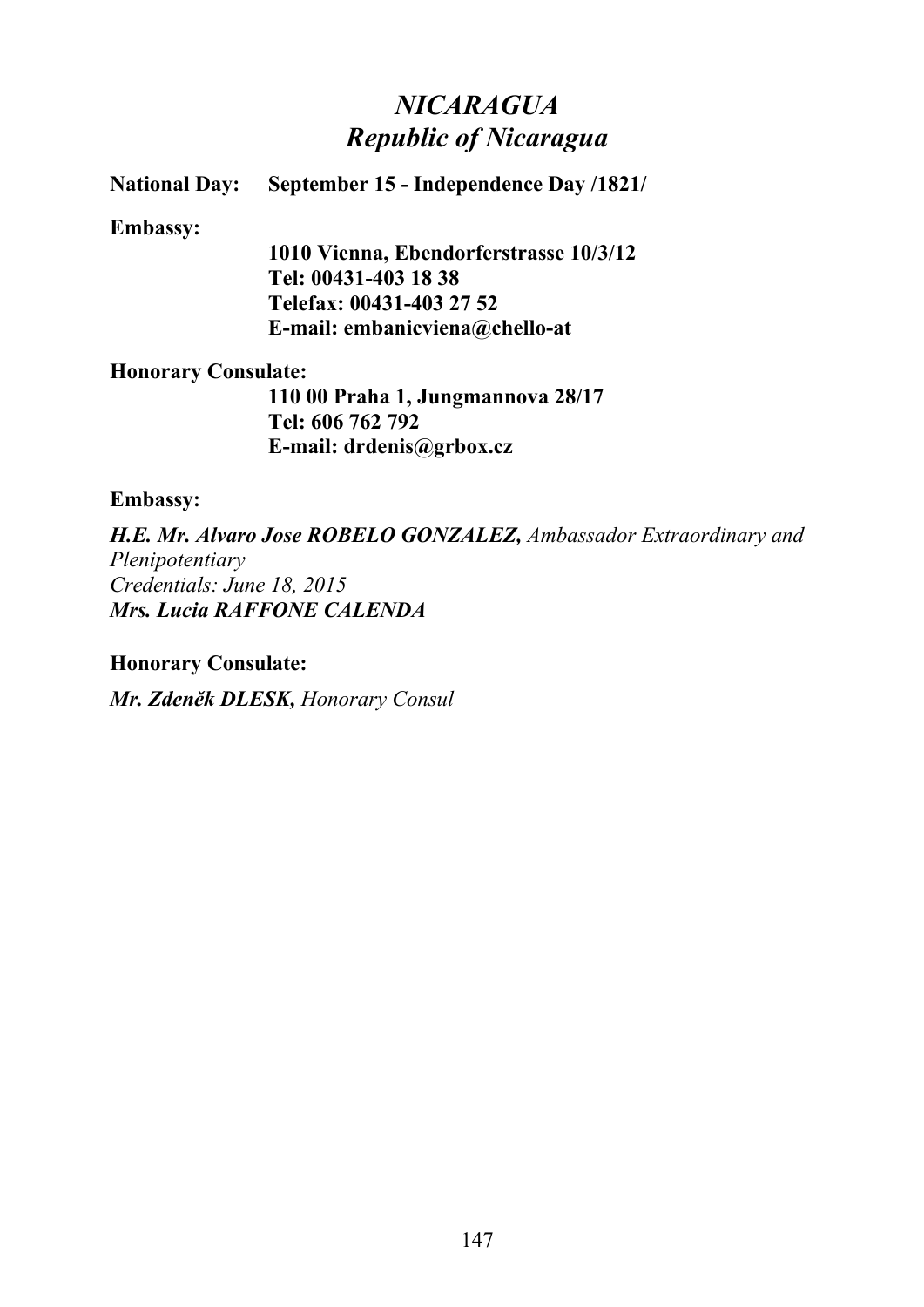# *NICARAGUA*
# *Republic of Nicaragua*

**National Day:** **September 15 - Independence Day /1821/**

**Embassy:**

**1010 Vienna, Ebendorferstrasse 10/3/12**
**Tel: 00431-403 18 38**
**Telefax: 00431-403 27 52**
**E-mail: embanicviena@chello-at**

**Honorary Consulate:**

**110 00 Praha 1, Jungmannova 28/17**
**Tel: 606 762 792**
**E-mail: drdenis@grbox.cz**

**Embassy:**

***H.E. Mr. Alvaro Jose ROBELO GONZALEZ,*** *Ambassador Extraordinary and Plenipotentiary*
*Credentials: June 18, 2015*
***Mrs. Lucia RAFFONE CALENDA***

**Honorary Consulate:**

***Mr. Zdeněk DLESK,*** *Honorary Consul*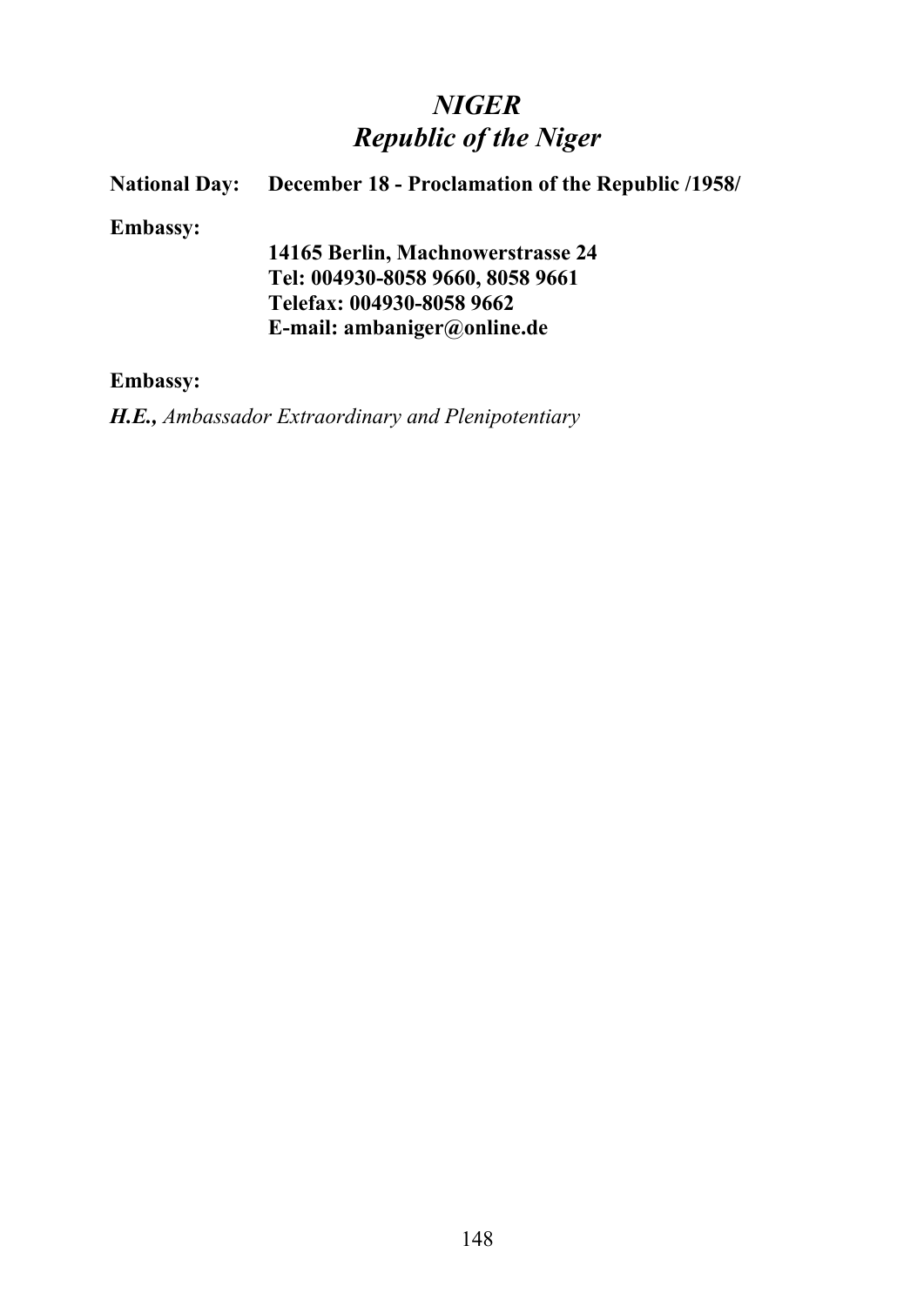# *NIGER*
# *Republic of the Niger*

**National Day:** **December 18 - Proclamation of the Republic /1958/**

**Embassy:**

**14165 Berlin, Machnowerstrasse 24**
**Tel: 004930-8058 9660, 8058 9661**
**Telefax: 004930-8058 9662**
**E-mail: ambaniger@online.de**

**Embassy:**

***H.E.,*** *Ambassador Extraordinary and Plenipotentiary*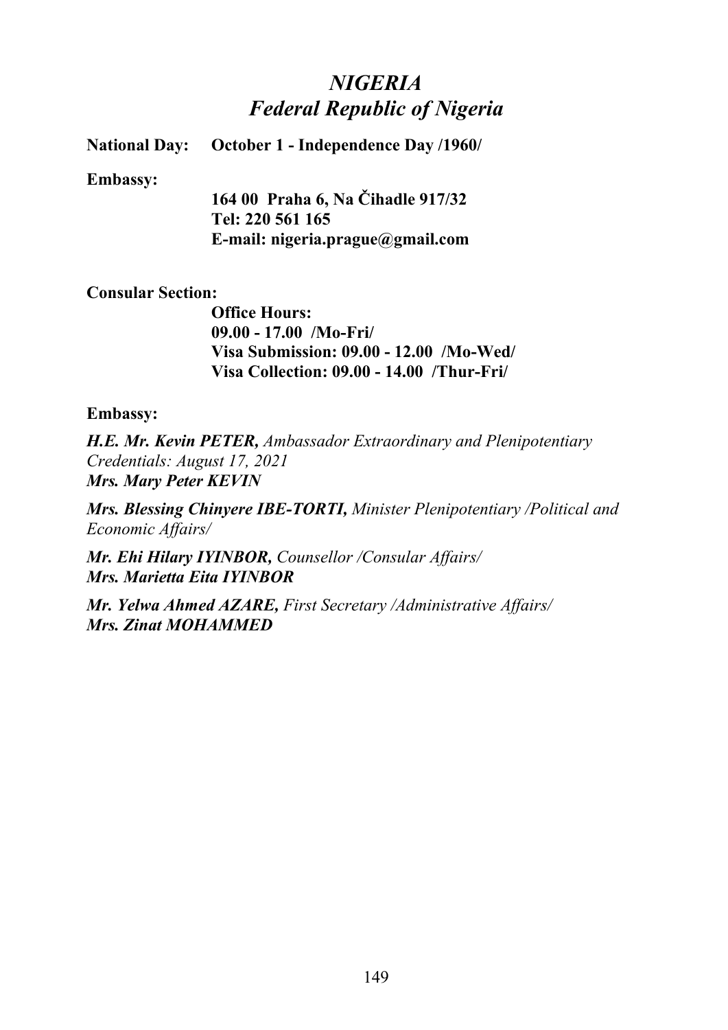# *NIGERIA*
## *Federal Republic of Nigeria*

**National Day:** **October 1 - Independence Day /1960/**

**Embassy:**

**164 00 Praha 6, Na Čihadle 917/32**
**Tel: 220 561 165**
**E-mail: nigeria.prague@gmail.com**

**Consular Section:**

**Office Hours:**
**09.00 - 17.00 /Mo-Fri/**
**Visa Submission: 09.00 - 12.00 /Mo-Wed/**
**Visa Collection: 09.00 - 14.00 /Thur-Fri/**

**Embassy:**

***H.E. Mr. Kevin PETER,*** *Ambassador Extraordinary and Plenipotentiary*
*Credentials: August 17, 2021*
***Mrs. Mary Peter KEVIN***

***Mrs. Blessing Chinyere IBE-TORTI,*** *Minister Plenipotentiary /Political and Economic Affairs/*

***Mr. Ehi Hilary IYINBOR,*** *Counsellor /Consular Affairs/*
***Mrs. Marietta Eita IYINBOR***

***Mr. Yelwa Ahmed AZARE,*** *First Secretary /Administrative Affairs/*
***Mrs. Zinat MOHAMMED***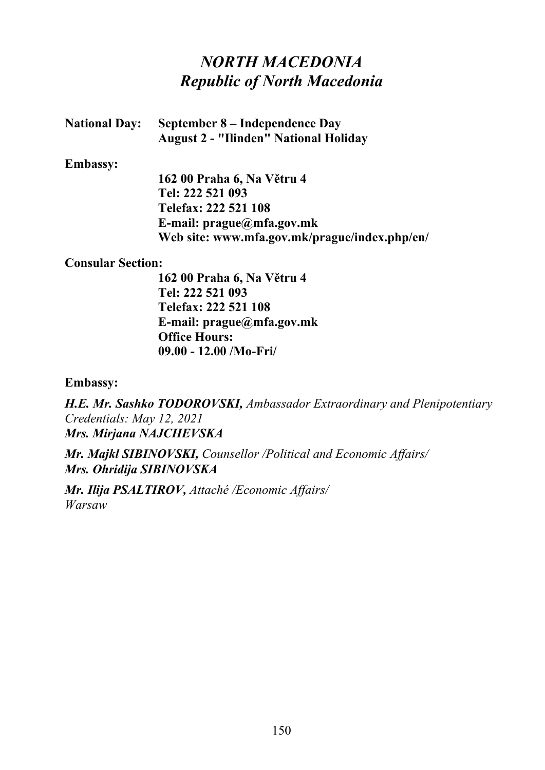# *NORTH MACEDONIA*
## *Republic of North Macedonia*

**National Day:** **September 8 – Independence Day**
**August 2 - "Ilinden" National Holiday**

**Embassy:**

**162 00 Praha 6, Na Větru 4**
**Tel: 222 521 093**
**Telefax: 222 521 108**
**E-mail: prague@mfa.gov.mk**
**Web site: www.mfa.gov.mk/prague/index.php/en/**

**Consular Section:**

**162 00 Praha 6, Na Větru 4**
**Tel: 222 521 093**
**Telefax: 222 521 108**
**E-mail: prague@mfa.gov.mk**
**Office Hours:**
**09.00 - 12.00 /Mo-Fri/**

**Embassy:**

***H.E. Mr. Sashko TODOROVSKI,*** *Ambassador Extraordinary and Plenipotentiary*
*Credentials: May 12, 2021*
***Mrs. Mirjana NAJCHEVSKA***

***Mr. Majkl SIBINOVSKI,*** *Counsellor /Political and Economic Affairs/*
***Mrs. Ohridija SIBINOVSKA***

***Mr. Ilija PSALTIROV,*** *Attaché /Economic Affairs/*
*Warsaw*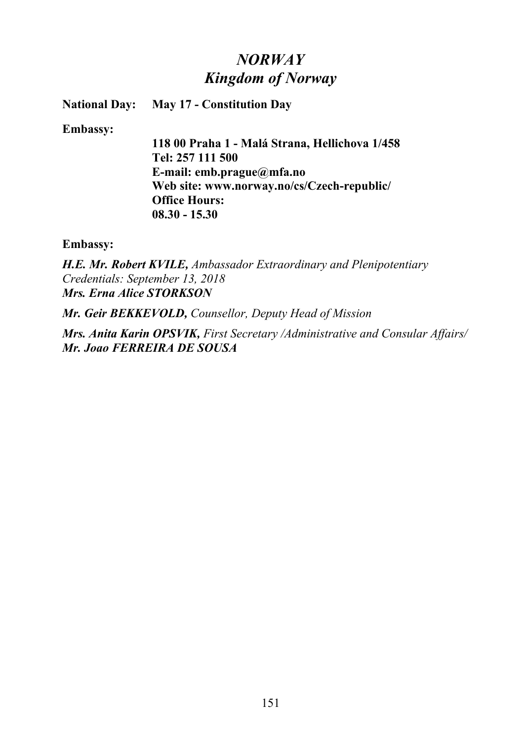# *NORWAY*
## *Kingdom of Norway*

**National Day:** **May 17 - Constitution Day**

**Embassy:**

**118 00 Praha 1 - Malá Strana, Hellichova 1/458**
**Tel: 257 111 500**
**E-mail: emb.prague@mfa.no**
**Web site: www.norway.no/cs/Czech-republic/**
**Office Hours:**
**08.30 - 15.30**

**Embassy:**

***H.E. Mr. Robert KVILE,*** *Ambassador Extraordinary and Plenipotentiary*
*Credentials: September 13, 2018*
***Mrs. Erna Alice STORKSON***

***Mr. Geir BEKKEVOLD,*** *Counsellor, Deputy Head of Mission*

***Mrs. Anita Karin OPSVIK,*** *First Secretary /Administrative and Consular Affairs/*
***Mr. Joao FERREIRA DE SOUSA***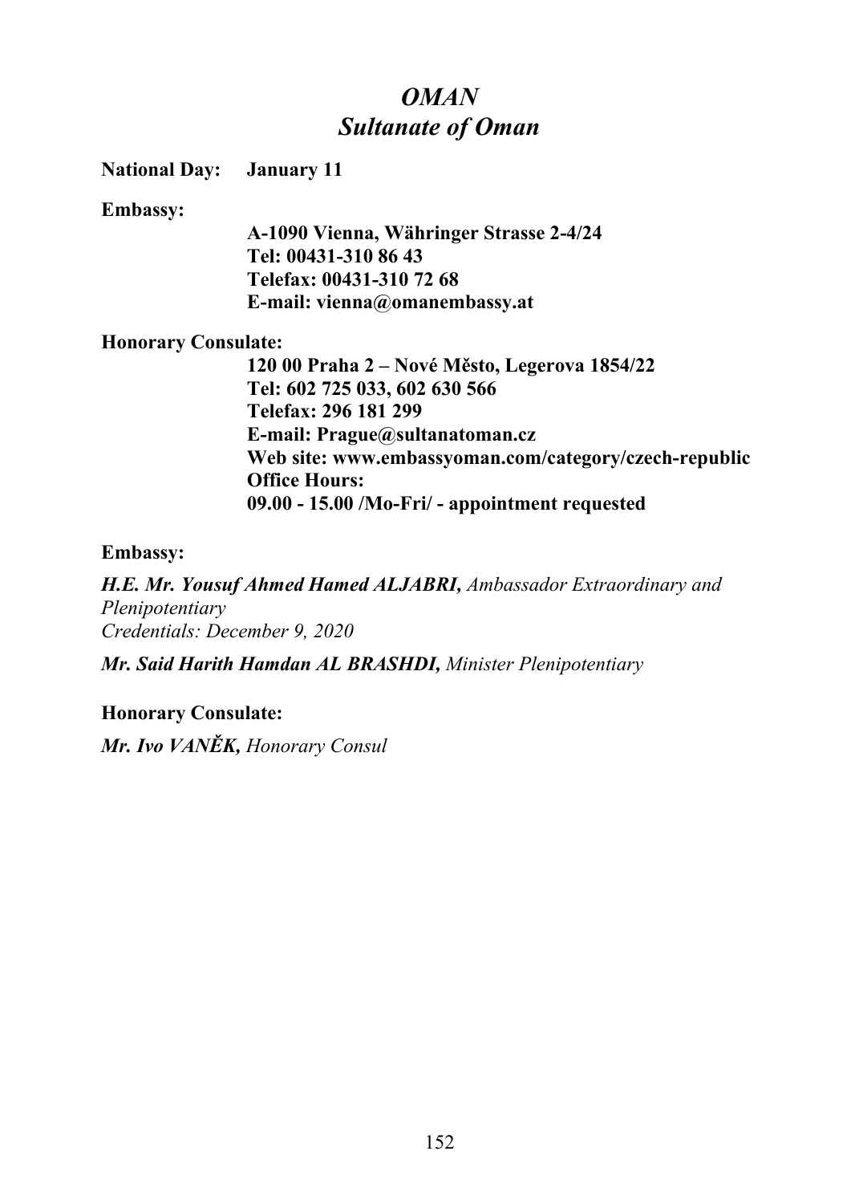# *OMAN*
## *Sultanate of Oman*

**National Day:** **January 11**

**Embassy:**

**A-1090 Vienna, Währinger Strasse 2-4/24**
**Tel: 00431-310 86 43**
**Telefax: 00431-310 72 68**
**E-mail: vienna@omanembassy.at**

**Honorary Consulate:**

**120 00 Praha 2 – Nové Město, Legerova 1854/22**
**Tel: 602 725 033, 602 630 566**
**Telefax: 296 181 299**
**E-mail: Prague@sultanatoman.cz**
**Web site: www.embassyoman.com/category/czech-republic**
**Office Hours:**
**09.00 - 15.00 /Mo-Fri/ - appointment requested**

**Embassy:**

***H.E. Mr. Yousuf Ahmed Hamed ALJABRI,*** *Ambassador Extraordinary and Plenipotentiary*
*Credentials: December 9, 2020*

***Mr. Said Harith Hamdan AL BRASHDI,*** *Minister Plenipotentiary*

**Honorary Consulate:**

***Mr. Ivo VANĚK,*** *Honorary Consul*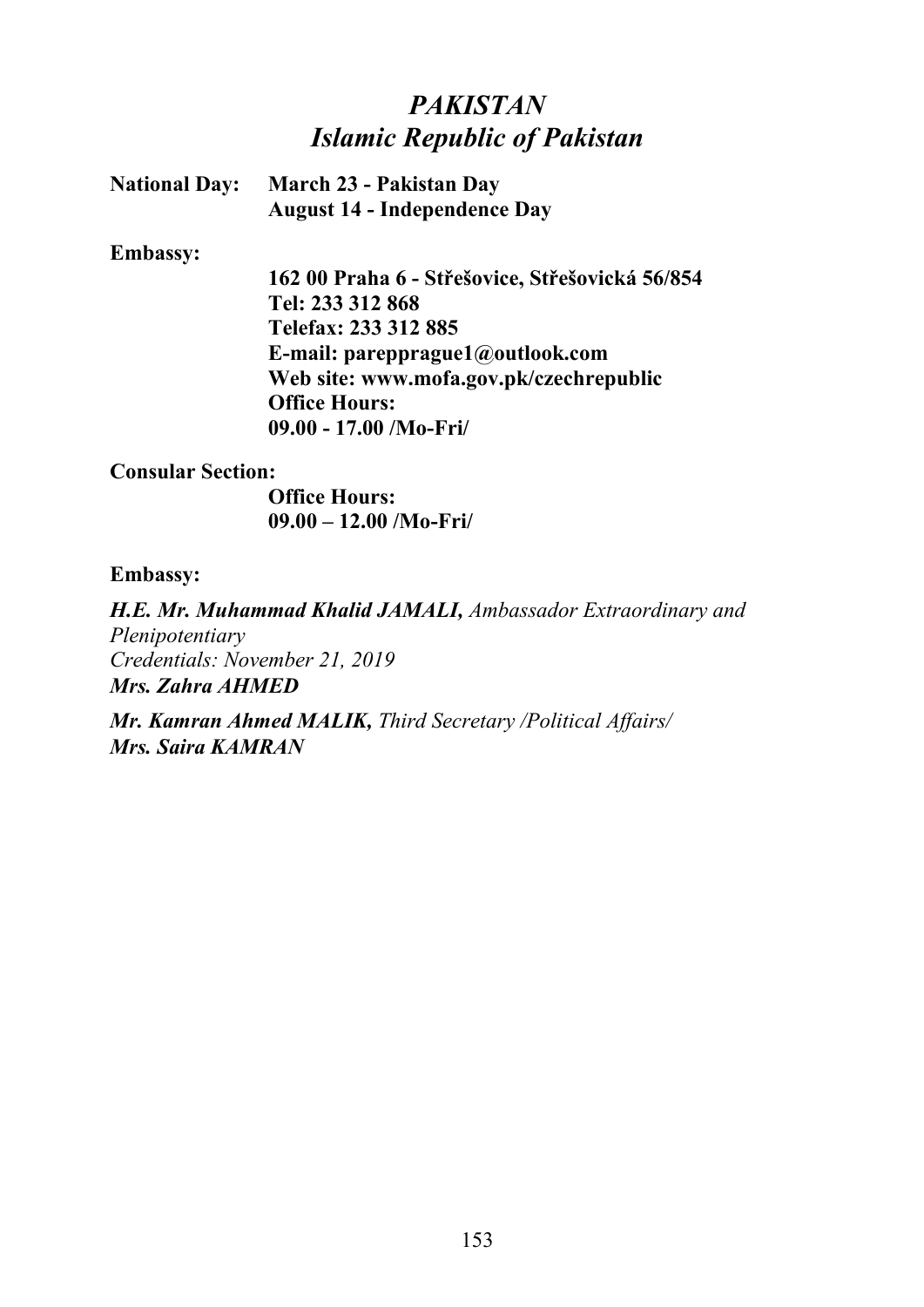# *PAKISTAN*
## *Islamic Republic of Pakistan*

**National Day:** **March 23 - Pakistan Day**
**August 14 - Independence Day**

**Embassy:**

**162 00 Praha 6 - Střešovice, Střešovická 56/854**
**Tel: 233 312 868**
**Telefax: 233 312 885**
**E-mail: parepprague1@outlook.com**
**Web site: www.mofa.gov.pk/czechrepublic**
**Office Hours:**
**09.00 - 17.00 /Mo-Fri/**

**Consular Section:**

**Office Hours:**
**09.00 – 12.00 /Mo-Fri/**

**Embassy:**

***H.E. Mr. Muhammad Khalid JAMALI,*** *Ambassador Extraordinary and Plenipotentiary*
*Credentials: November 21, 2019*
***Mrs. Zahra AHMED***

***Mr. Kamran Ahmed MALIK,*** *Third Secretary /Political Affairs/*
***Mrs. Saira KAMRAN***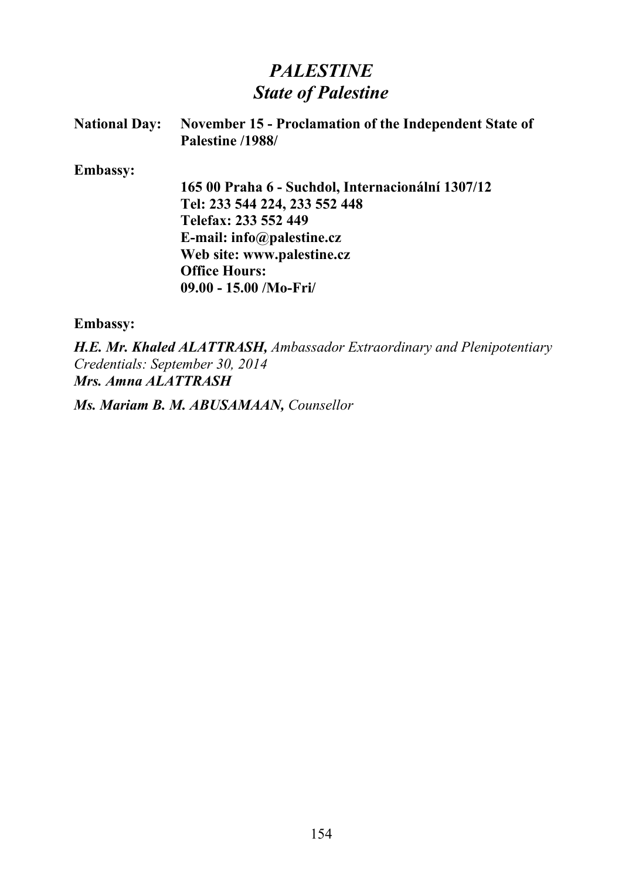# *PALESTINE*
## *State of Palestine*

**National Day:** **November 15 - Proclamation of the Independent State of Palestine /1988/**

**Embassy:**

**165 00 Praha 6 - Suchdol, Internacionální 1307/12**
**Tel: 233 544 224, 233 552 448**
**Telefax: 233 552 449**
**E-mail: info@palestine.cz**
**Web site: www.palestine.cz**
**Office Hours:**
**09.00 - 15.00 /Mo-Fri/**

**Embassy:**

***H.E. Mr. Khaled ALATTRASH,*** *Ambassador Extraordinary and Plenipotentiary*
*Credentials: September 30, 2014*
***Mrs. Amna ALATTRASH***

***Ms. Mariam B. M. ABUSAMAAN,*** *Counsellor*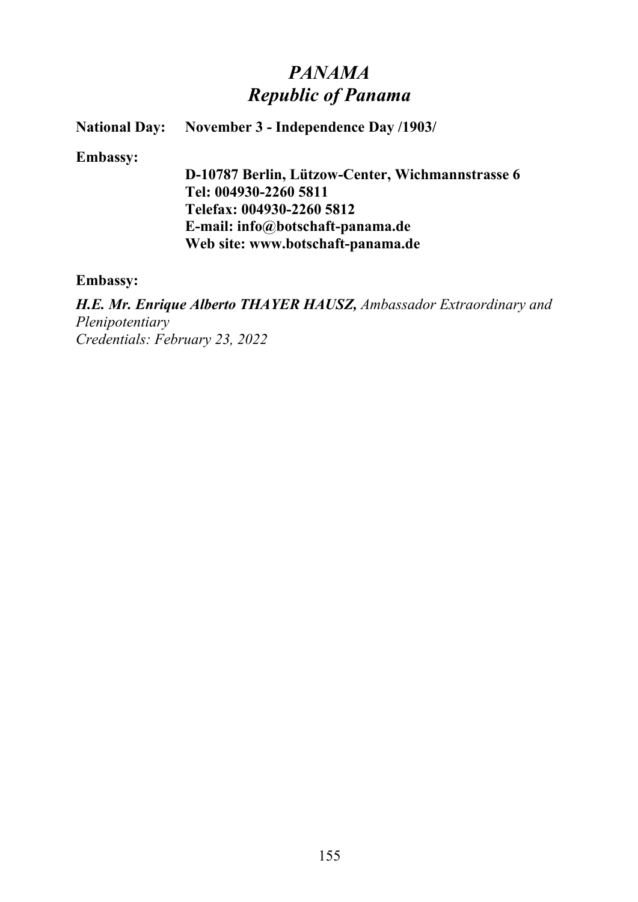# *PANAMA*
# *Republic of Panama*

**National Day:** **November 3 - Independence Day /1903/**

**Embassy:**

**D-10787 Berlin, Lützow-Center, Wichmannstrasse 6**
**Tel: 004930-2260 5811**
**Telefax: 004930-2260 5812**
**E-mail: info@botschaft-panama.de**
**Web site: www.botschaft-panama.de**

**Embassy:**

***H.E. Mr. Enrique Alberto THAYER HAUSZ,*** *Ambassador Extraordinary and Plenipotentiary*
*Credentials: February 23, 2022*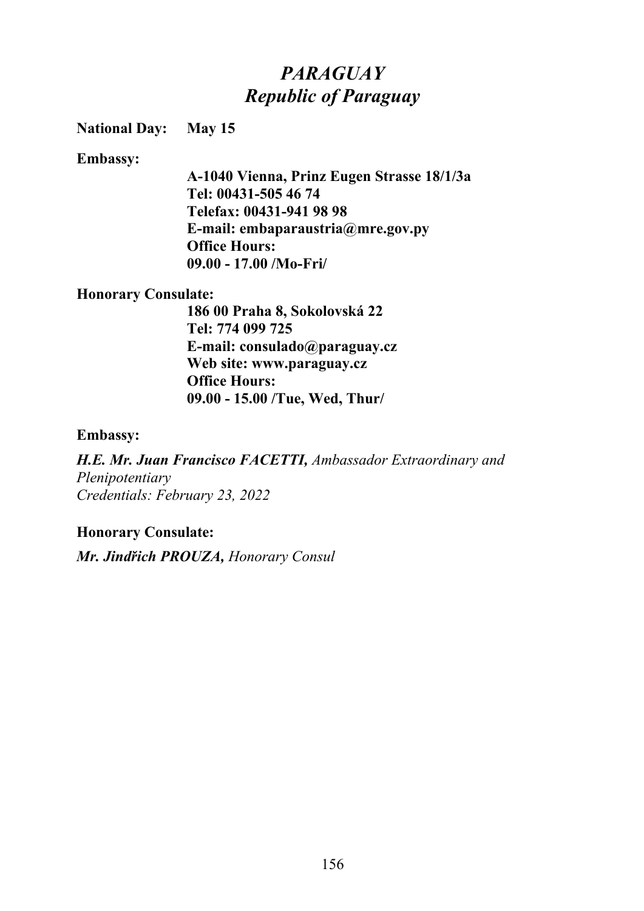# *PARAGUAY*
## *Republic of Paraguay*

**National Day:** **May 15**

**Embassy:**

**A-1040 Vienna, Prinz Eugen Strasse 18/1/3a**
**Tel: 00431-505 46 74**
**Telefax: 00431-941 98 98**
**E-mail: embaparaustria@mre.gov.py**
**Office Hours:**
**09.00 - 17.00 /Mo-Fri/**

**Honorary Consulate:**

**186 00 Praha 8, Sokolovská 22**
**Tel: 774 099 725**
**E-mail: consulado@paraguay.cz**
**Web site: www.paraguay.cz**
**Office Hours:**
**09.00 - 15.00 /Tue, Wed, Thur/**

**Embassy:**

***H.E. Mr. Juan Francisco FACETTI,*** *Ambassador Extraordinary and Plenipotentiary*
*Credentials: February 23, 2022*

**Honorary Consulate:**

***Mr. Jindřich PROUZA,*** *Honorary Consul*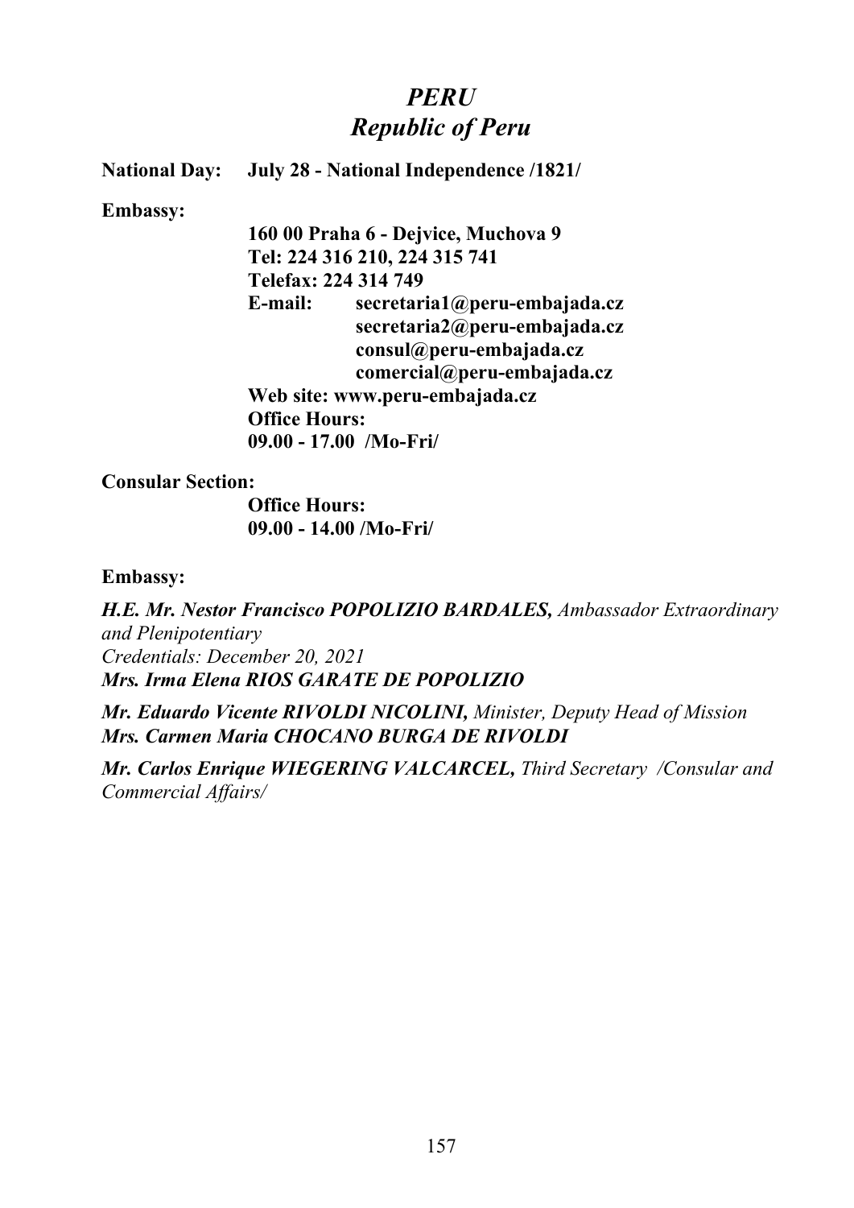# *PERU*
## *Republic of Peru*

**National Day:** **July 28 - National Independence /1821/**

**Embassy:**

**160 00 Praha 6 - Dejvice, Muchova 9**
**Tel: 224 316 210, 224 315 741**
**Telefax: 224 314 749**
**E-mail:** **secretaria1@peru-embajada.cz**
**secretaria2@peru-embajada.cz**
**consul@peru-embajada.cz**
**comercial@peru-embajada.cz**
**Web site: www.peru-embajada.cz**
**Office Hours:**
**09.00 - 17.00 /Mo-Fri/**

**Consular Section:**

**Office Hours:**
**09.00 - 14.00 /Mo-Fri/**

**Embassy:**

***H.E. Mr. Nestor Francisco POPOLIZIO BARDALES,*** *Ambassador Extraordinary and Plenipotentiary*
*Credentials: December 20, 2021*
***Mrs. Irma Elena RIOS GARATE DE POPOLIZIO***

***Mr. Eduardo Vicente RIVOLDI NICOLINI,*** *Minister, Deputy Head of Mission*
***Mrs. Carmen Maria CHOCANO BURGA DE RIVOLDI***

***Mr. Carlos Enrique WIEGERING VALCARCEL,*** *Third Secretary /Consular and Commercial Affairs/*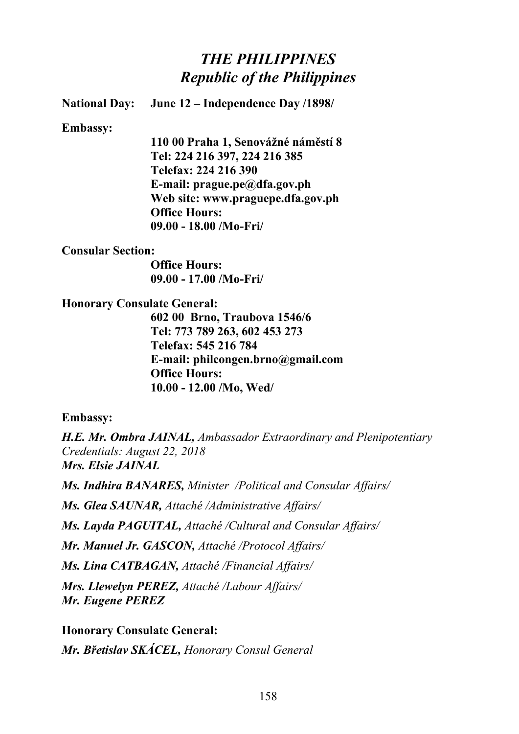# *THE PHILIPPINES*
## *Republic of the Philippines*

**National Day:** **June 12 – Independence Day /1898/**

**Embassy:**

**110 00 Praha 1, Senovážné náměstí 8**
**Tel: 224 216 397, 224 216 385**
**Telefax: 224 216 390**
**E-mail: prague.pe@dfa.gov.ph**
**Web site: www.praguepe.dfa.gov.ph**
**Office Hours:**
**09.00 - 18.00 /Mo-Fri/**

**Consular Section:**

**Office Hours:**
**09.00 - 17.00 /Mo-Fri/**

**Honorary Consulate General:**

**602 00 Brno, Traubova 1546/6**
**Tel: 773 789 263, 602 453 273**
**Telefax: 545 216 784**
**E-mail: philcongen.brno@gmail.com**
**Office Hours:**
**10.00 - 12.00 /Mo, Wed/**

**Embassy:**

***H.E. Mr. Ombra JAINAL,*** *Ambassador Extraordinary and Plenipotentiary*
*Credentials: August 22, 2018*
***Mrs. Elsie JAINAL***

***Ms. Indhira BANARES,*** *Minister /Political and Consular Affairs/*

***Ms. Glea SAUNAR,*** *Attaché /Administrative Affairs/*

***Ms. Layda PAGUITAL,*** *Attaché /Cultural and Consular Affairs/*

***Mr. Manuel Jr. GASCON,*** *Attaché /Protocol Affairs/*

***Ms. Lina CATBAGAN,*** *Attaché /Financial Affairs/*

***Mrs. Llewelyn PEREZ,*** *Attaché /Labour Affairs/*
***Mr. Eugene PEREZ***

**Honorary Consulate General:**

***Mr. Břetislav SKÁCEL,*** *Honorary Consul General*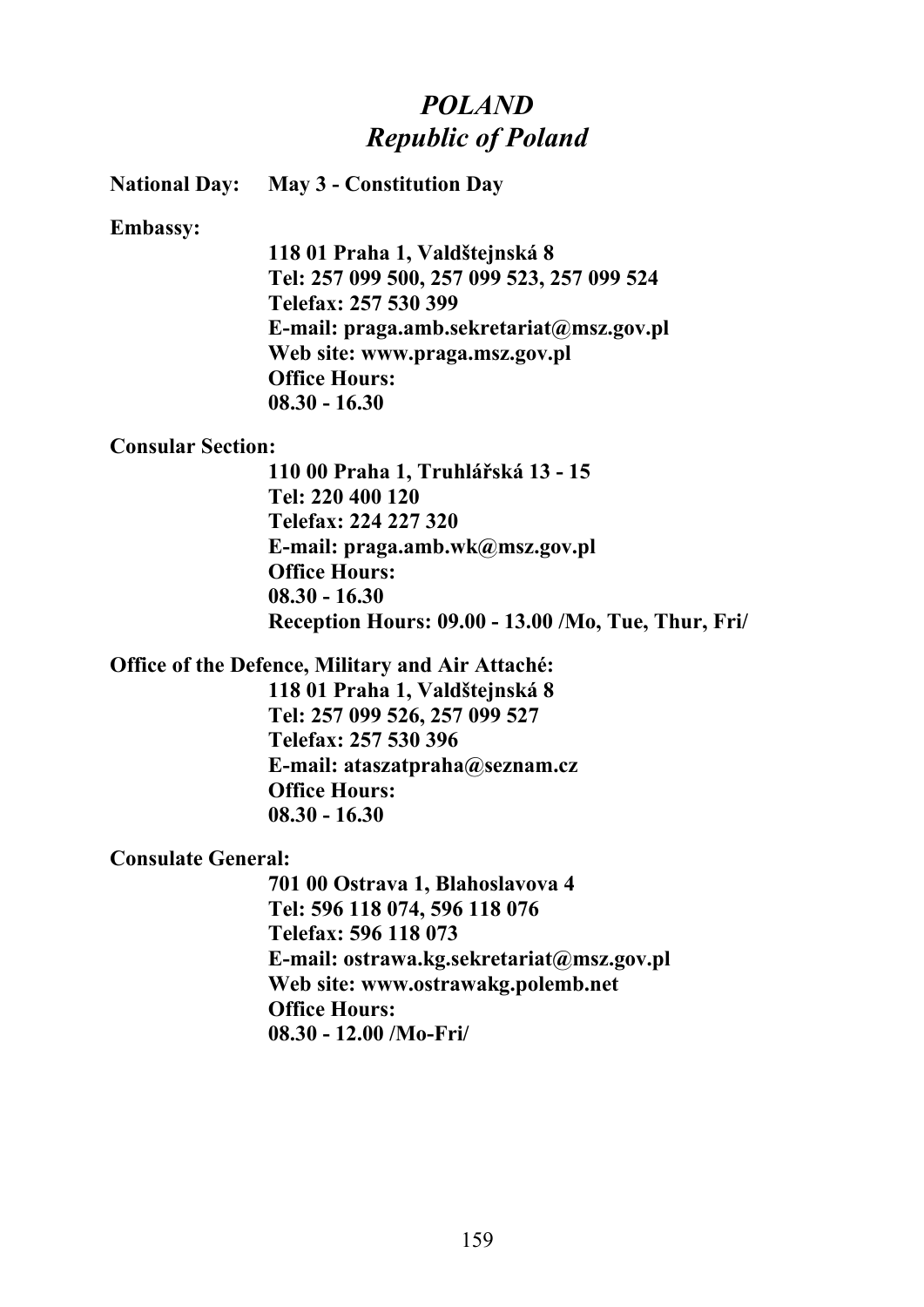# *POLAND*
# *Republic of Poland*

**National Day:** **May 3 - Constitution Day**

**Embassy:**

**118 01 Praha 1, Valdštejnská 8**
**Tel: 257 099 500, 257 099 523, 257 099 524**
**Telefax: 257 530 399**
**E-mail: praga.amb.sekretariat@msz.gov.pl**
**Web site: www.praga.msz.gov.pl**
**Office Hours:**
**08.30 - 16.30**

**Consular Section:**

**110 00 Praha 1, Truhlářská 13 - 15**
**Tel: 220 400 120**
**Telefax: 224 227 320**
**E-mail: praga.amb.wk@msz.gov.pl**
**Office Hours:**
**08.30 - 16.30**
**Reception Hours: 09.00 - 13.00 /Mo, Tue, Thur, Fri/**

**Office of the Defence, Military and Air Attaché:**

**118 01 Praha 1, Valdštejnská 8**
**Tel: 257 099 526, 257 099 527**
**Telefax: 257 530 396**
**E-mail: ataszatpraha@seznam.cz**
**Office Hours:**
**08.30 - 16.30**

**Consulate General:**

**701 00 Ostrava 1, Blahoslavova 4**
**Tel: 596 118 074, 596 118 076**
**Telefax: 596 118 073**
**E-mail: ostrawa.kg.sekretariat@msz.gov.pl**
**Web site: www.ostrawakg.polemb.net**
**Office Hours:**
**08.30 - 12.00 /Mo-Fri/**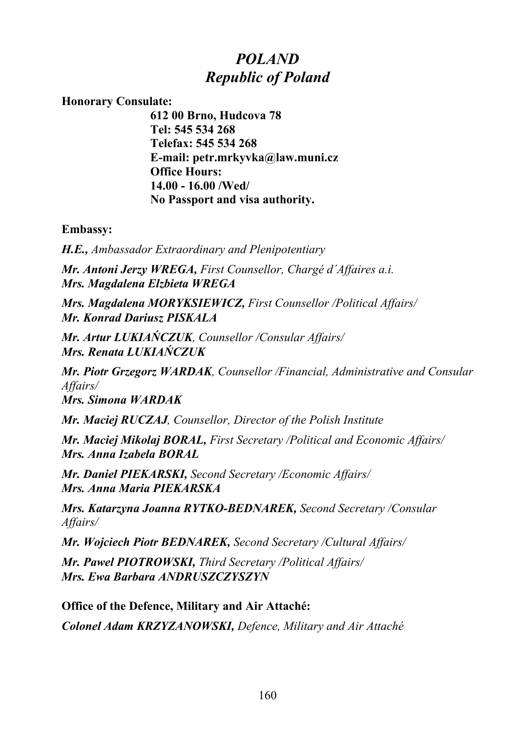# *POLAND*
# *Republic of Poland*

**Honorary Consulate:**

**612 00 Brno, Hudcova 78**
**Tel: 545 534 268**
**Telefax: 545 534 268**
**E-mail: petr.mrkyvka@law.muni.cz**
**Office Hours:**
**14.00 - 16.00 /Wed/**
**No Passport and visa authority.**

**Embassy:**

***H.E.,*** *Ambassador Extraordinary and Plenipotentiary*

***Mr. Antoni Jerzy WREGA,*** *First Counsellor, Chargé d´Affaires a.i.*
***Mrs. Magdalena Elzbieta WREGA***

***Mrs. Magdalena MORYKSIEWICZ,*** *First Counsellor /Political Affairs/*
***Mr. Konrad Dariusz PISKALA***

***Mr. Artur LUKIAŃCZUK****, Counsellor /Consular Affairs/*
***Mrs. Renata LUKIAŃCZUK***

***Mr. Piotr Grzegorz WARDAK****, Counsellor /Financial, Administrative and Consular Affairs/*
***Mrs. Simona WARDAK***

***Mr. Maciej RUCZAJ****, Counsellor, Director of the Polish Institute*

***Mr. Maciej Mikolaj BORAL,*** *First Secretary /Political and Economic Affairs/*
***Mrs. Anna Izabela BORAL***

***Mr. Daniel PIEKARSKI,*** *Second Secretary /Economic Affairs/*
***Mrs. Anna Maria PIEKARSKA***

***Mrs. Katarzyna Joanna RYTKO-BEDNAREK,*** *Second Secretary /Consular Affairs/*

***Mr. Wojciech Piotr BEDNAREK,*** *Second Secretary /Cultural Affairs/*

***Mr. Pawel PIOTROWSKI,*** *Third Secretary /Political Affairs/*
***Mrs. Ewa Barbara ANDRUSZCZYSZYN***

**Office of the Defence, Military and Air Attaché:**

***Colonel Adam KRZYZANOWSKI,*** *Defence, Military and Air Attaché*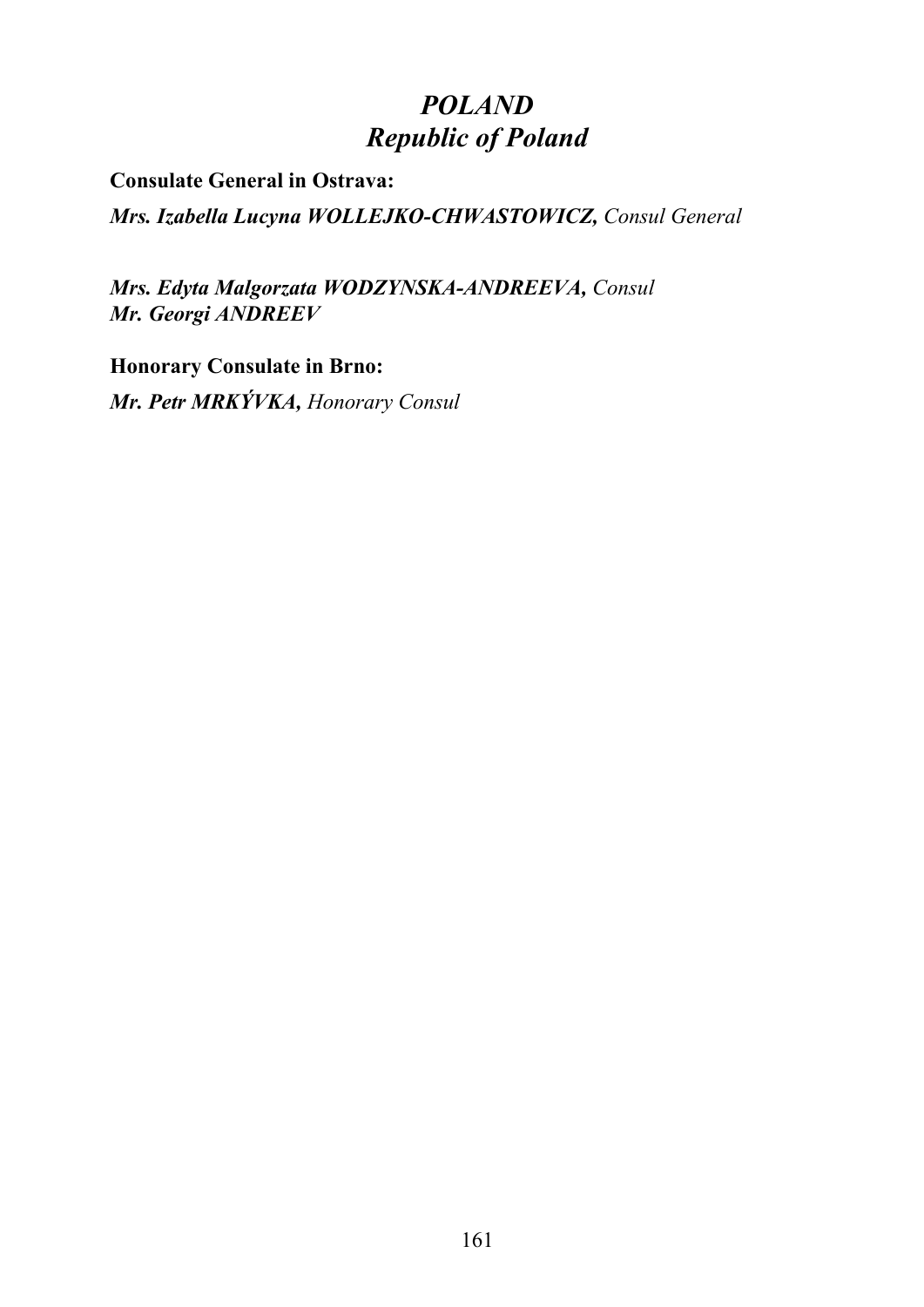# *POLAND*
# *Republic of Poland*

**Consulate General in Ostrava:**

***Mrs. Izabella Lucyna WOLLEJKO-CHWASTOWICZ,*** *Consul General*

***Mrs. Edyta Malgorzata WODZYNSKA-ANDREEVA,*** *Consul*
***Mr. Georgi ANDREEV***

**Honorary Consulate in Brno:**

***Mr. Petr MRKÝVKA,*** *Honorary Consul*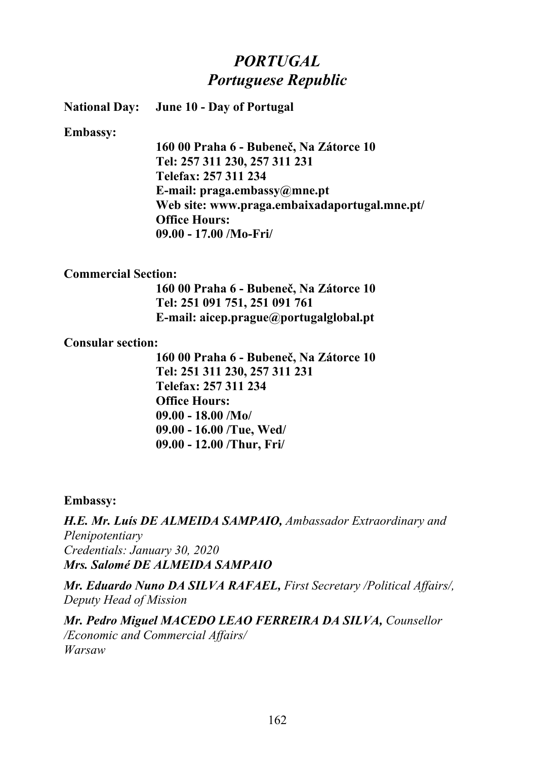# *PORTUGAL*
## *Portuguese Republic*

**National Day: June 10 - Day of Portugal**

**Embassy:**

**160 00 Praha 6 - Bubeneč, Na Zátorce 10**
**Tel: 257 311 230, 257 311 231**
**Telefax: 257 311 234**
**E-mail: praga.embassy@mne.pt**
**Web site: www.praga.embaixadaportugal.mne.pt/**
**Office Hours:**
**09.00 - 17.00 /Mo-Fri/**

**Commercial Section:**

**160 00 Praha 6 - Bubeneč, Na Zátorce 10**
**Tel: 251 091 751, 251 091 761**
**E-mail: aicep.prague@portugalglobal.pt**

**Consular section:**

**160 00 Praha 6 - Bubeneč, Na Zátorce 10**
**Tel: 251 311 230, 257 311 231**
**Telefax: 257 311 234**
**Office Hours:**
**09.00 - 18.00 /Mo/**
**09.00 - 16.00 /Tue, Wed/**
**09.00 - 12.00 /Thur, Fri/**

**Embassy:**

***H.E. Mr. Luís DE ALMEIDA SAMPAIO,*** *Ambassador Extraordinary and Plenipotentiary*
*Credentials: January 30, 2020*
***Mrs. Salomé DE ALMEIDA SAMPAIO***

***Mr. Eduardo Nuno DA SILVA RAFAEL,*** *First Secretary /Political Affairs/, Deputy Head of Mission*

***Mr. Pedro Miguel MACEDO LEAO FERREIRA DA SILVA,*** *Counsellor /Economic and Commercial Affairs/*
*Warsaw*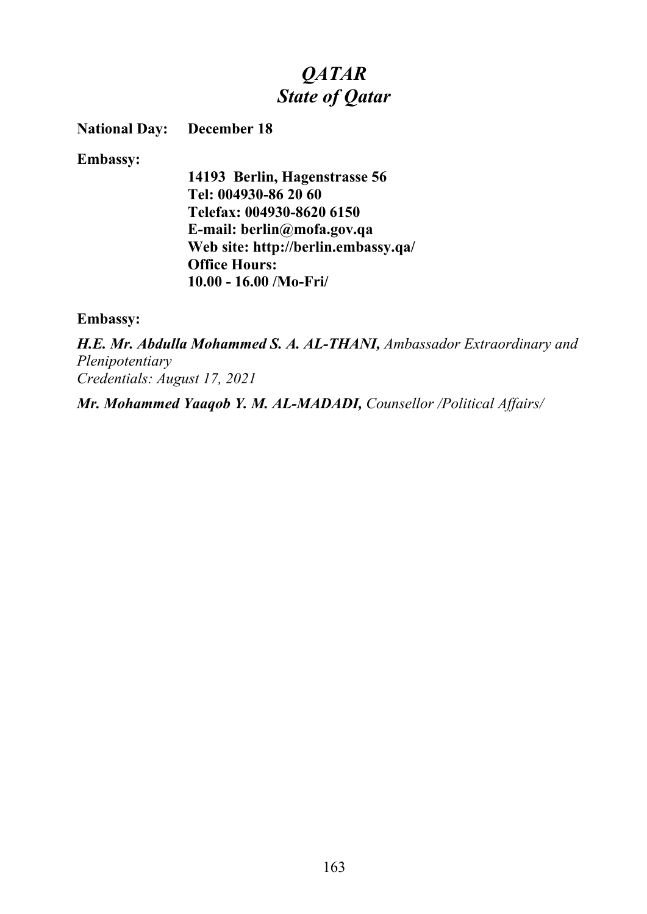# *QATAR*
## *State of Qatar*

**National Day:** **December 18**

**Embassy:**

**14193 Berlin, Hagenstrasse 56**
**Tel: 004930-86 20 60**
**Telefax: 004930-8620 6150**
**E-mail: berlin@mofa.gov.qa**
**Web site: http://berlin.embassy.qa/**
**Office Hours:**
**10.00 - 16.00 /Mo-Fri/**

**Embassy:**

***H.E. Mr. Abdulla Mohammed S. A. AL-THANI,*** *Ambassador Extraordinary and Plenipotentiary*
*Credentials: August 17, 2021*

***Mr. Mohammed Yaaqob Y. M. AL-MADADI,*** *Counsellor /Political Affairs/*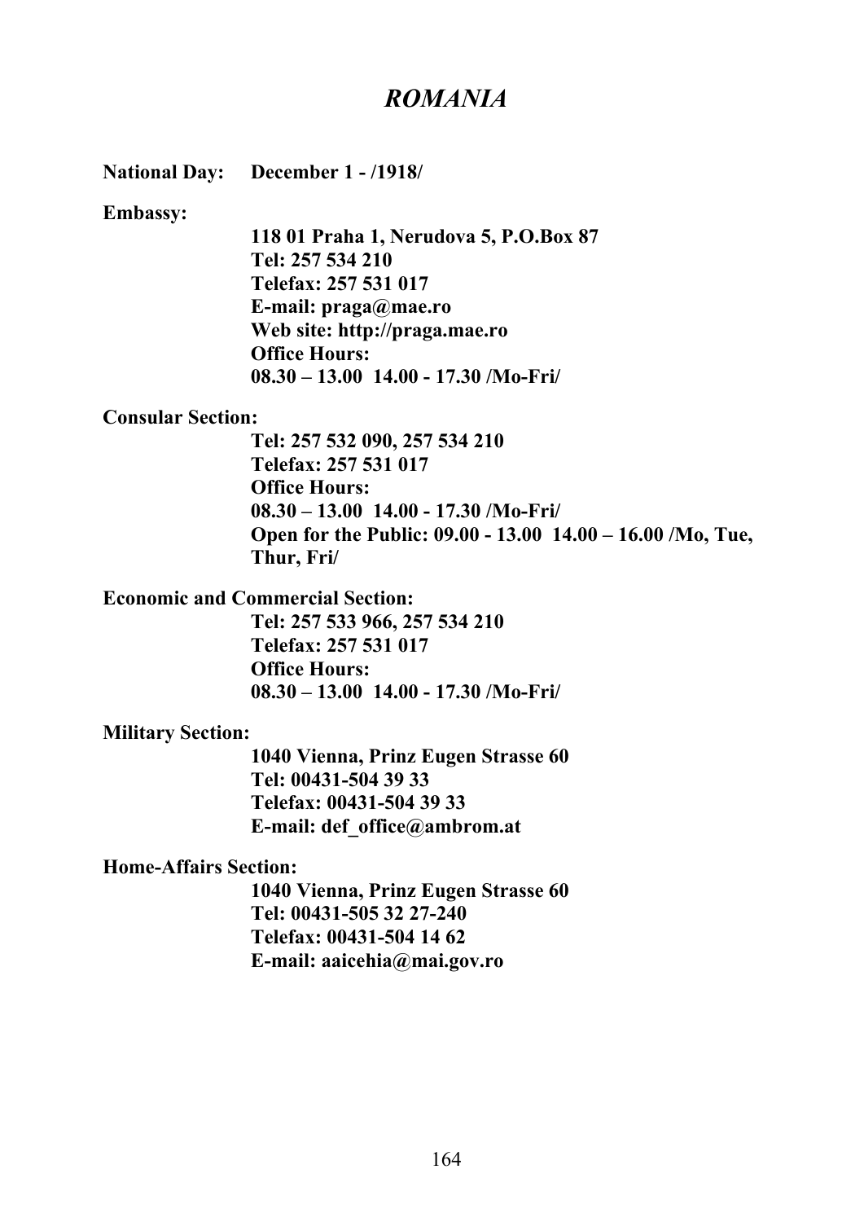# *ROMANIA*

**National Day:** **December 1 - /1918/**

**Embassy:**

**118 01 Praha 1, Nerudova 5, P.O.Box 87**
**Tel: 257 534 210**
**Telefax: 257 531 017**
**E-mail: praga@mae.ro**
**Web site: http://praga.mae.ro**
**Office Hours:**
**08.30 – 13.00 14.00 - 17.30 /Mo-Fri/**

**Consular Section:**

**Tel: 257 532 090, 257 534 210**
**Telefax: 257 531 017**
**Office Hours:**
**08.30 – 13.00 14.00 - 17.30 /Mo-Fri/**
**Open for the Public: 09.00 - 13.00 14.00 – 16.00 /Mo, Tue, Thur, Fri/**

**Economic and Commercial Section:**

**Tel: 257 533 966, 257 534 210**
**Telefax: 257 531 017**
**Office Hours:**
**08.30 – 13.00 14.00 - 17.30 /Mo-Fri/**

**Military Section:**

**1040 Vienna, Prinz Eugen Strasse 60**
**Tel: 00431-504 39 33**
**Telefax: 00431-504 39 33**
**E-mail: def_office@ambrom.at**

**Home-Affairs Section:**

**1040 Vienna, Prinz Eugen Strasse 60**
**Tel: 00431-505 32 27-240**
**Telefax: 00431-504 14 62**
**E-mail: aaicehia@mai.gov.ro**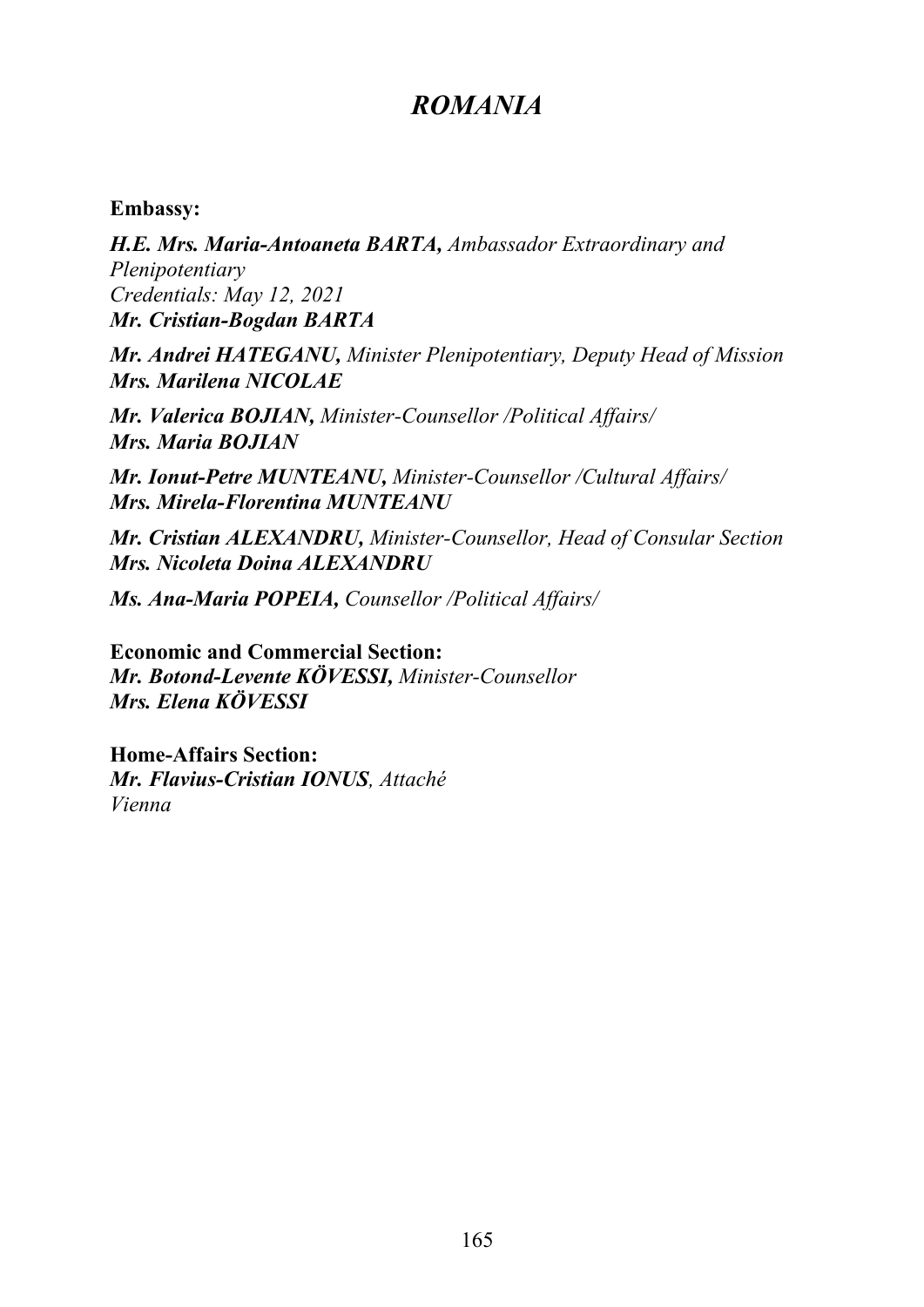# *ROMANIA*

**Embassy:**

***H.E. Mrs. Maria-Antoaneta BARTA,*** *Ambassador Extraordinary and Plenipotentiary*
*Credentials: May 12, 2021*
***Mr. Cristian-Bogdan BARTA***

***Mr. Andrei HATEGANU,*** *Minister Plenipotentiary, Deputy Head of Mission*
***Mrs. Marilena NICOLAE***

***Mr. Valerica BOJIAN,*** *Minister-Counsellor /Political Affairs/*
***Mrs. Maria BOJIAN***

***Mr. Ionut-Petre MUNTEANU,*** *Minister-Counsellor /Cultural Affairs/*
***Mrs. Mirela-Florentina MUNTEANU***

***Mr. Cristian ALEXANDRU,*** *Minister-Counsellor, Head of Consular Section*
***Mrs. Nicoleta Doina ALEXANDRU***

***Ms. Ana-Maria POPEIA,*** *Counsellor /Political Affairs/*

**Economic and Commercial Section:**
***Mr. Botond-Levente KÖVESSI,*** *Minister-Counsellor*
***Mrs. Elena KÖVESSI***

**Home-Affairs Section:**
***Mr. Flavius-Cristian IONUS***, *Attaché*
*Vienna*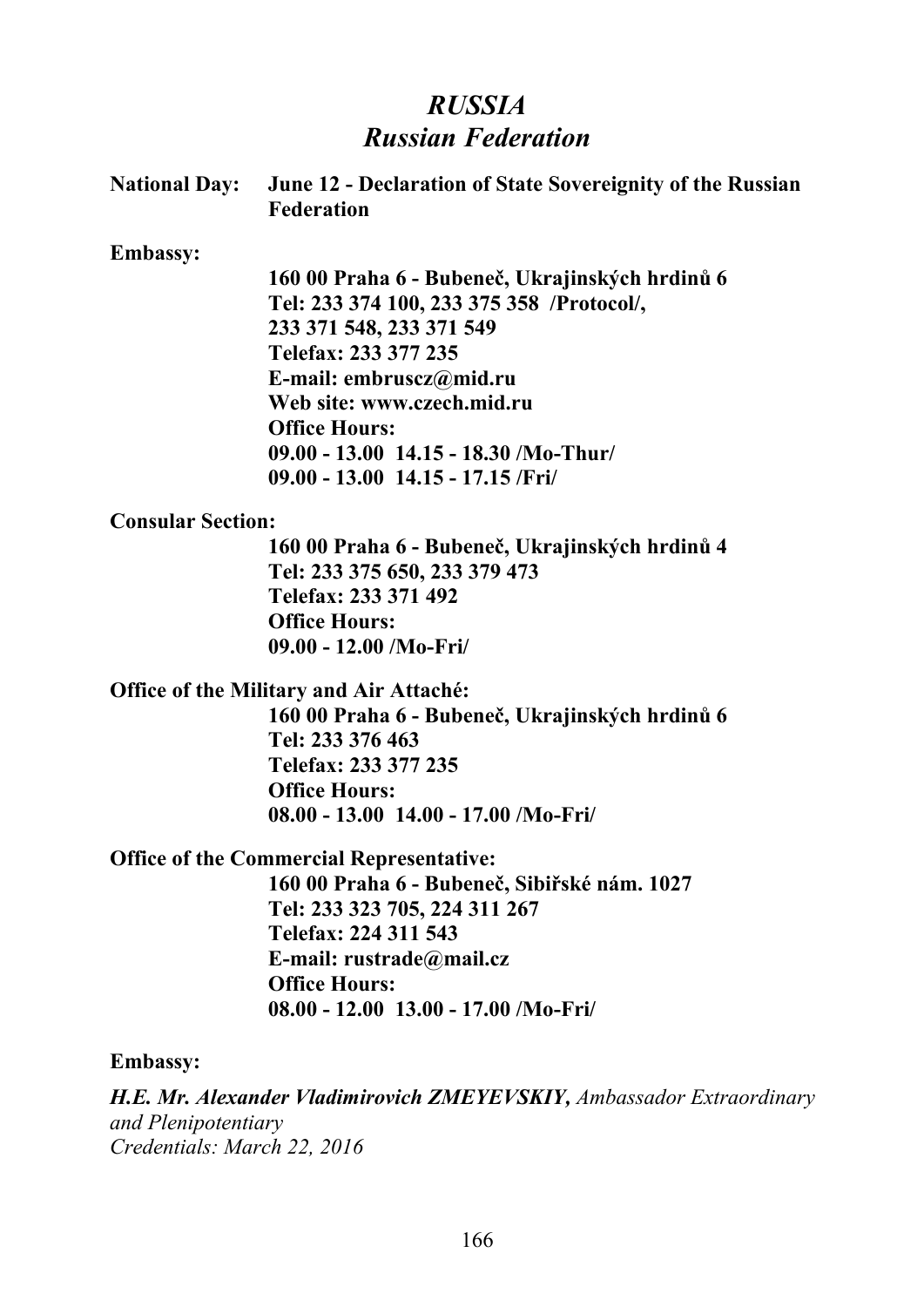# *RUSSIA*
# *Russian Federation*

**National Day:** **June 12 - Declaration of State Sovereignty of the Russian Federation**

**Embassy:**

**160 00 Praha 6 - Bubeneč, Ukrajinských hrdinů 6**
**Tel: 233 374 100, 233 375 358 /Protocol/,**
**233 371 548, 233 371 549**
**Telefax: 233 377 235**
**E-mail: embruscz@mid.ru**
**Web site: www.czech.mid.ru**
**Office Hours:**
**09.00 - 13.00 14.15 - 18.30 /Mo-Thur/**
**09.00 - 13.00 14.15 - 17.15 /Fri/**

**Consular Section:**

**160 00 Praha 6 - Bubeneč, Ukrajinských hrdinů 4**
**Tel: 233 375 650, 233 379 473**
**Telefax: 233 371 492**
**Office Hours:**
**09.00 - 12.00 /Mo-Fri/**

**Office of the Military and Air Attaché:**

**160 00 Praha 6 - Bubeneč, Ukrajinských hrdinů 6**
**Tel: 233 376 463**
**Telefax: 233 377 235**
**Office Hours:**
**08.00 - 13.00 14.00 - 17.00 /Mo-Fri/**

**Office of the Commercial Representative:**

**160 00 Praha 6 - Bubeneč, Sibiřské nám. 1027**
**Tel: 233 323 705, 224 311 267**
**Telefax: 224 311 543**
**E-mail: rustrade@mail.cz**
**Office Hours:**
**08.00 - 12.00 13.00 - 17.00 /Mo-Fri/**

**Embassy:**

***H.E. Mr. Alexander Vladimirovich ZMEYEVSKIY,*** *Ambassador Extraordinary and Plenipotentiary*
*Credentials: March 22, 2016*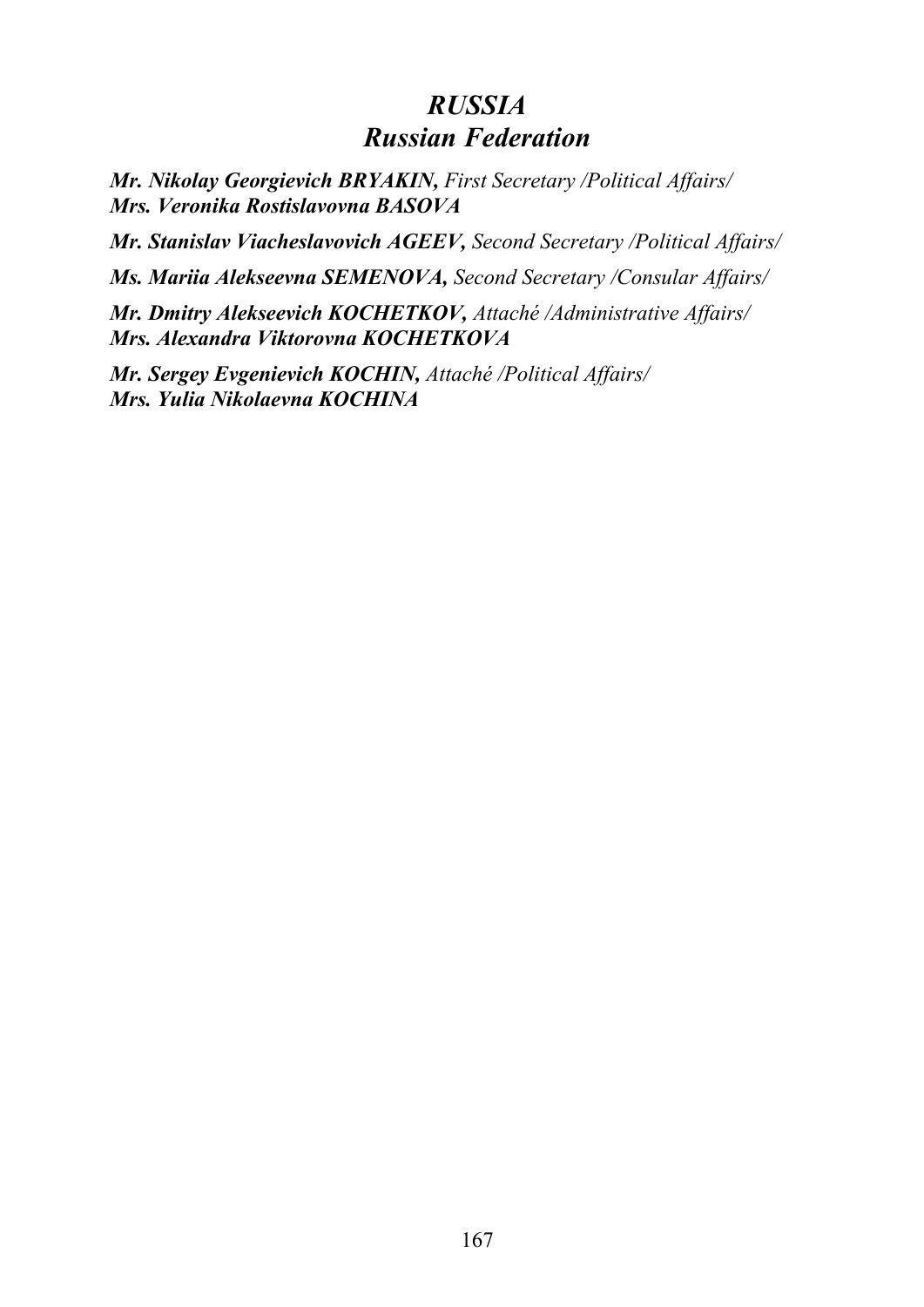# *RUSSIA*
## *Russian Federation*

***Mr. Nikolay Georgievich BRYAKIN,*** *First Secretary /Political Affairs/*
***Mrs. Veronika Rostislavovna BASOVA***

***Mr. Stanislav Viacheslavovich AGEEV,*** *Second Secretary /Political Affairs/*

***Ms. Mariia Alekseevna SEMENOVA,*** *Second Secretary /Consular Affairs/*

***Mr. Dmitry Alekseevich KOCHETKOV,*** *Attaché /Administrative Affairs/*
***Mrs. Alexandra Viktorovna KOCHETKOVA***

***Mr. Sergey Evgenievich KOCHIN,*** *Attaché /Political Affairs/*
***Mrs. Yulia Nikolaevna KOCHINA***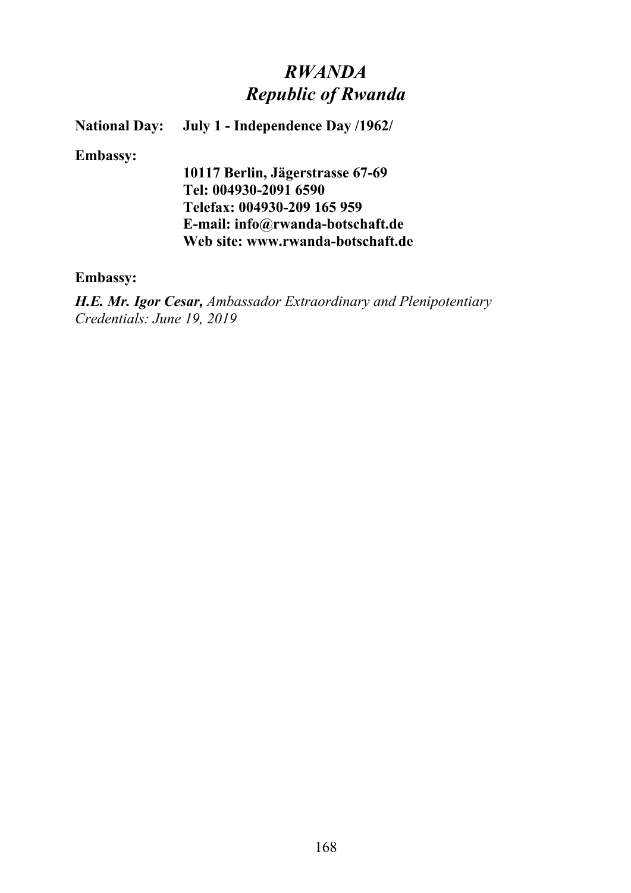# *RWANDA*
# *Republic of Rwanda*

**National Day:** **July 1 - Independence Day /1962/**

**Embassy:**

**10117 Berlin, Jägerstrasse 67-69**
**Tel: 004930-2091 6590**
**Telefax: 004930-209 165 959**
**E-mail: info@rwanda-botschaft.de**
**Web site: www.rwanda-botschaft.de**

**Embassy:**

***H.E. Mr. Igor Cesar,*** *Ambassador Extraordinary and Plenipotentiary*
*Credentials: June 19, 2019*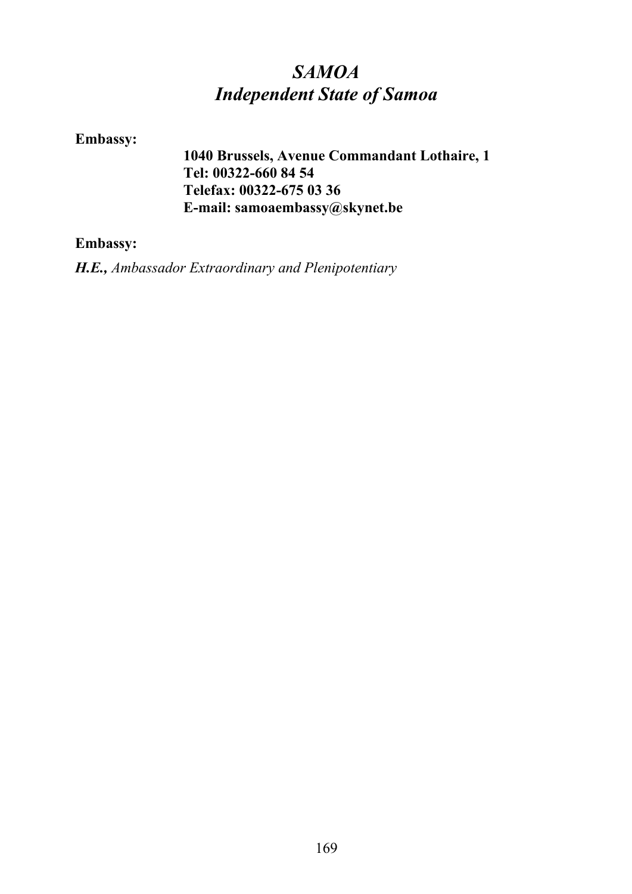# *SAMOA*
# *Independent State of Samoa*

**Embassy:**

**1040 Brussels, Avenue Commandant Lothaire, 1**
**Tel: 00322-660 84 54**
**Telefax: 00322-675 03 36**
**E-mail: samoaembassy@skynet.be**

**Embassy:**

***H.E.,*** *Ambassador Extraordinary and Plenipotentiary*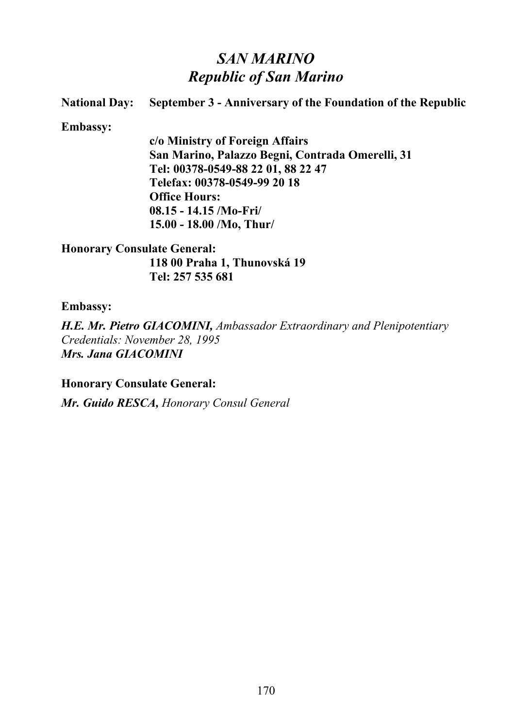# *SAN MARINO*
# *Republic of San Marino*

**National Day:** **September 3 - Anniversary of the Foundation of the Republic**

**Embassy:**

**c/o Ministry of Foreign Affairs**
**San Marino, Palazzo Begni, Contrada Omerelli, 31**
**Tel: 00378-0549-88 22 01, 88 22 47**
**Telefax: 00378-0549-99 20 18**
**Office Hours:**
**08.15 - 14.15 /Mo-Fri/**
**15.00 - 18.00 /Mo, Thur/**

**Honorary Consulate General:**

**118 00 Praha 1, Thunovská 19**
**Tel: 257 535 681**

**Embassy:**

***H.E. Mr. Pietro GIACOMINI,*** *Ambassador Extraordinary and Plenipotentiary*
*Credentials: November 28, 1995*
***Mrs. Jana GIACOMINI***

**Honorary Consulate General:**

***Mr. Guido RESCA,*** *Honorary Consul General*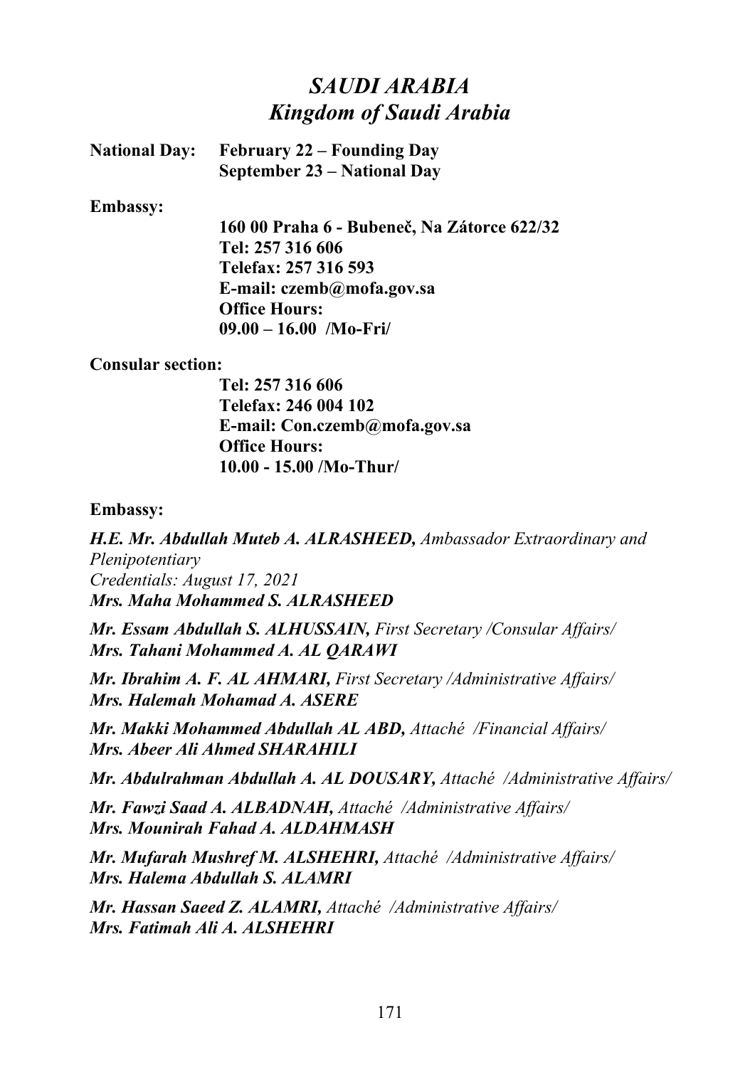# *SAUDI ARABIA*
## *Kingdom of Saudi Arabia*

**National Day:** **February 22 – Founding Day**
**September 23 – National Day**

**Embassy:**

**160 00 Praha 6 - Bubeneč, Na Zátorce 622/32**
**Tel: 257 316 606**
**Telefax: 257 316 593**
**E-mail: czemb@mofa.gov.sa**
**Office Hours:**
**09.00 – 16.00 /Mo-Fri/**

**Consular section:**

**Tel: 257 316 606**
**Telefax: 246 004 102**
**E-mail: Con.czemb@mofa.gov.sa**
**Office Hours:**
**10.00 - 15.00 /Mo-Thur/**

**Embassy:**

***H.E. Mr. Abdullah Muteb A. ALRASHEED,*** *Ambassador Extraordinary and Plenipotentiary*
*Credentials: August 17, 2021*
***Mrs. Maha Mohammed S. ALRASHEED***

***Mr. Essam Abdullah S. ALHUSSAIN,*** *First Secretary /Consular Affairs/*
***Mrs. Tahani Mohammed A. AL QARAWI***

***Mr. Ibrahim A. F. AL AHMARI,*** *First Secretary /Administrative Affairs/*
***Mrs. Halemah Mohamad A. ASERE***

***Mr. Makki Mohammed Abdullah AL ABD,*** *Attaché /Financial Affairs/*
***Mrs. Abeer Ali Ahmed SHARAHILI***

***Mr. Abdulrahman Abdullah A. AL DOUSARY,*** *Attaché /Administrative Affairs/*

***Mr. Fawzi Saad A. ALBADNAH,*** *Attaché /Administrative Affairs/*
***Mrs. Mounirah Fahad A. ALDAHMASH***

***Mr. Mufarah Mushref M. ALSHEHRI,*** *Attaché /Administrative Affairs/*
***Mrs. Halema Abdullah S. ALAMRI***

***Mr. Hassan Saeed Z. ALAMRI,*** *Attaché /Administrative Affairs/*
***Mrs. Fatimah Ali A. ALSHEHRI***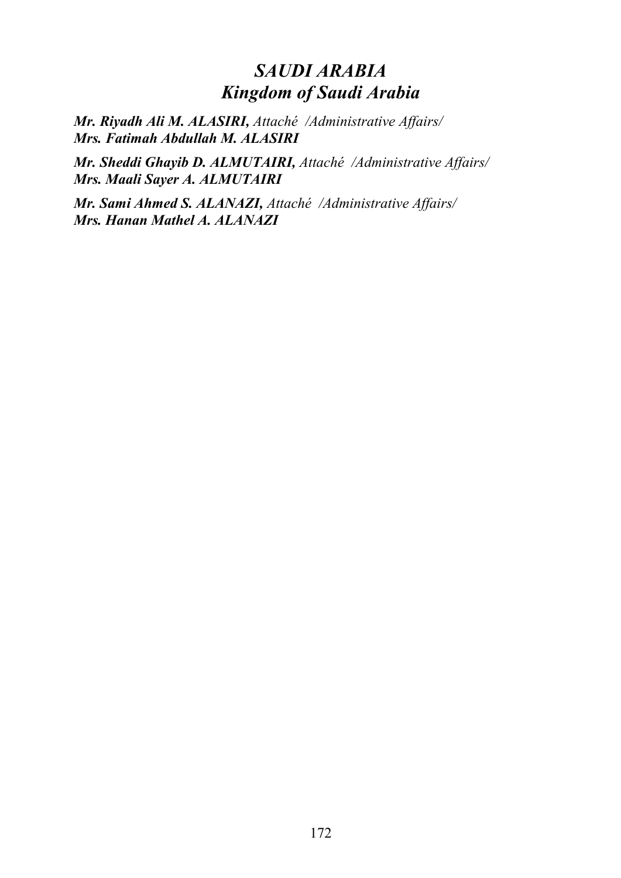## *SAUDI ARABIA*
## *Kingdom of Saudi Arabia*

***Mr. Riyadh Ali M. ALASIRI,*** *Attaché /Administrative Affairs/*
***Mrs. Fatimah Abdullah M. ALASIRI***

***Mr. Sheddi Ghayib D. ALMUTAIRI,*** *Attaché /Administrative Affairs/*
***Mrs. Maali Sayer A. ALMUTAIRI***

***Mr. Sami Ahmed S. ALANAZI,*** *Attaché /Administrative Affairs/*
***Mrs. Hanan Mathel A. ALANAZI***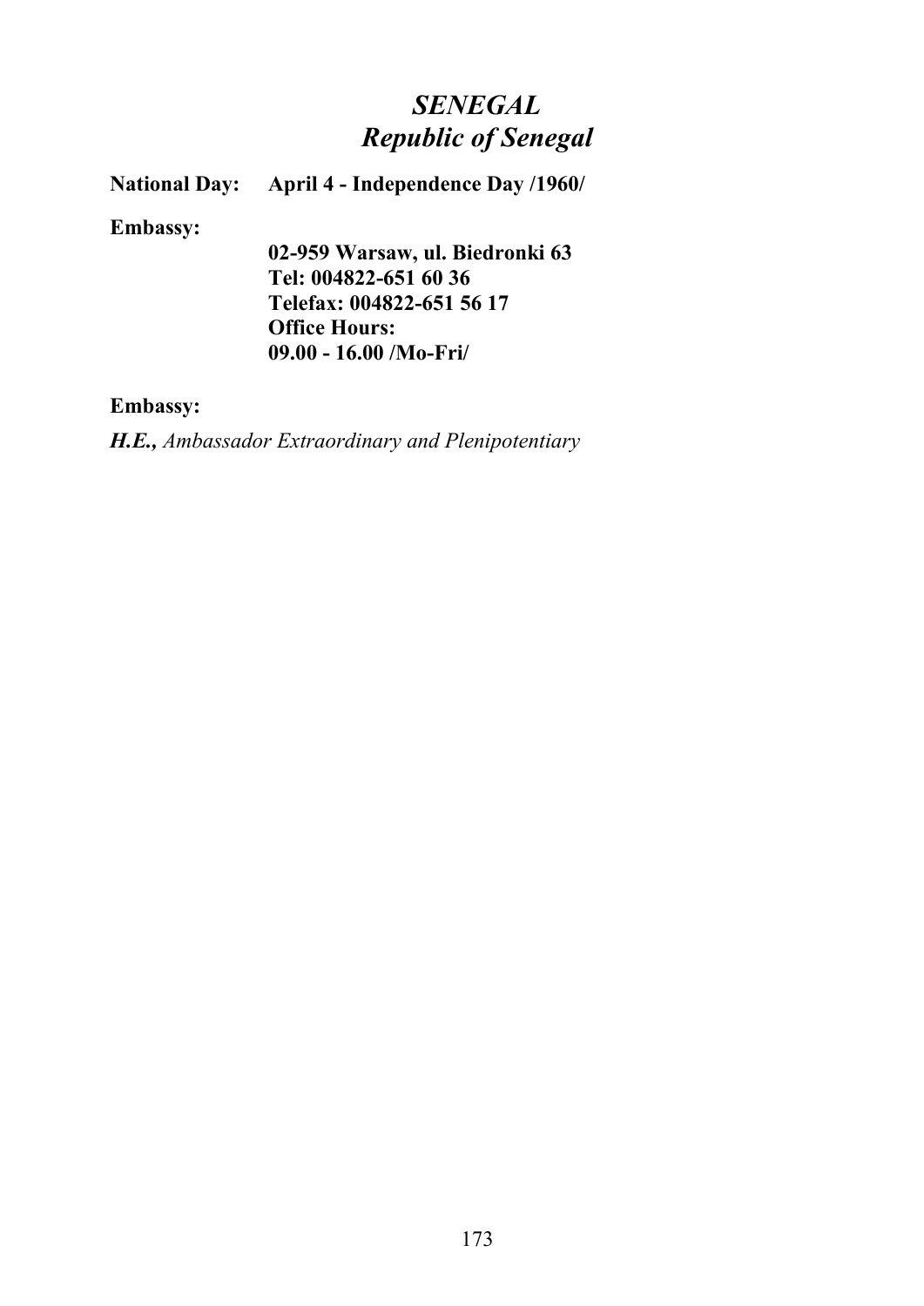# *SENEGAL*
# *Republic of Senegal*

**National Day:** **April 4 - Independence Day /1960/**

**Embassy:**

**02-959 Warsaw, ul. Biedronki 63**
**Tel: 004822-651 60 36**
**Telefax: 004822-651 56 17**
**Office Hours:**
**09.00 - 16.00 /Mo-Fri/**

**Embassy:**

***H.E.,*** *Ambassador Extraordinary and Plenipotentiary*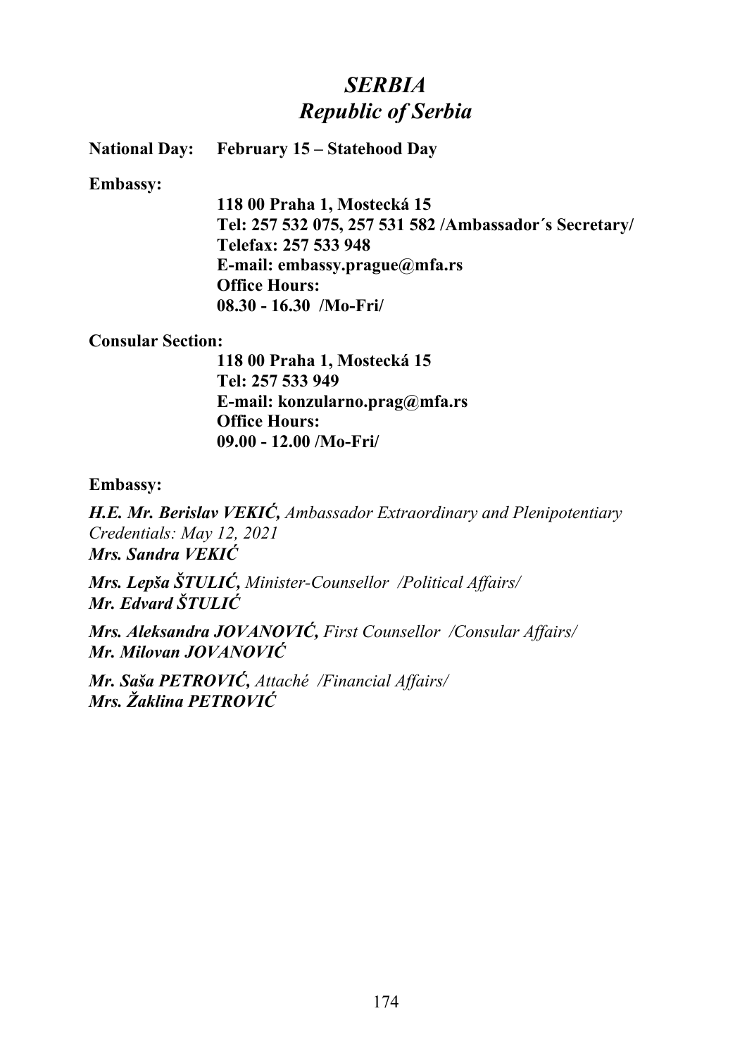# *SERBIA*
## *Republic of Serbia*

**National Day:** **February 15 – Statehood Day**

**Embassy:**

**118 00 Praha 1, Mostecká 15**
**Tel: 257 532 075, 257 531 582 /Ambassador´s Secretary/**
**Telefax: 257 533 948**
**E-mail: embassy.prague@mfa.rs**
**Office Hours:**
**08.30 - 16.30 /Mo-Fri/**

**Consular Section:**

**118 00 Praha 1, Mostecká 15**
**Tel: 257 533 949**
**E-mail: konzularno.prag@mfa.rs**
**Office Hours:**
**09.00 - 12.00 /Mo-Fri/**

**Embassy:**

***H.E. Mr. Berislav VEKIĆ,*** *Ambassador Extraordinary and Plenipotentiary*
*Credentials: May 12, 2021*
***Mrs. Sandra VEKIĆ***

***Mrs. Lepša ŠTULIĆ,*** *Minister-Counsellor /Political Affairs/*
***Mr. Edvard ŠTULIĆ***

***Mrs. Aleksandra JOVANOVIĆ,*** *First Counsellor /Consular Affairs/*
***Mr. Milovan JOVANOVIĆ***

***Mr. Saša PETROVIĆ,*** *Attaché /Financial Affairs/*
***Mrs. Žaklina PETROVIĆ***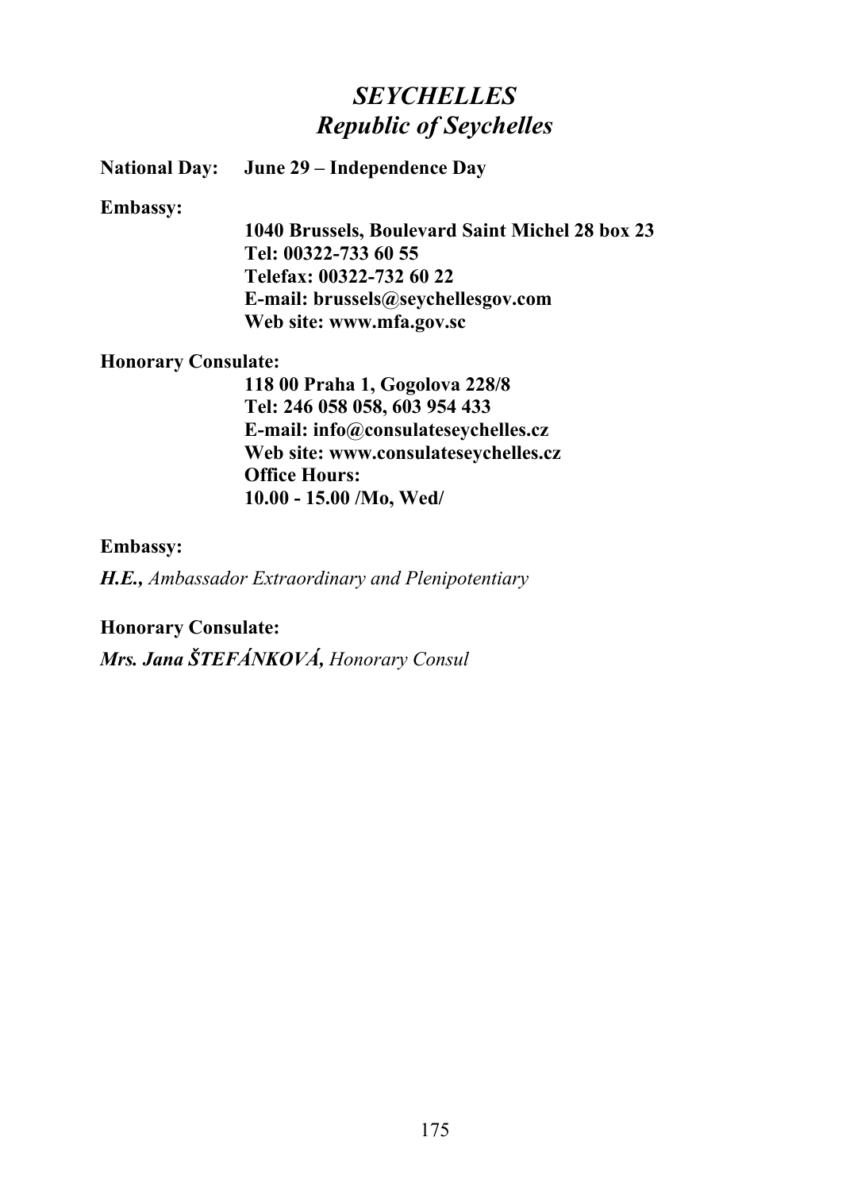# *SEYCHELLES*
# *Republic of Seychelles*

**National Day:** **June 29 – Independence Day**

**Embassy:**

**1040 Brussels, Boulevard Saint Michel 28 box 23**
**Tel: 00322-733 60 55**
**Telefax: 00322-732 60 22**
**E-mail: brussels@seychellesgov.com**
**Web site: www.mfa.gov.sc**

**Honorary Consulate:**

**118 00 Praha 1, Gogolova 228/8**
**Tel: 246 058 058, 603 954 433**
**E-mail: info@consulateseychelles.cz**
**Web site: www.consulateseychelles.cz**
**Office Hours:**
**10.00 - 15.00 /Mo, Wed/**

**Embassy:**

***H.E.,*** *Ambassador Extraordinary and Plenipotentiary*

**Honorary Consulate:**

***Mrs. Jana ŠTEFÁNKOVÁ,*** *Honorary Consul*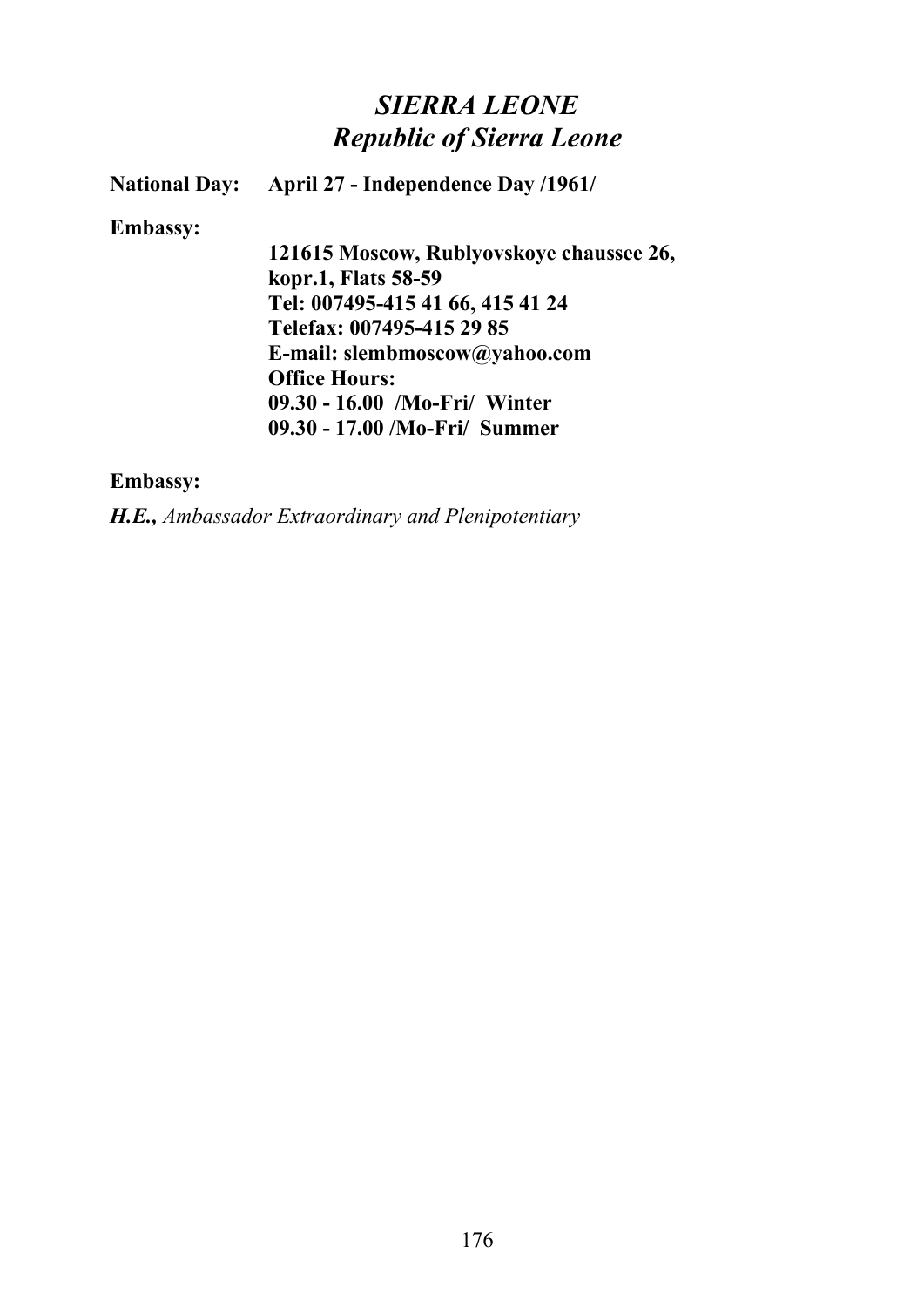# *SIERRA LEONE*
## *Republic of Sierra Leone*

**National Day:** **April 27 - Independence Day /1961/**

**Embassy:**

**121615 Moscow, Rublyovskoye chaussee 26,**
**kopr.1, Flats 58-59**
**Tel: 007495-415 41 66, 415 41 24**
**Telefax: 007495-415 29 85**
**E-mail: slembmoscow@yahoo.com**
**Office Hours:**
**09.30 - 16.00 /Mo-Fri/ Winter**
**09.30 - 17.00 /Mo-Fri/ Summer**

**Embassy:**

***H.E.,*** *Ambassador Extraordinary and Plenipotentiary*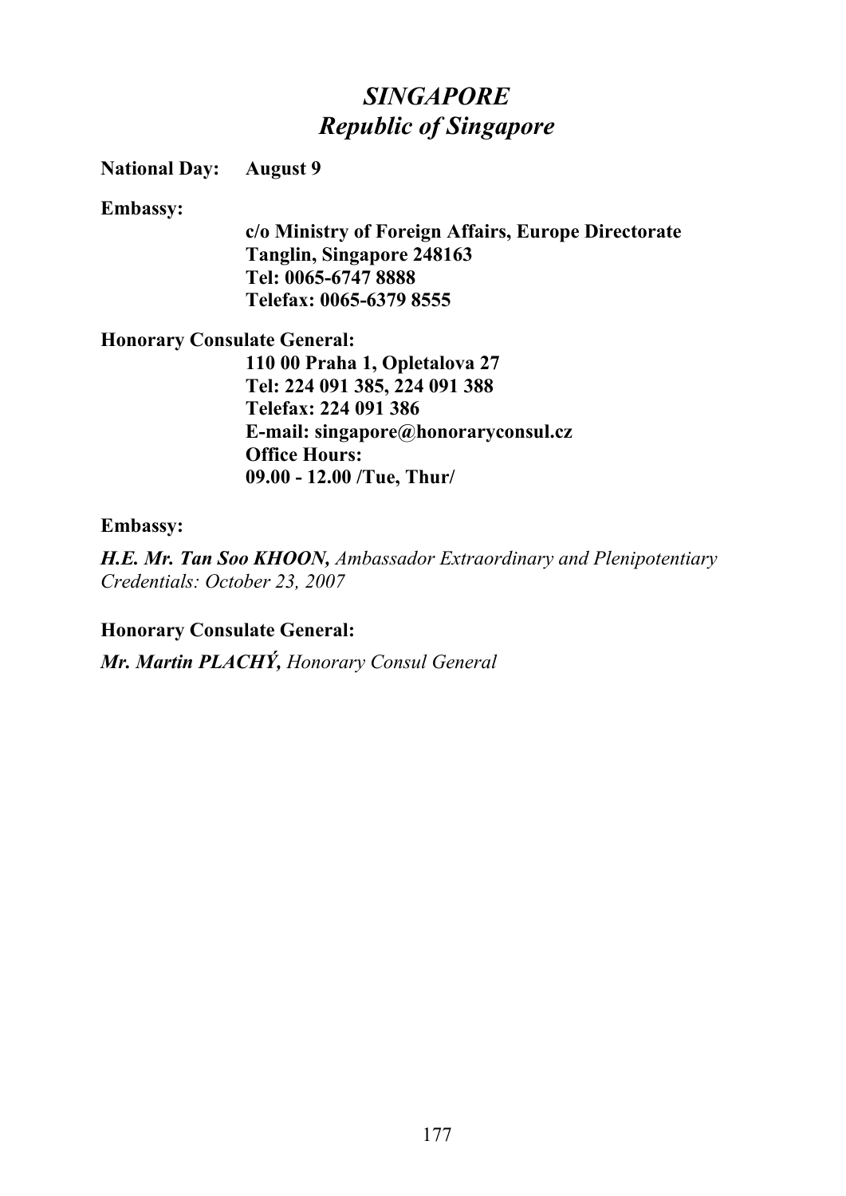# *SINGAPORE*
## *Republic of Singapore*

**National Day: August 9**

**Embassy:**

**c/o Ministry of Foreign Affairs, Europe Directorate**
**Tanglin, Singapore 248163**
**Tel: 0065-6747 8888**
**Telefax: 0065-6379 8555**

**Honorary Consulate General:**

**110 00 Praha 1, Opletalova 27**
**Tel: 224 091 385, 224 091 388**
**Telefax: 224 091 386**
**E-mail: singapore@honoraryconsul.cz**
**Office Hours:**
**09.00 - 12.00 /Tue, Thur/**

**Embassy:**

***H.E. Mr. Tan Soo KHOON,*** *Ambassador Extraordinary and Plenipotentiary*
*Credentials: October 23, 2007*

**Honorary Consulate General:**

***Mr. Martin PLACHÝ,*** *Honorary Consul General*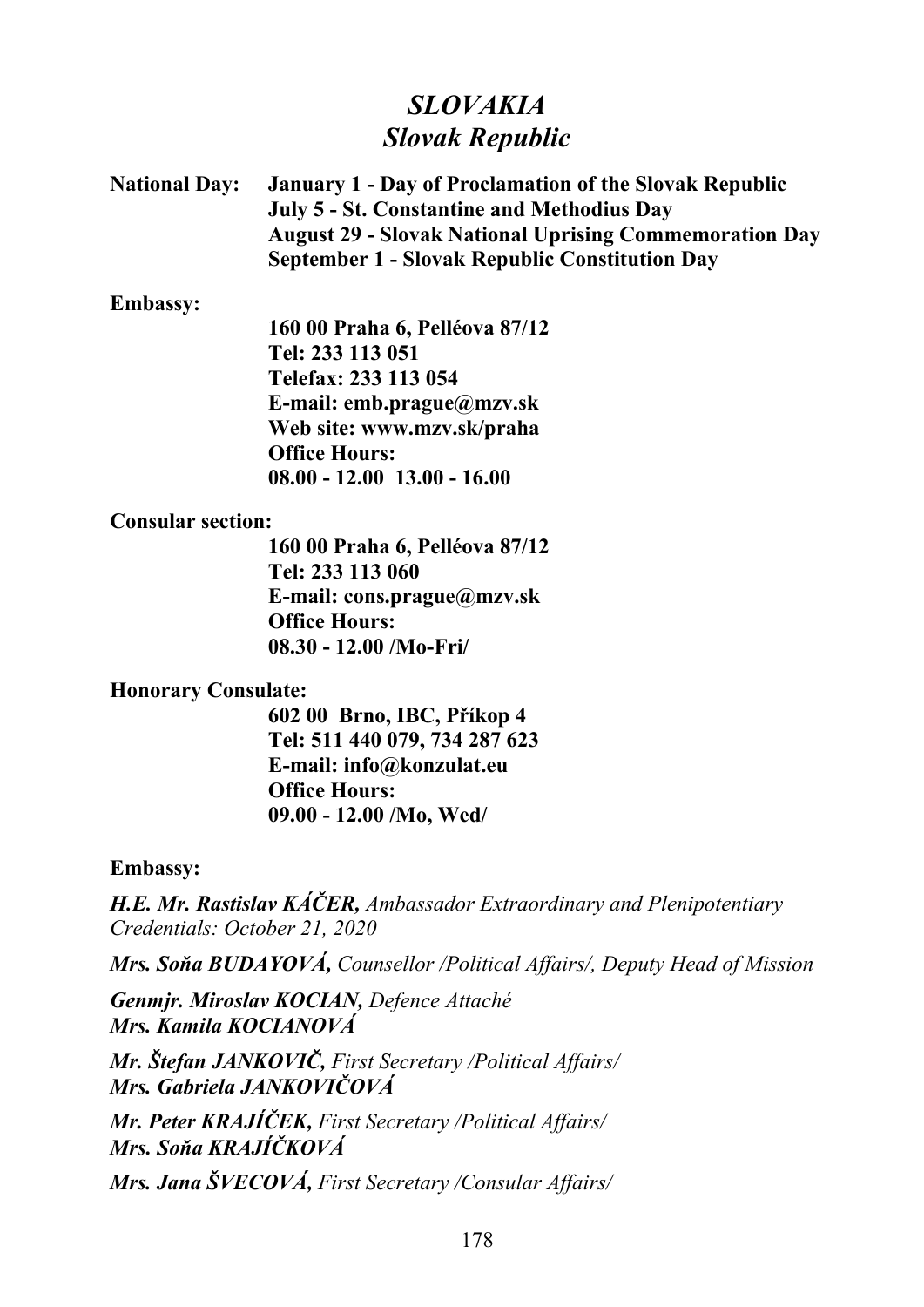# *SLOVAKIA*
# *Slovak Republic*

**National Day:** **January 1 - Day of Proclamation of the Slovak Republic**
**July 5 - St. Constantine and Methodius Day**
**August 29 - Slovak National Uprising Commemoration Day**
**September 1 - Slovak Republic Constitution Day**

**Embassy:**

**160 00 Praha 6, Pelléova 87/12**
**Tel: 233 113 051**
**Telefax: 233 113 054**
**E-mail: emb.prague@mzv.sk**
**Web site: www.mzv.sk/praha**
**Office Hours:**
**08.00 - 12.00 13.00 - 16.00**

**Consular section:**

**160 00 Praha 6, Pelléova 87/12**
**Tel: 233 113 060**
**E-mail: cons.prague@mzv.sk**
**Office Hours:**
**08.30 - 12.00 /Mo-Fri/**

**Honorary Consulate:**

**602 00 Brno, IBC, Příkop 4**
**Tel: 511 440 079, 734 287 623**
**E-mail: info@konzulat.eu**
**Office Hours:**
**09.00 - 12.00 /Mo, Wed/**

**Embassy:**

***H.E. Mr. Rastislav KÁČER,*** *Ambassador Extraordinary and Plenipotentiary*
*Credentials: October 21, 2020*

***Mrs. Soňa BUDAYOVÁ,*** *Counsellor /Political Affairs/, Deputy Head of Mission*

***Genmjr. Miroslav KOCIAN,*** *Defence Attaché*
***Mrs. Kamila KOCIANOVÁ***

***Mr. Štefan JANKOVIČ,*** *First Secretary /Political Affairs/*
***Mrs. Gabriela JANKOVIČOVÁ***

***Mr. Peter KRAJÍČEK,*** *First Secretary /Political Affairs/*
***Mrs. Soňa KRAJÍČKOVÁ***

***Mrs. Jana ŠVECOVÁ,*** *First Secretary /Consular Affairs/*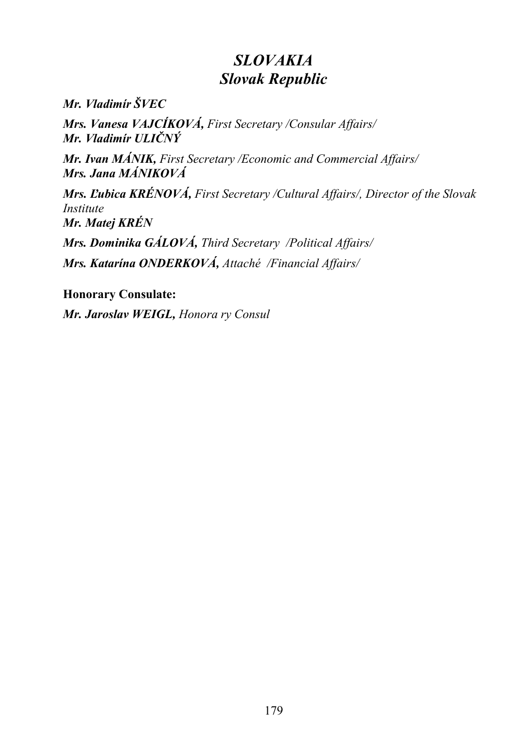# *SLOVAKIA*
# *Slovak Republic*

***Mr. Vladimír ŠVEC***

***Mrs. Vanesa VAJCÍKOVÁ,*** *First Secretary /Consular Affairs/*
***Mr. Vladimír ULIČNÝ***

***Mr. Ivan MÁNIK,*** *First Secretary /Economic and Commercial Affairs/*
***Mrs. Jana MÁNIKOVÁ***

***Mrs. Ľubica KRÉNOVÁ,*** *First Secretary /Cultural Affairs/, Director of the Slovak Institute*
***Mr. Matej KRÉN***

***Mrs. Dominika GÁLOVÁ,*** *Third Secretary /Political Affairs/*

***Mrs. Katarína ONDERKOVÁ,*** *Attaché /Financial Affairs/*

**Honorary Consulate:**

***Mr. Jaroslav WEIGL,*** *Honora ry Consul*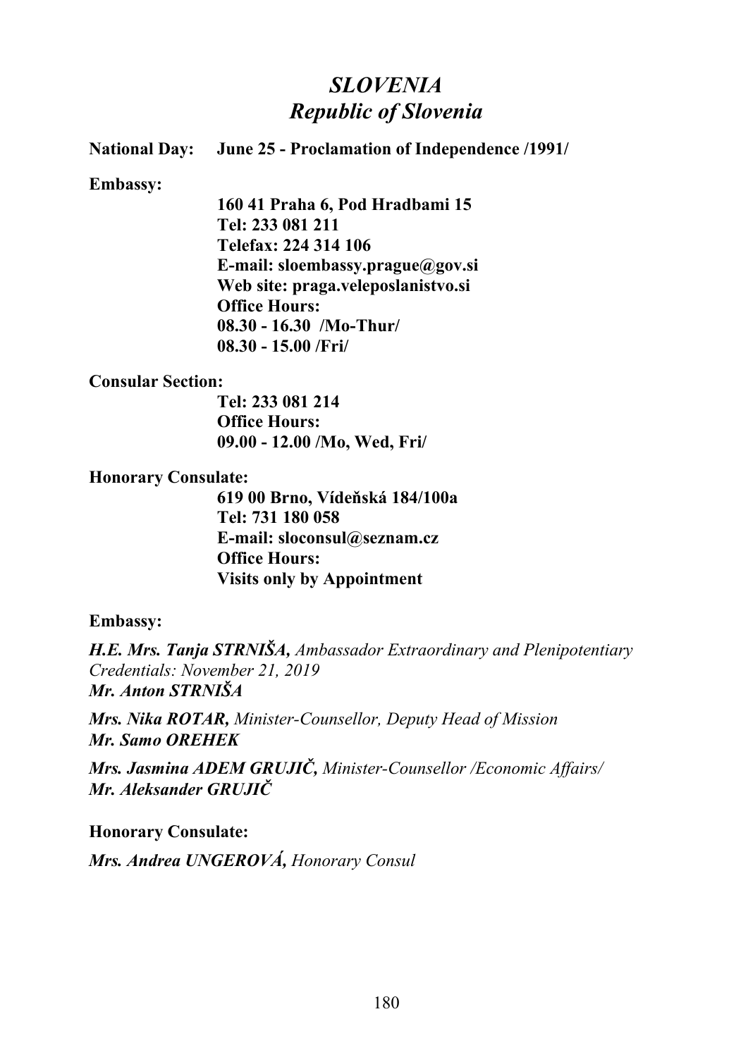# *SLOVENIA*
## *Republic of Slovenia*

**National Day:** **June 25 - Proclamation of Independence /1991/**

**Embassy:**

**160 41 Praha 6, Pod Hradbami 15**
**Tel: 233 081 211**
**Telefax: 224 314 106**
**E-mail: sloembassy.prague@gov.si**
**Web site: praga.veleposlanistvo.si**
**Office Hours:**
**08.30 - 16.30 /Mo-Thur/**
**08.30 - 15.00 /Fri/**

**Consular Section:**

**Tel: 233 081 214**
**Office Hours:**
**09.00 - 12.00 /Mo, Wed, Fri/**

**Honorary Consulate:**

**619 00 Brno, Vídeňská 184/100a**
**Tel: 731 180 058**
**E-mail: sloconsul@seznam.cz**
**Office Hours:**
**Visits only by Appointment**

**Embassy:**

***H.E. Mrs. Tanja STRNIŠA,*** *Ambassador Extraordinary and Plenipotentiary*
*Credentials: November 21, 2019*
***Mr. Anton STRNIŠA***

***Mrs. Nika ROTAR,*** *Minister-Counsellor, Deputy Head of Mission*
***Mr. Samo OREHEK***

***Mrs. Jasmina ADEM GRUJIČ,*** *Minister-Counsellor /Economic Affairs/*
***Mr. Aleksander GRUJIČ***

**Honorary Consulate:**

***Mrs. Andrea UNGEROVÁ,*** *Honorary Consul*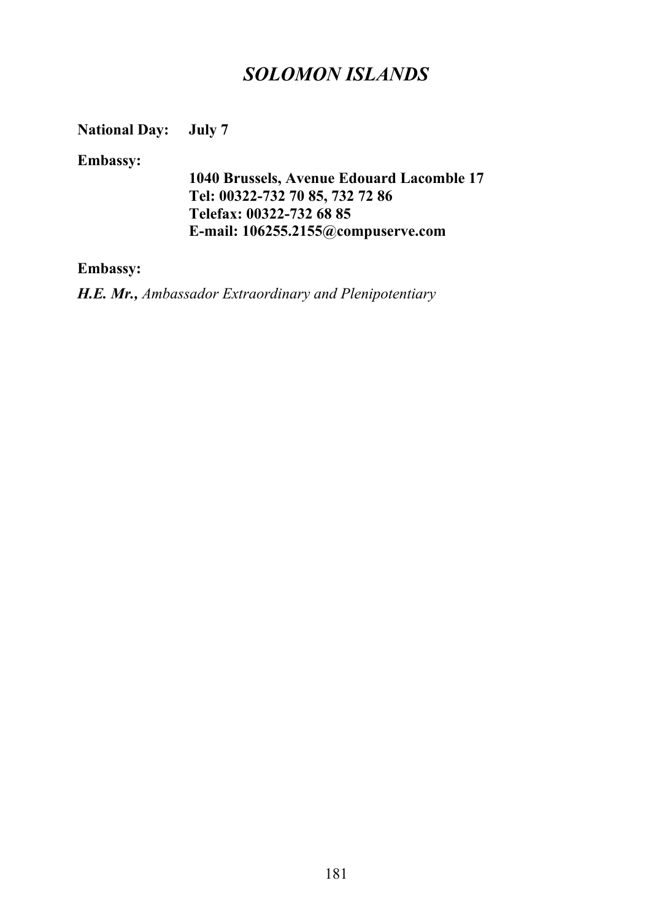# *SOLOMON ISLANDS*

**National Day:** **July 7**

**Embassy:**

**1040 Brussels, Avenue Edouard Lacomble 17**
**Tel: 00322-732 70 85, 732 72 86**
**Telefax: 00322-732 68 85**
**E-mail: 106255.2155@compuserve.com**

**Embassy:**

***H.E. Mr.,*** *Ambassador Extraordinary and Plenipotentiary*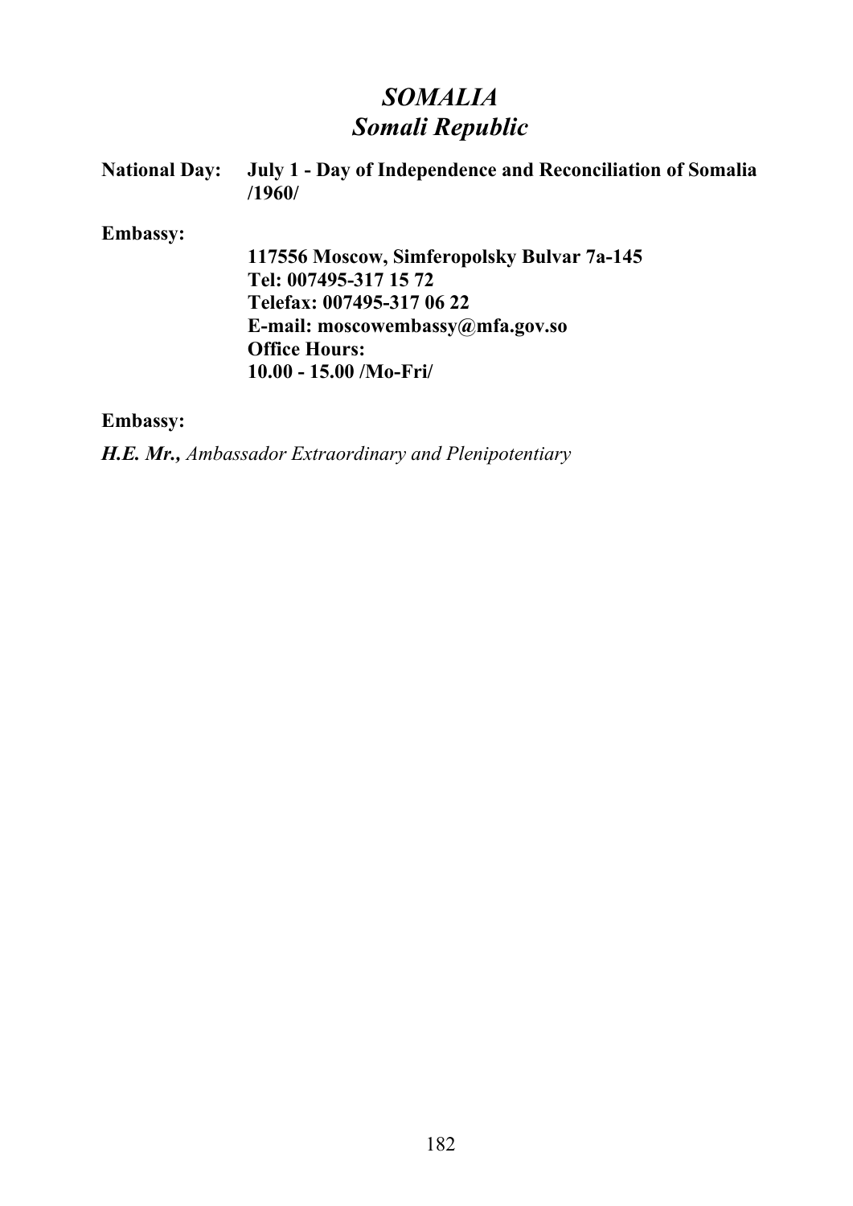# *SOMALIA*
## *Somali Republic*

**National Day:** **July 1 - Day of Independence and Reconciliation of Somalia /1960/**

**Embassy:**

**117556 Moscow, Simferopolsky Bulvar 7a-145**
**Tel: 007495-317 15 72**
**Telefax: 007495-317 06 22**
**E-mail: moscowembassy@mfa.gov.so**
**Office Hours:**
**10.00 - 15.00 /Mo-Fri/**

**Embassy:**

***H.E. Mr.,*** *Ambassador Extraordinary and Plenipotentiary*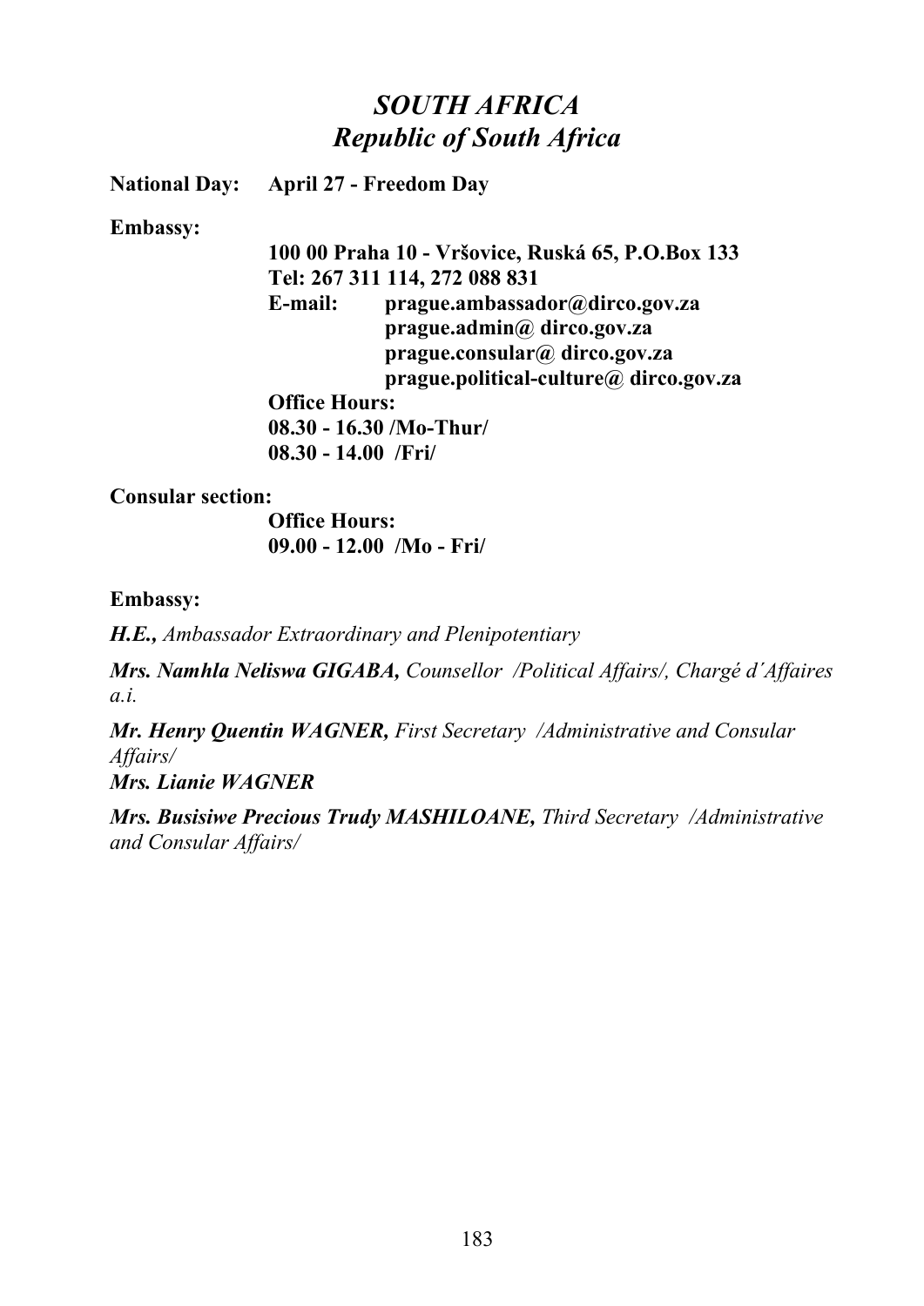# *SOUTH AFRICA*
## *Republic of South Africa*

**National Day:** **April 27 - Freedom Day**

**Embassy:**

**100 00 Praha 10 - Vršovice, Ruská 65, P.O.Box 133**
**Tel: 267 311 114, 272 088 831**
**E-mail:** **prague.ambassador@dirco.gov.za**
**prague.admin@ dirco.gov.za**
**prague.consular@ dirco.gov.za**
**prague.political-culture@ dirco.gov.za**
**Office Hours:**
**08.30 - 16.30 /Mo-Thur/**
**08.30 - 14.00 /Fri/**

**Consular section:**

**Office Hours:**
**09.00 - 12.00 /Mo - Fri/**

**Embassy:**

***H.E.,*** *Ambassador Extraordinary and Plenipotentiary*

***Mrs. Namhla Neliswa GIGABA,*** *Counsellor /Political Affairs/, Chargé d´Affaires a.i.*

***Mr. Henry Quentin WAGNER,*** *First Secretary /Administrative and Consular Affairs/*
***Mrs. Lianie WAGNER***

***Mrs. Busisiwe Precious Trudy MASHILOANE,*** *Third Secretary /Administrative and Consular Affairs/*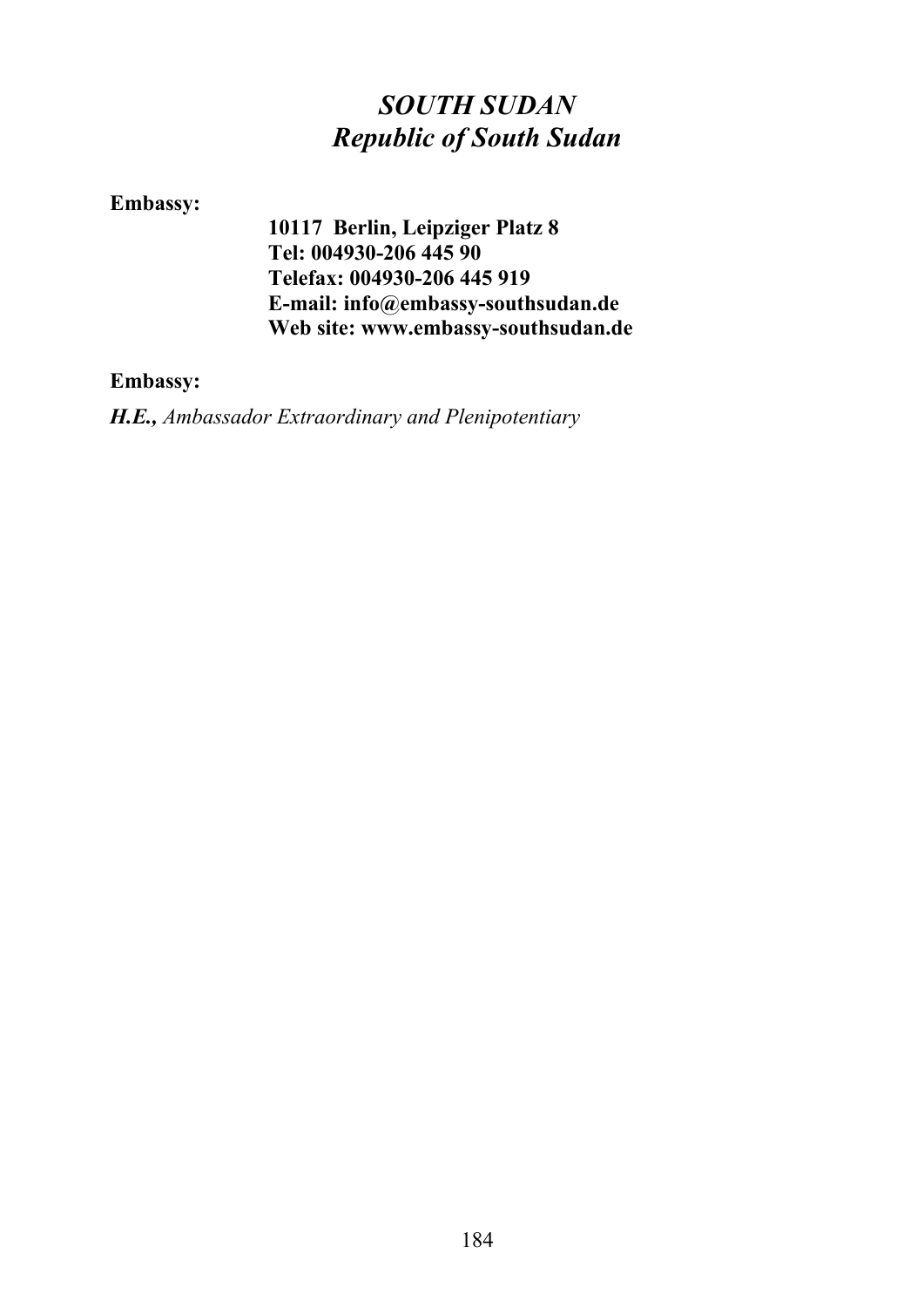# *SOUTH SUDAN*
## *Republic of South Sudan*

**Embassy:**

**10117 Berlin, Leipziger Platz 8**
**Tel: 004930-206 445 90**
**Telefax: 004930-206 445 919**
**E-mail: info@embassy-southsudan.de**
**Web site: www.embassy-southsudan.de**

**Embassy:**

***H.E.,*** *Ambassador Extraordinary and Plenipotentiary*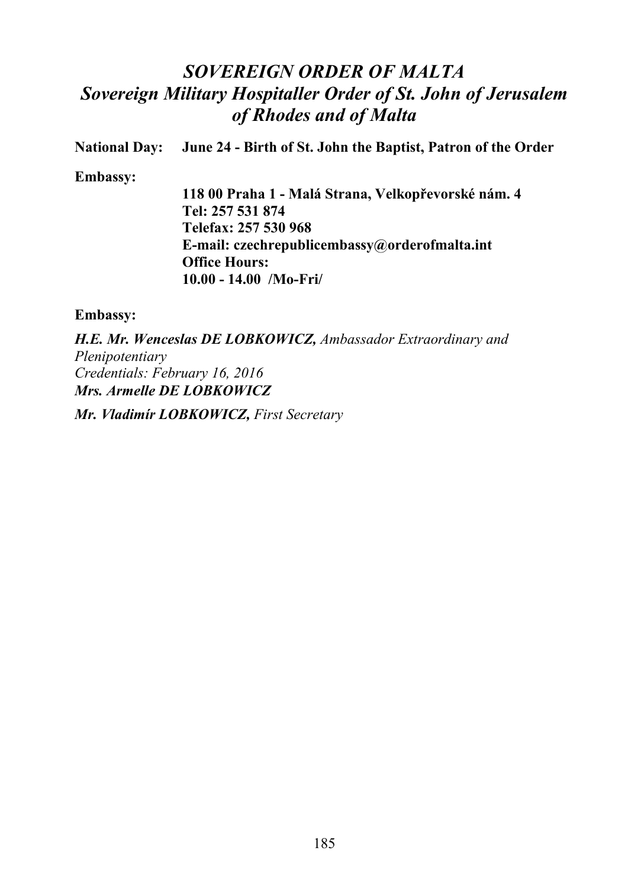# *SOVEREIGN ORDER OF MALTA*
# *Sovereign Military Hospitaller Order of St. John of Jerusalem of Rhodes and of Malta*

**National Day:** **June 24 - Birth of St. John the Baptist, Patron of the Order**

**Embassy:**

**118 00 Praha 1 - Malá Strana, Velkopřevorské nám. 4**
**Tel: 257 531 874**
**Telefax: 257 530 968**
**E-mail: czechrepublicembassy@orderofmalta.int**
**Office Hours:**
**10.00 - 14.00 /Mo-Fri/**

**Embassy:**

***H.E. Mr. Wenceslas DE LOBKOWICZ,*** *Ambassador Extraordinary and Plenipotentiary*
*Credentials: February 16, 2016*
***Mrs. Armelle DE LOBKOWICZ***

***Mr. Vladimír LOBKOWICZ,*** *First Secretary*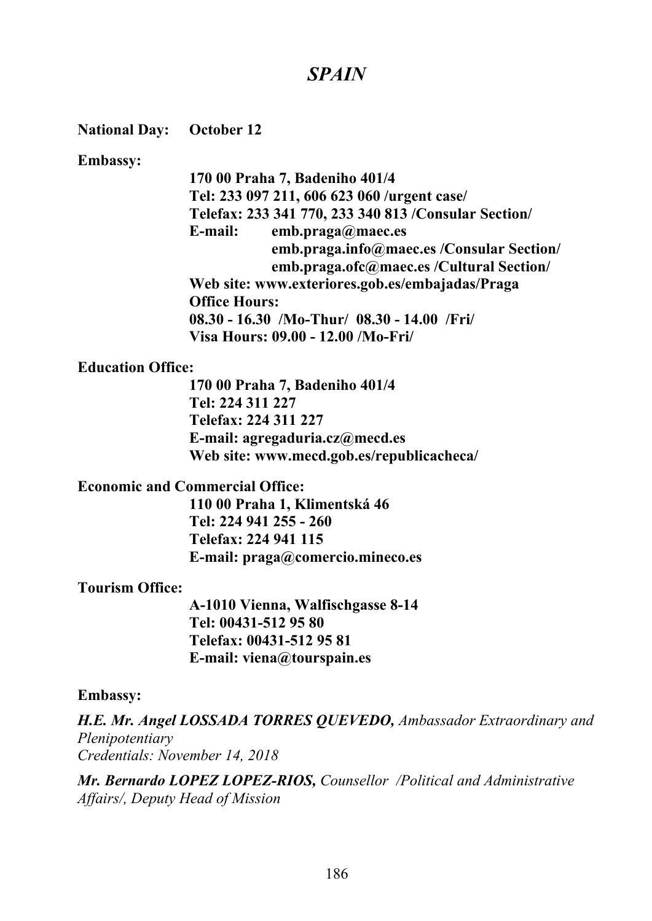# *SPAIN*

**National Day:** **October 12**

**Embassy:**

**170 00 Praha 7, Badeniho 401/4**
**Tel: 233 097 211, 606 623 060 /urgent case/**
**Telefax: 233 341 770, 233 340 813 /Consular Section/**
**E-mail: emb.praga@maec.es**
**emb.praga.info@maec.es /Consular Section/**
**emb.praga.ofc@maec.es /Cultural Section/**
**Web site: www.exteriores.gob.es/embajadas/Praga**
**Office Hours:**
**08.30 - 16.30 /Mo-Thur/ 08.30 - 14.00 /Fri/**
**Visa Hours: 09.00 - 12.00 /Mo-Fri/**

**Education Office:**

**170 00 Praha 7, Badeniho 401/4**
**Tel: 224 311 227**
**Telefax: 224 311 227**
**E-mail: agregaduria.cz@mecd.es**
**Web site: www.mecd.gob.es/republicacheca/**

**Economic and Commercial Office:**

**110 00 Praha 1, Klimentská 46**
**Tel: 224 941 255 - 260**
**Telefax: 224 941 115**
**E-mail: praga@comercio.mineco.es**

**Tourism Office:**

**A-1010 Vienna, Walfischgasse 8-14**
**Tel: 00431-512 95 80**
**Telefax: 00431-512 95 81**
**E-mail: viena@tourspain.es**

**Embassy:**

***H.E. Mr. Angel LOSSADA TORRES QUEVEDO,*** *Ambassador Extraordinary and Plenipotentiary*
*Credentials: November 14, 2018*

***Mr. Bernardo LOPEZ LOPEZ-RIOS,*** *Counsellor /Political and Administrative Affairs/, Deputy Head of Mission*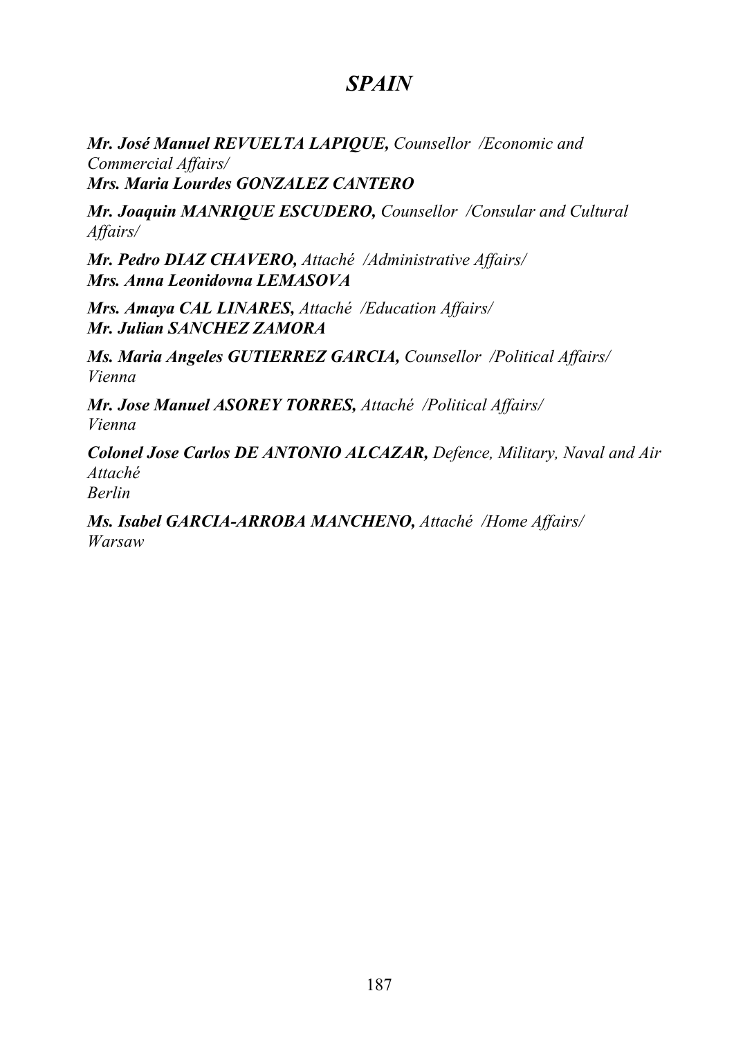# *SPAIN*

***Mr. José Manuel REVUELTA LAPIQUE,*** *Counsellor /Economic and Commercial Affairs/*
***Mrs. Maria Lourdes GONZALEZ CANTERO***

***Mr. Joaquin MANRIQUE ESCUDERO,*** *Counsellor /Consular and Cultural Affairs/*

***Mr. Pedro DIAZ CHAVERO,*** *Attaché /Administrative Affairs/*
***Mrs. Anna Leonidovna LEMASOVA***

***Mrs. Amaya CAL LINARES,*** *Attaché /Education Affairs/*
***Mr. Julian SANCHEZ ZAMORA***

***Ms. Maria Angeles GUTIERREZ GARCIA,*** *Counsellor /Political Affairs/*
*Vienna*

***Mr. Jose Manuel ASOREY TORRES,*** *Attaché /Political Affairs/*
*Vienna*

***Colonel Jose Carlos DE ANTONIO ALCAZAR,*** *Defence, Military, Naval and Air Attaché*
*Berlin*

***Ms. Isabel GARCIA-ARROBA MANCHENO,*** *Attaché /Home Affairs/*
*Warsaw*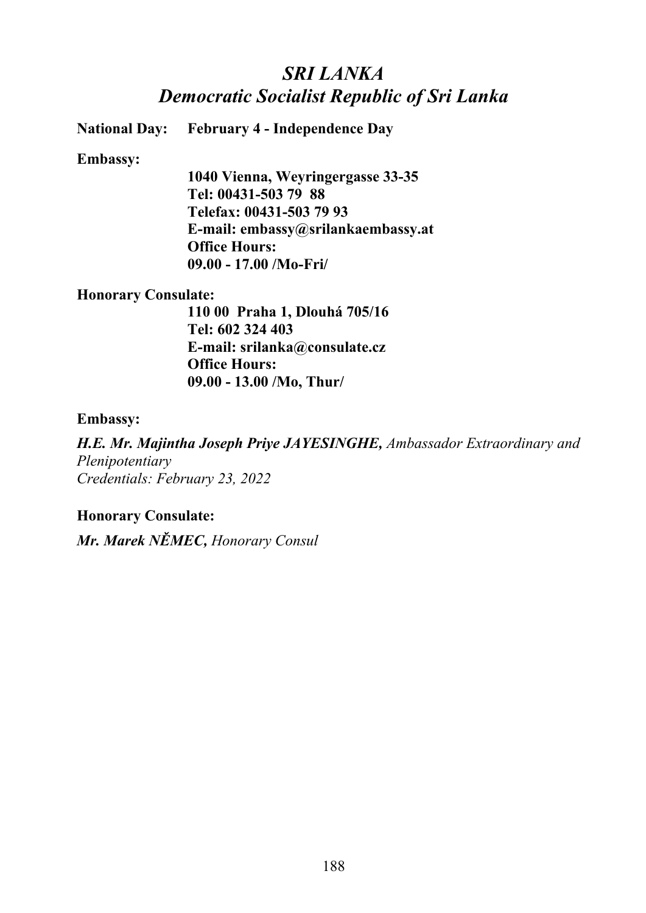# *SRI LANKA*
# *Democratic Socialist Republic of Sri Lanka*

**National Day:** **February 4 - Independence Day**

**Embassy:**

**1040 Vienna, Weyringergasse 33-35**
**Tel: 00431-503 79 88**
**Telefax: 00431-503 79 93**
**E-mail: embassy@srilankaembassy.at**
**Office Hours:**
**09.00 - 17.00 /Mo-Fri/**

**Honorary Consulate:**

**110 00 Praha 1, Dlouhá 705/16**
**Tel: 602 324 403**
**E-mail: srilanka@consulate.cz**
**Office Hours:**
**09.00 - 13.00 /Mo, Thur/**

**Embassy:**

***H.E. Mr. Majintha Joseph Priye JAYESINGHE,*** *Ambassador Extraordinary and Plenipotentiary*
*Credentials: February 23, 2022*

**Honorary Consulate:**

***Mr. Marek NĚMEC,*** *Honorary Consul*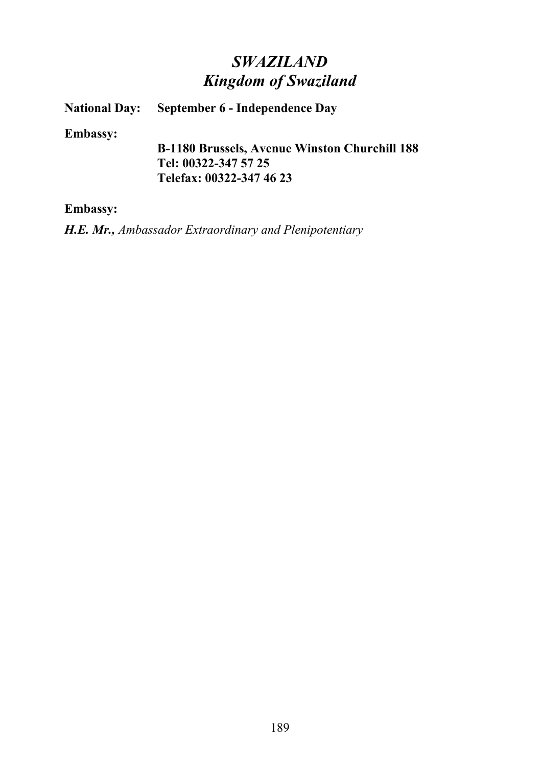# *SWAZILAND*
# *Kingdom of Swaziland*

**National Day:** **September 6 - Independence Day**

**Embassy:**

**B-1180 Brussels, Avenue Winston Churchill 188**
**Tel: 00322-347 57 25**
**Telefax: 00322-347 46 23**

**Embassy:**

***H.E. Mr.,*** *Ambassador Extraordinary and Plenipotentiary*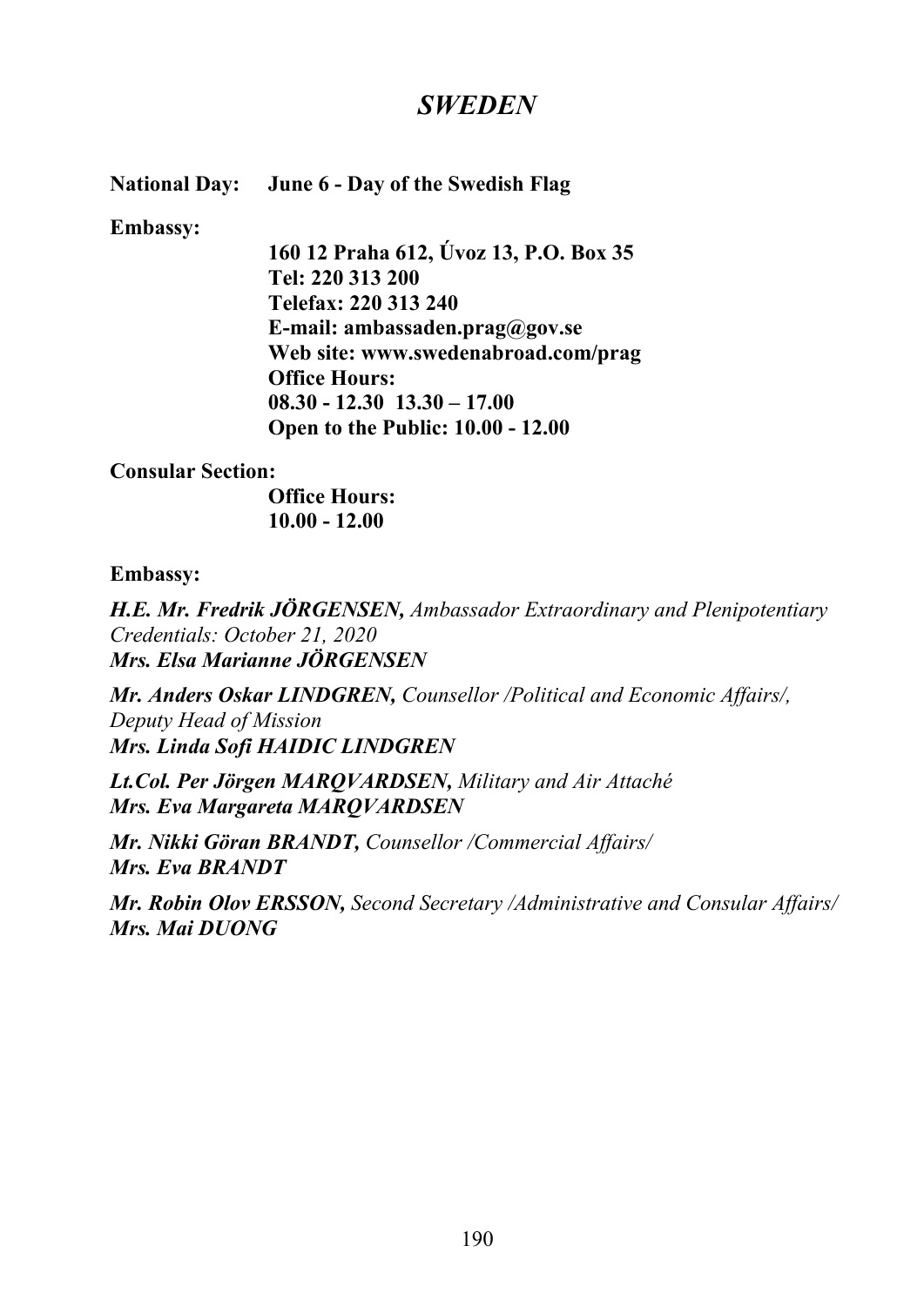# *SWEDEN*

**National Day:** **June 6 - Day of the Swedish Flag**

**Embassy:**

**160 12 Praha 612, Úvoz 13, P.O. Box 35**
**Tel: 220 313 200**
**Telefax: 220 313 240**
**E-mail: ambassaden.prag@gov.se**
**Web site: www.swedenabroad.com/prag**
**Office Hours:**
**08.30 - 12.30  13.30 – 17.00**
**Open to the Public: 10.00 - 12.00**

**Consular Section:**

**Office Hours:**
**10.00 - 12.00**

**Embassy:**

***H.E. Mr. Fredrik JÖRGENSEN,*** *Ambassador Extraordinary and Plenipotentiary*
*Credentials: October 21, 2020*
***Mrs. Elsa Marianne JÖRGENSEN***

***Mr. Anders Oskar LINDGREN,*** *Counsellor /Political and Economic Affairs/, Deputy Head of Mission*
***Mrs. Linda Sofi HAIDIC LINDGREN***

***Lt.Col. Per Jörgen MARQVARDSEN,*** *Military and Air Attaché*
***Mrs. Eva Margareta MARQVARDSEN***

***Mr. Nikki Göran BRANDT,*** *Counsellor /Commercial Affairs/*
***Mrs. Eva BRANDT***

***Mr. Robin Olov ERSSON,*** *Second Secretary /Administrative and Consular Affairs/*
***Mrs. Mai DUONG***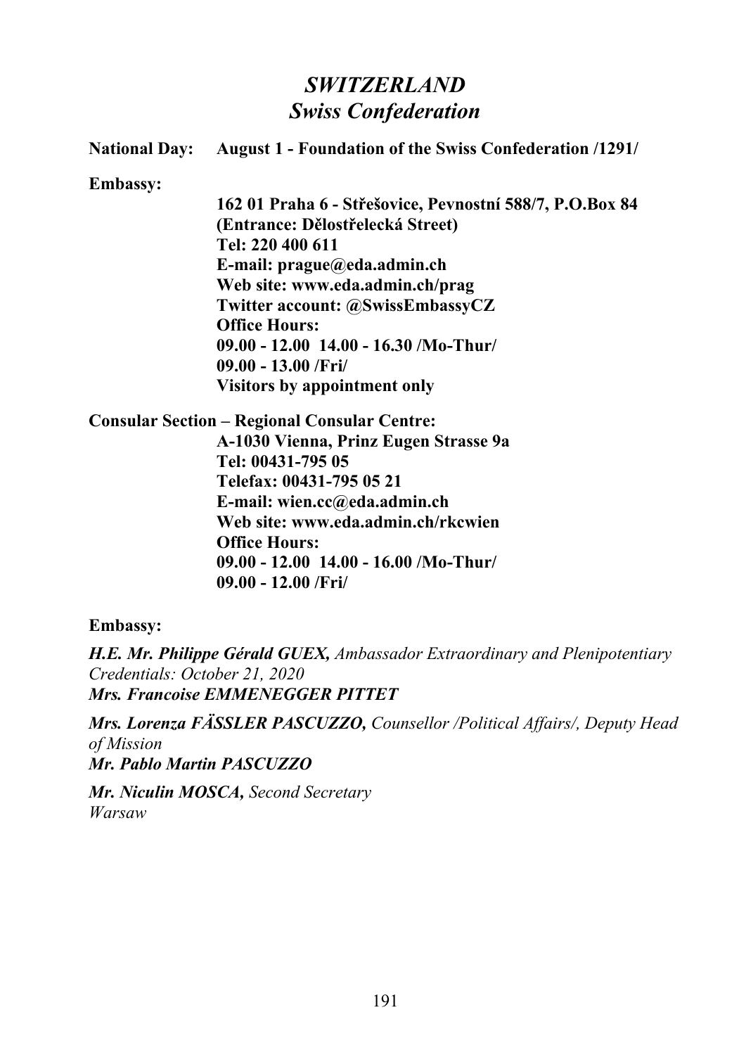# *SWITZERLAND*
## *Swiss Confederation*

**National Day:** **August 1 - Foundation of the Swiss Confederation /1291/**

**Embassy:**

**162 01 Praha 6 - Střešovice, Pevnostní 588/7, P.O.Box 84**
**(Entrance: Dělostřelecká Street)**
**Tel: 220 400 611**
**E-mail: prague@eda.admin.ch**
**Web site: www.eda.admin.ch/prag**
**Twitter account: @SwissEmbassyCZ**
**Office Hours:**
**09.00 - 12.00 14.00 - 16.30 /Mo-Thur/**
**09.00 - 13.00 /Fri/**
**Visitors by appointment only**

**Consular Section – Regional Consular Centre:**

**A-1030 Vienna, Prinz Eugen Strasse 9a**
**Tel: 00431-795 05**
**Telefax: 00431-795 05 21**
**E-mail: wien.cc@eda.admin.ch**
**Web site: www.eda.admin.ch/rkcwien**
**Office Hours:**
**09.00 - 12.00 14.00 - 16.00 /Mo-Thur/**
**09.00 - 12.00 /Fri/**

**Embassy:**

***H.E. Mr. Philippe Gérald GUEX,*** *Ambassador Extraordinary and Plenipotentiary*
*Credentials: October 21, 2020*
***Mrs. Francoise EMMENEGGER PITTET***

***Mrs. Lorenza FÄSSLER PASCUZZO,*** *Counsellor /Political Affairs/, Deputy Head of Mission*
***Mr. Pablo Martin PASCUZZO***

***Mr. Niculin MOSCA,*** *Second Secretary*
*Warsaw*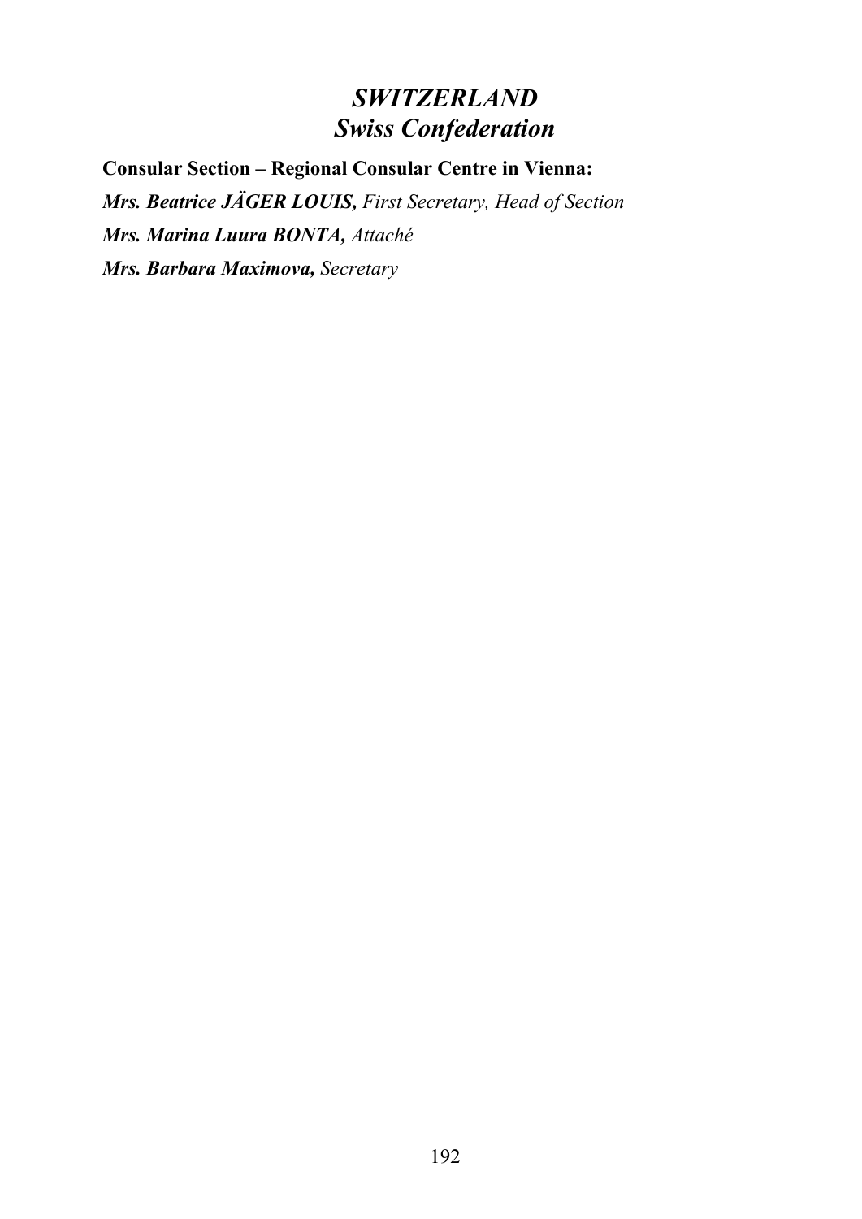# *SWITZERLAND*
# *Swiss Confederation*

**Consular Section – Regional Consular Centre in Vienna:**

***Mrs. Beatrice JÄGER LOUIS,*** *First Secretary, Head of Section*

***Mrs. Marina Luura BONTA,*** *Attaché*

***Mrs. Barbara Maximova,*** *Secretary*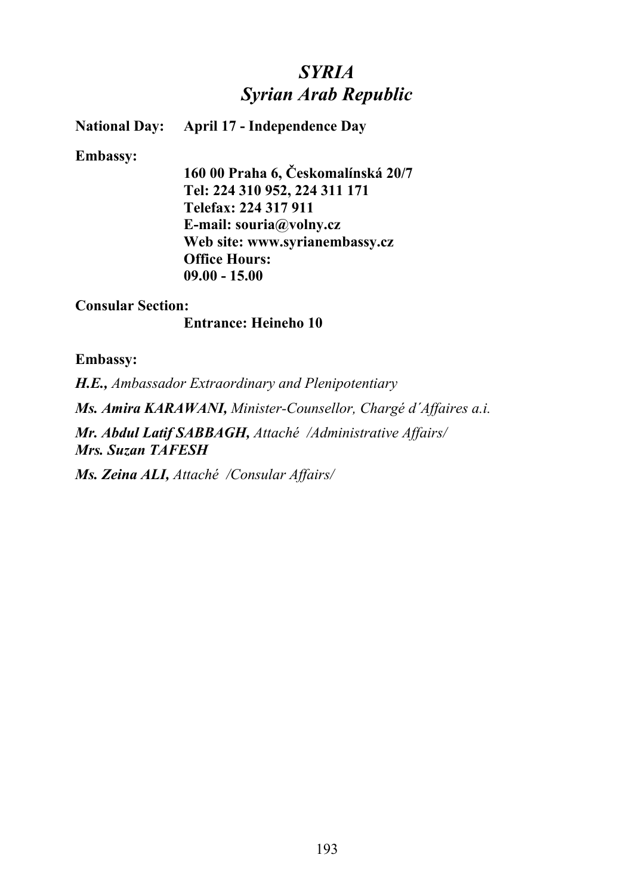# *SYRIA*
# *Syrian Arab Republic*

**National Day:** **April 17 - Independence Day**

**Embassy:**

**160 00 Praha 6, Českomalínská 20/7**
**Tel: 224 310 952, 224 311 171**
**Telefax: 224 317 911**
**E-mail: souria@volny.cz**
**Web site: www.syrianembassy.cz**
**Office Hours:**
**09.00 - 15.00**

**Consular Section:**

**Entrance: Heineho 10**

**Embassy:**

***H.E.,*** *Ambassador Extraordinary and Plenipotentiary*

***Ms. Amira KARAWANI,*** *Minister-Counsellor, Chargé d´Affaires a.i.*

***Mr. Abdul Latif SABBAGH,*** *Attaché /Administrative Affairs/*
***Mrs. Suzan TAFESH***

***Ms. Zeina ALI,*** *Attaché /Consular Affairs/*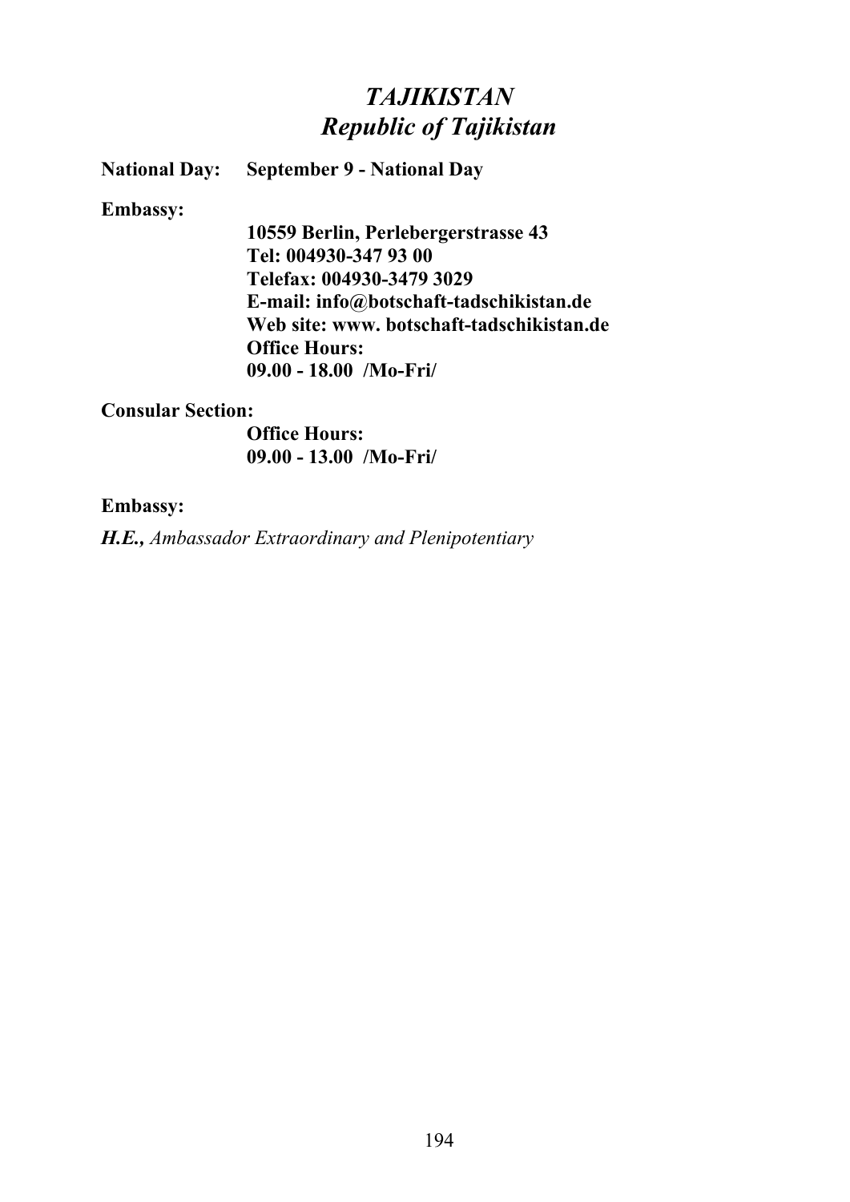# *TAJIKISTAN*
## *Republic of Tajikistan*

**National Day:** **September 9 - National Day**

**Embassy:**

**10559 Berlin, Perlebergerstrasse 43**
**Tel: 004930-347 93 00**
**Telefax: 004930-3479 3029**
**E-mail: info@botschaft-tadschikistan.de**
**Web site: www. botschaft-tadschikistan.de**
**Office Hours:**
**09.00 - 18.00 /Mo-Fri/**

**Consular Section:**

**Office Hours:**
**09.00 - 13.00 /Mo-Fri/**

**Embassy:**

***H.E.,*** *Ambassador Extraordinary and Plenipotentiary*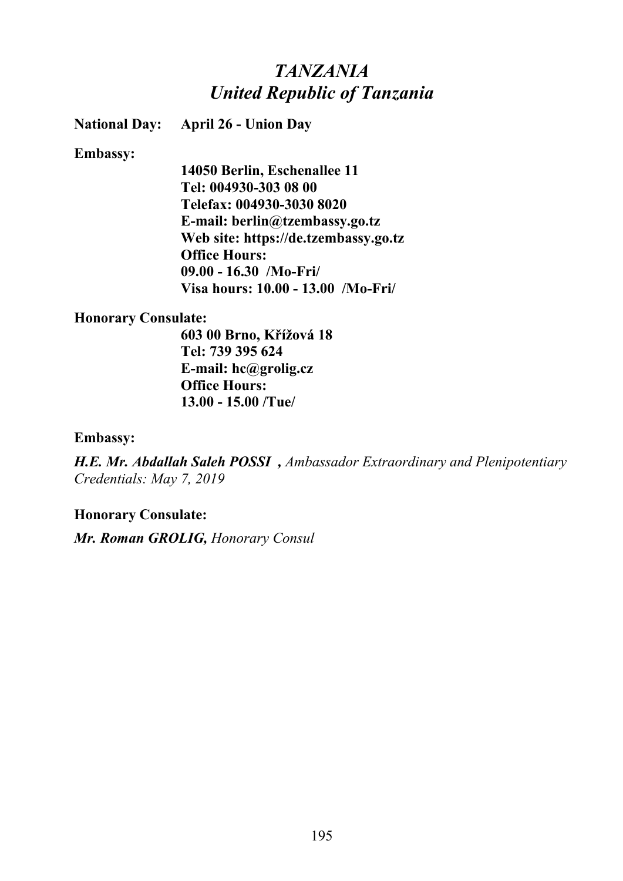# *TANZANIA*
# *United Republic of Tanzania*

**National Day:** **April 26 - Union Day**

**Embassy:**

**14050 Berlin, Eschenallee 11**
**Tel: 004930-303 08 00**
**Telefax: 004930-3030 8020**
**E-mail: berlin@tzembassy.go.tz**
**Web site: https://de.tzembassy.go.tz**
**Office Hours:**
**09.00 - 16.30 /Mo-Fri/**
**Visa hours: 10.00 - 13.00 /Mo-Fri/**

**Honorary Consulate:**

**603 00 Brno, Křížová 18**
**Tel: 739 395 624**
**E-mail: hc@grolig.cz**
**Office Hours:**
**13.00 - 15.00 /Tue/**

**Embassy:**

***H.E. Mr. Abdallah Saleh POSSI ,*** *Ambassador Extraordinary and Plenipotentiary*
*Credentials: May 7, 2019*

**Honorary Consulate:**

***Mr. Roman GROLIG,*** *Honorary Consul*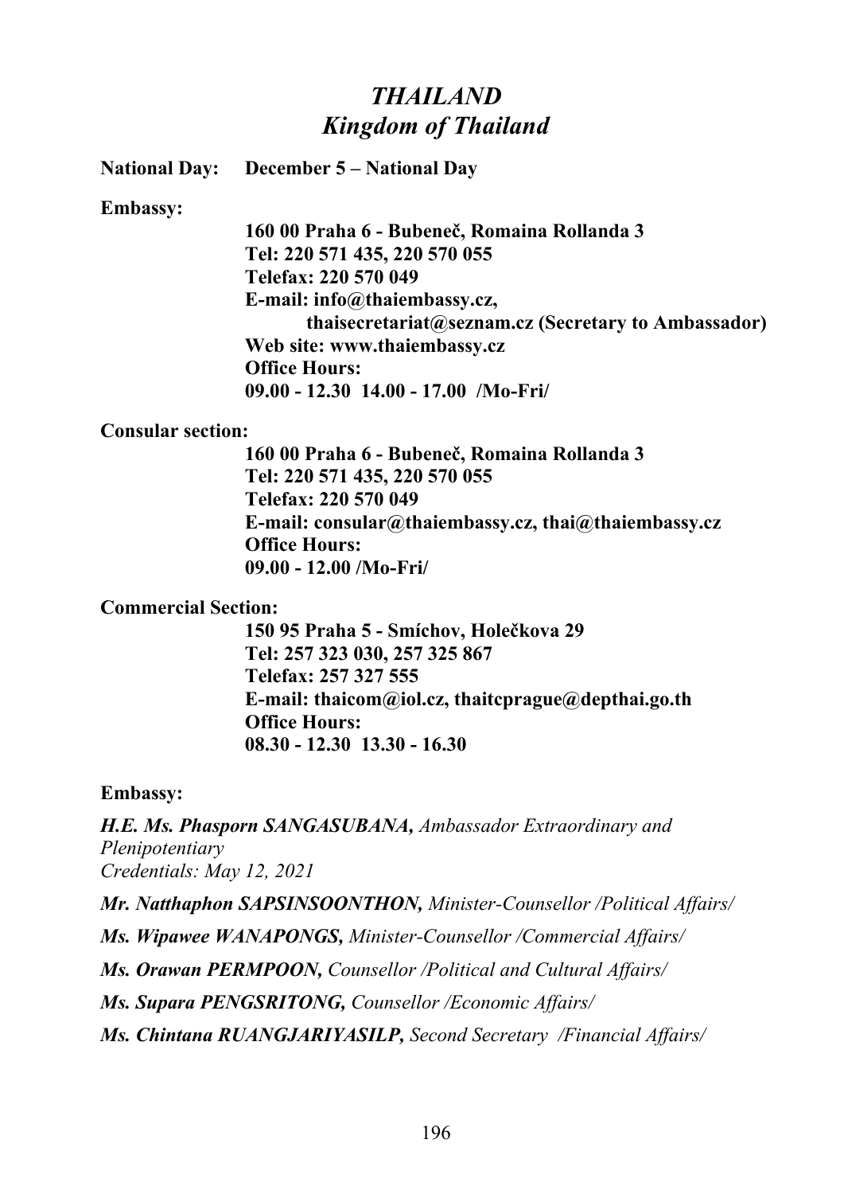# *THAILAND*
# *Kingdom of Thailand*

**National Day:** **December 5 – National Day**

**Embassy:**

**160 00 Praha 6 - Bubeneč, Romaina Rollanda 3**
**Tel: 220 571 435, 220 570 055**
**Telefax: 220 570 049**
**E-mail: info@thaiembassy.cz,**
**thaisecretariat@seznam.cz (Secretary to Ambassador)**
**Web site: www.thaiembassy.cz**
**Office Hours:**
**09.00 - 12.30 14.00 - 17.00 /Mo-Fri/**

**Consular section:**

**160 00 Praha 6 - Bubeneč, Romaina Rollanda 3**
**Tel: 220 571 435, 220 570 055**
**Telefax: 220 570 049**
**E-mail: consular@thaiembassy.cz, thai@thaiembassy.cz**
**Office Hours:**
**09.00 - 12.00 /Mo-Fri/**

**Commercial Section:**

**150 95 Praha 5 - Smíchov, Holečkova 29**
**Tel: 257 323 030, 257 325 867**
**Telefax: 257 327 555**
**E-mail: thaicom@iol.cz, thaitcprague@depthai.go.th**
**Office Hours:**
**08.30 - 12.30 13.30 - 16.30**

**Embassy:**

***H.E. Ms. Phasporn SANGASUBANA,*** *Ambassador Extraordinary and Plenipotentiary*
*Credentials: May 12, 2021*

***Mr. Natthaphon SAPSINSOONTHON,*** *Minister-Counsellor /Political Affairs/*

***Ms. Wipawee WANAPONGS,*** *Minister-Counsellor /Commercial Affairs/*

***Ms. Orawan PERMPOON,*** *Counsellor /Political and Cultural Affairs/*

***Ms. Supara PENGSRITONG,*** *Counsellor /Economic Affairs/*

***Ms. Chintana RUANGJARIYASILP,*** *Second Secretary /Financial Affairs/*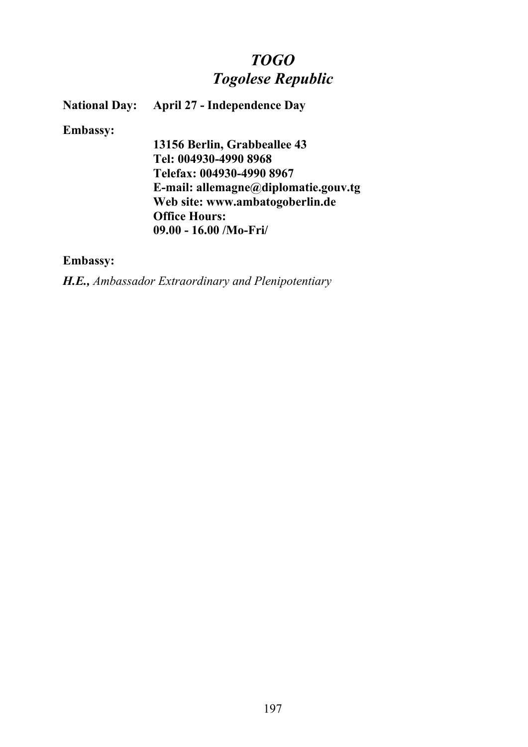# *TOGO*
# *Togolese Republic*

**National Day:** **April 27 - Independence Day**

**Embassy:**

**13156 Berlin, Grabbeallee 43**
**Tel: 004930-4990 8968**
**Telefax: 004930-4990 8967**
**E-mail: allemagne@diplomatie.gouv.tg**
**Web site: www.ambatogoberlin.de**
**Office Hours:**
**09.00 - 16.00 /Mo-Fri/**

**Embassy:**

***H.E.,*** *Ambassador Extraordinary and Plenipotentiary*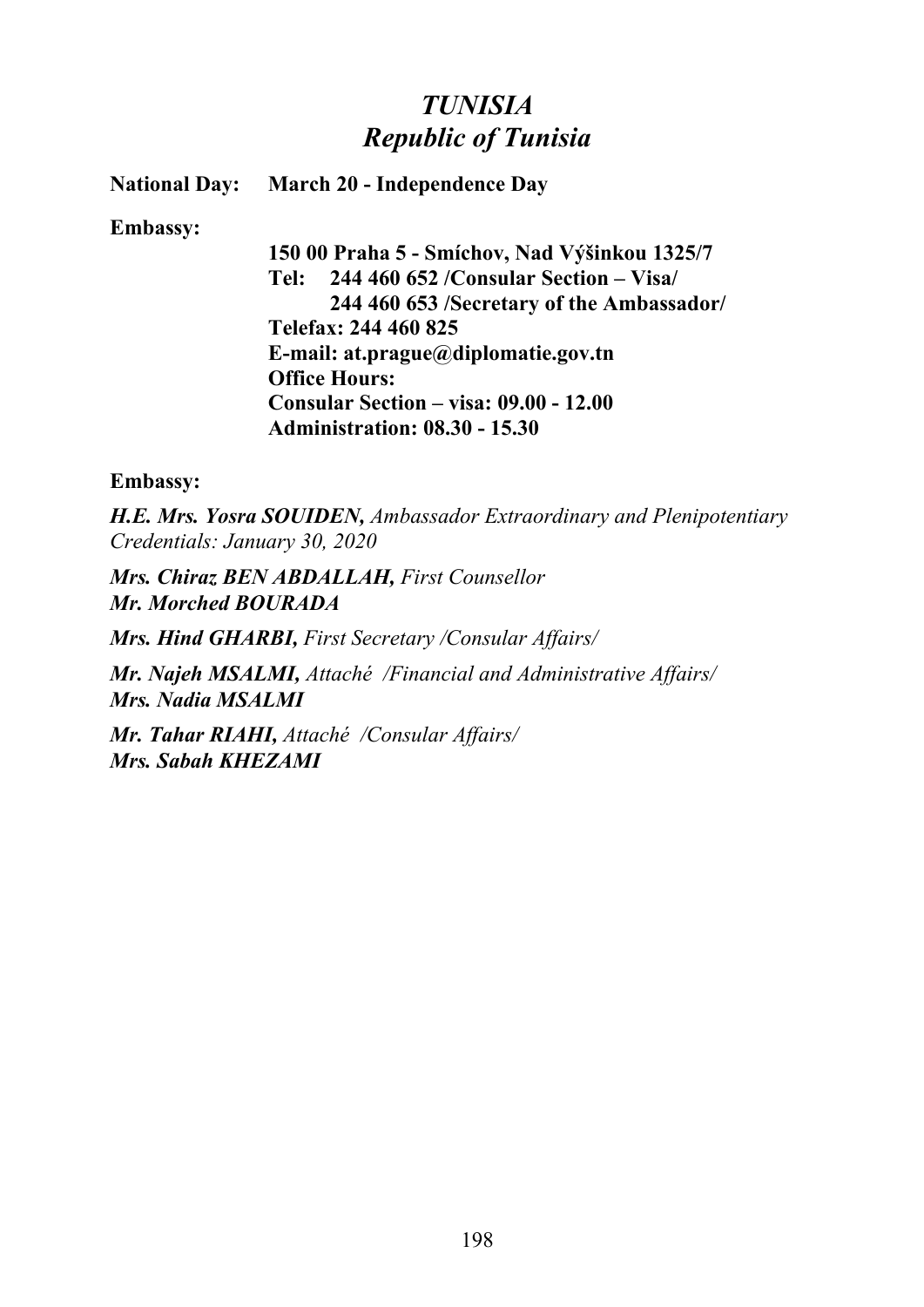# *TUNISIA*
# *Republic of Tunisia*

**National Day:** **March 20 - Independence Day**

**Embassy:**

**150 00 Praha 5 - Smíchov, Nad Výšinkou 1325/7**
**Tel: 244 460 652 /Consular Section – Visa/**
**244 460 653 /Secretary of the Ambassador/**
**Telefax: 244 460 825**
**E-mail: at.prague@diplomatie.gov.tn**
**Office Hours:**
**Consular Section – visa: 09.00 - 12.00**
**Administration: 08.30 - 15.30**

**Embassy:**

***H.E. Mrs. Yosra SOUIDEN,*** *Ambassador Extraordinary and Plenipotentiary*
*Credentials: January 30, 2020*

***Mrs. Chiraz BEN ABDALLAH,*** *First Counsellor*
***Mr. Morched BOURADA***

***Mrs. Hind GHARBI,*** *First Secretary /Consular Affairs/*

***Mr. Najeh MSALMI,*** *Attaché /Financial and Administrative Affairs/*
***Mrs. Nadia MSALMI***

***Mr. Tahar RIAHI,*** *Attaché /Consular Affairs/*
***Mrs. Sabah KHEZAMI***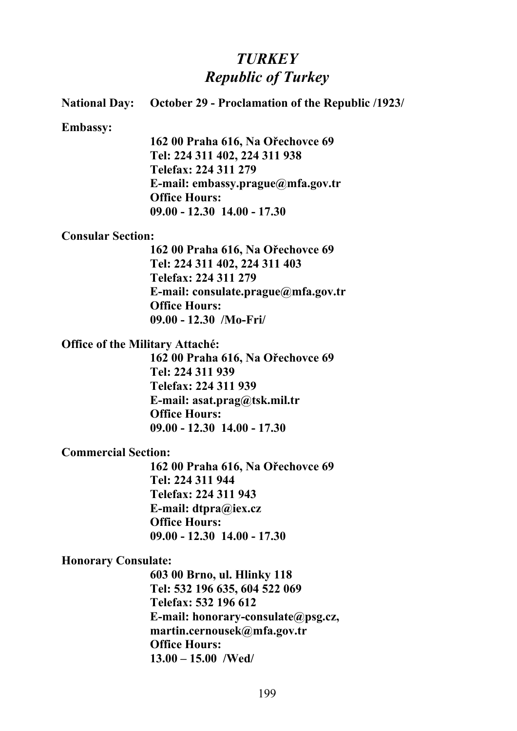# *TURKEY*
## *Republic of Turkey*

**National Day:** **October 29 - Proclamation of the Republic /1923/**

**Embassy:**

**162 00 Praha 616, Na Ořechovce 69**
**Tel: 224 311 402, 224 311 938**
**Telefax: 224 311 279**
**E-mail: embassy.prague@mfa.gov.tr**
**Office Hours:**
**09.00 - 12.30  14.00 - 17.30**

**Consular Section:**

**162 00 Praha 616, Na Ořechovce 69**
**Tel: 224 311 402, 224 311 403**
**Telefax: 224 311 279**
**E-mail: consulate.prague@mfa.gov.tr**
**Office Hours:**
**09.00 - 12.30  /Mo-Fri/**

**Office of the Military Attaché:**

**162 00 Praha 616, Na Ořechovce 69**
**Tel: 224 311 939**
**Telefax: 224 311 939**
**E-mail: asat.prag@tsk.mil.tr**
**Office Hours:**
**09.00 - 12.30  14.00 - 17.30**

**Commercial Section:**

**162 00 Praha 616, Na Ořechovce 69**
**Tel: 224 311 944**
**Telefax: 224 311 943**
**E-mail: dtpra@iex.cz**
**Office Hours:**
**09.00 - 12.30  14.00 - 17.30**

**Honorary Consulate:**

**603 00 Brno, ul. Hlinky 118**
**Tel: 532 196 635, 604 522 069**
**Telefax: 532 196 612**
**E-mail: honorary-consulate@psg.cz,**
**martin.cernousek@mfa.gov.tr**
**Office Hours:**
**13.00 – 15.00  /Wed/**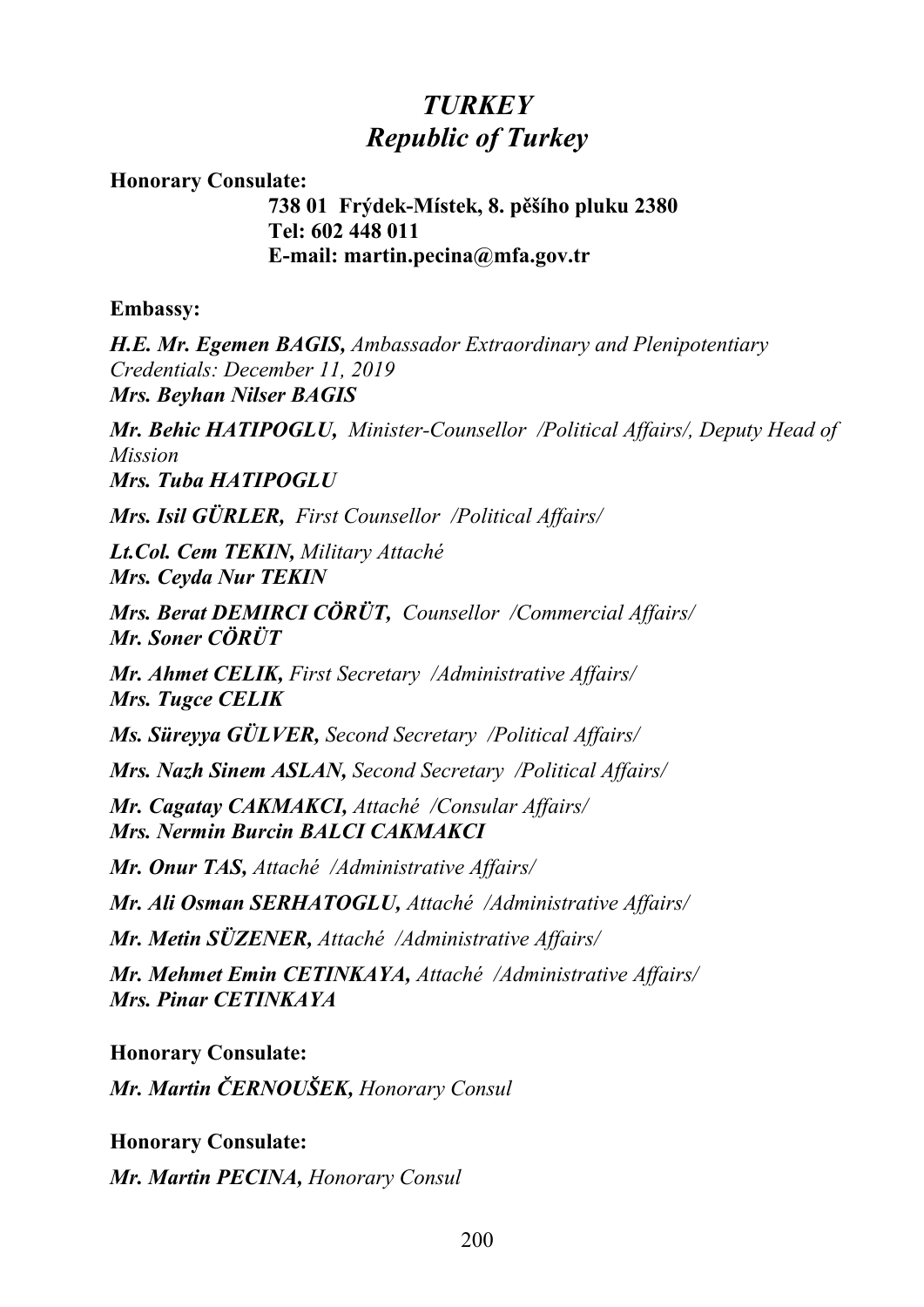# *TURKEY*
## *Republic of Turkey*

**Honorary Consulate:**

**738 01 Frýdek-Místek, 8. pěšího pluku 2380**
**Tel: 602 448 011**
**E-mail: martin.pecina@mfa.gov.tr**

**Embassy:**

***H.E. Mr. Egemen BAGIS,*** *Ambassador Extraordinary and Plenipotentiary*
*Credentials: December 11, 2019*
***Mrs. Beyhan Nilser BAGIS***

***Mr. Behic HATIPOGLU,*** *Minister-Counsellor /Political Affairs/, Deputy Head of Mission*
***Mrs. Tuba HATIPOGLU***

***Mrs. Isil GÜRLER,*** *First Counsellor /Political Affairs/*

***Lt.Col. Cem TEKIN,*** *Military Attaché*
***Mrs. Ceyda Nur TEKIN***

***Mrs. Berat DEMIRCI CÖRÜT,*** *Counsellor /Commercial Affairs/*
***Mr. Soner CÖRÜT***

***Mr. Ahmet CELIK,*** *First Secretary /Administrative Affairs/*
***Mrs. Tugce CELIK***

***Ms. Süreyya GÜLVER,*** *Second Secretary /Political Affairs/*

***Mrs. Nazh Sinem ASLAN,*** *Second Secretary /Political Affairs/*

***Mr. Cagatay CAKMAKCI,*** *Attaché /Consular Affairs/*
***Mrs. Nermin Burcin BALCI CAKMAKCI***

***Mr. Onur TAS,*** *Attaché /Administrative Affairs/*

***Mr. Ali Osman SERHATOGLU,*** *Attaché /Administrative Affairs/*

***Mr. Metin SÜZENER,*** *Attaché /Administrative Affairs/*

***Mr. Mehmet Emin CETINKAYA,*** *Attaché /Administrative Affairs/*
***Mrs. Pinar CETINKAYA***

**Honorary Consulate:**

***Mr. Martin ČERNOUŠEK,*** *Honorary Consul*

**Honorary Consulate:**

***Mr. Martin PECINA,*** *Honorary Consul*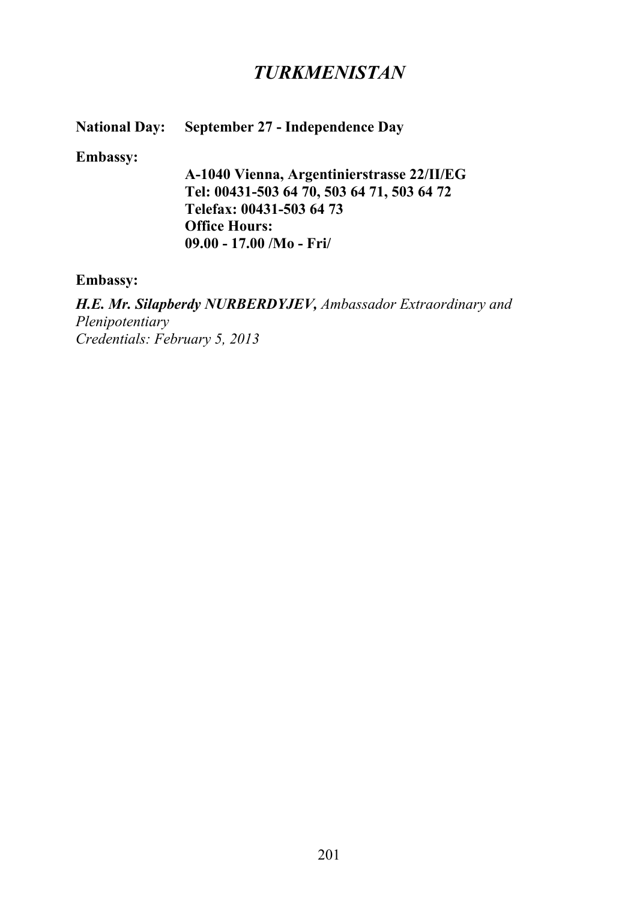# *TURKMENISTAN*

**National Day:** **September 27 - Independence Day**

**Embassy:**

**A-1040 Vienna, Argentinierstrasse 22/II/EG**
**Tel: 00431-503 64 70, 503 64 71, 503 64 72**
**Telefax: 00431-503 64 73**
**Office Hours:**
**09.00 - 17.00 /Mo - Fri/**

**Embassy:**

***H.E. Mr. Silapberdy NURBERDYJEV,*** *Ambassador Extraordinary and Plenipotentiary*
*Credentials: February 5, 2013*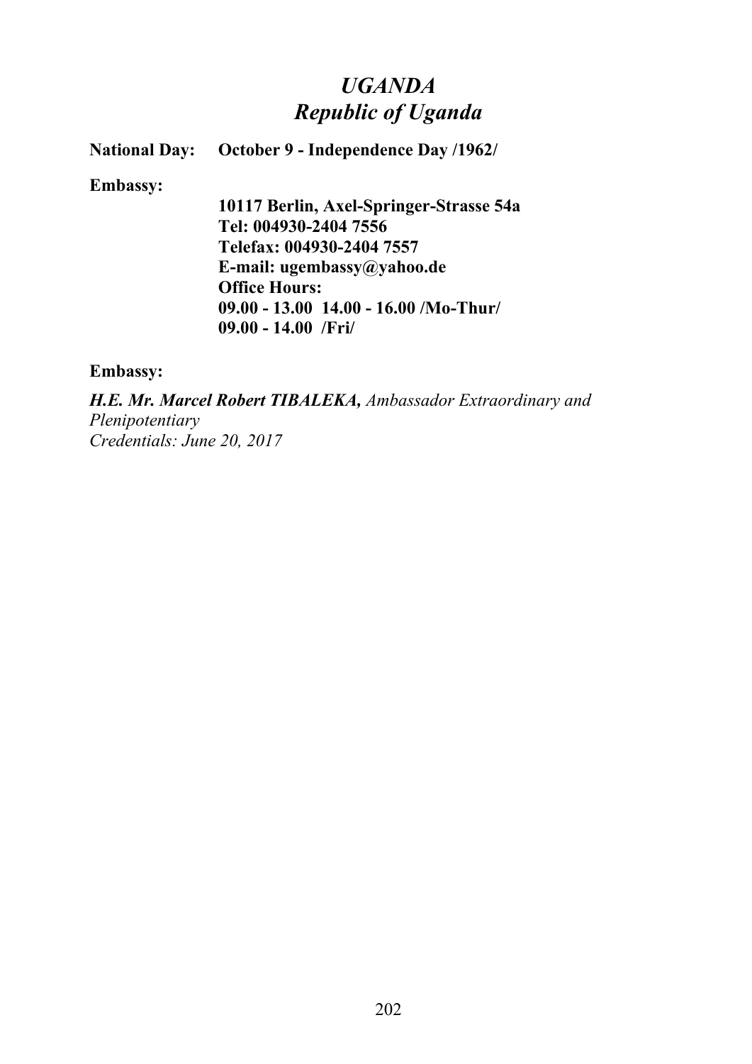# *UGANDA*
# *Republic of Uganda*

**National Day:** **October 9 - Independence Day /1962/**

**Embassy:**

**10117 Berlin, Axel-Springer-Strasse 54a**
**Tel: 004930-2404 7556**
**Telefax: 004930-2404 7557**
**E-mail: ugembassy@yahoo.de**
**Office Hours:**
**09.00 - 13.00 14.00 - 16.00 /Mo-Thur/**
**09.00 - 14.00 /Fri/**

**Embassy:**

***H.E. Mr. Marcel Robert TIBALEKA,*** *Ambassador Extraordinary and Plenipotentiary*
*Credentials: June 20, 2017*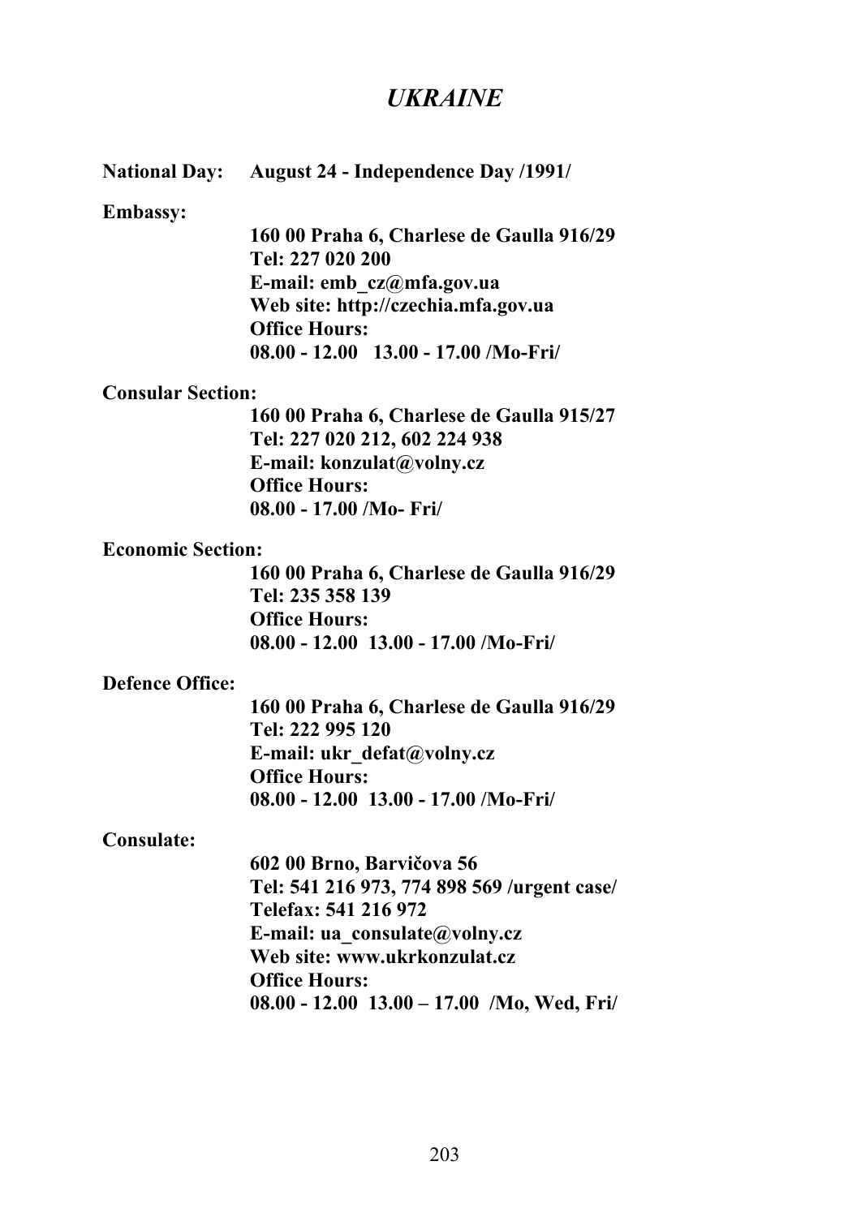# *UKRAINE*

**National Day:** **August 24 - Independence Day /1991/**

**Embassy:**

**160 00 Praha 6, Charlese de Gaulla 916/29**
**Tel: 227 020 200**
**E-mail: emb_cz@mfa.gov.ua**
**Web site: http://czechia.mfa.gov.ua**
**Office Hours:**
**08.00 - 12.00 13.00 - 17.00 /Mo-Fri/**

**Consular Section:**

**160 00 Praha 6, Charlese de Gaulla 915/27**
**Tel: 227 020 212, 602 224 938**
**E-mail: konzulat@volny.cz**
**Office Hours:**
**08.00 - 17.00 /Mo- Fri/**

**Economic Section:**

**160 00 Praha 6, Charlese de Gaulla 916/29**
**Tel: 235 358 139**
**Office Hours:**
**08.00 - 12.00 13.00 - 17.00 /Mo-Fri/**

**Defence Office:**

**160 00 Praha 6, Charlese de Gaulla 916/29**
**Tel: 222 995 120**
**E-mail: ukr_defat@volny.cz**
**Office Hours:**
**08.00 - 12.00 13.00 - 17.00 /Mo-Fri/**

**Consulate:**

**602 00 Brno, Barvičova 56**
**Tel: 541 216 973, 774 898 569 /urgent case/**
**Telefax: 541 216 972**
**E-mail: ua_consulate@volny.cz**
**Web site: www.ukrkonzulat.cz**
**Office Hours:**
**08.00 - 12.00 13.00 – 17.00 /Mo, Wed, Fri/**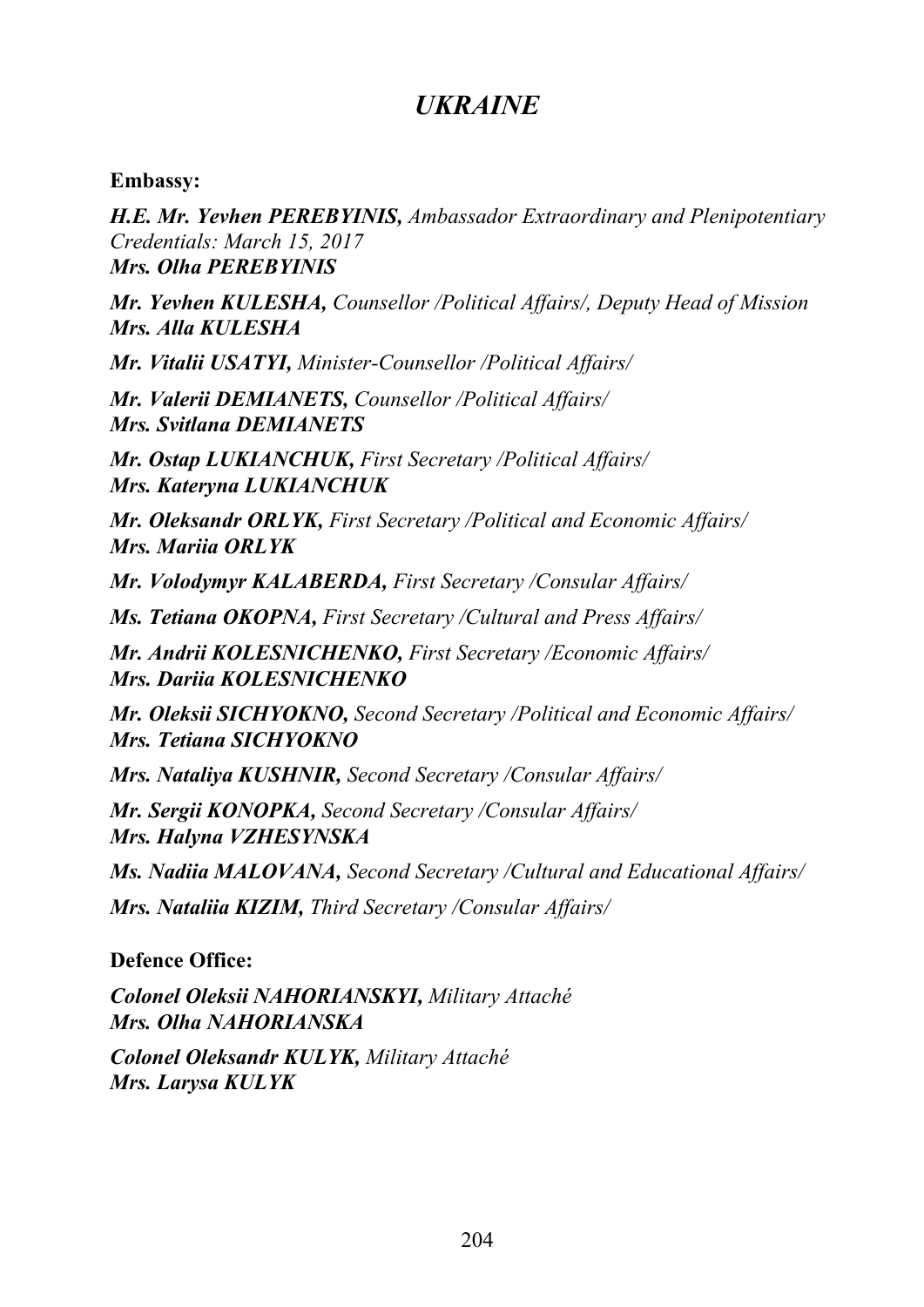# *UKRAINE*

**Embassy:**

***H.E. Mr. Yevhen PEREBYINIS,*** *Ambassador Extraordinary and Plenipotentiary*
*Credentials: March 15, 2017*
***Mrs. Olha PEREBYINIS***

***Mr. Yevhen KULESHA,*** *Counsellor /Political Affairs/, Deputy Head of Mission*
***Mrs. Alla KULESHA***

***Mr. Vitalii USATYI,*** *Minister-Counsellor /Political Affairs/*

***Mr. Valerii DEMIANETS,*** *Counsellor /Political Affairs/*
***Mrs. Svitlana DEMIANETS***

***Mr. Ostap LUKIANCHUK,*** *First Secretary /Political Affairs/*
***Mrs. Kateryna LUKIANCHUK***

***Mr. Oleksandr ORLYK,*** *First Secretary /Political and Economic Affairs/*
***Mrs. Mariia ORLYK***

***Mr. Volodymyr KALABERDA,*** *First Secretary /Consular Affairs/*

***Ms. Tetiana OKOPNA,*** *First Secretary /Cultural and Press Affairs/*

***Mr. Andrii KOLESNICHENKO,*** *First Secretary /Economic Affairs/*
***Mrs. Dariia KOLESNICHENKO***

***Mr. Oleksii SICHYOKNO,*** *Second Secretary /Political and Economic Affairs/*
***Mrs. Tetiana SICHYOKNO***

***Mrs. Nataliya KUSHNIR,*** *Second Secretary /Consular Affairs/*

***Mr. Sergii KONOPKA,*** *Second Secretary /Consular Affairs/*
***Mrs. Halyna VZHESYNSKA***

***Ms. Nadiia MALOVANA,*** *Second Secretary /Cultural and Educational Affairs/*

***Mrs. Nataliia KIZIM,*** *Third Secretary /Consular Affairs/*

**Defence Office:**

***Colonel Oleksii NAHORIANSKYI,*** *Military Attaché*
***Mrs. Olha NAHORIANSKA***

***Colonel Oleksandr KULYK,*** *Military Attaché*
***Mrs. Larysa KULYK***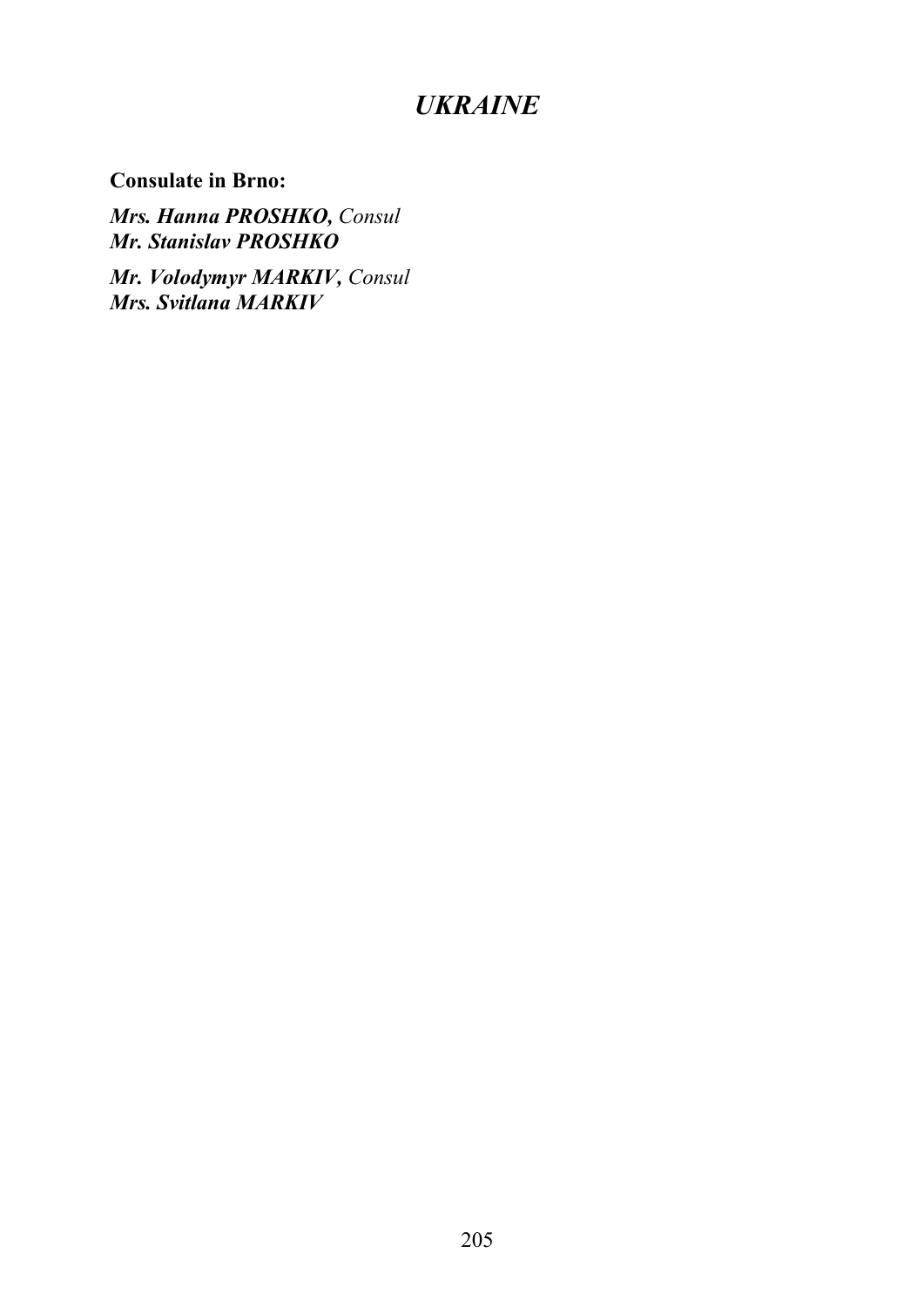# *UKRAINE*

**Consulate in Brno:**

***Mrs. Hanna PROSHKO,*** *Consul*
***Mr. Stanislav PROSHKO***

***Mr. Volodymyr MARKIV,*** *Consul*
***Mrs. Svitlana MARKIV***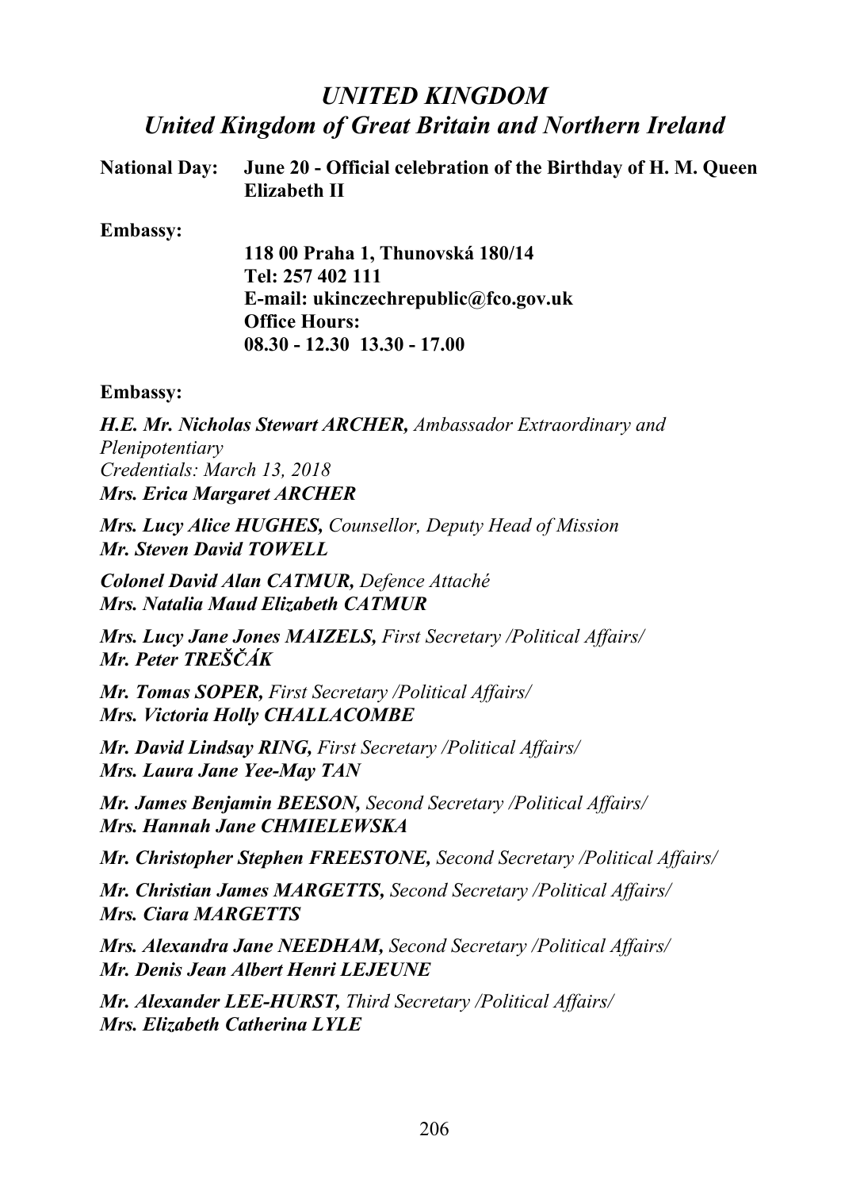# *UNITED KINGDOM*
## *United Kingdom of Great Britain and Northern Ireland*

**National Day:** **June 20 - Official celebration of the Birthday of H. M. Queen Elizabeth II**

**Embassy:**

**118 00 Praha 1, Thunovská 180/14**
**Tel: 257 402 111**
**E-mail: ukinczechrepublic@fco.gov.uk**
**Office Hours:**
**08.30 - 12.30  13.30 - 17.00**

**Embassy:**

***H.E. Mr. Nicholas Stewart ARCHER,*** *Ambassador Extraordinary and Plenipotentiary*
*Credentials: March 13, 2018*
***Mrs. Erica Margaret ARCHER***

***Mrs. Lucy Alice HUGHES,*** *Counsellor, Deputy Head of Mission*
***Mr. Steven David TOWELL***

***Colonel David Alan CATMUR,*** *Defence Attaché*
***Mrs. Natalia Maud Elizabeth CATMUR***

***Mrs. Lucy Jane Jones MAIZELS,*** *First Secretary /Political Affairs/*
***Mr. Peter TREŠČÁK***

***Mr. Tomas SOPER,*** *First Secretary /Political Affairs/*
***Mrs. Victoria Holly CHALLACOMBE***

***Mr. David Lindsay RING,*** *First Secretary /Political Affairs/*
***Mrs. Laura Jane Yee-May TAN***

***Mr. James Benjamin BEESON,*** *Second Secretary /Political Affairs/*
***Mrs. Hannah Jane CHMIELEWSKA***

***Mr. Christopher Stephen FREESTONE,*** *Second Secretary /Political Affairs/*

***Mr. Christian James MARGETTS,*** *Second Secretary /Political Affairs/*
***Mrs. Ciara MARGETTS***

***Mrs. Alexandra Jane NEEDHAM,*** *Second Secretary /Political Affairs/*
***Mr. Denis Jean Albert Henri LEJEUNE***

***Mr. Alexander LEE-HURST,*** *Third Secretary /Political Affairs/*
***Mrs. Elizabeth Catherina LYLE***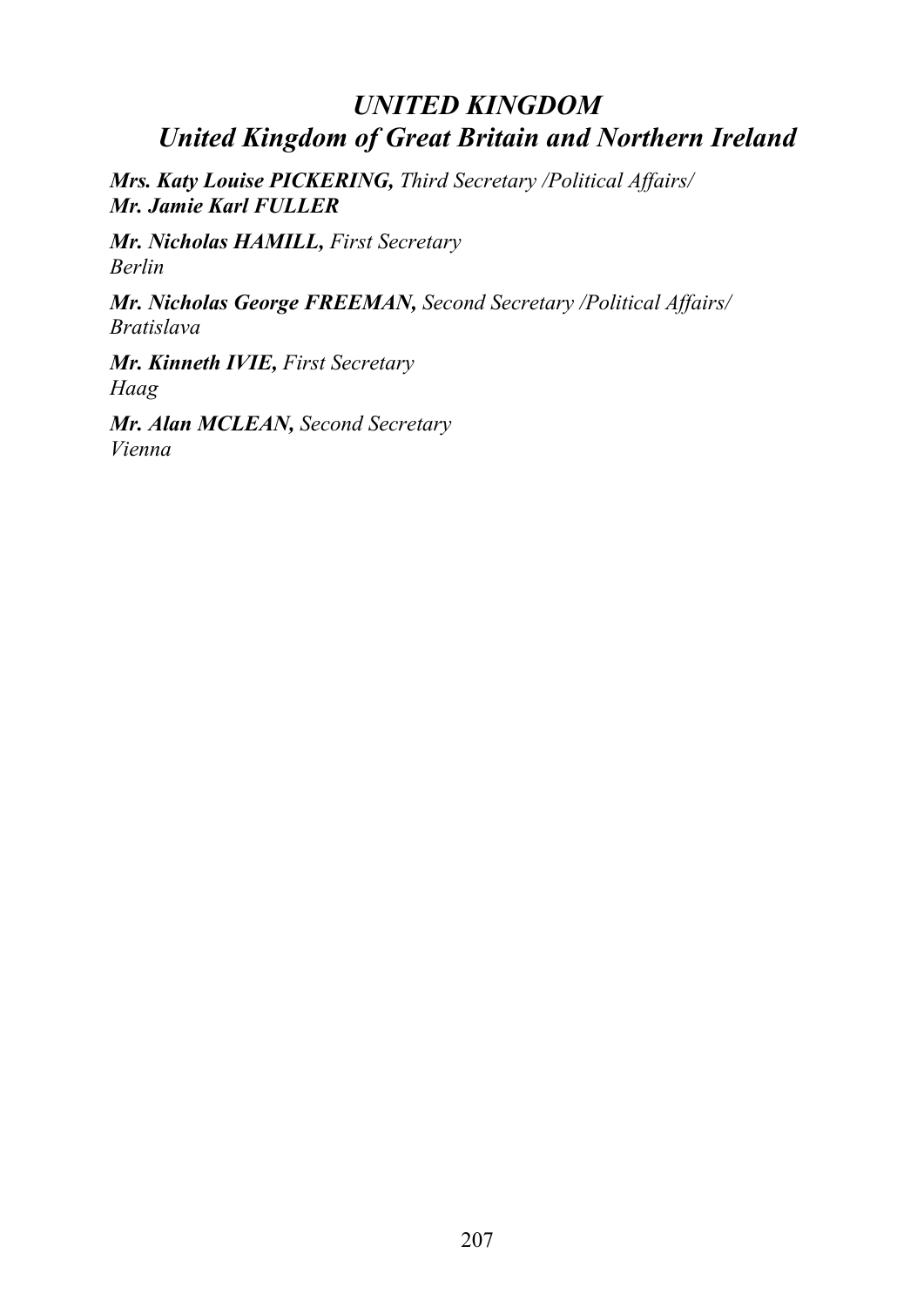## *UNITED KINGDOM*
## *United Kingdom of Great Britain and Northern Ireland*

***Mrs. Katy Louise PICKERING,*** *Third Secretary /Political Affairs/*
***Mr. Jamie Karl FULLER***

***Mr. Nicholas HAMILL,*** *First Secretary*
*Berlin*

***Mr. Nicholas George FREEMAN,*** *Second Secretary /Political Affairs/*
*Bratislava*

***Mr. Kinneth IVIE,*** *First Secretary*
*Haag*

***Mr. Alan MCLEAN,*** *Second Secretary*
*Vienna*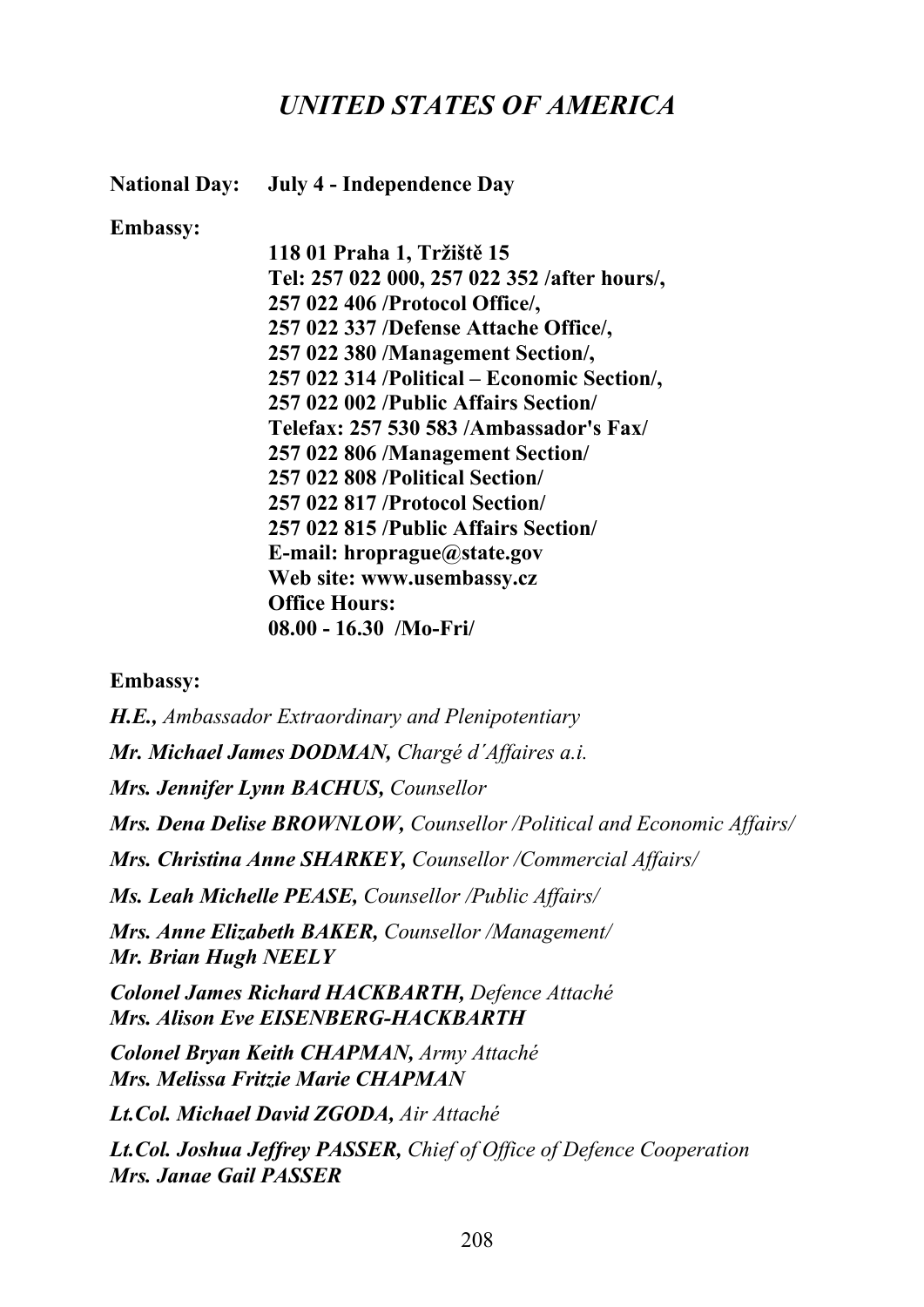# *UNITED STATES OF AMERICA*

**National Day: July 4 - Independence Day**

**Embassy:**

**118 01 Praha 1, Tržiště 15**
**Tel: 257 022 000, 257 022 352 /after hours/,**
**257 022 406 /Protocol Office/,**
**257 022 337 /Defense Attache Office/,**
**257 022 380 /Management Section/,**
**257 022 314 /Political – Economic Section/,**
**257 022 002 /Public Affairs Section/**
**Telefax: 257 530 583 /Ambassador's Fax/**
**257 022 806 /Management Section/**
**257 022 808 /Political Section/**
**257 022 817 /Protocol Section/**
**257 022 815 /Public Affairs Section/**
**E-mail: hroprague@state.gov**
**Web site: www.usembassy.cz**
**Office Hours:**
**08.00 - 16.30 /Mo-Fri/**

**Embassy:**

***H.E.,*** *Ambassador Extraordinary and Plenipotentiary*

***Mr. Michael James DODMAN,*** *Chargé d´Affaires a.i.*

***Mrs. Jennifer Lynn BACHUS,*** *Counsellor*

***Mrs. Dena Delise BROWNLOW,*** *Counsellor /Political and Economic Affairs/*

***Mrs. Christina Anne SHARKEY,*** *Counsellor /Commercial Affairs/*

***Ms. Leah Michelle PEASE,*** *Counsellor /Public Affairs/*

***Mrs. Anne Elizabeth BAKER,*** *Counsellor /Management/*
***Mr. Brian Hugh NEELY***

***Colonel James Richard HACKBARTH,*** *Defence Attaché*
***Mrs. Alison Eve EISENBERG-HACKBARTH***

***Colonel Bryan Keith CHAPMAN,*** *Army Attaché*
***Mrs. Melissa Fritzie Marie CHAPMAN***

***Lt.Col. Michael David ZGODA,*** *Air Attaché*

***Lt.Col. Joshua Jeffrey PASSER,*** *Chief of Office of Defence Cooperation*
***Mrs. Janae Gail PASSER***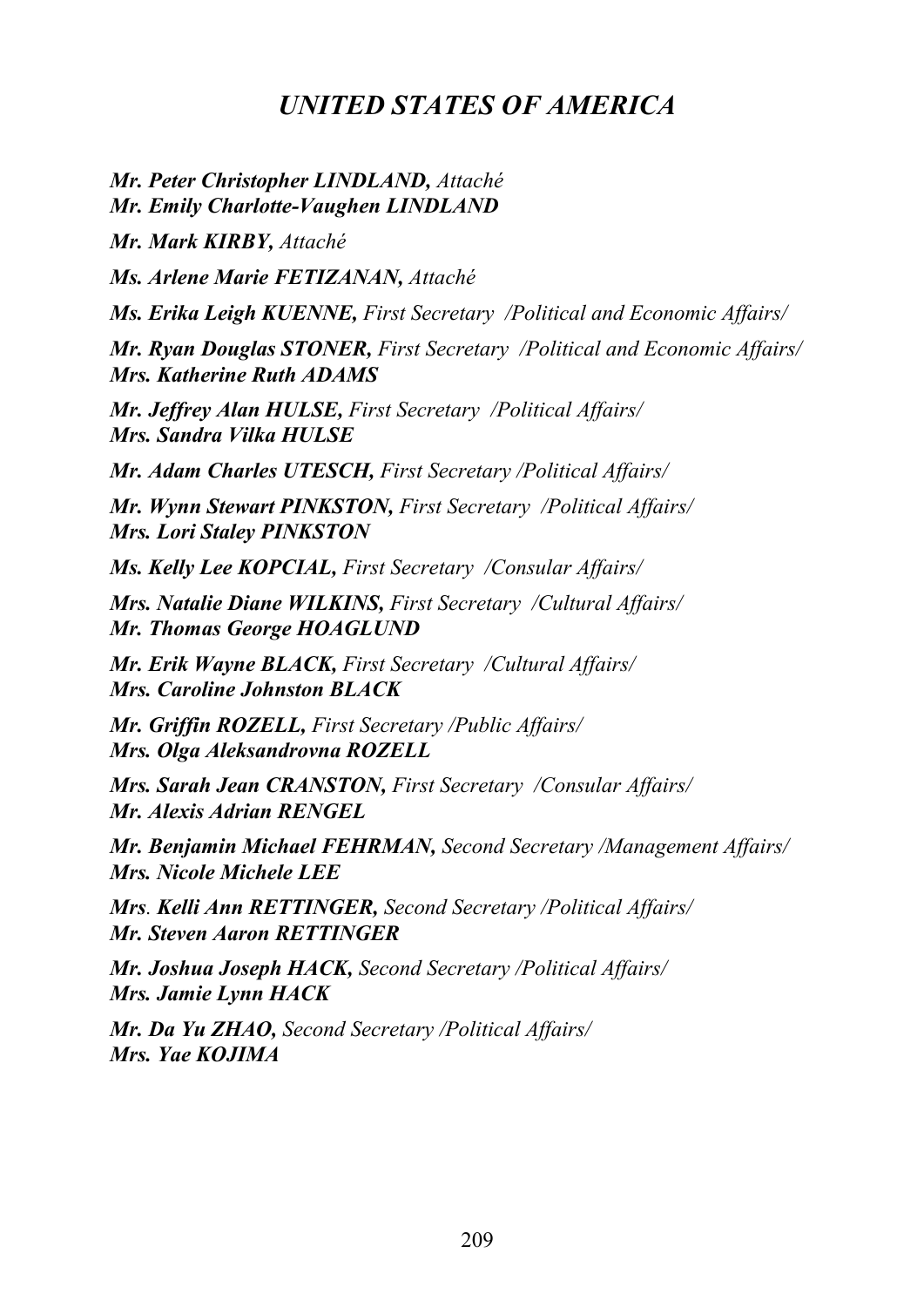## *UNITED STATES OF AMERICA*

***Mr. Peter Christopher LINDLAND,*** *Attaché*
***Mr. Emily Charlotte-Vaughen LINDLAND***

***Mr. Mark KIRBY,*** *Attaché*

***Ms. Arlene Marie FETIZANAN,*** *Attaché*

***Ms. Erika Leigh KUENNE,*** *First Secretary /Political and Economic Affairs/*

***Mr. Ryan Douglas STONER,*** *First Secretary /Political and Economic Affairs/*
***Mrs. Katherine Ruth ADAMS***

***Mr. Jeffrey Alan HULSE,*** *First Secretary /Political Affairs/*
***Mrs. Sandra Vilka HULSE***

***Mr. Adam Charles UTESCH,*** *First Secretary /Political Affairs/*

***Mr. Wynn Stewart PINKSTON,*** *First Secretary /Political Affairs/*
***Mrs. Lori Staley PINKSTON***

***Ms. Kelly Lee KOPCIAL,*** *First Secretary /Consular Affairs/*

***Mrs. Natalie Diane WILKINS,*** *First Secretary /Cultural Affairs/*
***Mr. Thomas George HOAGLUND***

***Mr. Erik Wayne BLACK,*** *First Secretary /Cultural Affairs/*
***Mrs. Caroline Johnston BLACK***

***Mr. Griffin ROZELL,*** *First Secretary /Public Affairs/*
***Mrs. Olga Aleksandrovna ROZELL***

***Mrs. Sarah Jean CRANSTON,*** *First Secretary /Consular Affairs/*
***Mr. Alexis Adrian RENGEL***

***Mr. Benjamin Michael FEHRMAN,*** *Second Secretary /Management Affairs/*
***Mrs. Nicole Michele LEE***

***Mrs. Kelli Ann RETTINGER,*** *Second Secretary /Political Affairs/*
***Mr. Steven Aaron RETTINGER***

***Mr. Joshua Joseph HACK,*** *Second Secretary /Political Affairs/*
***Mrs. Jamie Lynn HACK***

***Mr. Da Yu ZHAO,*** *Second Secretary /Political Affairs/*
***Mrs. Yae KOJIMA***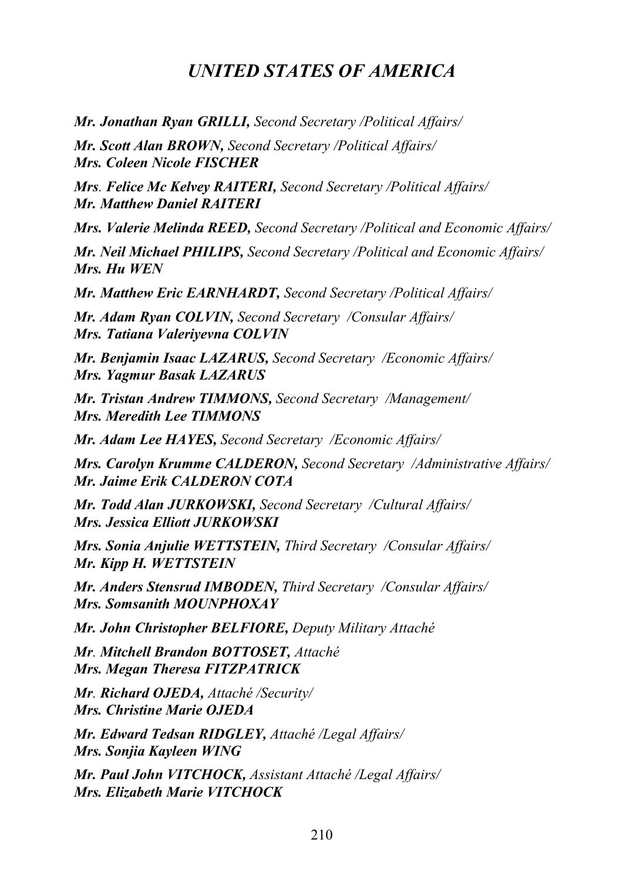## *UNITED STATES OF AMERICA*

***Mr. Jonathan Ryan GRILLI,*** *Second Secretary /Political Affairs/*

***Mr. Scott Alan BROWN,*** *Second Secretary /Political Affairs/*
***Mrs. Coleen Nicole FISCHER***

***Mrs. Felice Mc Kelvey RAITERI,*** *Second Secretary /Political Affairs/*
***Mr. Matthew Daniel RAITERI***

***Mrs. Valerie Melinda REED,*** *Second Secretary /Political and Economic Affairs/*

***Mr. Neil Michael PHILIPS,*** *Second Secretary /Political and Economic Affairs/*
***Mrs. Hu WEN***

***Mr. Matthew Eric EARNHARDT,*** *Second Secretary /Political Affairs/*

***Mr. Adam Ryan COLVIN,*** *Second Secretary /Consular Affairs/*
***Mrs. Tatiana Valeriyevna COLVIN***

***Mr. Benjamin Isaac LAZARUS,*** *Second Secretary /Economic Affairs/*
***Mrs. Yagmur Basak LAZARUS***

***Mr. Tristan Andrew TIMMONS,*** *Second Secretary /Management/*
***Mrs. Meredith Lee TIMMONS***

***Mr. Adam Lee HAYES,*** *Second Secretary /Economic Affairs/*

***Mrs. Carolyn Krumme CALDERON,*** *Second Secretary /Administrative Affairs/*
***Mr. Jaime Erik CALDERON COTA***

***Mr. Todd Alan JURKOWSKI,*** *Second Secretary /Cultural Affairs/*
***Mrs. Jessica Elliott JURKOWSKI***

***Mrs. Sonia Anjulie WETTSTEIN,*** *Third Secretary /Consular Affairs/*
***Mr. Kipp H. WETTSTEIN***

***Mr. Anders Stensrud IMBODEN,*** *Third Secretary /Consular Affairs/*
***Mrs. Somsanith MOUNPHOXAY***

***Mr. John Christopher BELFIORE,*** *Deputy Military Attaché*

***Mr. Mitchell Brandon BOTTOSET,*** *Attaché*
***Mrs. Megan Theresa FITZPATRICK***

***Mr. Richard OJEDA,*** *Attaché /Security/*
***Mrs. Christine Marie OJEDA***

***Mr. Edward Tedsan RIDGLEY,*** *Attaché /Legal Affairs/*
***Mrs. Sonjia Kayleen WING***

***Mr. Paul John VITCHOCK,*** *Assistant Attaché /Legal Affairs/*
***Mrs. Elizabeth Marie VITCHOCK***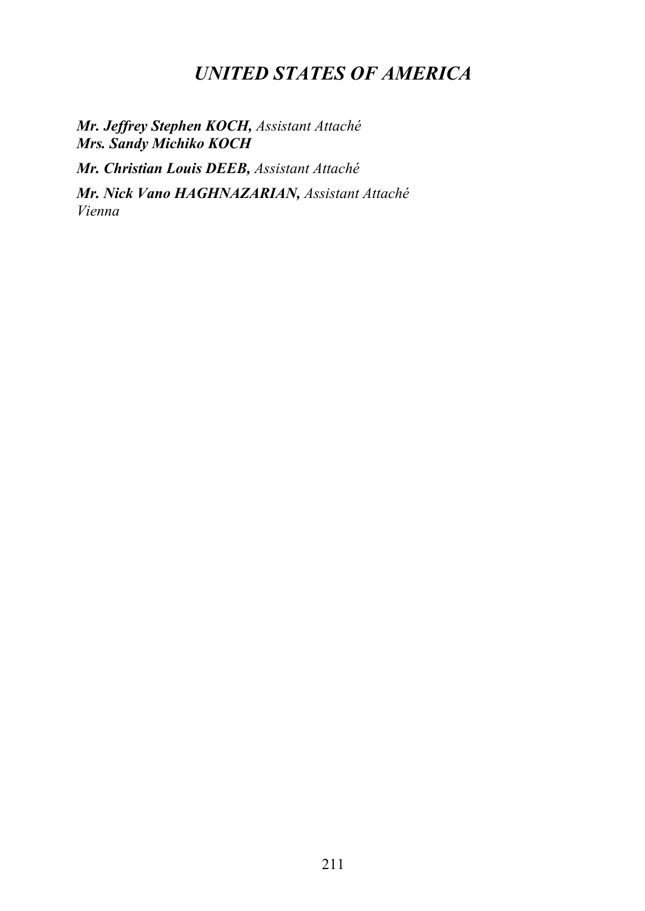# *UNITED STATES OF AMERICA*

***Mr. Jeffrey Stephen KOCH,*** *Assistant Attaché*
***Mrs. Sandy Michiko KOCH***

***Mr. Christian Louis DEEB,*** *Assistant Attaché*

***Mr. Nick Vano HAGHNAZARIAN,*** *Assistant Attaché*
*Vienna*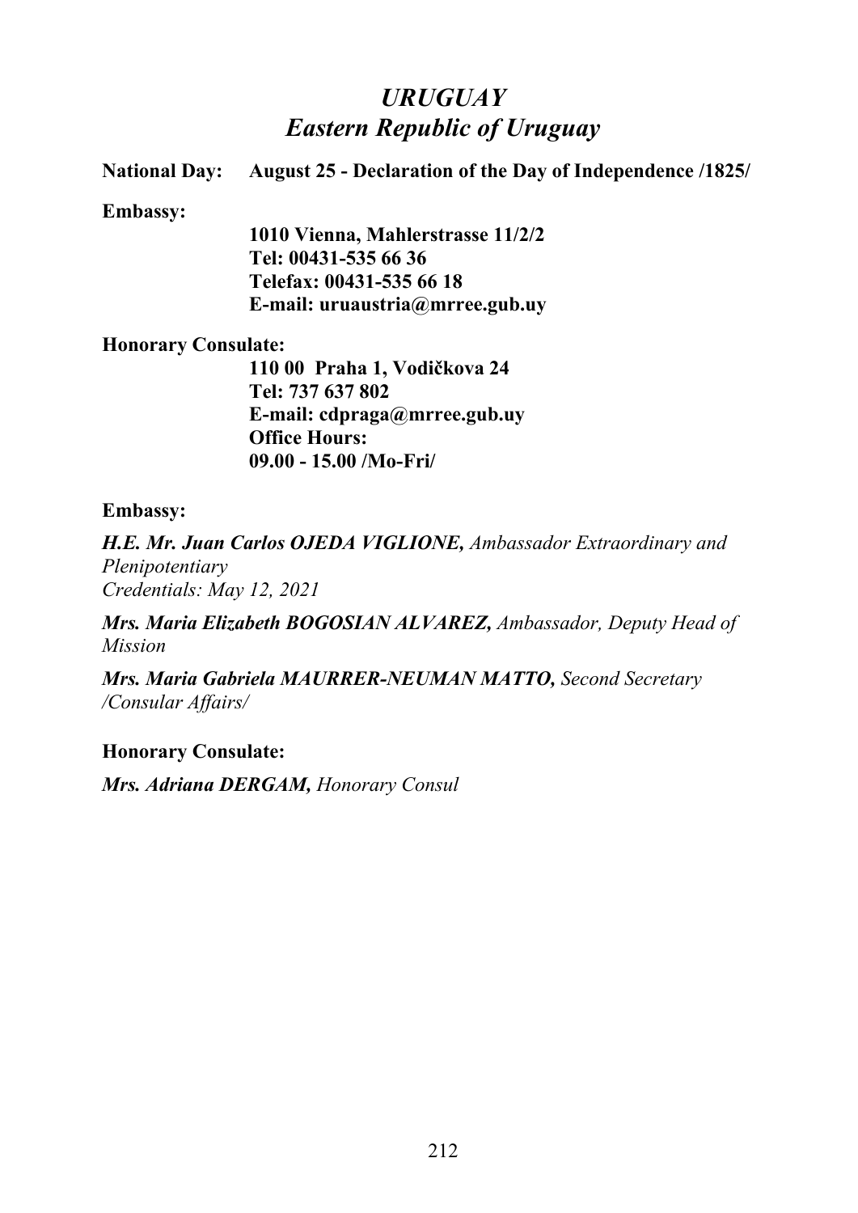# *URUGUAY*
## *Eastern Republic of Uruguay*

**National Day:** **August 25 - Declaration of the Day of Independence /1825/**

**Embassy:**

**1010 Vienna, Mahlerstrasse 11/2/2**
**Tel: 00431-535 66 36**
**Telefax: 00431-535 66 18**
**E-mail: uruaustria@mrree.gub.uy**

**Honorary Consulate:**

**110 00 Praha 1, Vodičkova 24**
**Tel: 737 637 802**
**E-mail: cdpraga@mrree.gub.uy**
**Office Hours:**
**09.00 - 15.00 /Mo-Fri/**

**Embassy:**

***H.E. Mr. Juan Carlos OJEDA VIGLIONE,*** *Ambassador Extraordinary and Plenipotentiary*
*Credentials: May 12, 2021*

***Mrs. Maria Elizabeth BOGOSIAN ALVAREZ,*** *Ambassador, Deputy Head of Mission*

***Mrs. Maria Gabriela MAURRER-NEUMAN MATTO,*** *Second Secretary /Consular Affairs/*

**Honorary Consulate:**

***Mrs. Adriana DERGAM,*** *Honorary Consul*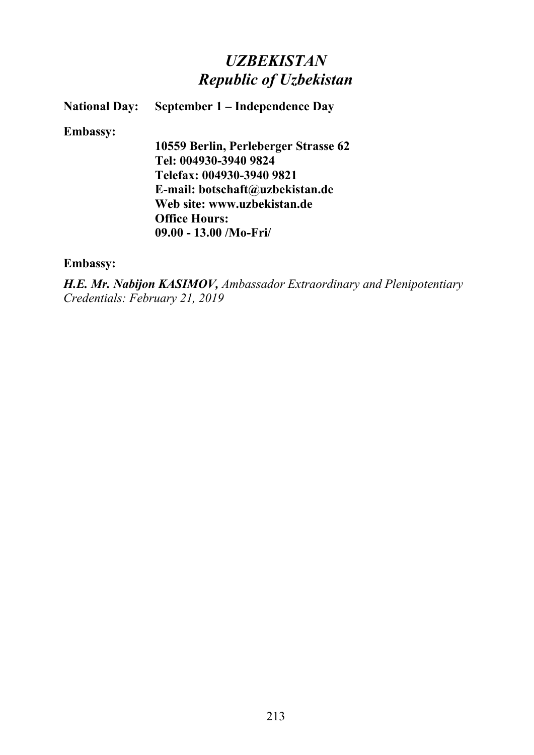# *UZBEKISTAN*
## *Republic of Uzbekistan*

**National Day:** **September 1 – Independence Day**

**Embassy:**

**10559 Berlin, Perleberger Strasse 62**
**Tel: 004930-3940 9824**
**Telefax: 004930-3940 9821**
**E-mail: botschaft@uzbekistan.de**
**Web site: www.uzbekistan.de**
**Office Hours:**
**09.00 - 13.00 /Mo-Fri/**

**Embassy:**

***H.E. Mr. Nabijon KASIMOV,*** *Ambassador Extraordinary and Plenipotentiary*
*Credentials: February 21, 2019*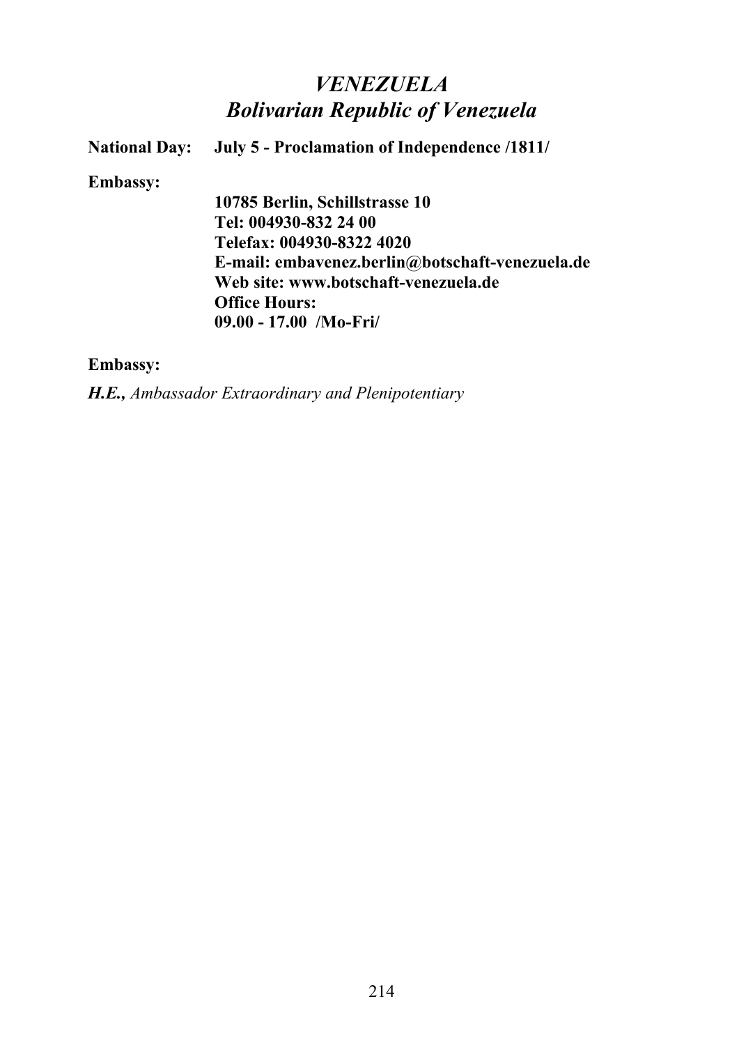# *VENEZUELA*
# *Bolivarian Republic of Venezuela*

**National Day:** **July 5 - Proclamation of Independence /1811/**

**Embassy:**

**10785 Berlin, Schillstrasse 10**
**Tel: 004930-832 24 00**
**Telefax: 004930-8322 4020**
**E-mail: embavenez.berlin@botschaft-venezuela.de**
**Web site: www.botschaft-venezuela.de**
**Office Hours:**
**09.00 - 17.00 /Mo-Fri/**

**Embassy:**

***H.E.,*** *Ambassador Extraordinary and Plenipotentiary*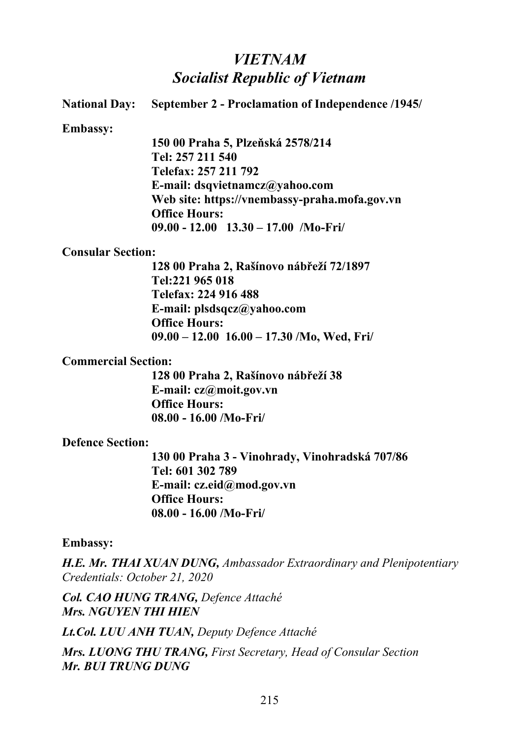# *VIETNAM*
## *Socialist Republic of Vietnam*

**National Day: September 2 - Proclamation of Independence /1945/**

**Embassy:**

**150 00 Praha 5, Plzeňská 2578/214**
**Tel: 257 211 540**
**Telefax: 257 211 792**
**E-mail: dsqvietnamcz@yahoo.com**
**Web site: https://vnembassy-praha.mofa.gov.vn**
**Office Hours:**
**09.00 - 12.00 13.30 – 17.00 /Mo-Fri/**

**Consular Section:**

**128 00 Praha 2, Rašínovo nábřeží 72/1897**
**Tel:221 965 018**
**Telefax: 224 916 488**
**E-mail: plsdsqcz@yahoo.com**
**Office Hours:**
**09.00 – 12.00 16.00 – 17.30 /Mo, Wed, Fri/**

**Commercial Section:**

**128 00 Praha 2, Rašínovo nábřeží 38**
**E-mail: cz@moit.gov.vn**
**Office Hours:**
**08.00 - 16.00 /Mo-Fri/**

**Defence Section:**

**130 00 Praha 3 - Vinohrady, Vinohradská 707/86**
**Tel: 601 302 789**
**E-mail: cz.eid@mod.gov.vn**
**Office Hours:**
**08.00 - 16.00 /Mo-Fri/**

**Embassy:**

***H.E. Mr. THAI XUAN DUNG,*** *Ambassador Extraordinary and Plenipotentiary*
*Credentials: October 21, 2020*

***Col. CAO HUNG TRANG,*** *Defence Attaché*
***Mrs. NGUYEN THI HIEN***

***Lt.Col. LUU ANH TUAN,*** *Deputy Defence Attaché*

***Mrs. LUONG THU TRANG,*** *First Secretary, Head of Consular Section*
***Mr. BUI TRUNG DUNG***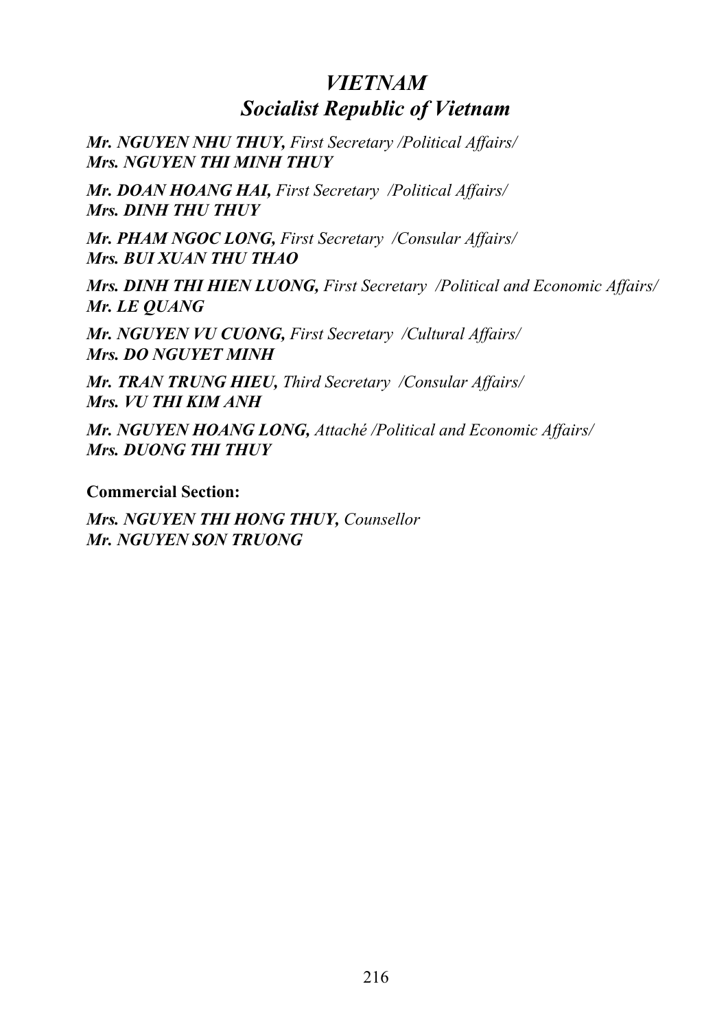## *VIETNAM*
## *Socialist Republic of Vietnam*

***Mr. NGUYEN NHU THUY,*** *First Secretary /Political Affairs/*
***Mrs. NGUYEN THI MINH THUY***

***Mr. DOAN HOANG HAI,*** *First Secretary /Political Affairs/*
***Mrs. DINH THU THUY***

***Mr. PHAM NGOC LONG,*** *First Secretary /Consular Affairs/*
***Mrs. BUI XUAN THU THAO***

***Mrs. DINH THI HIEN LUONG,*** *First Secretary /Political and Economic Affairs/*
***Mr. LE QUANG***

***Mr. NGUYEN VU CUONG,*** *First Secretary /Cultural Affairs/*
***Mrs. DO NGUYET MINH***

***Mr. TRAN TRUNG HIEU,*** *Third Secretary /Consular Affairs/*
***Mrs. VU THI KIM ANH***

***Mr. NGUYEN HOANG LONG,*** *Attaché /Political and Economic Affairs/*
***Mrs. DUONG THI THUY***

**Commercial Section:**

***Mrs. NGUYEN THI HONG THUY,*** *Counsellor*
***Mr. NGUYEN SON TRUONG***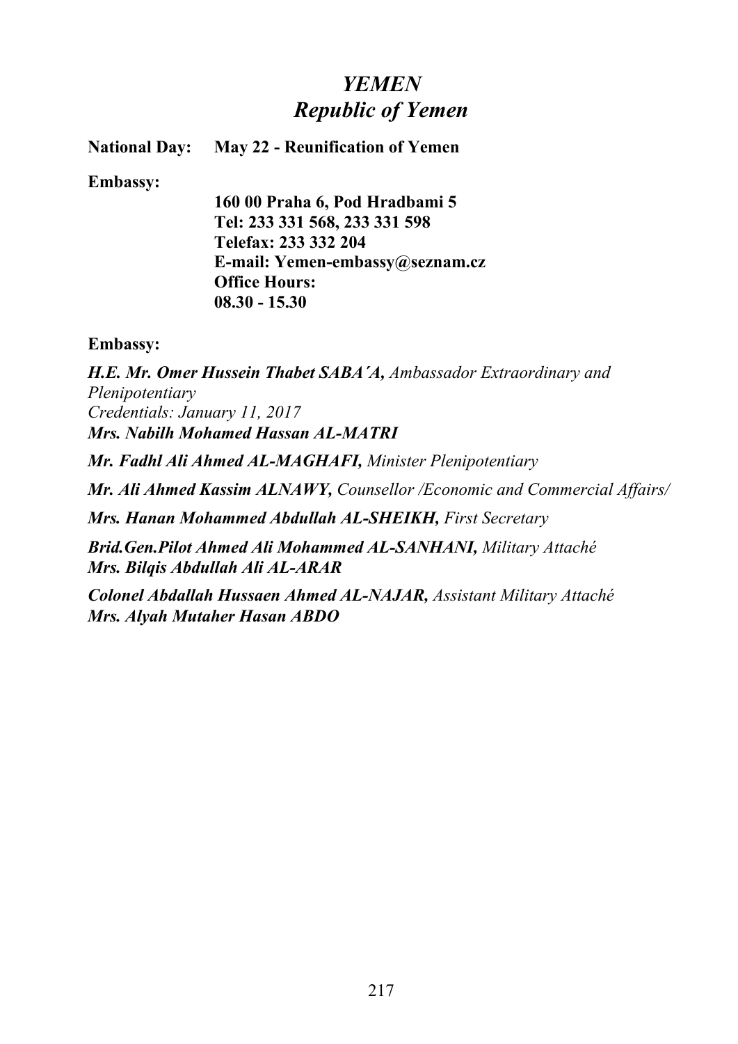# *YEMEN*
## *Republic of Yemen*

**National Day:** **May 22 - Reunification of Yemen**

**Embassy:**

**160 00 Praha 6, Pod Hradbami 5**
**Tel: 233 331 568, 233 331 598**
**Telefax: 233 332 204**
**E-mail: Yemen-embassy@seznam.cz**
**Office Hours:**
**08.30 - 15.30**

**Embassy:**

***H.E. Mr. Omer Hussein Thabet SABA´A,*** *Ambassador Extraordinary and Plenipotentiary*
*Credentials: January 11, 2017*
***Mrs. Nabilh Mohamed Hassan AL-MATRI***

***Mr. Fadhl Ali Ahmed AL-MAGHAFI,*** *Minister Plenipotentiary*

***Mr. Ali Ahmed Kassim ALNAWY,*** *Counsellor /Economic and Commercial Affairs/*

***Mrs. Hanan Mohammed Abdullah AL-SHEIKH,*** *First Secretary*

***Brid.Gen.Pilot Ahmed Ali Mohammed AL-SANHANI,*** *Military Attaché*
***Mrs. Bilqis Abdullah Ali AL-ARAR***

***Colonel Abdallah Hussaen Ahmed AL-NAJAR,*** *Assistant Military Attaché*
***Mrs. Alyah Mutaher Hasan ABDO***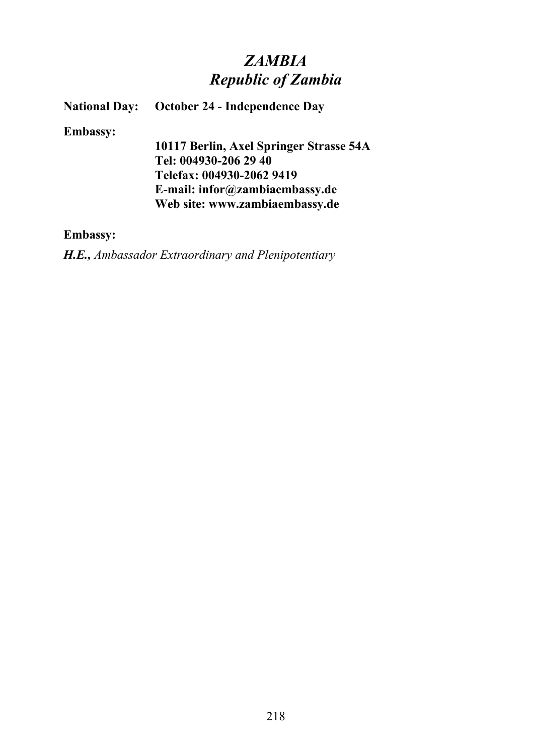# *ZAMBIA*
## *Republic of Zambia*

**National Day: October 24 - Independence Day**

**Embassy:**

**10117 Berlin, Axel Springer Strasse 54A**
**Tel: 004930-206 29 40**
**Telefax: 004930-2062 9419**
**E-mail: infor@zambiaembassy.de**
**Web site: www.zambiaembassy.de**

**Embassy:**

***H.E.,*** *Ambassador Extraordinary and Plenipotentiary*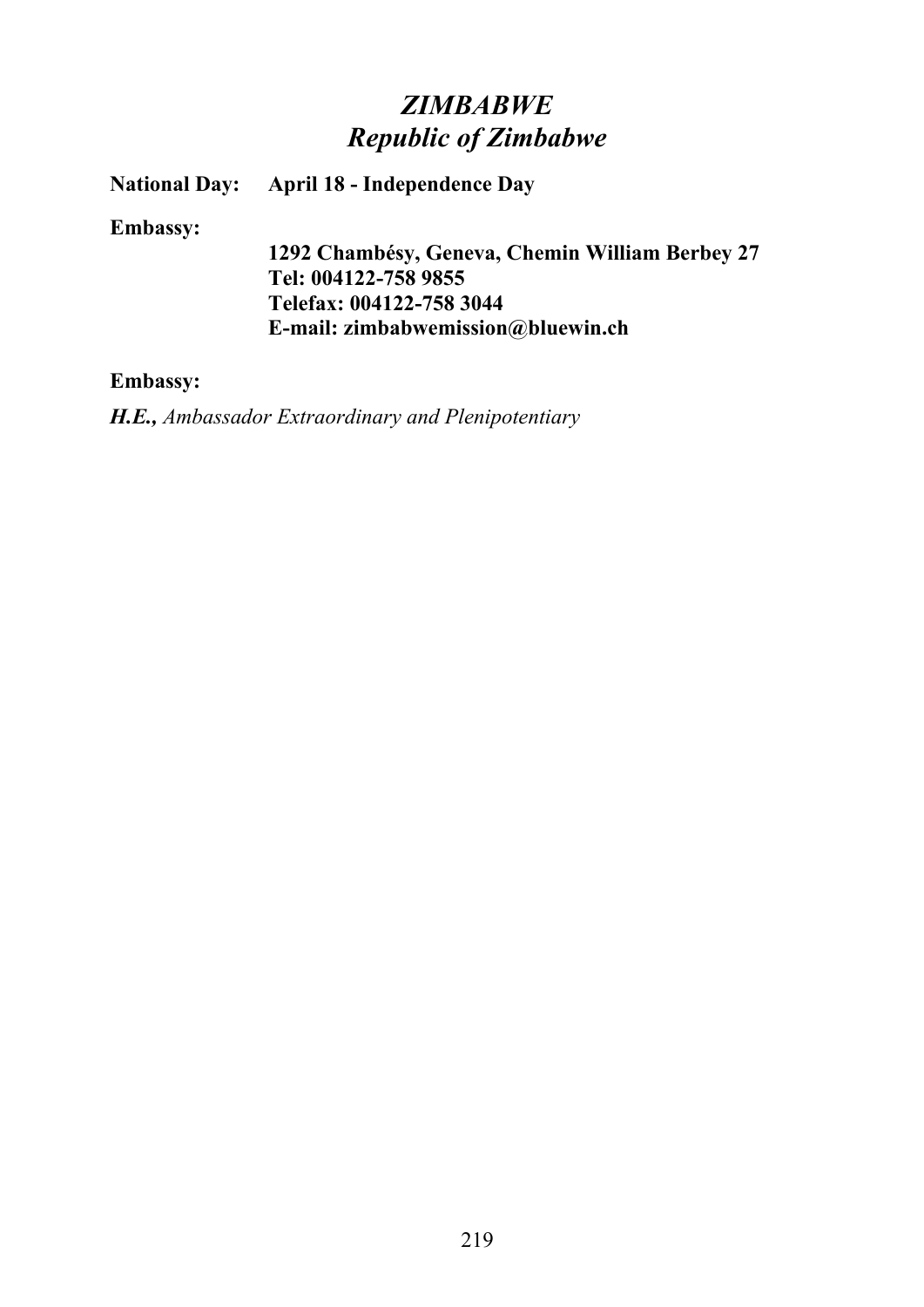# *ZIMBABWE*
# *Republic of Zimbabwe*

**National Day: April 18 - Independence Day**

**Embassy:**

**1292 Chambésy, Geneva, Chemin William Berbey 27**
**Tel: 004122-758 9855**
**Telefax: 004122-758 3044**
**E-mail: zimbabwemission@bluewin.ch**

**Embassy:**

***H.E.,*** *Ambassador Extraordinary and Plenipotentiary*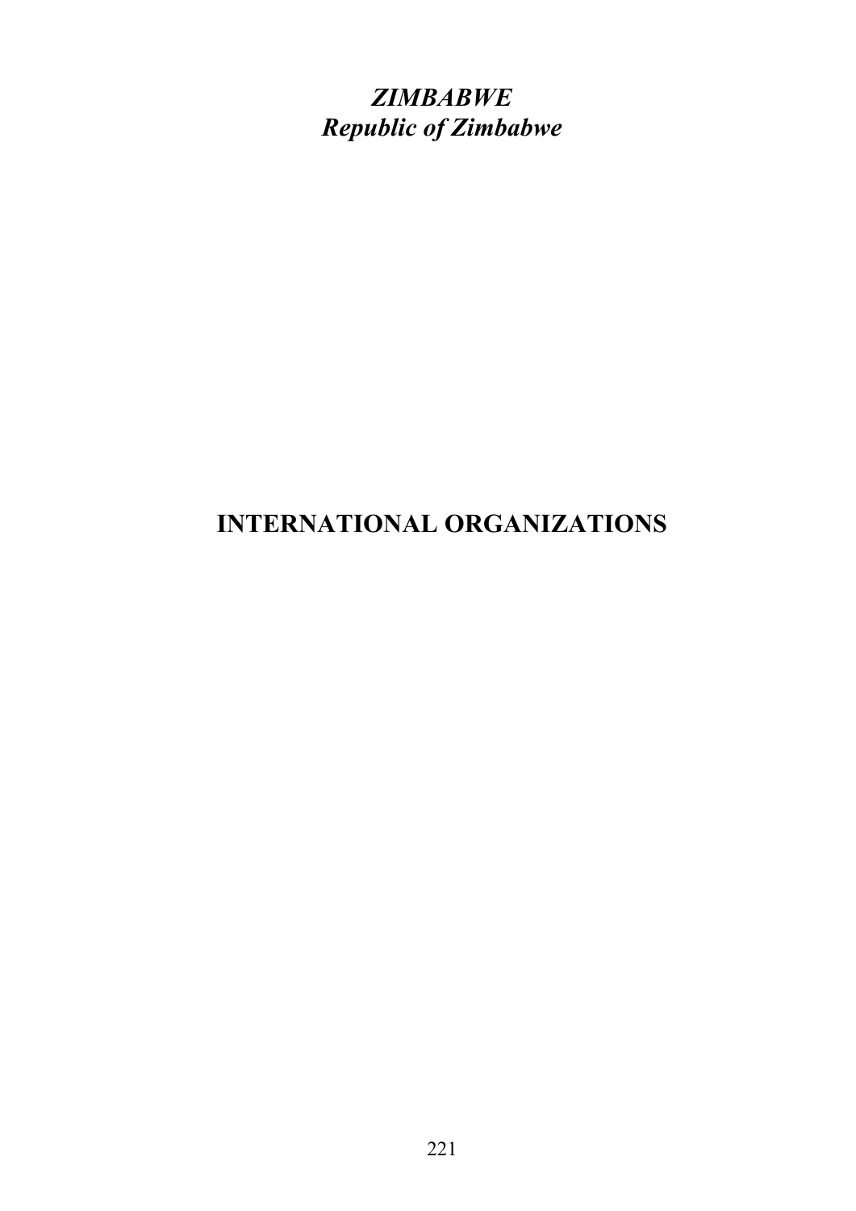*ZIMBABWE*
***Republic of Zimbabwe***

# INTERNATIONAL ORGANIZATIONS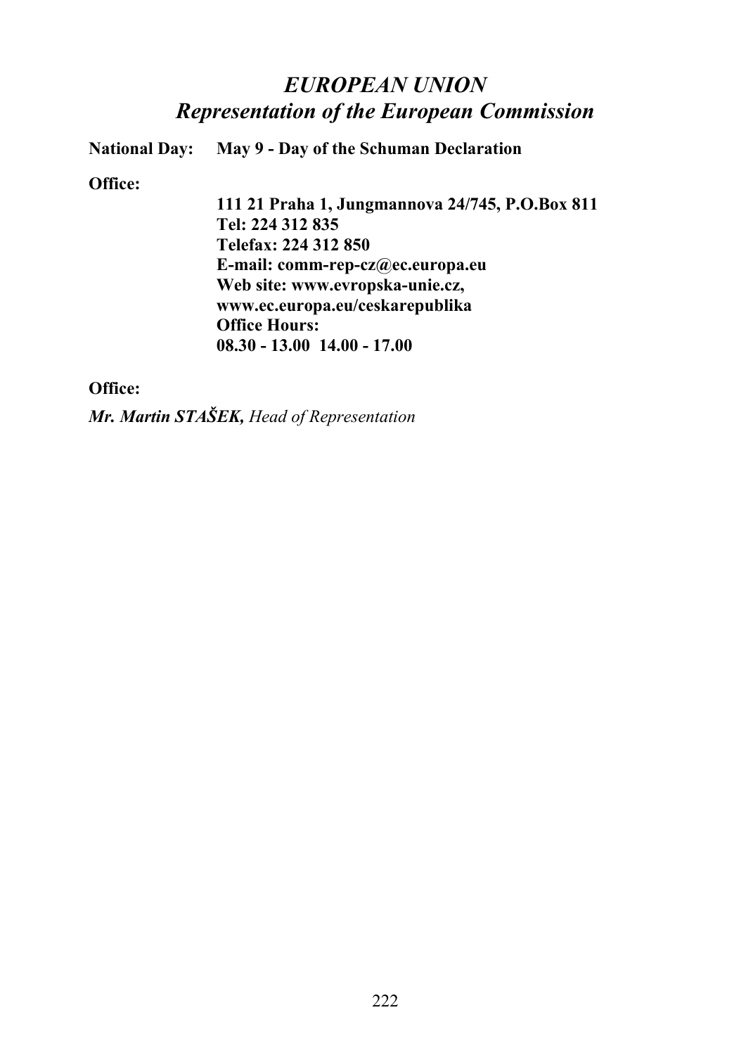# *EUROPEAN UNION*
# *Representation of the European Commission*

**National Day:** **May 9 - Day of the Schuman Declaration**

**Office:**

**111 21 Praha 1, Jungmannova 24/745, P.O.Box 811**
**Tel: 224 312 835**
**Telefax: 224 312 850**
**E-mail: comm-rep-cz@ec.europa.eu**
**Web site: www.evropska-unie.cz,**
**www.ec.europa.eu/ceskarepublika**
**Office Hours:**
**08.30 - 13.00 14.00 - 17.00**

**Office:**

***Mr. Martin STAŠEK,*** *Head of Representation*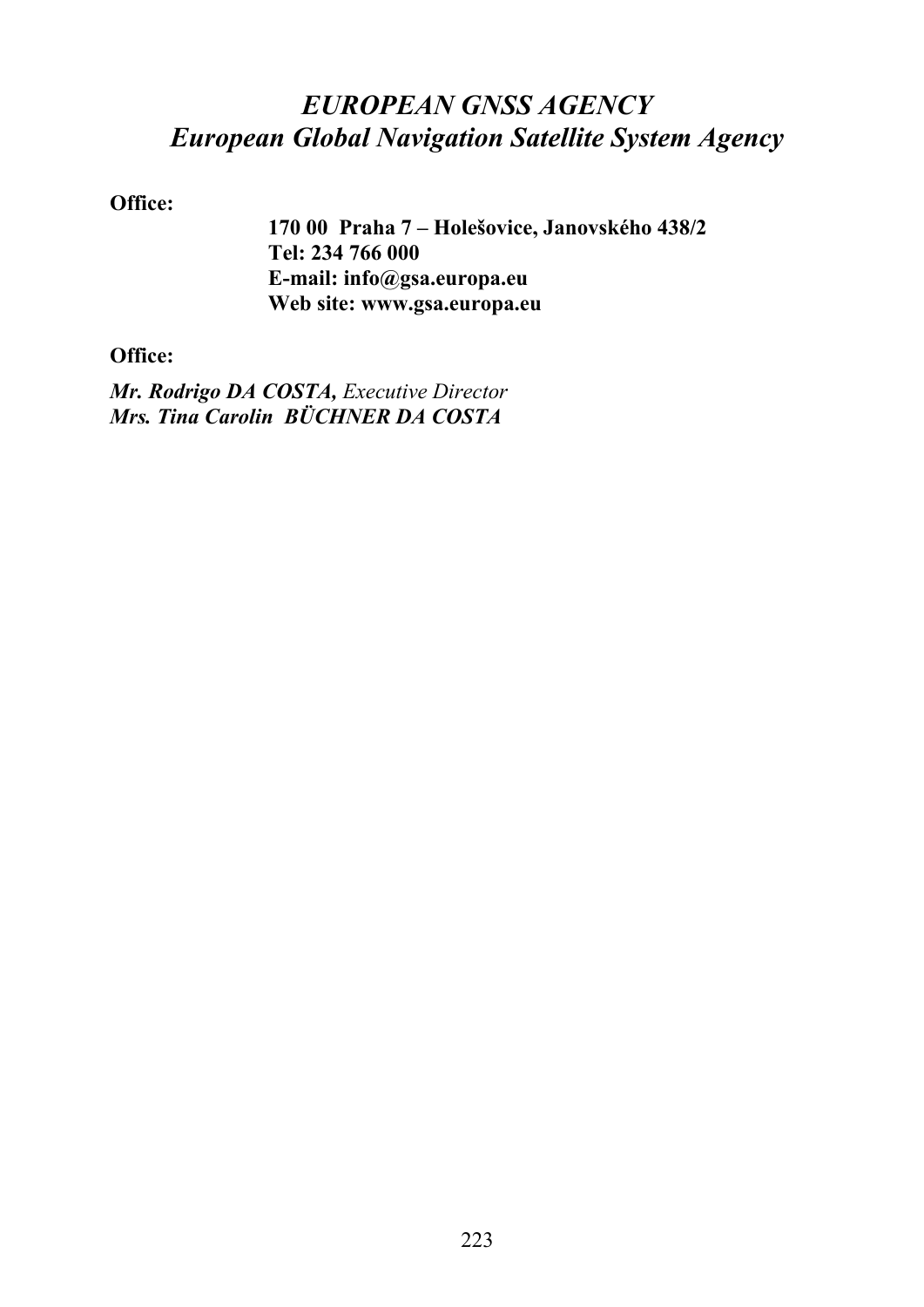## *EUROPEAN GNSS AGENCY*
## *European Global Navigation Satellite System Agency*

**Office:**

**170 00  Praha 7 – Holešovice, Janovského 438/2**
**Tel: 234 766 000**
**E-mail: info@gsa.europa.eu**
**Web site: www.gsa.europa.eu**

**Office:**

***Mr. Rodrigo DA COSTA,*** *Executive Director*
***Mrs. Tina Carolin  BÜCHNER DA COSTA***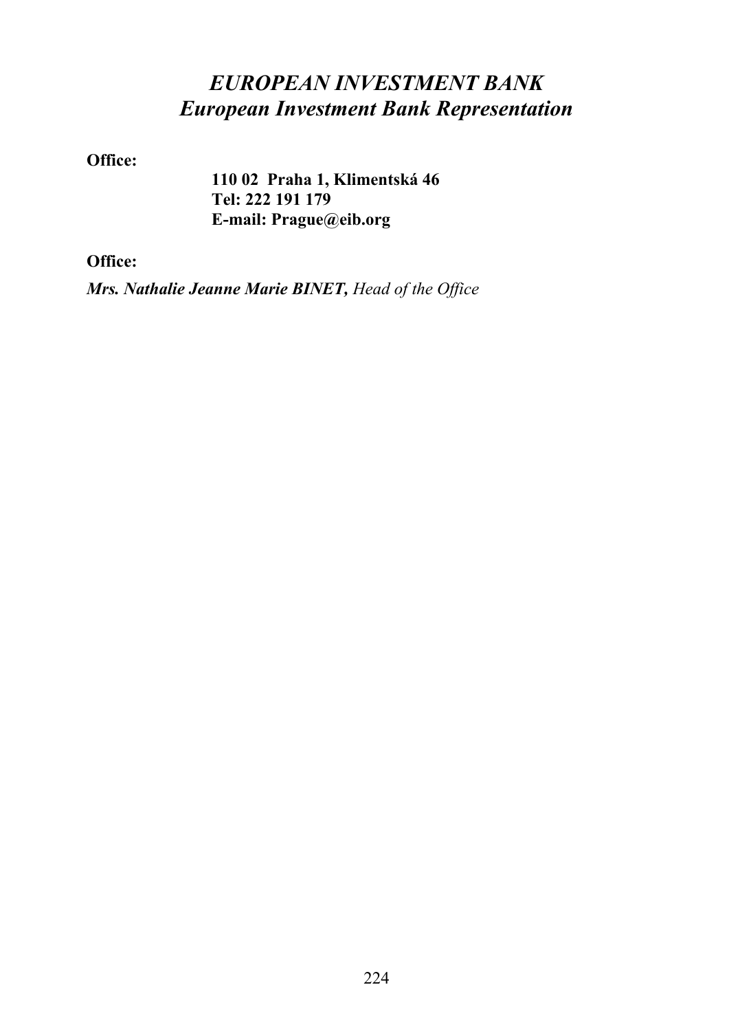# *EUROPEAN INVESTMENT BANK*
## *European Investment Bank Representation*

**Office:**

**110 02 Praha 1, Klimentská 46**
**Tel: 222 191 179**
**E-mail: Prague@eib.org**

**Office:**

***Mrs. Nathalie Jeanne Marie BINET,*** *Head of the Office*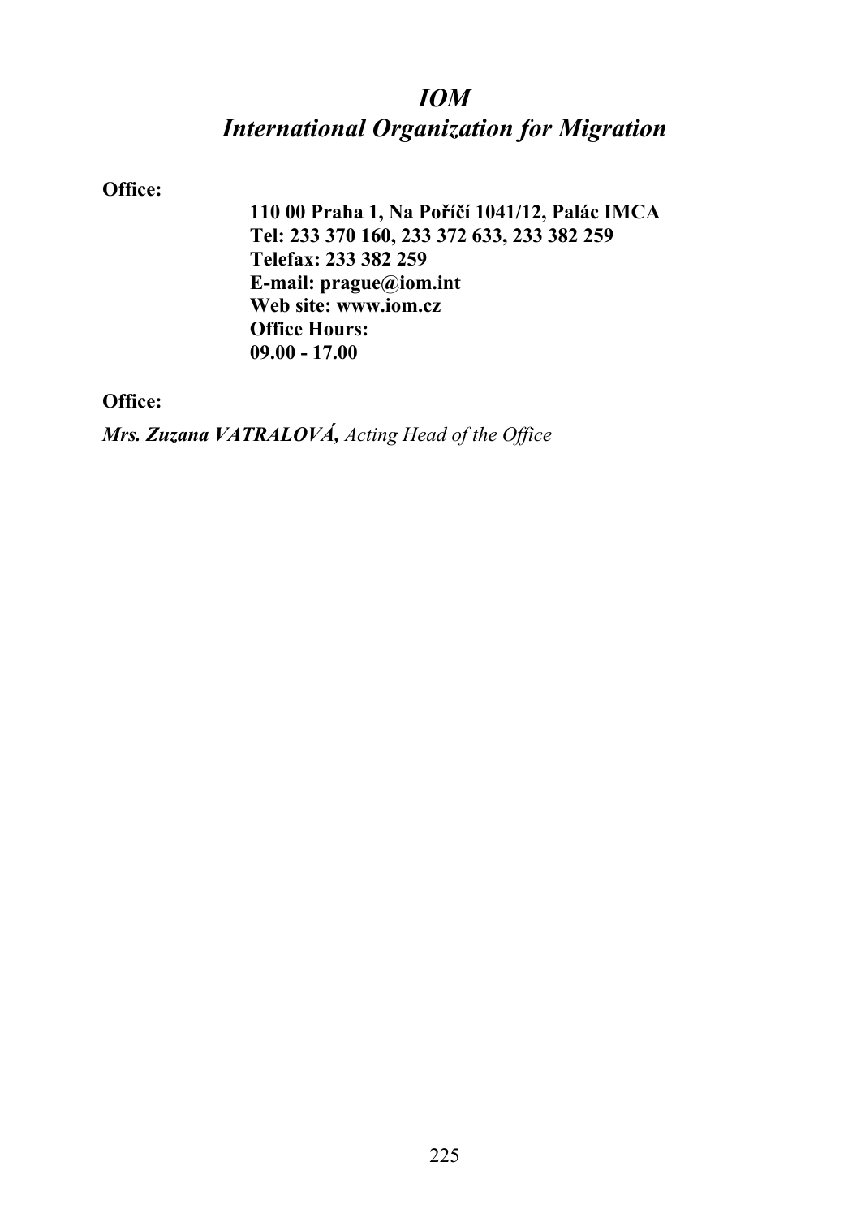# *IOM*
# *International Organization for Migration*

**Office:**

**110 00 Praha 1, Na Poříčí 1041/12, Palác IMCA**
**Tel: 233 370 160, 233 372 633, 233 382 259**
**Telefax: 233 382 259**
**E-mail: prague@iom.int**
**Web site: www.iom.cz**
**Office Hours:**
**09.00 - 17.00**

**Office:**

***Mrs. Zuzana VATRALOVÁ,*** *Acting Head of the Office*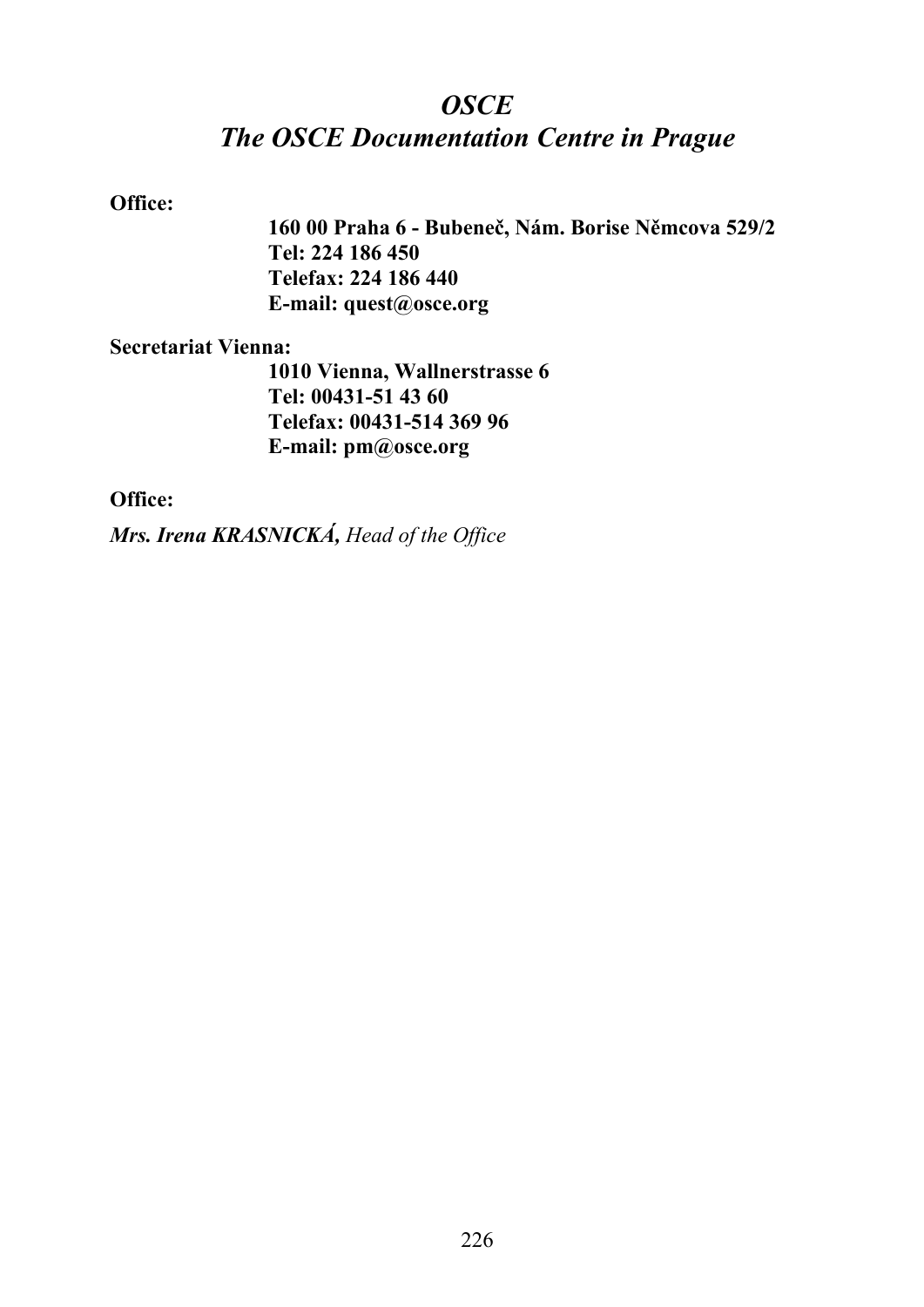# *OSCE*
# *The OSCE Documentation Centre in Prague*

**Office:**

**160 00 Praha 6 - Bubeneč, Nám. Borise Němcova 529/2**
**Tel: 224 186 450**
**Telefax: 224 186 440**
**E-mail: quest@osce.org**

**Secretariat Vienna:**

**1010 Vienna, Wallnerstrasse 6**
**Tel: 00431-51 43 60**
**Telefax: 00431-514 369 96**
**E-mail: pm@osce.org**

**Office:**

***Mrs. Irena KRASNICKÁ,*** *Head of the Office*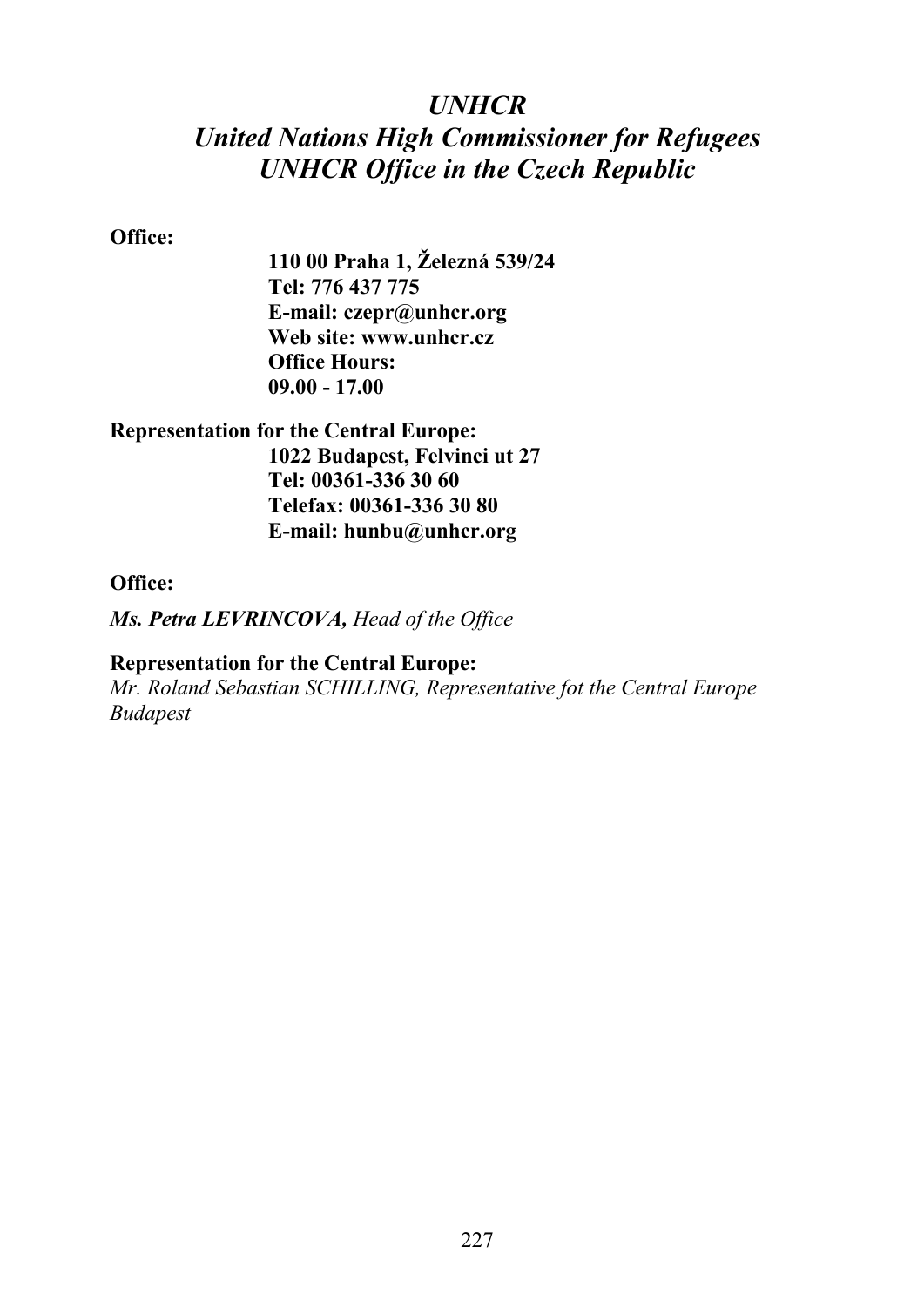# *UNHCR*
# *United Nations High Commissioner for Refugees*
# *UNHCR Office in the Czech Republic*

**Office:**

**110 00 Praha 1, Železná 539/24**
**Tel: 776 437 775**
**E-mail: czepr@unhcr.org**
**Web site: www.unhcr.cz**
**Office Hours:**
**09.00 - 17.00**

**Representation for the Central Europe:**

**1022 Budapest, Felvinci ut 27**
**Tel: 00361-336 30 60**
**Telefax: 00361-336 30 80**
**E-mail: hunbu@unhcr.org**

**Office:**

***Ms. Petra LEVRINCOVA,*** *Head of the Office*

**Representation for the Central Europe:**

*Mr. Roland Sebastian SCHILLING, Representative fot the Central Europe Budapest*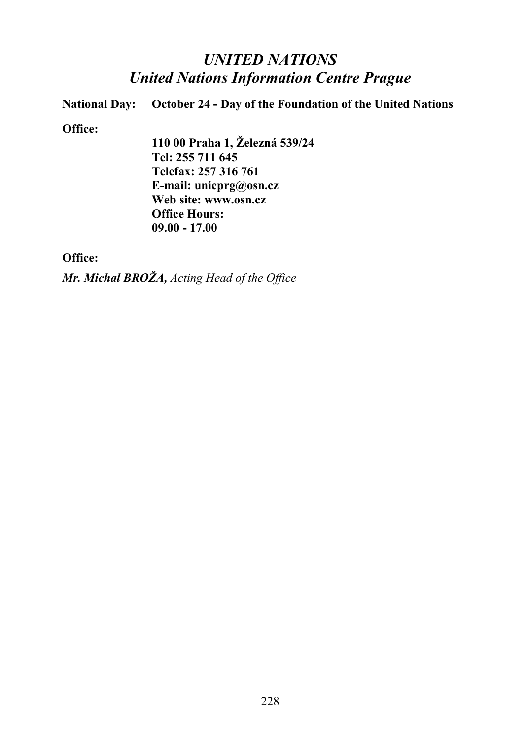# *UNITED NATIONS*
## *United Nations Information Centre Prague*

**National Day:** **October 24 - Day of the Foundation of the United Nations**

**Office:**

**110 00 Praha 1, Železná 539/24**
**Tel: 255 711 645**
**Telefax: 257 316 761**
**E-mail: unicprg@osn.cz**
**Web site: www.osn.cz**
**Office Hours:**
**09.00 - 17.00**

**Office:**

***Mr. Michal BROŽA,*** *Acting Head of the Office*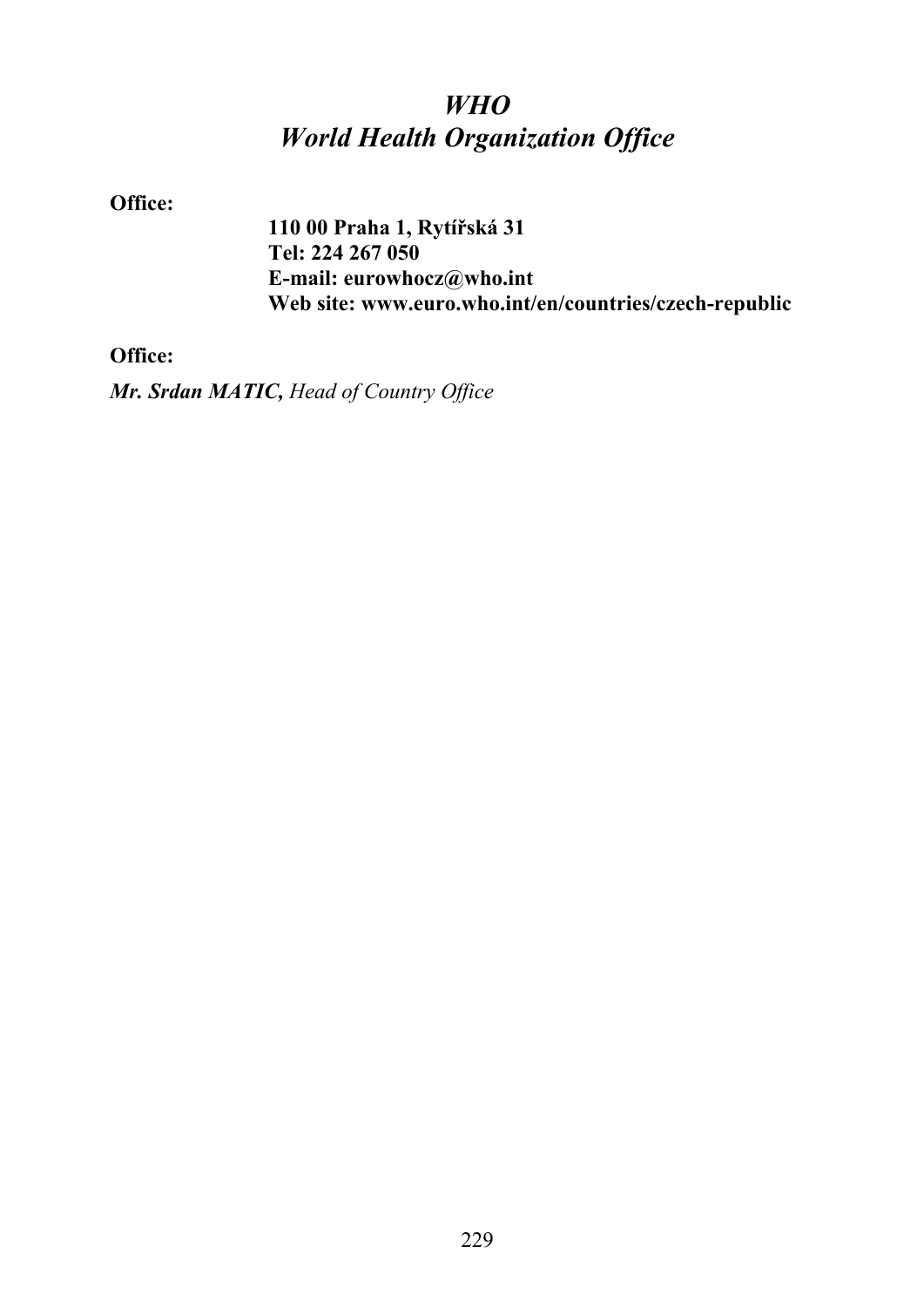# *WHO*
# *World Health Organization Office*

**Office:**

**110 00 Praha 1, Rytířská 31**
**Tel: 224 267 050**
**E-mail: eurowhocz@who.int**
**Web site: www.euro.who.int/en/countries/czech-republic**

**Office:**

***Mr. Srdan MATIC,*** *Head of Country Office*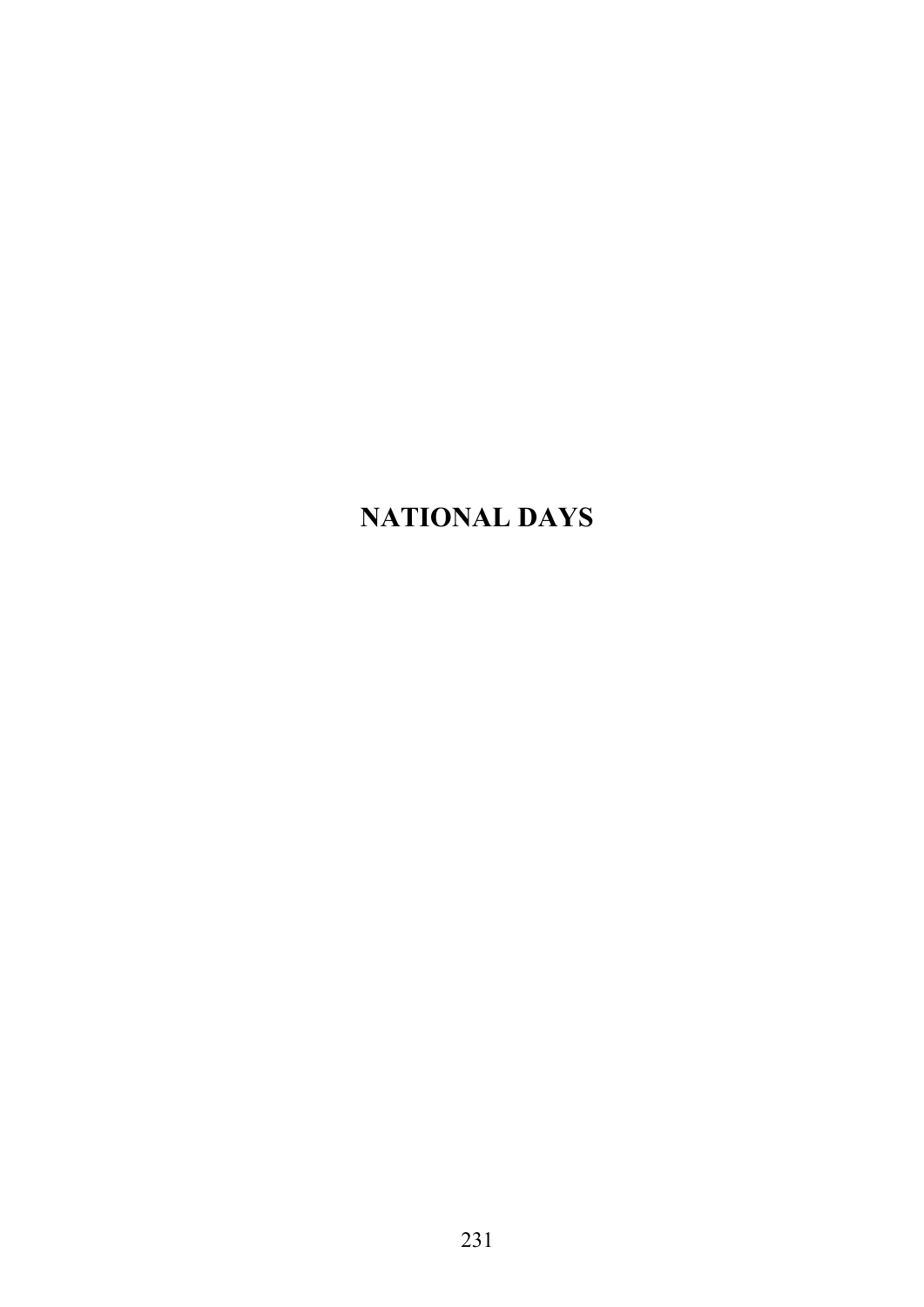# NATIONAL DAYS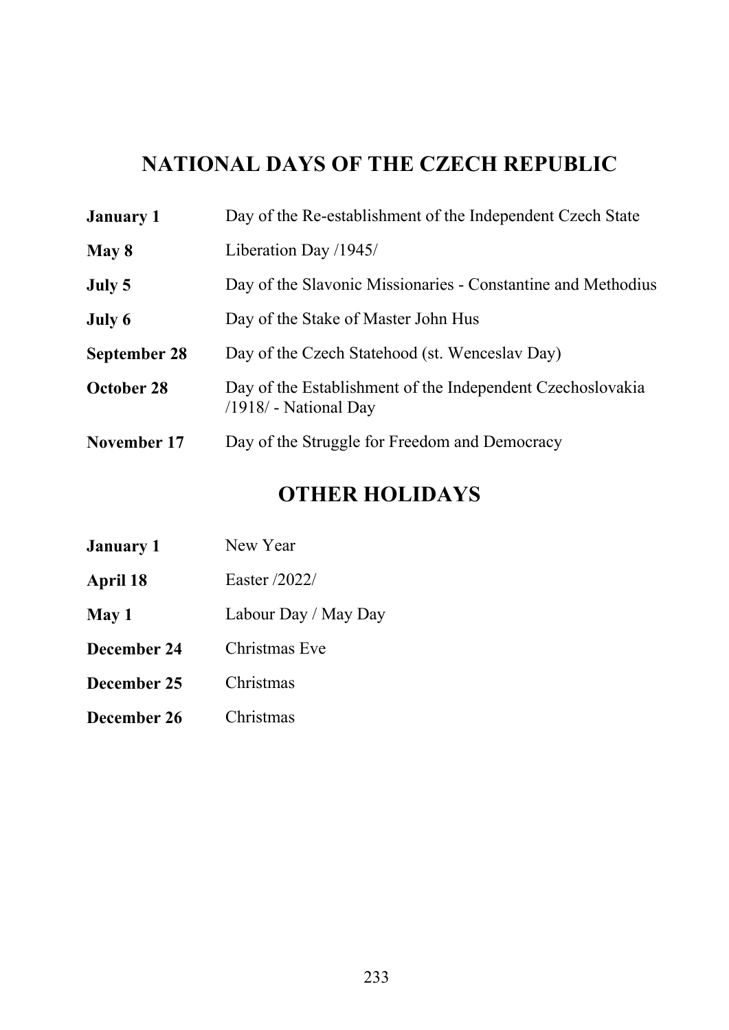# NATIONAL DAYS OF THE CZECH REPUBLIC

| | |
|---|---|
| **January 1** | Day of the Re-establishment of the Independent Czech State |
| **May 8** | Liberation Day /1945/ |
| **July 5** | Day of the Slavonic Missionaries - Constantine and Methodius |
| **July 6** | Day of the Stake of Master John Hus |
| **September 28** | Day of the Czech Statehood (st. Wenceslav Day) |
| **October 28** | Day of the Establishment of the Independent Czechoslovakia /1918/ - National Day |
| **November 17** | Day of the Struggle for Freedom and Democracy |

# OTHER HOLIDAYS

| | |
|---|---|
| **January 1** | New Year |
| **April 18** | Easter /2022/ |
| **May 1** | Labour Day / May Day |
| **December 24** | Christmas Eve |
| **December 25** | Christmas |
| **December 26** | Christmas |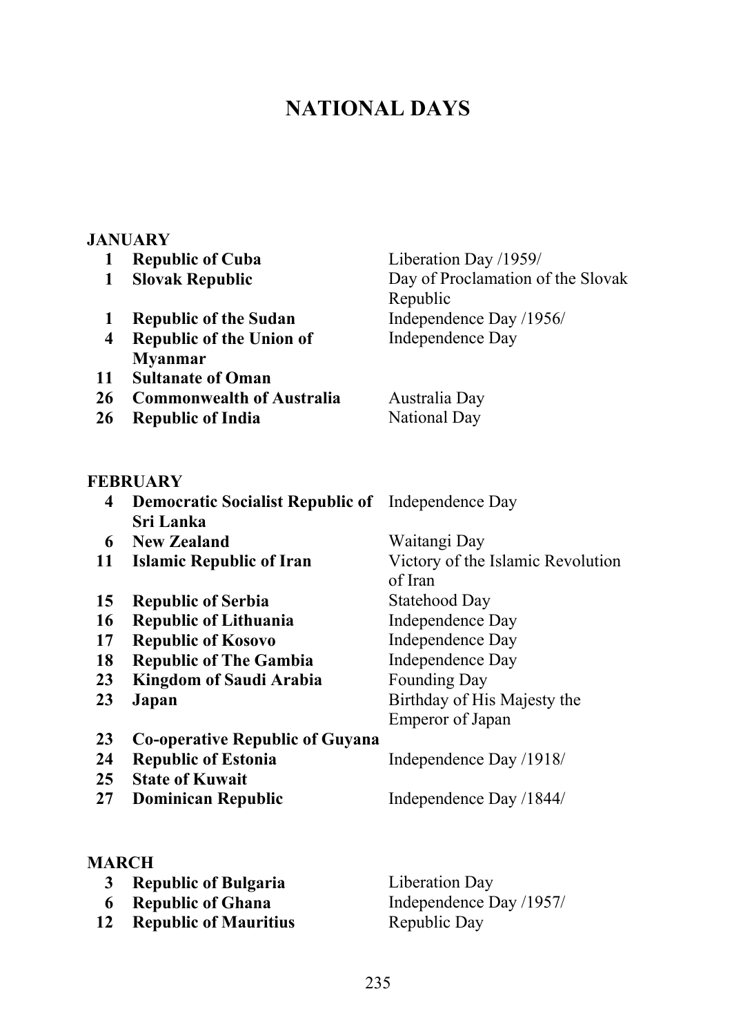# NATIONAL DAYS

## JANUARY

| | | |
|---|---|---|
| 1 | **Republic of Cuba** | Liberation Day /1959/ |
| 1 | **Slovak Republic** | Day of Proclamation of the Slovak Republic |
| 1 | **Republic of the Sudan** | Independence Day /1956/ |
| 4 | **Republic of the Union of Myanmar** | Independence Day |
| 11 | **Sultanate of Oman** | |
| 26 | **Commonwealth of Australia** | Australia Day |
| 26 | **Republic of India** | National Day |

## FEBRUARY

| | | |
|---|---|---|
| 4 | **Democratic Socialist Republic of Sri Lanka** | Independence Day |
| 6 | **New Zealand** | Waitangi Day |
| 11 | **Islamic Republic of Iran** | Victory of the Islamic Revolution of Iran |
| 15 | **Republic of Serbia** | Statehood Day |
| 16 | **Republic of Lithuania** | Independence Day |
| 17 | **Republic of Kosovo** | Independence Day |
| 18 | **Republic of The Gambia** | Independence Day |
| 23 | **Kingdom of Saudi Arabia** | Founding Day |
| 23 | **Japan** | Birthday of His Majesty the Emperor of Japan |
| 23 | **Co-operative Republic of Guyana** | |
| 24 | **Republic of Estonia** | Independence Day /1918/ |
| 25 | **State of Kuwait** | |
| 27 | **Dominican Republic** | Independence Day /1844/ |

## MARCH

| | | |
|---|---|---|
| 3 | **Republic of Bulgaria** | Liberation Day |
| 6 | **Republic of Ghana** | Independence Day /1957/ |
| 12 | **Republic of Mauritius** | Republic Day |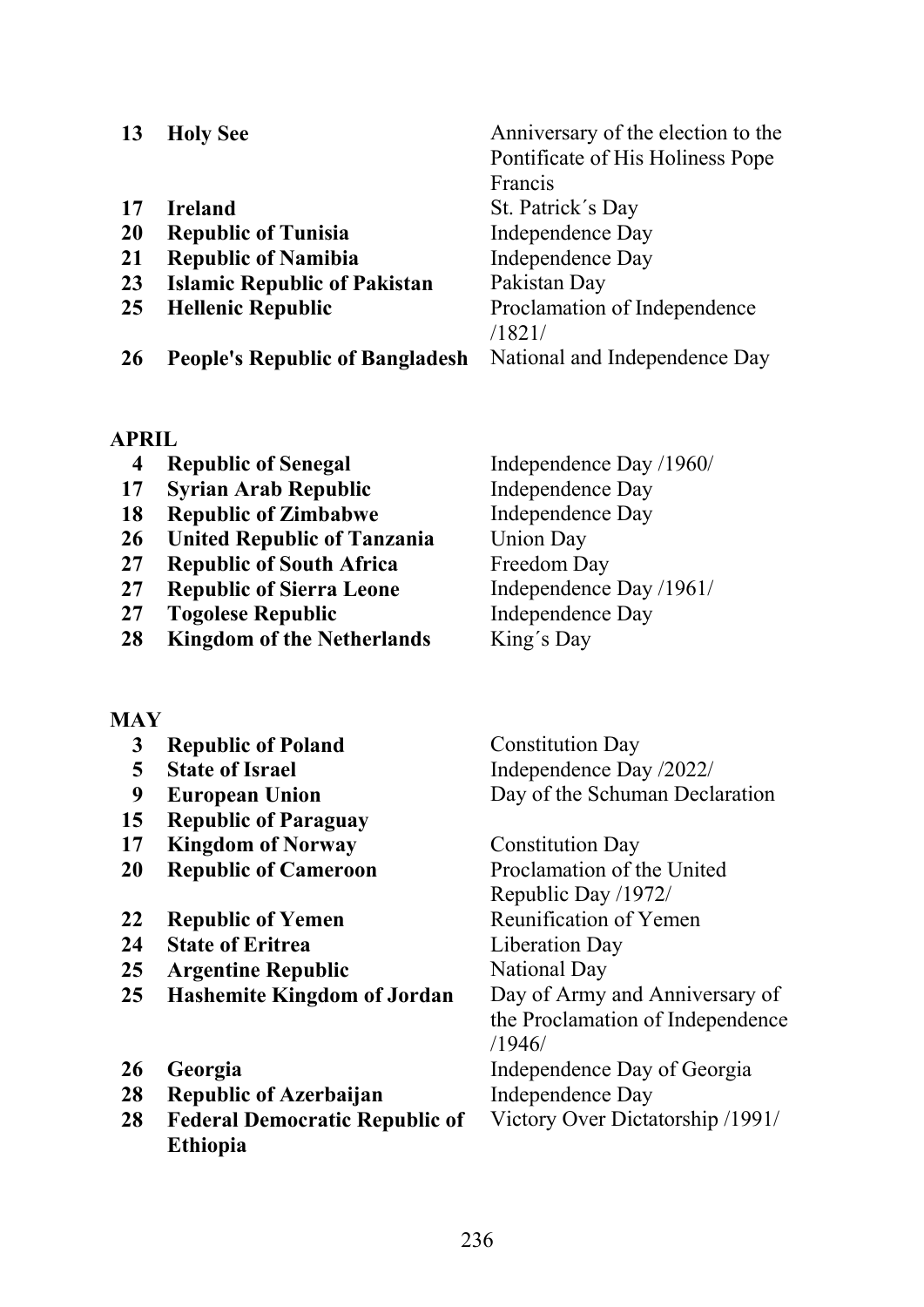| | | |
|---|---|---|
| 13 | **Holy See** | Anniversary of the election to the Pontificate of His Holiness Pope Francis |
| 17 | **Ireland** | St. Patrick´s Day |
| 20 | **Republic of Tunisia** | Independence Day |
| 21 | **Republic of Namibia** | Independence Day |
| 23 | **Islamic Republic of Pakistan** | Pakistan Day |
| 25 | **Hellenic Republic** | Proclamation of Independence /1821/ |
| 26 | **People's Republic of Bangladesh** | National and Independence Day |

**APRIL**

| | | |
|---|---|---|
| 4 | **Republic of Senegal** | Independence Day /1960/ |
| 17 | **Syrian Arab Republic** | Independence Day |
| 18 | **Republic of Zimbabwe** | Independence Day |
| 26 | **United Republic of Tanzania** | Union Day |
| 27 | **Republic of South Africa** | Freedom Day |
| 27 | **Republic of Sierra Leone** | Independence Day /1961/ |
| 27 | **Togolese Republic** | Independence Day |
| 28 | **Kingdom of the Netherlands** | King´s Day |

**MAY**

| | | |
|---|---|---|
| 3 | **Republic of Poland** | Constitution Day |
| 5 | **State of Israel** | Independence Day /2022/ |
| 9 | **European Union** | Day of the Schuman Declaration |
| 15 | **Republic of Paraguay** | |
| 17 | **Kingdom of Norway** | Constitution Day |
| 20 | **Republic of Cameroon** | Proclamation of the United Republic Day /1972/ |
| 22 | **Republic of Yemen** | Reunification of Yemen |
| 24 | **State of Eritrea** | Liberation Day |
| 25 | **Argentine Republic** | National Day |
| 25 | **Hashemite Kingdom of Jordan** | Day of Army and Anniversary of the Proclamation of Independence /1946/ |
| 26 | **Georgia** | Independence Day of Georgia |
| 28 | **Republic of Azerbaijan** | Independence Day |
| 28 | **Federal Democratic Republic of Ethiopia** | Victory Over Dictatorship /1991/ |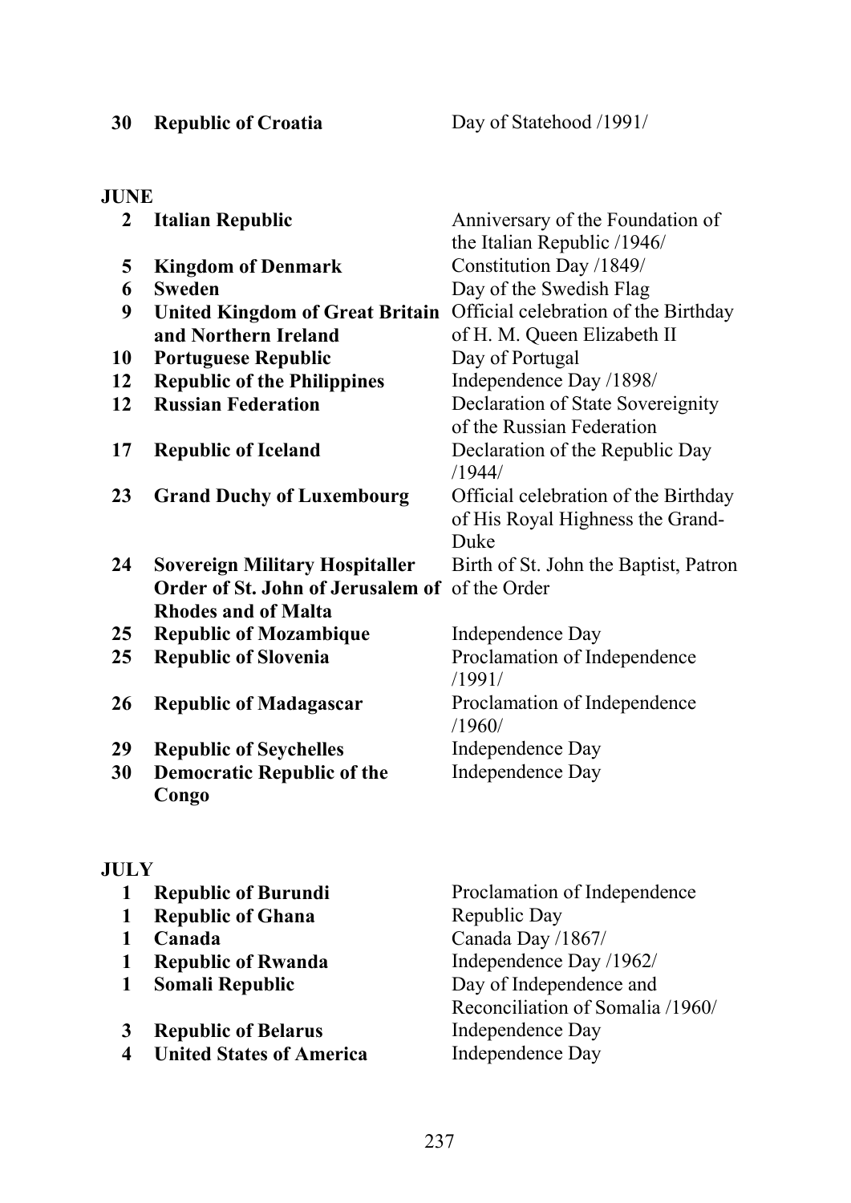| | | |
|---|---|---|
| **30** | **Republic of Croatia** | Day of Statehood /1991/ |

**JUNE**

| | | |
|---|---|---|
| **2** | **Italian Republic** | Anniversary of the Foundation of the Italian Republic /1946/ |
| **5** | **Kingdom of Denmark** | Constitution Day /1849/ |
| **6** | **Sweden** | Day of the Swedish Flag |
| **9** | **United Kingdom of Great Britain and Northern Ireland** | Official celebration of the Birthday of H. M. Queen Elizabeth II |
| **10** | **Portuguese Republic** | Day of Portugal |
| **12** | **Republic of the Philippines** | Independence Day /1898/ |
| **12** | **Russian Federation** | Declaration of State Sovereignity of the Russian Federation |
| **17** | **Republic of Iceland** | Declaration of the Republic Day /1944/ |
| **23** | **Grand Duchy of Luxembourg** | Official celebration of the Birthday of His Royal Highness the Grand-Duke |
| **24** | **Sovereign Military Hospitaller Order of St. John of Jerusalem of Rhodes and of Malta** | Birth of St. John the Baptist, Patron of the Order |
| **25** | **Republic of Mozambique** | Independence Day |
| **25** | **Republic of Slovenia** | Proclamation of Independence /1991/ |
| **26** | **Republic of Madagascar** | Proclamation of Independence /1960/ |
| **29** | **Republic of Seychelles** | Independence Day |
| **30** | **Democratic Republic of the Congo** | Independence Day |

**JULY**

| | | |
|---|---|---|
| **1** | **Republic of Burundi** | Proclamation of Independence |
| **1** | **Republic of Ghana** | Republic Day |
| **1** | **Canada** | Canada Day /1867/ |
| **1** | **Republic of Rwanda** | Independence Day /1962/ |
| **1** | **Somali Republic** | Day of Independence and Reconciliation of Somalia /1960/ |
| **3** | **Republic of Belarus** | Independence Day |
| **4** | **United States of America** | Independence Day |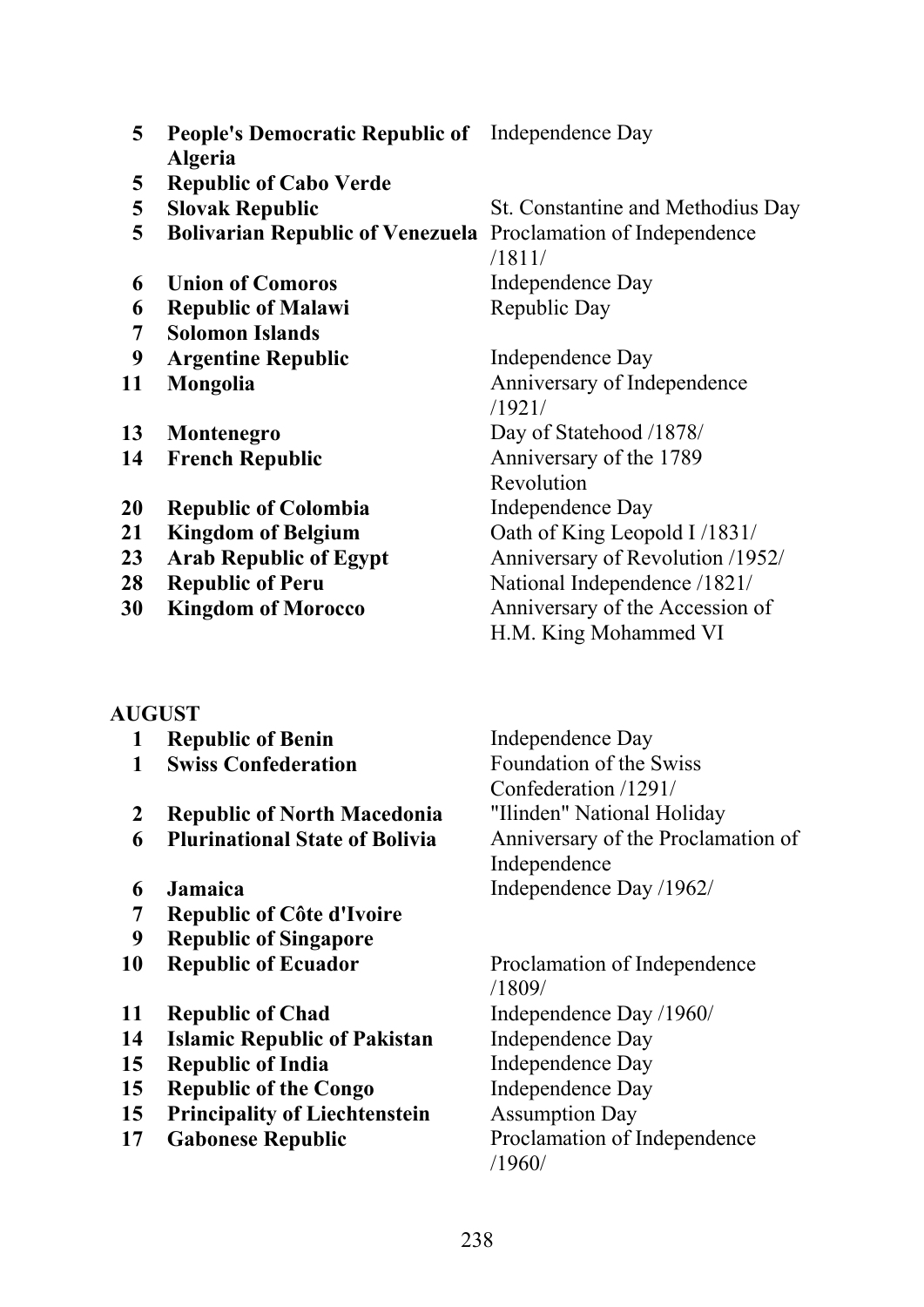| | | |
|---|---|---|
| **5** | **People's Democratic Republic of Algeria** | Independence Day |
| **5** | **Republic of Cabo Verde** | |
| **5** | **Slovak Republic** | St. Constantine and Methodius Day |
| **5** | **Bolivarian Republic of Venezuela** | Proclamation of Independence /1811/ |
| **6** | **Union of Comoros** | Independence Day |
| **6** | **Republic of Malawi** | Republic Day |
| **7** | **Solomon Islands** | |
| **9** | **Argentine Republic** | Independence Day |
| **11** | **Mongolia** | Anniversary of Independence /1921/ |
| **13** | **Montenegro** | Day of Statehood /1878/ |
| **14** | **French Republic** | Anniversary of the 1789 Revolution |
| **20** | **Republic of Colombia** | Independence Day |
| **21** | **Kingdom of Belgium** | Oath of King Leopold I /1831/ |
| **23** | **Arab Republic of Egypt** | Anniversary of Revolution /1952/ |
| **28** | **Republic of Peru** | National Independence /1821/ |
| **30** | **Kingdom of Morocco** | Anniversary of the Accession of H.M. King Mohammed VI |

**AUGUST**

| | | |
|---|---|---|
| **1** | **Republic of Benin** | Independence Day |
| **1** | **Swiss Confederation** | Foundation of the Swiss Confederation /1291/ |
| **2** | **Republic of North Macedonia** | "Ilinden" National Holiday |
| **6** | **Plurinational State of Bolivia** | Anniversary of the Proclamation of Independence |
| **6** | **Jamaica** | Independence Day /1962/ |
| **7** | **Republic of Côte d'Ivoire** | |
| **9** | **Republic of Singapore** | |
| **10** | **Republic of Ecuador** | Proclamation of Independence /1809/ |
| **11** | **Republic of Chad** | Independence Day /1960/ |
| **14** | **Islamic Republic of Pakistan** | Independence Day |
| **15** | **Republic of India** | Independence Day |
| **15** | **Republic of the Congo** | Independence Day |
| **15** | **Principality of Liechtenstein** | Assumption Day |
| **17** | **Gabonese Republic** | Proclamation of Independence /1960/ |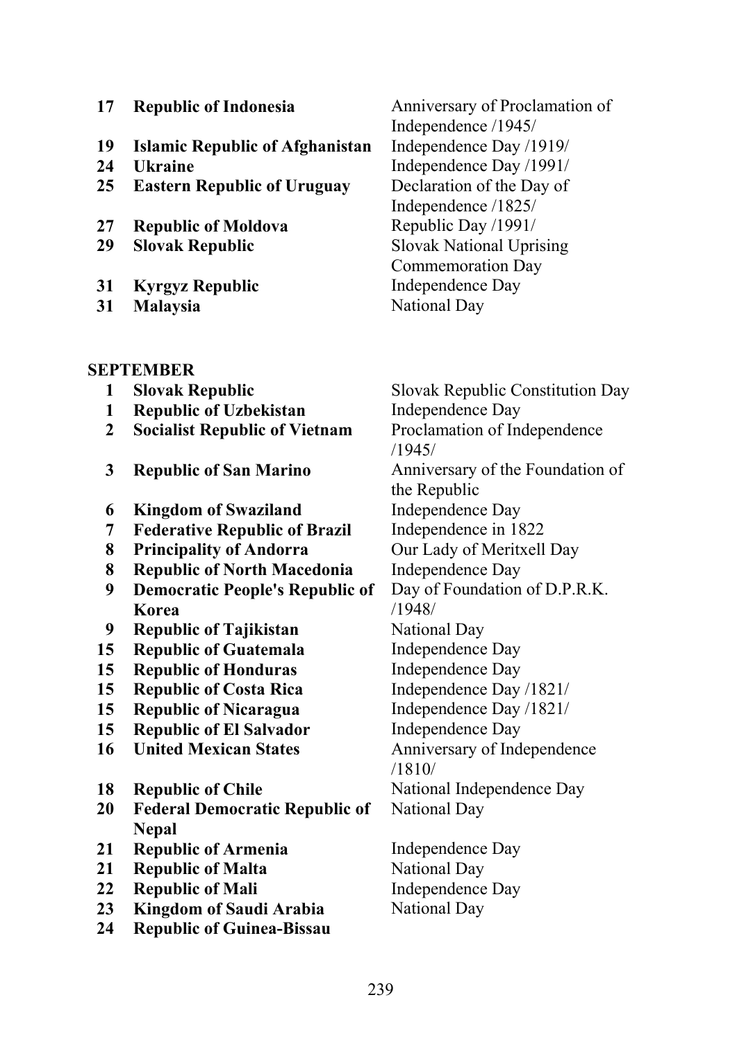| | | |
|---|---|---|
| **17** | **Republic of Indonesia** | Anniversary of Proclamation of Independence /1945/ |
| **19** | **Islamic Republic of Afghanistan** | Independence Day /1919/ |
| **24** | **Ukraine** | Independence Day /1991/ |
| **25** | **Eastern Republic of Uruguay** | Declaration of the Day of Independence /1825/ |
| **27** | **Republic of Moldova** | Republic Day /1991/ |
| **29** | **Slovak Republic** | Slovak National Uprising Commemoration Day |
| **31** | **Kyrgyz Republic** | Independence Day |
| **31** | **Malaysia** | National Day |

## SEPTEMBER

| | | |
|---|---|---|
| **1** | **Slovak Republic** | Slovak Republic Constitution Day |
| **1** | **Republic of Uzbekistan** | Independence Day |
| **2** | **Socialist Republic of Vietnam** | Proclamation of Independence /1945/ |
| **3** | **Republic of San Marino** | Anniversary of the Foundation of the Republic |
| **6** | **Kingdom of Swaziland** | Independence Day |
| **7** | **Federative Republic of Brazil** | Independence in 1822 |
| **8** | **Principality of Andorra** | Our Lady of Meritxell Day |
| **8** | **Republic of North Macedonia** | Independence Day |
| **9** | **Democratic People's Republic of Korea** | Day of Foundation of D.P.R.K. /1948/ |
| **9** | **Republic of Tajikistan** | National Day |
| **15** | **Republic of Guatemala** | Independence Day |
| **15** | **Republic of Honduras** | Independence Day |
| **15** | **Republic of Costa Rica** | Independence Day /1821/ |
| **15** | **Republic of Nicaragua** | Independence Day /1821/ |
| **15** | **Republic of El Salvador** | Independence Day |
| **16** | **United Mexican States** | Anniversary of Independence /1810/ |
| **18** | **Republic of Chile** | National Independence Day |
| **20** | **Federal Democratic Republic of Nepal** | National Day |
| **21** | **Republic of Armenia** | Independence Day |
| **21** | **Republic of Malta** | National Day |
| **22** | **Republic of Mali** | Independence Day |
| **23** | **Kingdom of Saudi Arabia** | National Day |
| **24** | **Republic of Guinea-Bissau** | |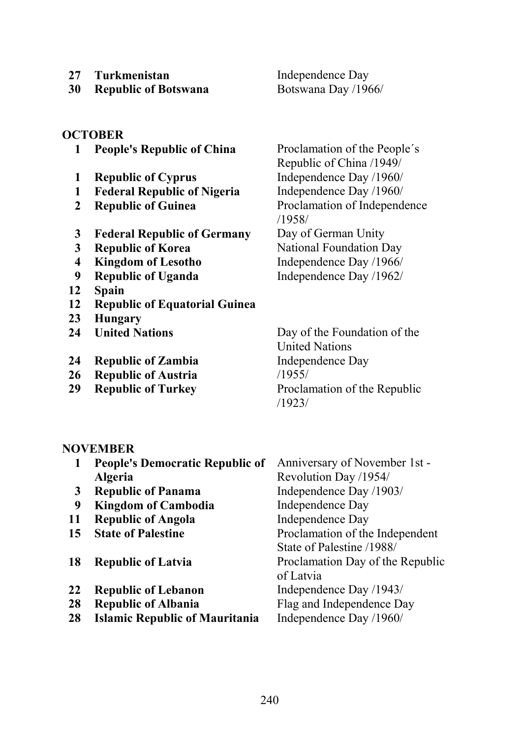| | | |
|---|---|---|
| **27** | **Turkmenistan** | Independence Day |
| **30** | **Republic of Botswana** | Botswana Day /1966/ |

## OCTOBER

| | | |
|---|---|---|
| **1** | **People's Republic of China** | Proclamation of the People´s Republic of China /1949/ |
| **1** | **Republic of Cyprus** | Independence Day /1960/ |
| **1** | **Federal Republic of Nigeria** | Independence Day /1960/ |
| **2** | **Republic of Guinea** | Proclamation of Independence /1958/ |
| **3** | **Federal Republic of Germany** | Day of German Unity |
| **3** | **Republic of Korea** | National Foundation Day |
| **4** | **Kingdom of Lesotho** | Independence Day /1966/ |
| **9** | **Republic of Uganda** | Independence Day /1962/ |
| **12** | **Spain** | |
| **12** | **Republic of Equatorial Guinea** | |
| **23** | **Hungary** | |
| **24** | **United Nations** | Day of the Foundation of the United Nations |
| **24** | **Republic of Zambia** | Independence Day |
| **26** | **Republic of Austria** | /1955/ |
| **29** | **Republic of Turkey** | Proclamation of the Republic /1923/ |

## NOVEMBER

| | | |
|---|---|---|
| **1** | **People's Democratic Republic of Algeria** | Anniversary of November 1st - Revolution Day /1954/ |
| **3** | **Republic of Panama** | Independence Day /1903/ |
| **9** | **Kingdom of Cambodia** | Independence Day |
| **11** | **Republic of Angola** | Independence Day |
| **15** | **State of Palestine** | Proclamation of the Independent State of Palestine /1988/ |
| **18** | **Republic of Latvia** | Proclamation Day of the Republic of Latvia |
| **22** | **Republic of Lebanon** | Independence Day /1943/ |
| **28** | **Republic of Albania** | Flag and Independence Day |
| **28** | **Islamic Republic of Mauritania** | Independence Day /1960/ |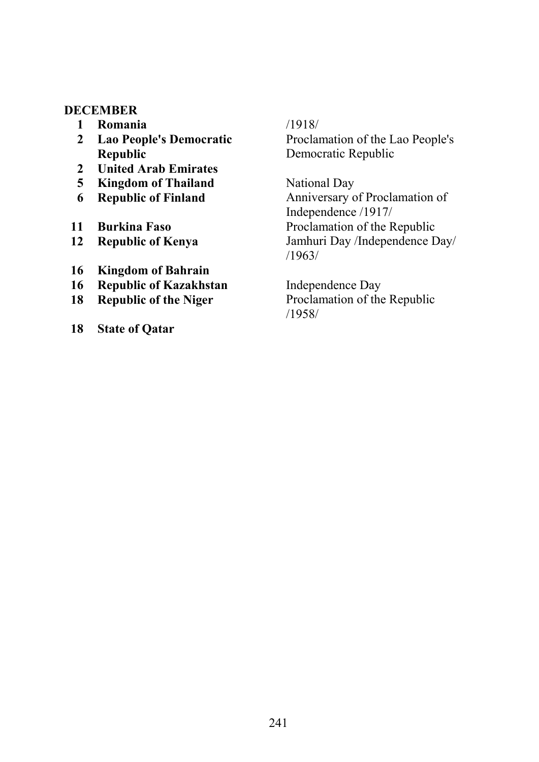**DECEMBER**

| | | |
|---|---|---|
| **1** | **Romania** | /1918/ |
| **2** | **Lao People's Democratic Republic** | Proclamation of the Lao People's Democratic Republic |
| **2** | **United Arab Emirates** | |
| **5** | **Kingdom of Thailand** | National Day |
| **6** | **Republic of Finland** | Anniversary of Proclamation of Independence /1917/ |
| **11** | **Burkina Faso** | Proclamation of the Republic |
| **12** | **Republic of Kenya** | Jamhuri Day /Independence Day/ /1963/ |
| **16** | **Kingdom of Bahrain** | |
| **16** | **Republic of Kazakhstan** | Independence Day |
| **18** | **Republic of the Niger** | Proclamation of the Republic /1958/ |
| **18** | **State of Qatar** | |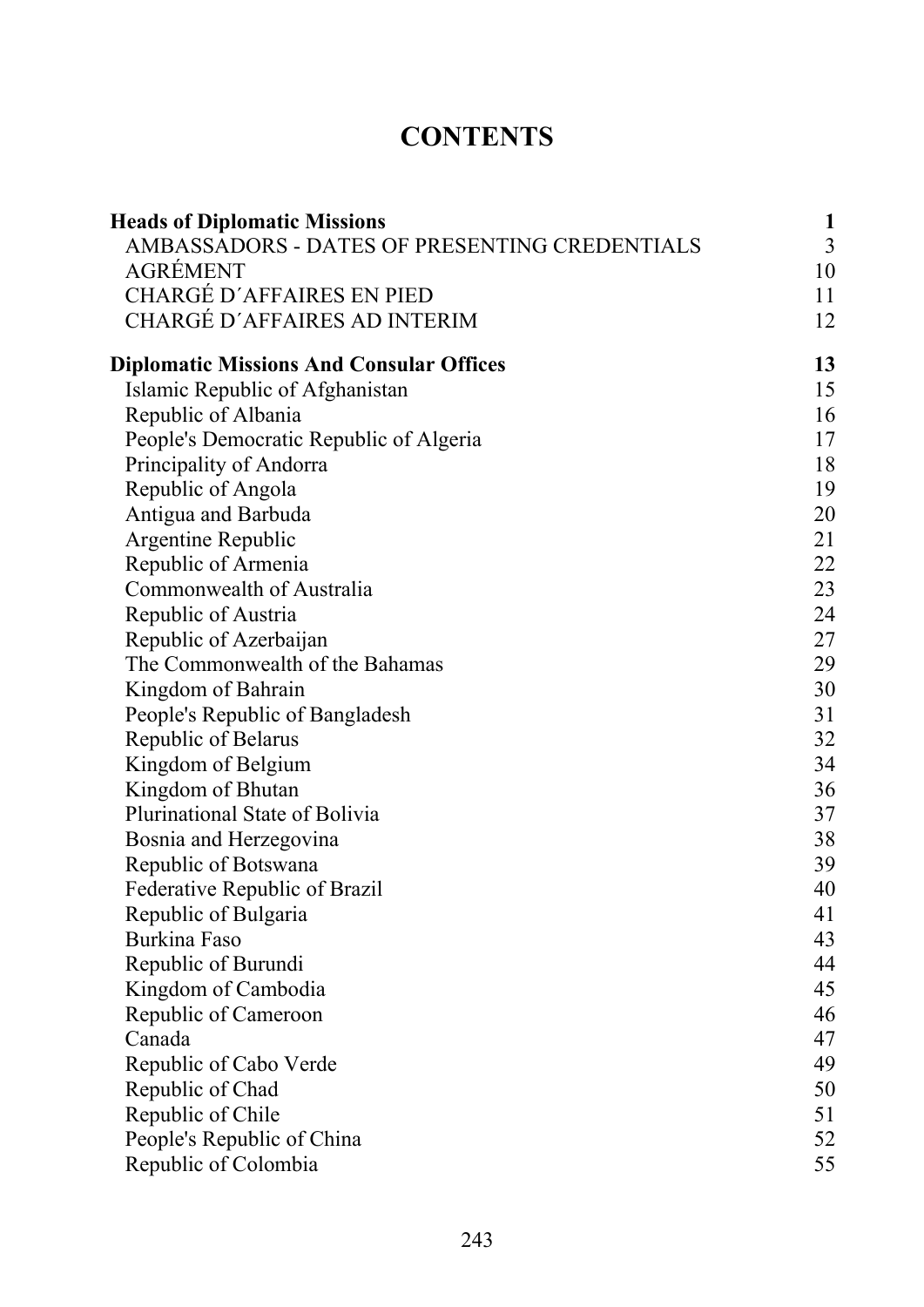# CONTENTS

| | |
|---|---|
| **Heads of Diplomatic Missions** | **1** |
| AMBASSADORS - DATES OF PRESENTING CREDENTIALS | 3 |
| AGRÉMENT | 10 |
| CHARGÉ D´AFFAIRES EN PIED | 11 |
| CHARGÉ D´AFFAIRES AD INTERIM | 12 |
| **Diplomatic Missions And Consular Offices** | **13** |
| Islamic Republic of Afghanistan | 15 |
| Republic of Albania | 16 |
| People's Democratic Republic of Algeria | 17 |
| Principality of Andorra | 18 |
| Republic of Angola | 19 |
| Antigua and Barbuda | 20 |
| Argentine Republic | 21 |
| Republic of Armenia | 22 |
| Commonwealth of Australia | 23 |
| Republic of Austria | 24 |
| Republic of Azerbaijan | 27 |
| The Commonwealth of the Bahamas | 29 |
| Kingdom of Bahrain | 30 |
| People's Republic of Bangladesh | 31 |
| Republic of Belarus | 32 |
| Kingdom of Belgium | 34 |
| Kingdom of Bhutan | 36 |
| Plurinational State of Bolivia | 37 |
| Bosnia and Herzegovina | 38 |
| Republic of Botswana | 39 |
| Federative Republic of Brazil | 40 |
| Republic of Bulgaria | 41 |
| Burkina Faso | 43 |
| Republic of Burundi | 44 |
| Kingdom of Cambodia | 45 |
| Republic of Cameroon | 46 |
| Canada | 47 |
| Republic of Cabo Verde | 49 |
| Republic of Chad | 50 |
| Republic of Chile | 51 |
| People's Republic of China | 52 |
| Republic of Colombia | 55 |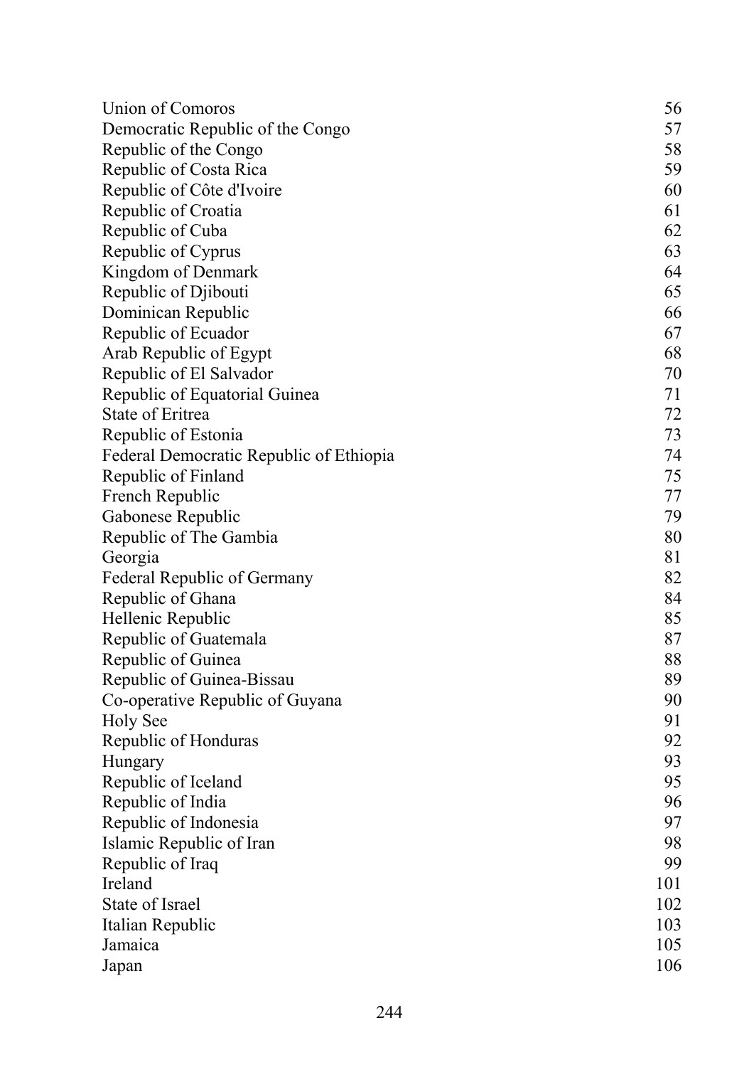| | |
|---|---|
| Union of Comoros | 56 |
| Democratic Republic of the Congo | 57 |
| Republic of the Congo | 58 |
| Republic of Costa Rica | 59 |
| Republic of Côte d'Ivoire | 60 |
| Republic of Croatia | 61 |
| Republic of Cuba | 62 |
| Republic of Cyprus | 63 |
| Kingdom of Denmark | 64 |
| Republic of Djibouti | 65 |
| Dominican Republic | 66 |
| Republic of Ecuador | 67 |
| Arab Republic of Egypt | 68 |
| Republic of El Salvador | 70 |
| Republic of Equatorial Guinea | 71 |
| State of Eritrea | 72 |
| Republic of Estonia | 73 |
| Federal Democratic Republic of Ethiopia | 74 |
| Republic of Finland | 75 |
| French Republic | 77 |
| Gabonese Republic | 79 |
| Republic of The Gambia | 80 |
| Georgia | 81 |
| Federal Republic of Germany | 82 |
| Republic of Ghana | 84 |
| Hellenic Republic | 85 |
| Republic of Guatemala | 87 |
| Republic of Guinea | 88 |
| Republic of Guinea-Bissau | 89 |
| Co-operative Republic of Guyana | 90 |
| Holy See | 91 |
| Republic of Honduras | 92 |
| Hungary | 93 |
| Republic of Iceland | 95 |
| Republic of India | 96 |
| Republic of Indonesia | 97 |
| Islamic Republic of Iran | 98 |
| Republic of Iraq | 99 |
| Ireland | 101 |
| State of Israel | 102 |
| Italian Republic | 103 |
| Jamaica | 105 |
| Japan | 106 |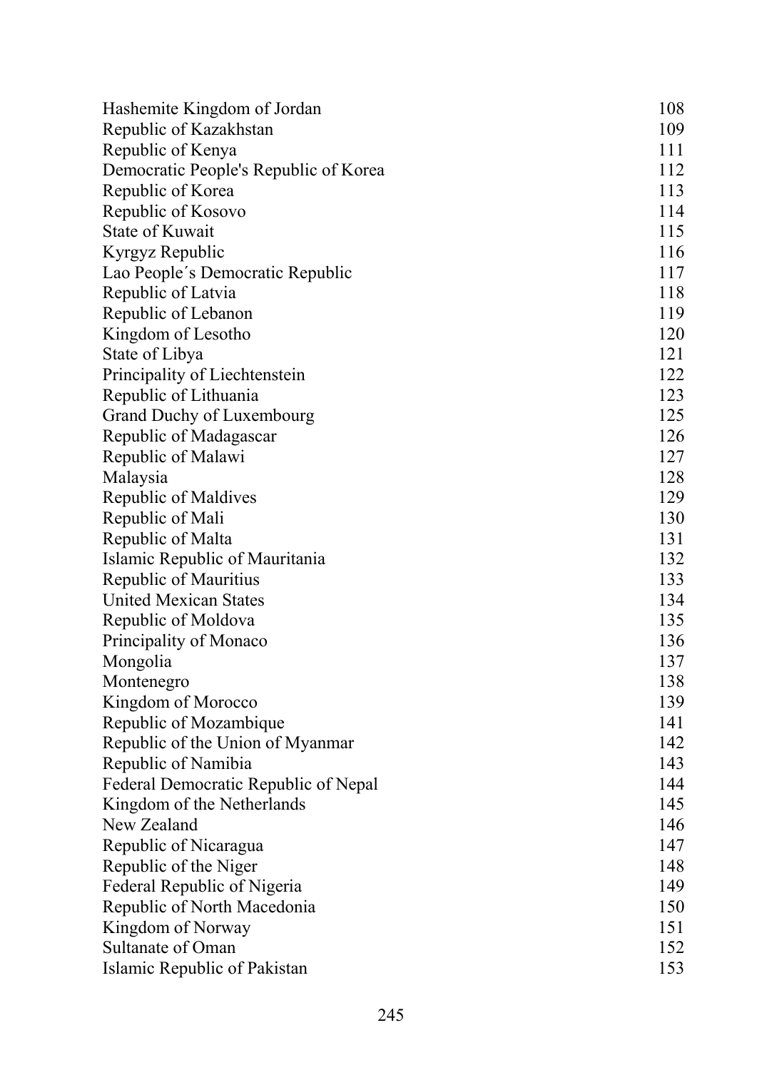| | |
|---|---|
| Hashemite Kingdom of Jordan | 108 |
| Republic of Kazakhstan | 109 |
| Republic of Kenya | 111 |
| Democratic People's Republic of Korea | 112 |
| Republic of Korea | 113 |
| Republic of Kosovo | 114 |
| State of Kuwait | 115 |
| Kyrgyz Republic | 116 |
| Lao People´s Democratic Republic | 117 |
| Republic of Latvia | 118 |
| Republic of Lebanon | 119 |
| Kingdom of Lesotho | 120 |
| State of Libya | 121 |
| Principality of Liechtenstein | 122 |
| Republic of Lithuania | 123 |
| Grand Duchy of Luxembourg | 125 |
| Republic of Madagascar | 126 |
| Republic of Malawi | 127 |
| Malaysia | 128 |
| Republic of Maldives | 129 |
| Republic of Mali | 130 |
| Republic of Malta | 131 |
| Islamic Republic of Mauritania | 132 |
| Republic of Mauritius | 133 |
| United Mexican States | 134 |
| Republic of Moldova | 135 |
| Principality of Monaco | 136 |
| Mongolia | 137 |
| Montenegro | 138 |
| Kingdom of Morocco | 139 |
| Republic of Mozambique | 141 |
| Republic of the Union of Myanmar | 142 |
| Republic of Namibia | 143 |
| Federal Democratic Republic of Nepal | 144 |
| Kingdom of the Netherlands | 145 |
| New Zealand | 146 |
| Republic of Nicaragua | 147 |
| Republic of the Niger | 148 |
| Federal Republic of Nigeria | 149 |
| Republic of North Macedonia | 150 |
| Kingdom of Norway | 151 |
| Sultanate of Oman | 152 |
| Islamic Republic of Pakistan | 153 |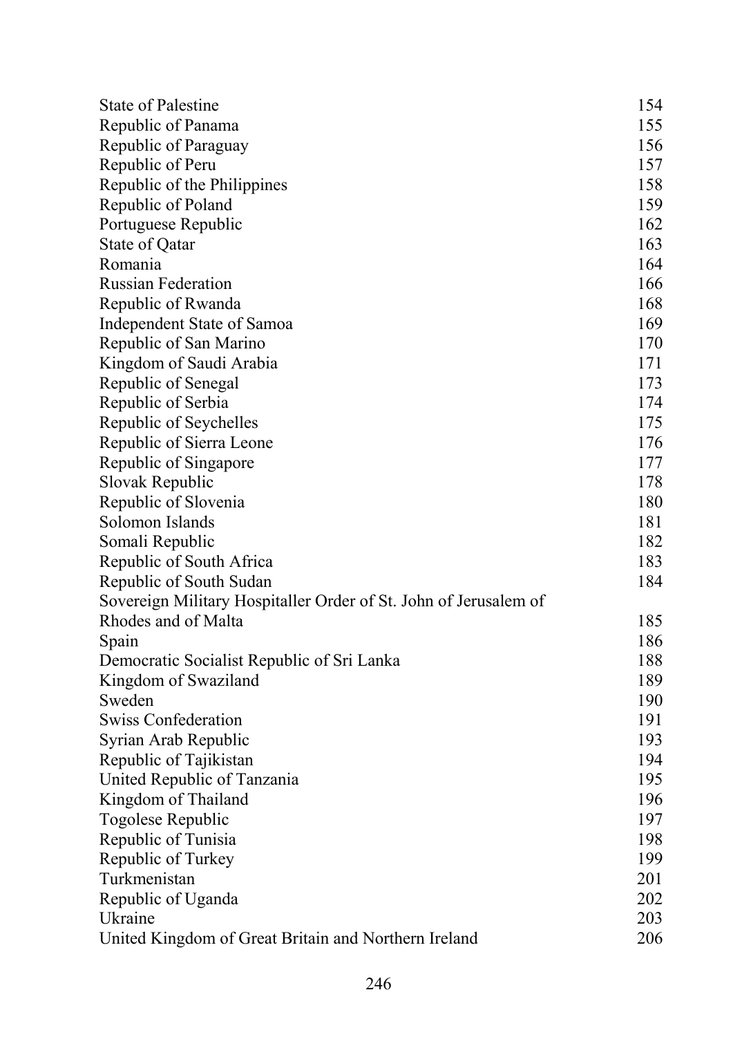| | |
|---|---|
| State of Palestine | 154 |
| Republic of Panama | 155 |
| Republic of Paraguay | 156 |
| Republic of Peru | 157 |
| Republic of the Philippines | 158 |
| Republic of Poland | 159 |
| Portuguese Republic | 162 |
| State of Qatar | 163 |
| Romania | 164 |
| Russian Federation | 166 |
| Republic of Rwanda | 168 |
| Independent State of Samoa | 169 |
| Republic of San Marino | 170 |
| Kingdom of Saudi Arabia | 171 |
| Republic of Senegal | 173 |
| Republic of Serbia | 174 |
| Republic of Seychelles | 175 |
| Republic of Sierra Leone | 176 |
| Republic of Singapore | 177 |
| Slovak Republic | 178 |
| Republic of Slovenia | 180 |
| Solomon Islands | 181 |
| Somali Republic | 182 |
| Republic of South Africa | 183 |
| Republic of South Sudan | 184 |
| Sovereign Military Hospitaller Order of St. John of Jerusalem of Rhodes and of Malta | 185 |
| Spain | 186 |
| Democratic Socialist Republic of Sri Lanka | 188 |
| Kingdom of Swaziland | 189 |
| Sweden | 190 |
| Swiss Confederation | 191 |
| Syrian Arab Republic | 193 |
| Republic of Tajikistan | 194 |
| United Republic of Tanzania | 195 |
| Kingdom of Thailand | 196 |
| Togolese Republic | 197 |
| Republic of Tunisia | 198 |
| Republic of Turkey | 199 |
| Turkmenistan | 201 |
| Republic of Uganda | 202 |
| Ukraine | 203 |
| United Kingdom of Great Britain and Northern Ireland | 206 |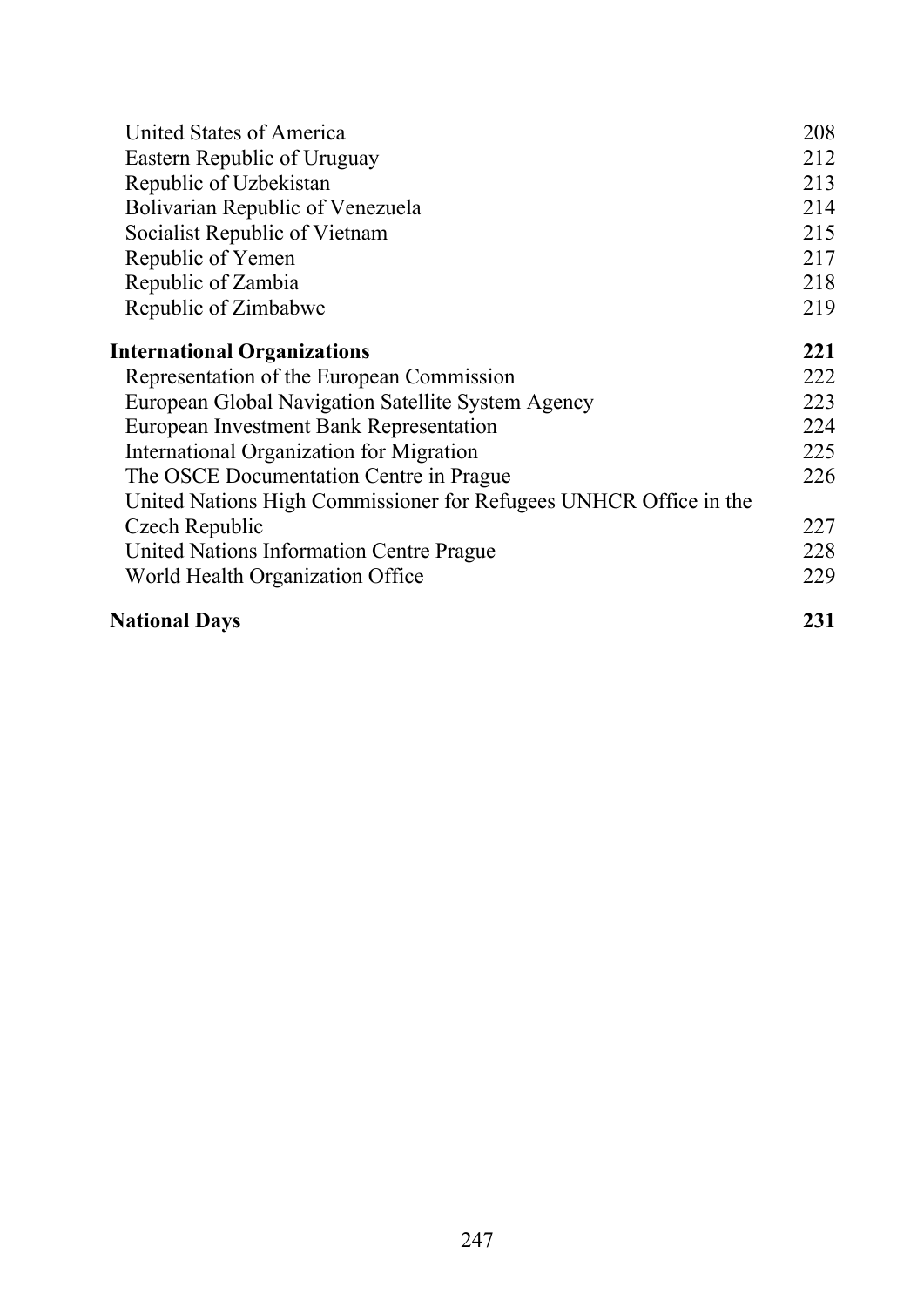| | |
|---|---|
| United States of America | 208 |
| Eastern Republic of Uruguay | 212 |
| Republic of Uzbekistan | 213 |
| Bolivarian Republic of Venezuela | 214 |
| Socialist Republic of Vietnam | 215 |
| Republic of Yemen | 217 |
| Republic of Zambia | 218 |
| Republic of Zimbabwe | 219 |
| **International Organizations** | **221** |
| Representation of the European Commission | 222 |
| European Global Navigation Satellite System Agency | 223 |
| European Investment Bank Representation | 224 |
| International Organization for Migration | 225 |
| The OSCE Documentation Centre in Prague | 226 |
| United Nations High Commissioner for Refugees UNHCR Office in the Czech Republic | 227 |
| United Nations Information Centre Prague | 228 |
| World Health Organization Office | 229 |
| **National Days** | **231** |